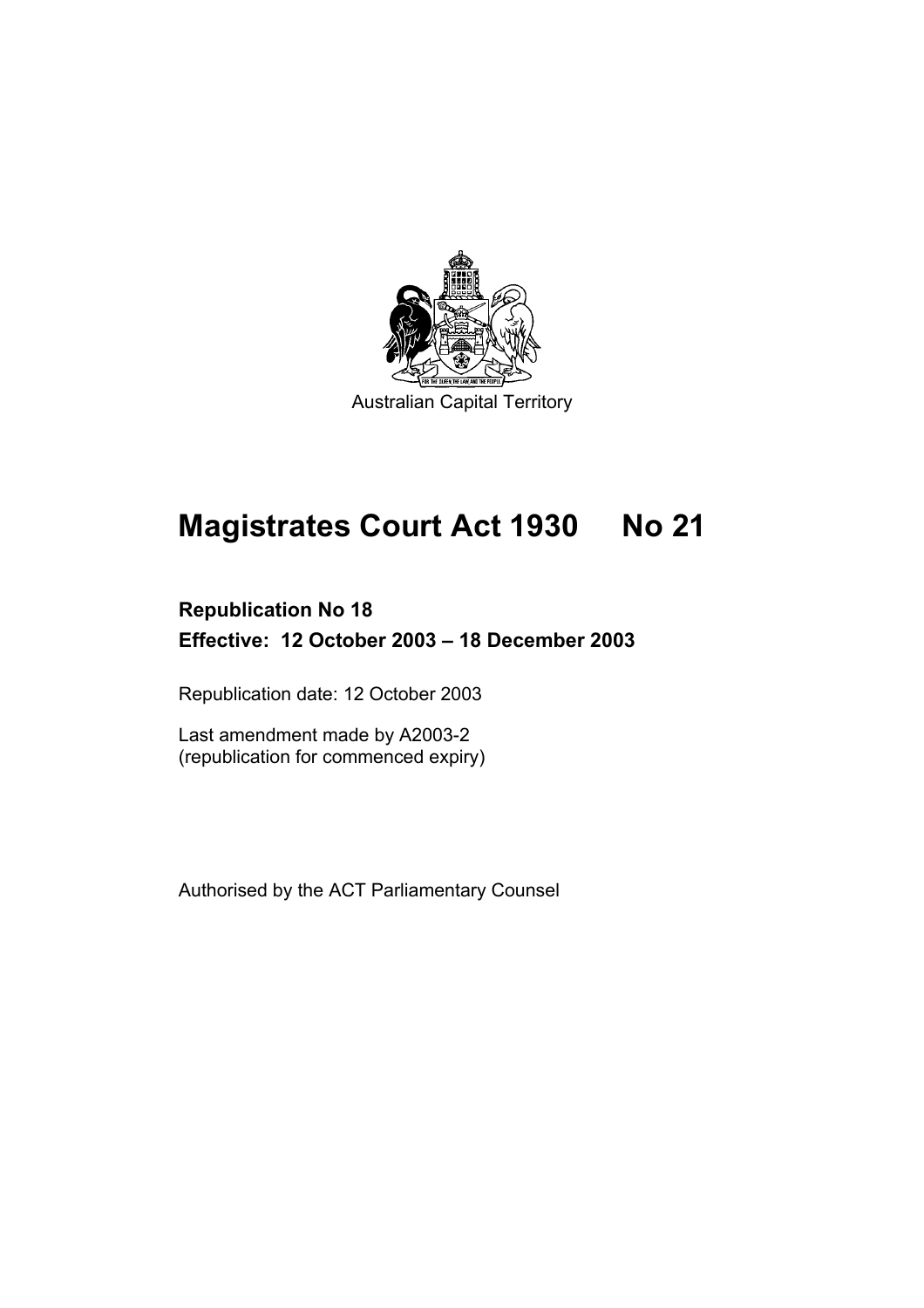Australian Capital Territory

# Magistrates Court Act 1930 No 21

**Republication No 18**

**Effective: 12 October 2003 – 18 December 2003**

Republication date: 12 October 2003

Last amendment made by A2003-2
(republication for commenced expiry)

Authorised by the ACT Parliamentary Counsel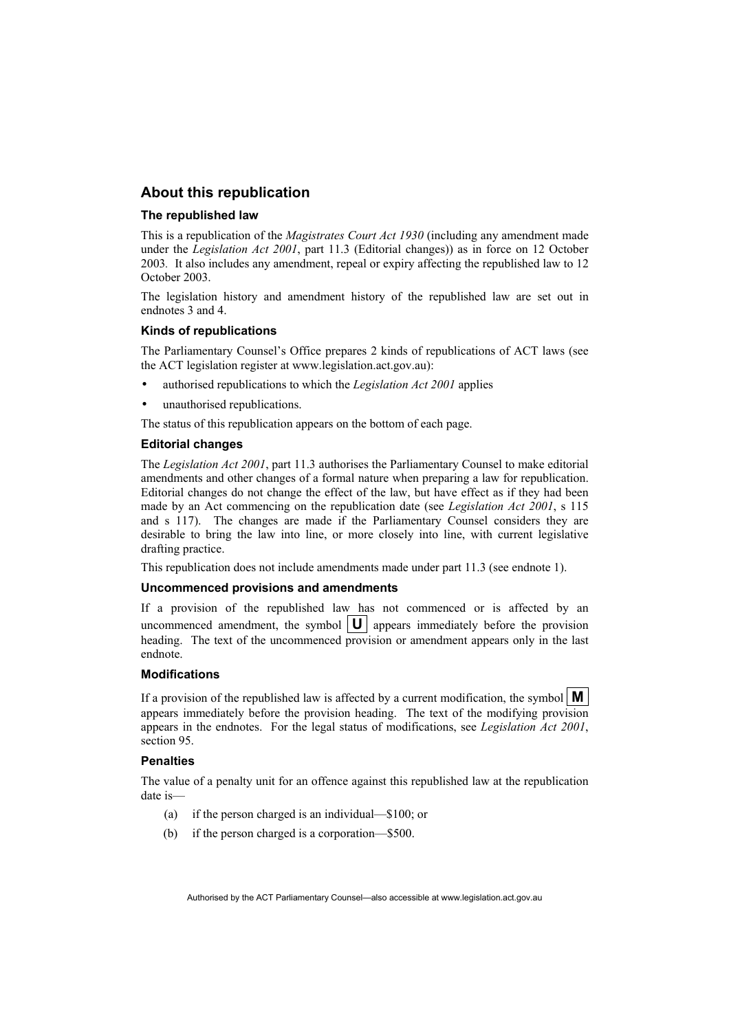## About this republication

### The republished law

This is a republication of the *Magistrates Court Act 1930* (including any amendment made under the *Legislation Act 2001*, part 11.3 (Editorial changes)) as in force on 12 October 2003. It also includes any amendment, repeal or expiry affecting the republished law to 12 October 2003.

The legislation history and amendment history of the republished law are set out in endnotes 3 and 4.

### Kinds of republications

The Parliamentary Counsel's Office prepares 2 kinds of republications of ACT laws (see the ACT legislation register at www.legislation.act.gov.au):

- authorised republications to which the *Legislation Act 2001* applies
- unauthorised republications.

The status of this republication appears on the bottom of each page.

### Editorial changes

The *Legislation Act 2001*, part 11.3 authorises the Parliamentary Counsel to make editorial amendments and other changes of a formal nature when preparing a law for republication. Editorial changes do not change the effect of the law, but have effect as if they had been made by an Act commencing on the republication date (see *Legislation Act 2001*, s 115 and s 117). The changes are made if the Parliamentary Counsel considers they are desirable to bring the law into line, or more closely into line, with current legislative drafting practice.

This republication does not include amendments made under part 11.3 (see endnote 1).

### Uncommenced provisions and amendments

If a provision of the republished law has not commenced or is affected by an uncommenced amendment, the symbol **U** appears immediately before the provision heading. The text of the uncommenced provision or amendment appears only in the last endnote.

### Modifications

If a provision of the republished law is affected by a current modification, the symbol **M** appears immediately before the provision heading. The text of the modifying provision appears in the endnotes. For the legal status of modifications, see *Legislation Act 2001*, section 95.

### Penalties

The value of a penalty unit for an offence against this republished law at the republication date is—

(a) if the person charged is an individual—$100; or

(b) if the person charged is a corporation—$500.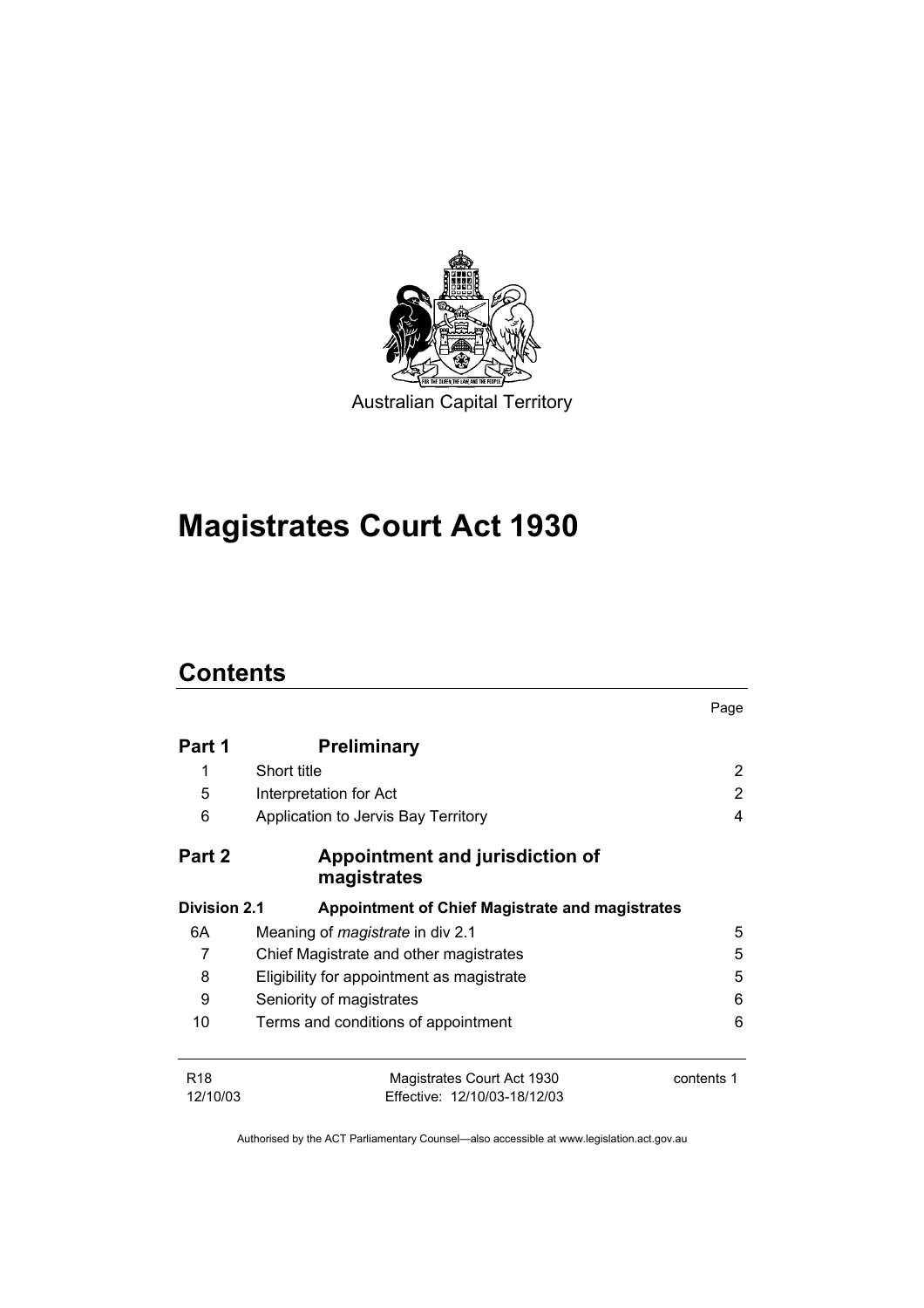Australian Capital Territory

# Magistrates Court Act 1930

## Contents

| | | Page |
|---|---|---|
| **Part 1** | **Preliminary** | |
| 1 | Short title | 2 |
| 5 | Interpretation for Act | 2 |
| 6 | Application to Jervis Bay Territory | 4 |
| **Part 2** | **Appointment and jurisdiction of magistrates** | |
| **Division 2.1** | **Appointment of Chief Magistrate and magistrates** | |
| 6A | Meaning of *magistrate* in div 2.1 | 5 |
| 7 | Chief Magistrate and other magistrates | 5 |
| 8 | Eligibility for appointment as magistrate | 5 |
| 9 | Seniority of magistrates | 6 |
| 10 | Terms and conditions of appointment | 6 |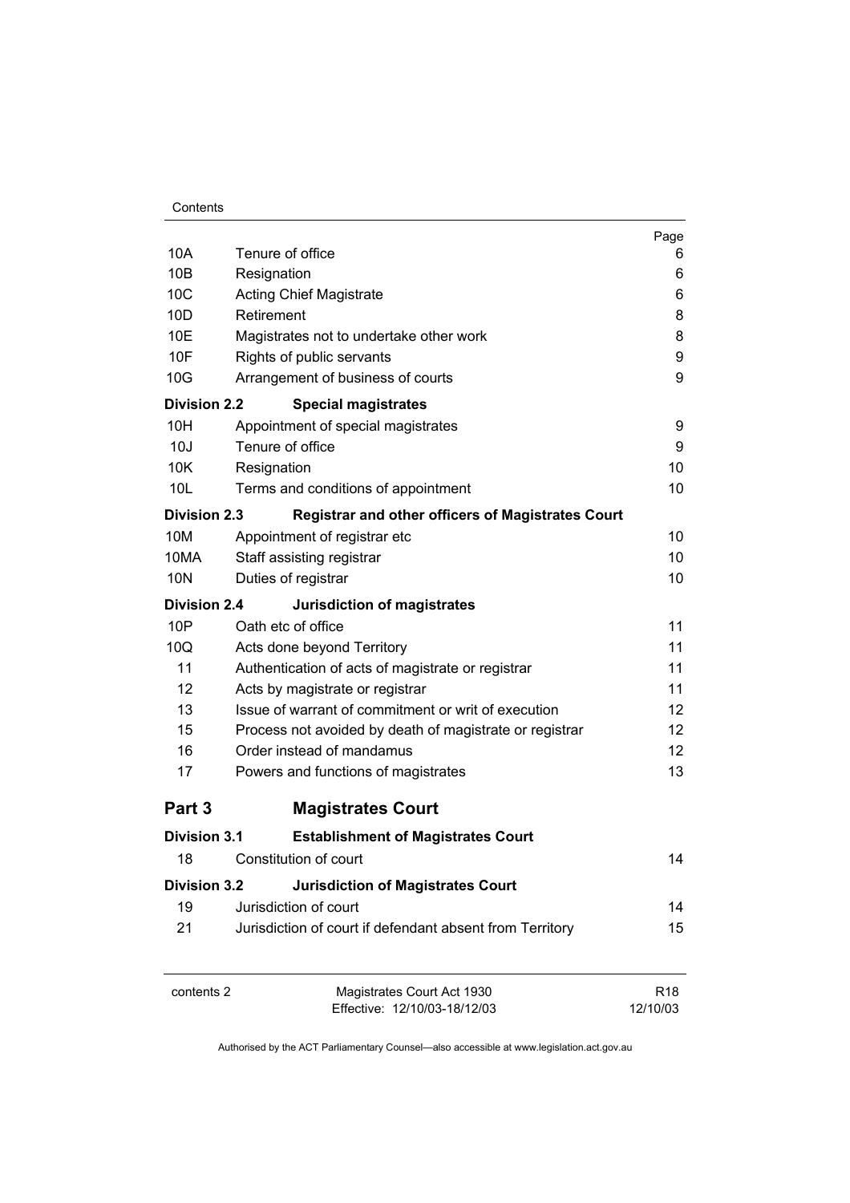| | | Page |
|---|---|---|
| 10A | Tenure of office | 6 |
| 10B | Resignation | 6 |
| 10C | Acting Chief Magistrate | 6 |
| 10D | Retirement | 8 |
| 10E | Magistrates not to undertake other work | 8 |
| 10F | Rights of public servants | 9 |
| 10G | Arrangement of business of courts | 9 |
| **Division 2.2** | **Special magistrates** | |
| 10H | Appointment of special magistrates | 9 |
| 10J | Tenure of office | 9 |
| 10K | Resignation | 10 |
| 10L | Terms and conditions of appointment | 10 |
| **Division 2.3** | **Registrar and other officers of Magistrates Court** | |
| 10M | Appointment of registrar etc | 10 |
| 10MA | Staff assisting registrar | 10 |
| 10N | Duties of registrar | 10 |
| **Division 2.4** | **Jurisdiction of magistrates** | |
| 10P | Oath etc of office | 11 |
| 10Q | Acts done beyond Territory | 11 |
| 11 | Authentication of acts of magistrate or registrar | 11 |
| 12 | Acts by magistrate or registrar | 11 |
| 13 | Issue of warrant of commitment or writ of execution | 12 |
| 15 | Process not avoided by death of magistrate or registrar | 12 |
| 16 | Order instead of mandamus | 12 |
| 17 | Powers and functions of magistrates | 13 |

## Part 3 Magistrates Court

| | | |
|---|---|---|
| **Division 3.1** | **Establishment of Magistrates Court** | |
| 18 | Constitution of court | 14 |
| **Division 3.2** | **Jurisdiction of Magistrates Court** | |
| 19 | Jurisdiction of court | 14 |
| 21 | Jurisdiction of court if defendant absent from Territory | 15 |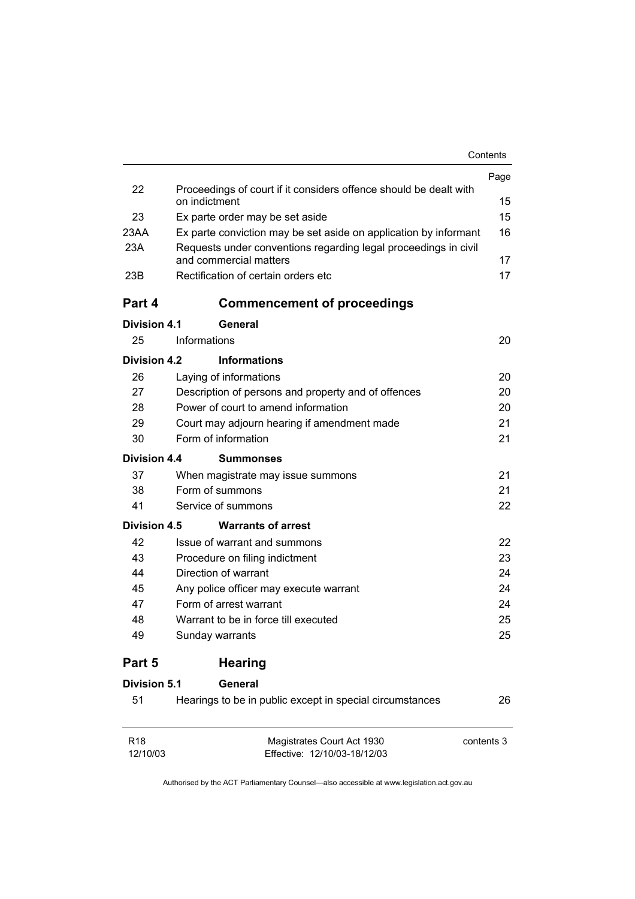| | | Page |
|---|---|---|
| 22 | Proceedings of court if it considers offence should be dealt with on indictment | 15 |
| 23 | Ex parte order may be set aside | 15 |
| 23AA | Ex parte conviction may be set aside on application by informant | 16 |
| 23A | Requests under conventions regarding legal proceedings in civil and commercial matters | 17 |
| 23B | Rectification of certain orders etc | 17 |

## Part 4 Commencement of proceedings

**Division 4.1 General**

| | | |
|---|---|---|
| 25 | Informations | 20 |

**Division 4.2 Informations**

| | | |
|---|---|---|
| 26 | Laying of informations | 20 |
| 27 | Description of persons and property and of offences | 20 |
| 28 | Power of court to amend information | 20 |
| 29 | Court may adjourn hearing if amendment made | 21 |
| 30 | Form of information | 21 |

**Division 4.4 Summonses**

| | | |
|---|---|---|
| 37 | When magistrate may issue summons | 21 |
| 38 | Form of summons | 21 |
| 41 | Service of summons | 22 |

**Division 4.5 Warrants of arrest**

| | | |
|---|---|---|
| 42 | Issue of warrant and summons | 22 |
| 43 | Procedure on filing indictment | 23 |
| 44 | Direction of warrant | 24 |
| 45 | Any police officer may execute warrant | 24 |
| 47 | Form of arrest warrant | 24 |
| 48 | Warrant to be in force till executed | 25 |
| 49 | Sunday warrants | 25 |

## Part 5 Hearing

**Division 5.1 General**

| | | |
|---|---|---|
| 51 | Hearings to be in public except in special circumstances | 26 |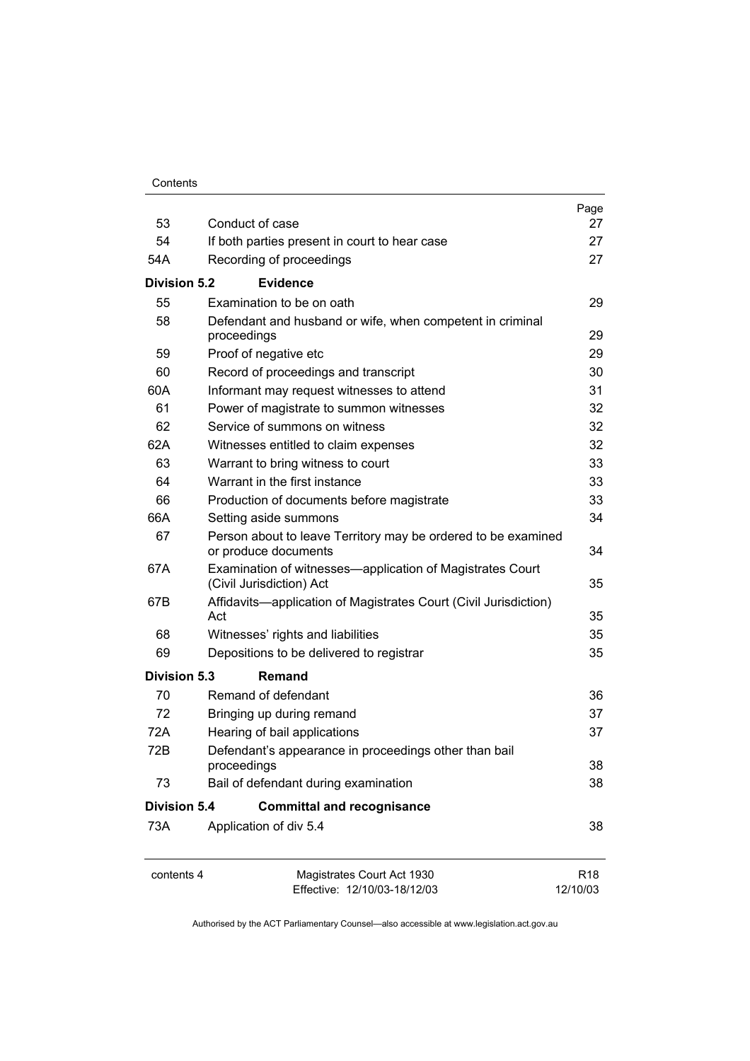| | | Page |
|---|---|---|
| 53 | Conduct of case | 27 |
| 54 | If both parties present in court to hear case | 27 |
| 54A | Recording of proceedings | 27 |
| **Division 5.2** | **Evidence** | |
| 55 | Examination to be on oath | 29 |
| 58 | Defendant and husband or wife, when competent in criminal proceedings | 29 |
| 59 | Proof of negative etc | 29 |
| 60 | Record of proceedings and transcript | 30 |
| 60A | Informant may request witnesses to attend | 31 |
| 61 | Power of magistrate to summon witnesses | 32 |
| 62 | Service of summons on witness | 32 |
| 62A | Witnesses entitled to claim expenses | 32 |
| 63 | Warrant to bring witness to court | 33 |
| 64 | Warrant in the first instance | 33 |
| 66 | Production of documents before magistrate | 33 |
| 66A | Setting aside summons | 34 |
| 67 | Person about to leave Territory may be ordered to be examined or produce documents | 34 |
| 67A | Examination of witnesses—application of Magistrates Court (Civil Jurisdiction) Act | 35 |
| 67B | Affidavits—application of Magistrates Court (Civil Jurisdiction) Act | 35 |
| 68 | Witnesses' rights and liabilities | 35 |
| 69 | Depositions to be delivered to registrar | 35 |
| **Division 5.3** | **Remand** | |
| 70 | Remand of defendant | 36 |
| 72 | Bringing up during remand | 37 |
| 72A | Hearing of bail applications | 37 |
| 72B | Defendant's appearance in proceedings other than bail proceedings | 38 |
| 73 | Bail of defendant during examination | 38 |
| **Division 5.4** | **Committal and recognisance** | |
| 73A | Application of div 5.4 | 38 |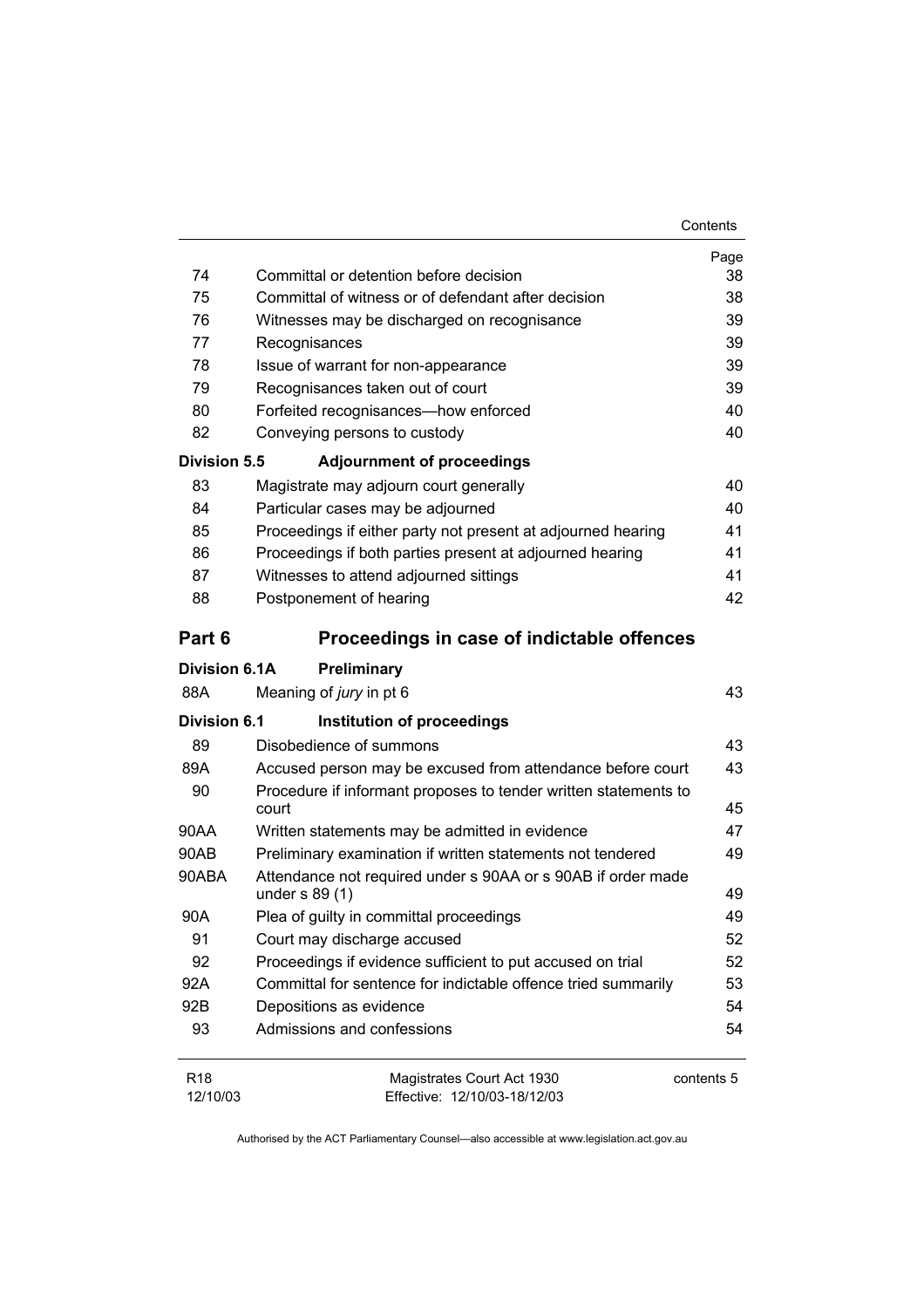| | | Page |
|---|---|---|
| 74 | Committal or detention before decision | 38 |
| 75 | Committal of witness or of defendant after decision | 38 |
| 76 | Witnesses may be discharged on recognisance | 39 |
| 77 | Recognisances | 39 |
| 78 | Issue of warrant for non-appearance | 39 |
| 79 | Recognisances taken out of court | 39 |
| 80 | Forfeited recognisances—how enforced | 40 |
| 82 | Conveying persons to custody | 40 |
| **Division 5.5** | **Adjournment of proceedings** | |
| 83 | Magistrate may adjourn court generally | 40 |
| 84 | Particular cases may be adjourned | 40 |
| 85 | Proceedings if either party not present at adjourned hearing | 41 |
| 86 | Proceedings if both parties present at adjourned hearing | 41 |
| 87 | Witnesses to attend adjourned sittings | 41 |
| 88 | Postponement of hearing | 42 |
| **Part 6** | **Proceedings in case of indictable offences** | |
| **Division 6.1A** | **Preliminary** | |
| 88A | Meaning of *jury* in pt 6 | 43 |
| **Division 6.1** | **Institution of proceedings** | |
| 89 | Disobedience of summons | 43 |
| 89A | Accused person may be excused from attendance before court | 43 |
| 90 | Procedure if informant proposes to tender written statements to court | 45 |
| 90AA | Written statements may be admitted in evidence | 47 |
| 90AB | Preliminary examination if written statements not tendered | 49 |
| 90ABA | Attendance not required under s 90AA or s 90AB if order made under s 89 (1) | 49 |
| 90A | Plea of guilty in committal proceedings | 49 |
| 91 | Court may discharge accused | 52 |
| 92 | Proceedings if evidence sufficient to put accused on trial | 52 |
| 92A | Committal for sentence for indictable offence tried summarily | 53 |
| 92B | Depositions as evidence | 54 |
| 93 | Admissions and confessions | 54 |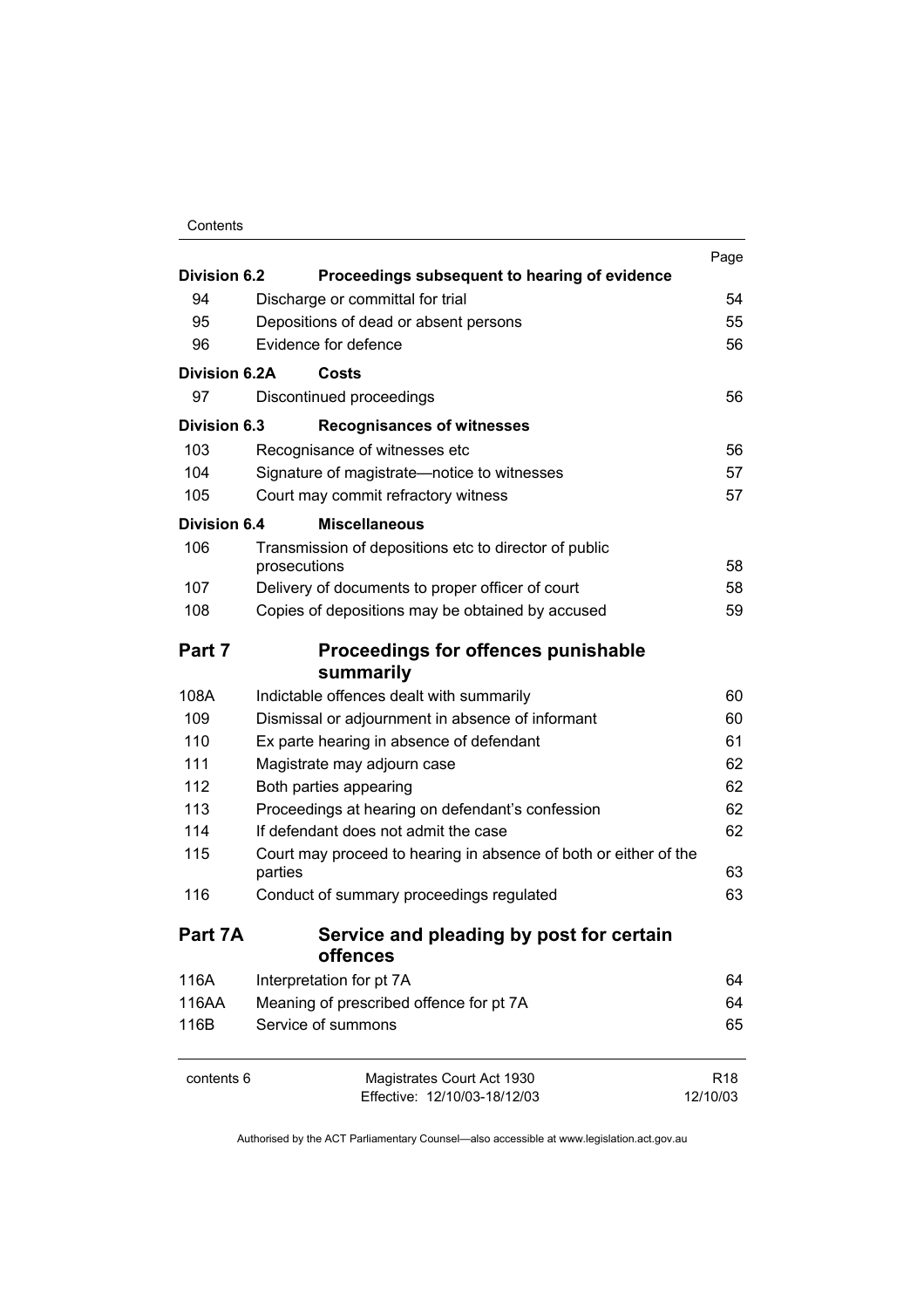| | | Page |
|---|---|---|
| **Division 6.2** | **Proceedings subsequent to hearing of evidence** | |
| 94 | Discharge or committal for trial | 54 |
| 95 | Depositions of dead or absent persons | 55 |
| 96 | Evidence for defence | 56 |
| **Division 6.2A** | **Costs** | |
| 97 | Discontinued proceedings | 56 |
| **Division 6.3** | **Recognisances of witnesses** | |
| 103 | Recognisance of witnesses etc | 56 |
| 104 | Signature of magistrate—notice to witnesses | 57 |
| 105 | Court may commit refractory witness | 57 |
| **Division 6.4** | **Miscellaneous** | |
| 106 | Transmission of depositions etc to director of public prosecutions | 58 |
| 107 | Delivery of documents to proper officer of court | 58 |
| 108 | Copies of depositions may be obtained by accused | 59 |
| **Part 7** | **Proceedings for offences punishable summarily** | |
| 108A | Indictable offences dealt with summarily | 60 |
| 109 | Dismissal or adjournment in absence of informant | 60 |
| 110 | Ex parte hearing in absence of defendant | 61 |
| 111 | Magistrate may adjourn case | 62 |
| 112 | Both parties appearing | 62 |
| 113 | Proceedings at hearing on defendant's confession | 62 |
| 114 | If defendant does not admit the case | 62 |
| 115 | Court may proceed to hearing in absence of both or either of the parties | 63 |
| 116 | Conduct of summary proceedings regulated | 63 |
| **Part 7A** | **Service and pleading by post for certain offences** | |
| 116A | Interpretation for pt 7A | 64 |
| 116AA | Meaning of *prescribed offence* for pt 7A | 64 |
| 116B | Service of summons | 65 |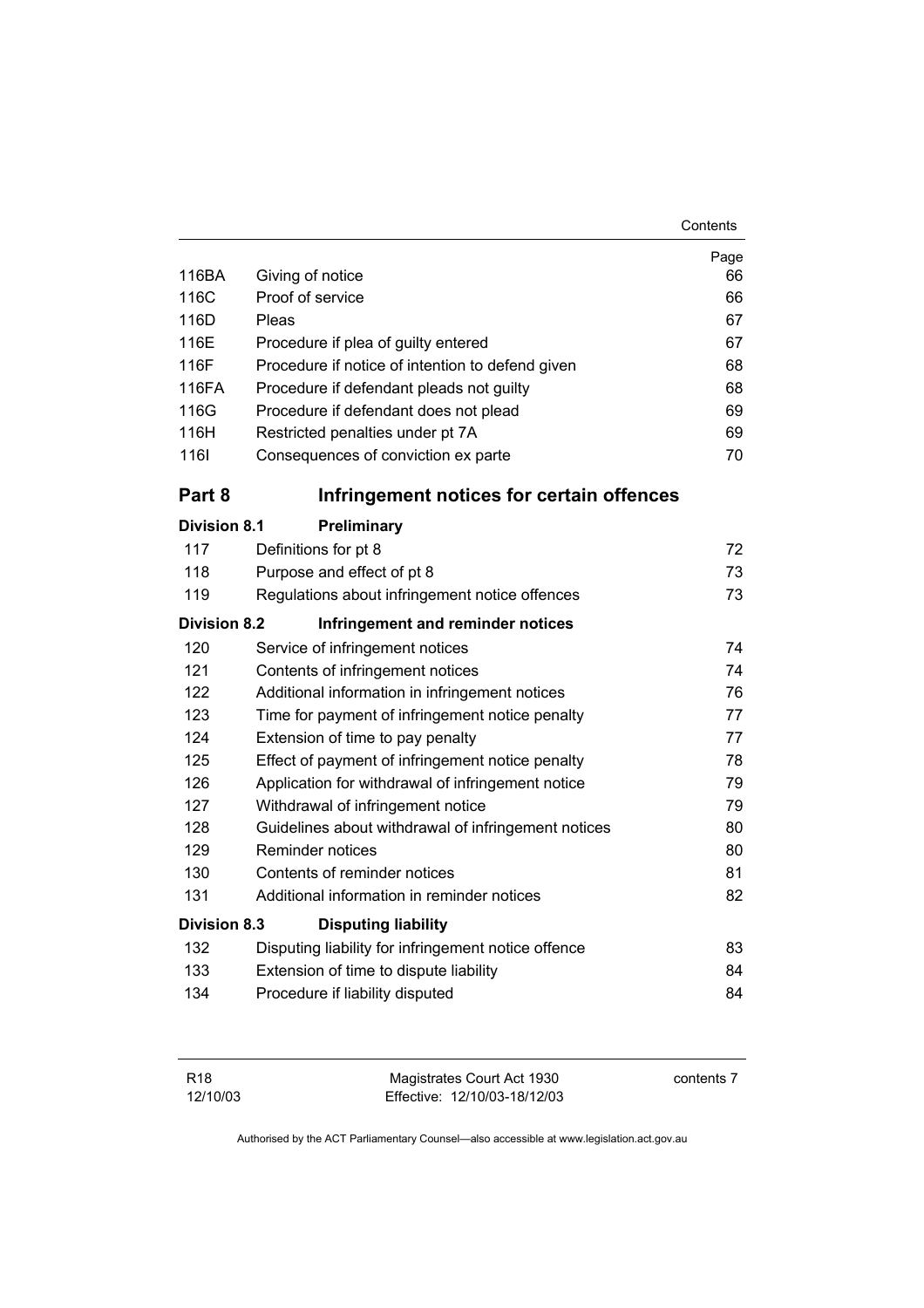| | | Page |
|---|---|---|
| 116BA | Giving of notice | 66 |
| 116C | Proof of service | 66 |
| 116D | Pleas | 67 |
| 116E | Procedure if plea of guilty entered | 67 |
| 116F | Procedure if notice of intention to defend given | 68 |
| 116FA | Procedure if defendant pleads not guilty | 68 |
| 116G | Procedure if defendant does not plead | 69 |
| 116H | Restricted penalties under pt 7A | 69 |
| 116I | Consequences of conviction ex parte | 70 |

## Part 8 Infringement notices for certain offences

### Division 8.1 Preliminary

| | | |
|---|---|---|
| 117 | Definitions for pt 8 | 72 |
| 118 | Purpose and effect of pt 8 | 73 |
| 119 | Regulations about infringement notice offences | 73 |

### Division 8.2 Infringement and reminder notices

| | | |
|---|---|---|
| 120 | Service of infringement notices | 74 |
| 121 | Contents of infringement notices | 74 |
| 122 | Additional information in infringement notices | 76 |
| 123 | Time for payment of infringement notice penalty | 77 |
| 124 | Extension of time to pay penalty | 77 |
| 125 | Effect of payment of infringement notice penalty | 78 |
| 126 | Application for withdrawal of infringement notice | 79 |
| 127 | Withdrawal of infringement notice | 79 |
| 128 | Guidelines about withdrawal of infringement notices | 80 |
| 129 | Reminder notices | 80 |
| 130 | Contents of reminder notices | 81 |
| 131 | Additional information in reminder notices | 82 |

### Division 8.3 Disputing liability

| | | |
|---|---|---|
| 132 | Disputing liability for infringement notice offence | 83 |
| 133 | Extension of time to dispute liability | 84 |
| 134 | Procedure if liability disputed | 84 |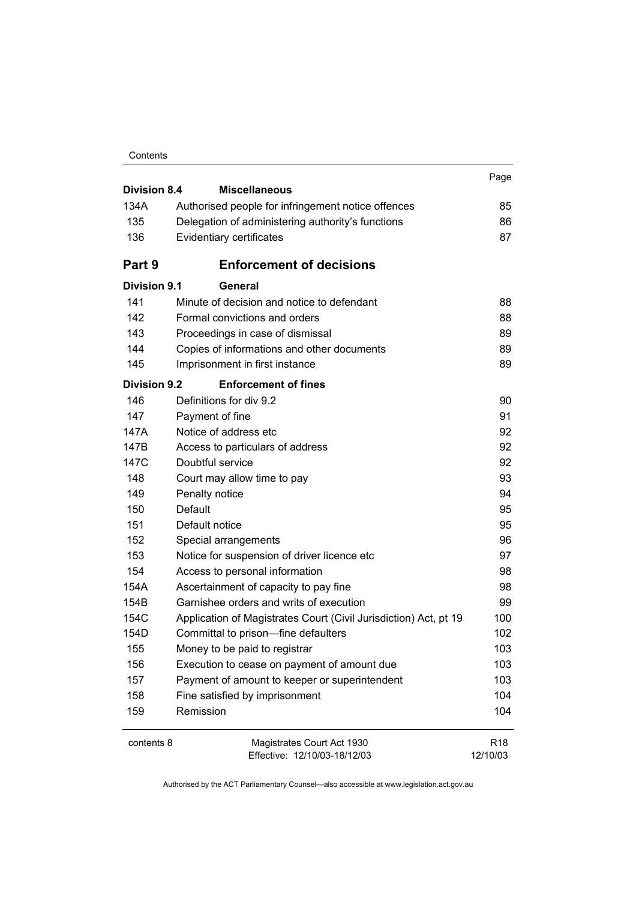| | | Page |
|---|---|---|
| **Division 8.4** | **Miscellaneous** | |
| 134A | Authorised people for infringement notice offences | 85 |
| 135 | Delegation of administering authority's functions | 86 |
| 136 | Evidentiary certificates | 87 |
| **Part 9** | **Enforcement of decisions** | |
| **Division 9.1** | **General** | |
| 141 | Minute of decision and notice to defendant | 88 |
| 142 | Formal convictions and orders | 88 |
| 143 | Proceedings in case of dismissal | 89 |
| 144 | Copies of informations and other documents | 89 |
| 145 | Imprisonment in first instance | 89 |
| **Division 9.2** | **Enforcement of fines** | |
| 146 | Definitions for div 9.2 | 90 |
| 147 | Payment of fine | 91 |
| 147A | Notice of address etc | 92 |
| 147B | Access to particulars of address | 92 |
| 147C | Doubtful service | 92 |
| 148 | Court may allow time to pay | 93 |
| 149 | Penalty notice | 94 |
| 150 | Default | 95 |
| 151 | Default notice | 95 |
| 152 | Special arrangements | 96 |
| 153 | Notice for suspension of driver licence etc | 97 |
| 154 | Access to personal information | 98 |
| 154A | Ascertainment of capacity to pay fine | 98 |
| 154B | Garnishee orders and writs of execution | 99 |
| 154C | Application of Magistrates Court (Civil Jurisdiction) Act, pt 19 | 100 |
| 154D | Committal to prison—fine defaulters | 102 |
| 155 | Money to be paid to registrar | 103 |
| 156 | Execution to cease on payment of amount due | 103 |
| 157 | Payment of amount to keeper or superintendent | 103 |
| 158 | Fine satisfied by imprisonment | 104 |
| 159 | Remission | 104 |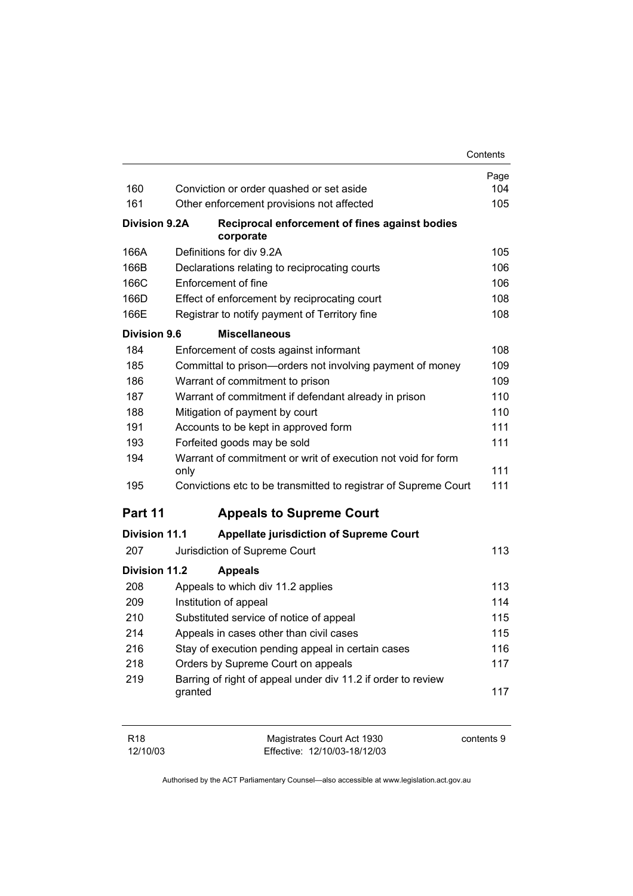| | | Page |
|---|---|---|
| 160 | Conviction or order quashed or set aside | 104 |
| 161 | Other enforcement provisions not affected | 105 |
| **Division 9.2A** | **Reciprocal enforcement of fines against bodies corporate** | |
| 166A | Definitions for div 9.2A | 105 |
| 166B | Declarations relating to reciprocating courts | 106 |
| 166C | Enforcement of fine | 106 |
| 166D | Effect of enforcement by reciprocating court | 108 |
| 166E | Registrar to notify payment of Territory fine | 108 |
| **Division 9.6** | **Miscellaneous** | |
| 184 | Enforcement of costs against informant | 108 |
| 185 | Committal to prison—orders not involving payment of money | 109 |
| 186 | Warrant of commitment to prison | 109 |
| 187 | Warrant of commitment if defendant already in prison | 110 |
| 188 | Mitigation of payment by court | 110 |
| 191 | Accounts to be kept in approved form | 111 |
| 193 | Forfeited goods may be sold | 111 |
| 194 | Warrant of commitment or writ of execution not void for form only | 111 |
| 195 | Convictions etc to be transmitted to registrar of Supreme Court | 111 |

## Part 11 Appeals to Supreme Court

| | | |
|---|---|---|
| **Division 11.1** | **Appellate jurisdiction of Supreme Court** | |
| 207 | Jurisdiction of Supreme Court | 113 |
| **Division 11.2** | **Appeals** | |
| 208 | Appeals to which div 11.2 applies | 113 |
| 209 | Institution of appeal | 114 |
| 210 | Substituted service of notice of appeal | 115 |
| 214 | Appeals in cases other than civil cases | 115 |
| 216 | Stay of execution pending appeal in certain cases | 116 |
| 218 | Orders by Supreme Court on appeals | 117 |
| 219 | Barring of right of appeal under div 11.2 if order to review granted | 117 |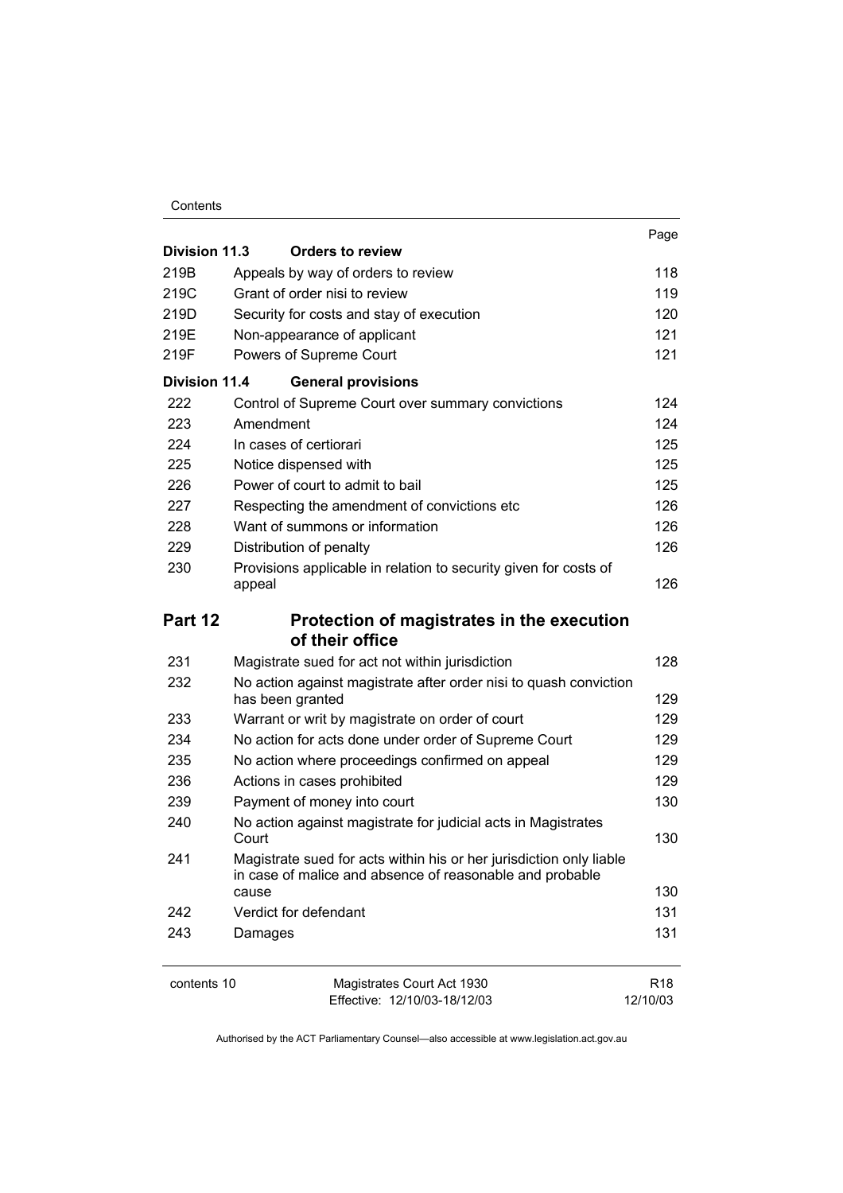| | | Page |
|---|---|---|
| **Division 11.3** | **Orders to review** | |
| 219B | Appeals by way of orders to review | 118 |
| 219C | Grant of order nisi to review | 119 |
| 219D | Security for costs and stay of execution | 120 |
| 219E | Non-appearance of applicant | 121 |
| 219F | Powers of Supreme Court | 121 |
| **Division 11.4** | **General provisions** | |
| 222 | Control of Supreme Court over summary convictions | 124 |
| 223 | Amendment | 124 |
| 224 | In cases of certiorari | 125 |
| 225 | Notice dispensed with | 125 |
| 226 | Power of court to admit to bail | 125 |
| 227 | Respecting the amendment of convictions etc | 126 |
| 228 | Want of summons or information | 126 |
| 229 | Distribution of penalty | 126 |
| 230 | Provisions applicable in relation to security given for costs of appeal | 126 |
| **Part 12** | **Protection of magistrates in the execution of their office** | |
| 231 | Magistrate sued for act not within jurisdiction | 128 |
| 232 | No action against magistrate after order nisi to quash conviction has been granted | 129 |
| 233 | Warrant or writ by magistrate on order of court | 129 |
| 234 | No action for acts done under order of Supreme Court | 129 |
| 235 | No action where proceedings confirmed on appeal | 129 |
| 236 | Actions in cases prohibited | 129 |
| 239 | Payment of money into court | 130 |
| 240 | No action against magistrate for judicial acts in Magistrates Court | 130 |
| 241 | Magistrate sued for acts within his or her jurisdiction only liable in case of malice and absence of reasonable and probable cause | 130 |
| 242 | Verdict for defendant | 131 |
| 243 | Damages | 131 |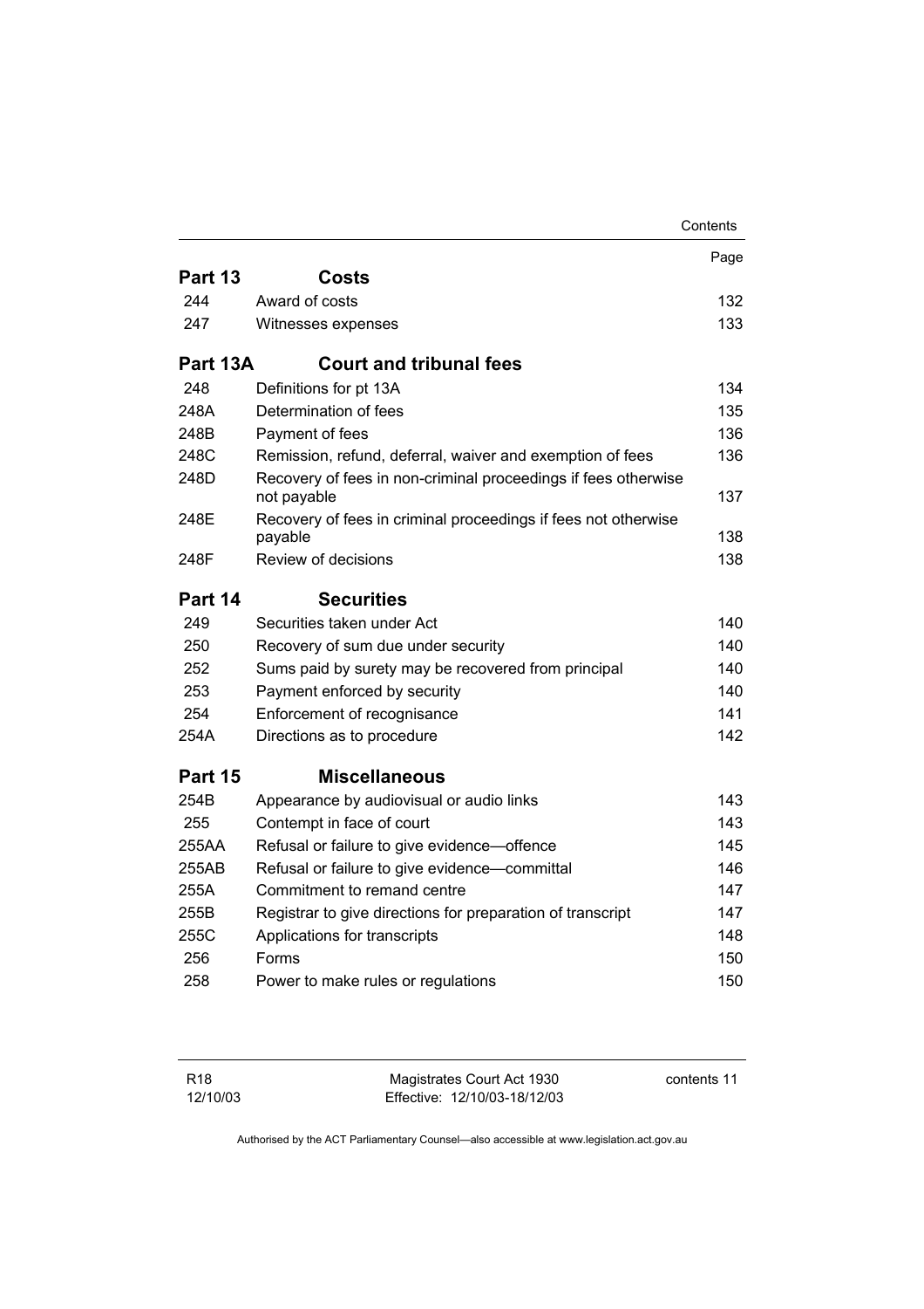| | | Page |
|---|---|---|
| **Part 13** | **Costs** | |
| 244 | Award of costs | 132 |
| 247 | Witnesses expenses | 133 |
| **Part 13A** | **Court and tribunal fees** | |
| 248 | Definitions for pt 13A | 134 |
| 248A | Determination of fees | 135 |
| 248B | Payment of fees | 136 |
| 248C | Remission, refund, deferral, waiver and exemption of fees | 136 |
| 248D | Recovery of fees in non-criminal proceedings if fees otherwise not payable | 137 |
| 248E | Recovery of fees in criminal proceedings if fees not otherwise payable | 138 |
| 248F | Review of decisions | 138 |
| **Part 14** | **Securities** | |
| 249 | Securities taken under Act | 140 |
| 250 | Recovery of sum due under security | 140 |
| 252 | Sums paid by surety may be recovered from principal | 140 |
| 253 | Payment enforced by security | 140 |
| 254 | Enforcement of recognisance | 141 |
| 254A | Directions as to procedure | 142 |
| **Part 15** | **Miscellaneous** | |
| 254B | Appearance by audiovisual or audio links | 143 |
| 255 | Contempt in face of court | 143 |
| 255AA | Refusal or failure to give evidence—offence | 145 |
| 255AB | Refusal or failure to give evidence—committal | 146 |
| 255A | Commitment to remand centre | 147 |
| 255B | Registrar to give directions for preparation of transcript | 147 |
| 255C | Applications for transcripts | 148 |
| 256 | Forms | 150 |
| 258 | Power to make rules or regulations | 150 |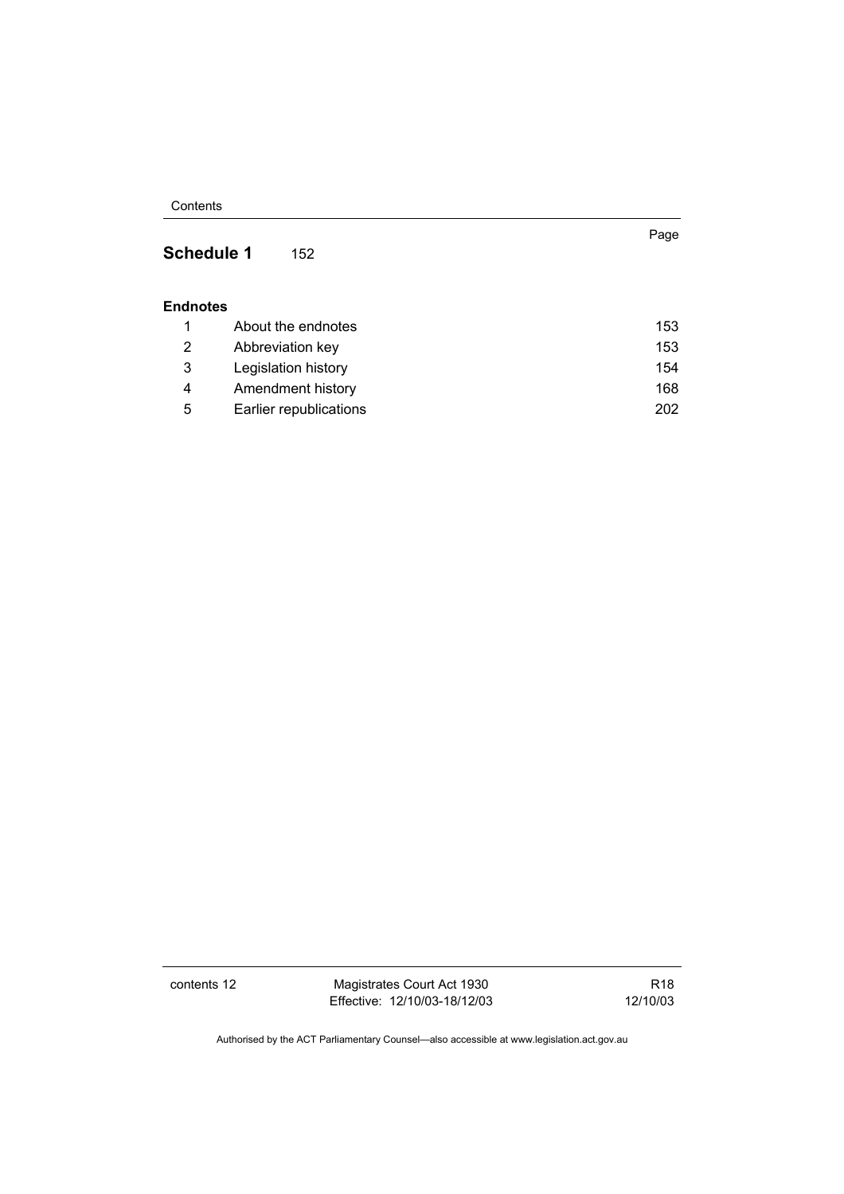| | | Page |
|---|---|---|
| **Schedule 1** | | 152 |
| **Endnotes** | | |
| 1 | About the endnotes | 153 |
| 2 | Abbreviation key | 153 |
| 3 | Legislation history | 154 |
| 4 | Amendment history | 168 |
| 5 | Earlier republications | 202 |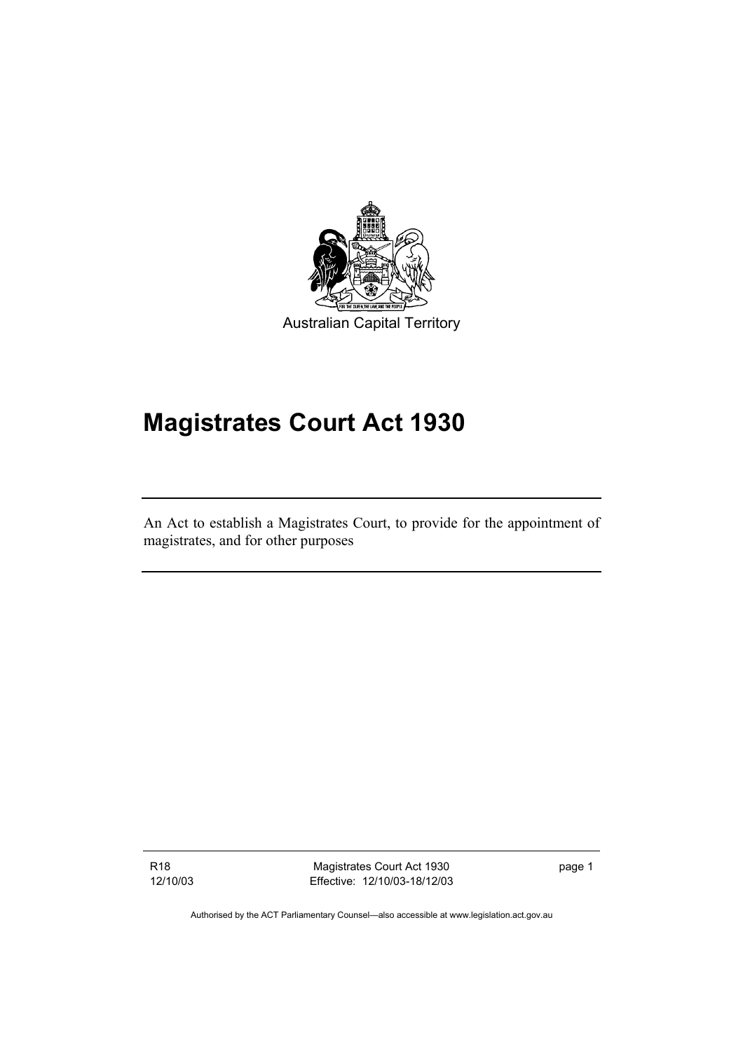Australian Capital Territory

# Magistrates Court Act 1930

An Act to establish a Magistrates Court, to provide for the appointment of magistrates, and for other purposes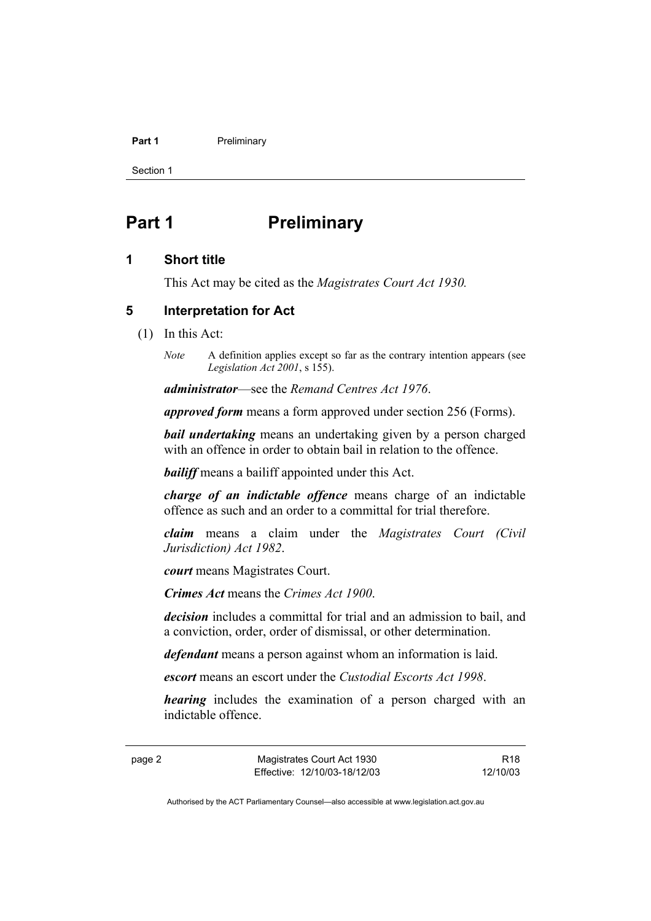# Part 1 Preliminary

## 1 Short title

This Act may be cited as the *Magistrates Court Act 1930.*

## 5 Interpretation for Act

(1) In this Act:

*Note* A definition applies except so far as the contrary intention appears (see *Legislation Act 2001*, s 155).

***administrator***—see the *Remand Centres Act 1976*.

***approved form*** means a form approved under section 256 (Forms).

***bail undertaking*** means an undertaking given by a person charged with an offence in order to obtain bail in relation to the offence.

***bailiff*** means a bailiff appointed under this Act.

***charge of an indictable offence*** means charge of an indictable offence as such and an order to a committal for trial therefore.

***claim*** means a claim under the *Magistrates Court (Civil Jurisdiction) Act 1982*.

***court*** means Magistrates Court.

***Crimes Act*** means the *Crimes Act 1900*.

***decision*** includes a committal for trial and an admission to bail, and a conviction, order, order of dismissal, or other determination.

***defendant*** means a person against whom an information is laid.

***escort*** means an escort under the *Custodial Escorts Act 1998*.

***hearing*** includes the examination of a person charged with an indictable offence.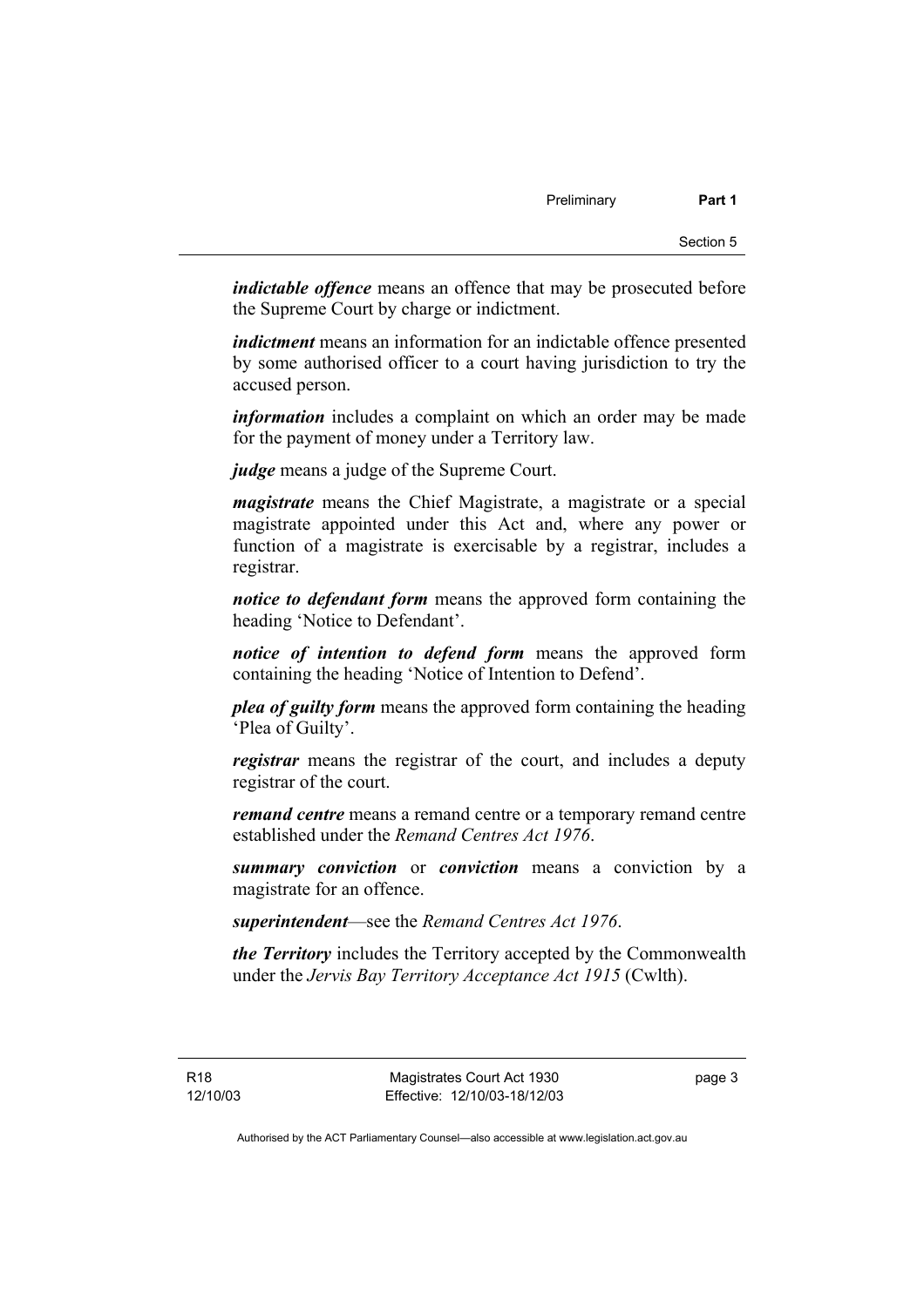***indictable offence*** means an offence that may be prosecuted before the Supreme Court by charge or indictment.

***indictment*** means an information for an indictable offence presented by some authorised officer to a court having jurisdiction to try the accused person.

***information*** includes a complaint on which an order may be made for the payment of money under a Territory law.

***judge*** means a judge of the Supreme Court.

***magistrate*** means the Chief Magistrate, a magistrate or a special magistrate appointed under this Act and, where any power or function of a magistrate is exercisable by a registrar, includes a registrar.

***notice to defendant form*** means the approved form containing the heading 'Notice to Defendant'.

***notice of intention to defend form*** means the approved form containing the heading 'Notice of Intention to Defend'.

***plea of guilty form*** means the approved form containing the heading 'Plea of Guilty'.

***registrar*** means the registrar of the court, and includes a deputy registrar of the court.

***remand centre*** means a remand centre or a temporary remand centre established under the *Remand Centres Act 1976*.

***summary conviction*** or ***conviction*** means a conviction by a magistrate for an offence.

***superintendent***—see the *Remand Centres Act 1976*.

***the Territory*** includes the Territory accepted by the Commonwealth under the *Jervis Bay Territory Acceptance Act 1915* (Cwlth).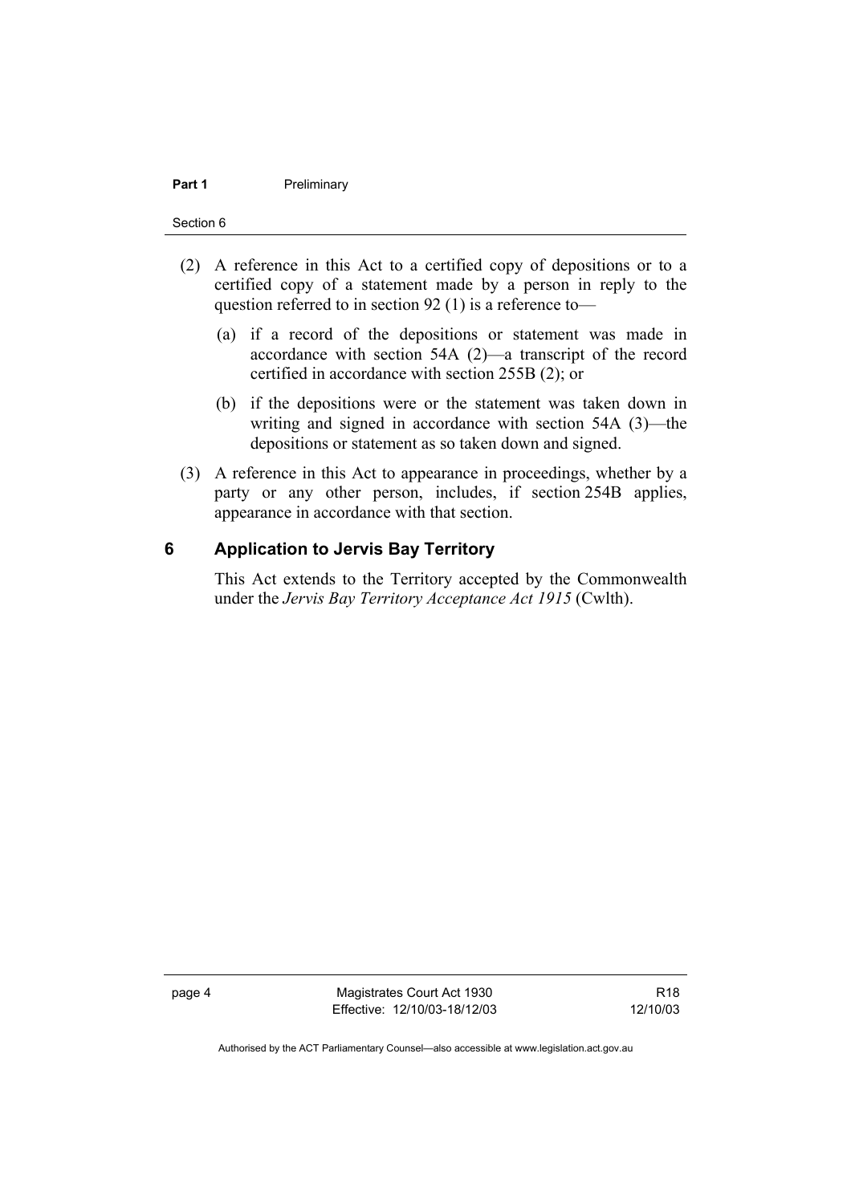(2) A reference in this Act to a certified copy of depositions or to a certified copy of a statement made by a person in reply to the question referred to in section 92 (1) is a reference to—

(a) if a record of the depositions or statement was made in accordance with section 54A (2)—a transcript of the record certified in accordance with section 255B (2); or

(b) if the depositions were or the statement was taken down in writing and signed in accordance with section 54A (3)—the depositions or statement as so taken down and signed.

(3) A reference in this Act to appearance in proceedings, whether by a party or any other person, includes, if section 254B applies, appearance in accordance with that section.

## 6 Application to Jervis Bay Territory

This Act extends to the Territory accepted by the Commonwealth under the *Jervis Bay Territory Acceptance Act 1915* (Cwlth).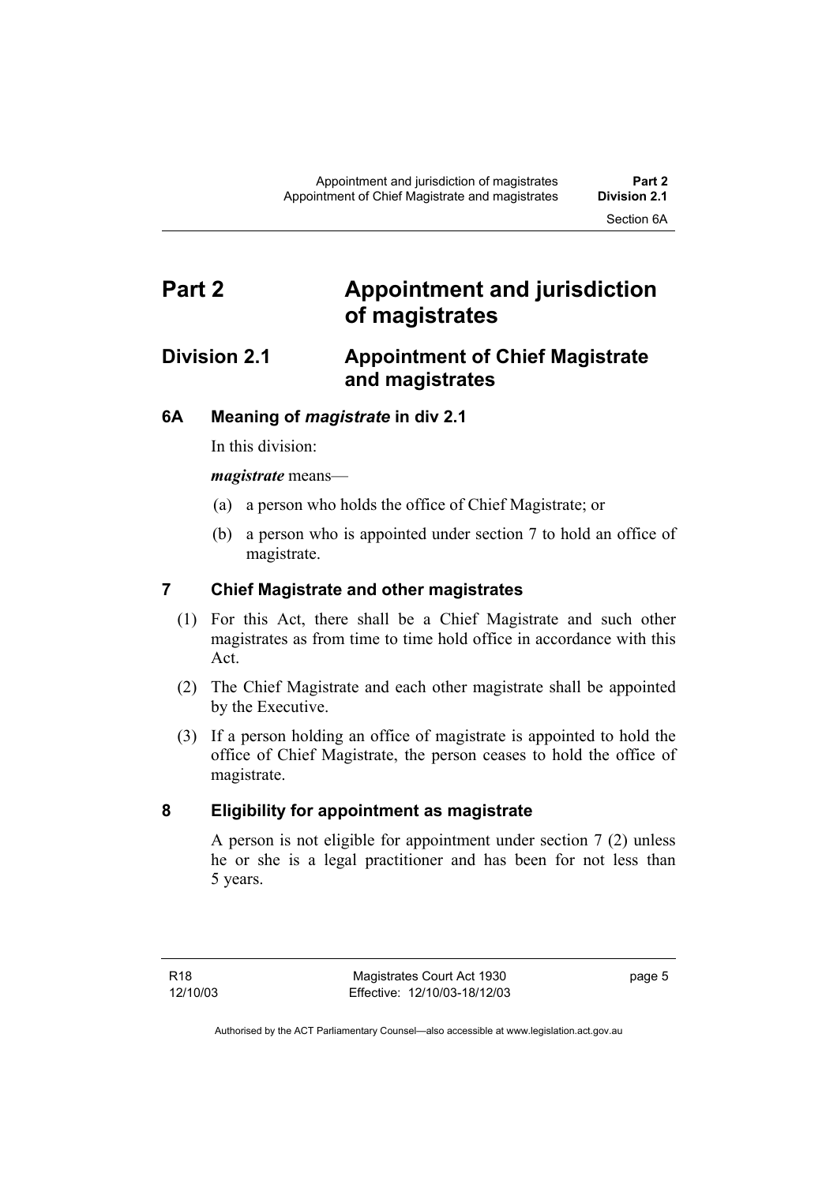# Part 2 Appointment and jurisdiction of magistrates

## Division 2.1 Appointment of Chief Magistrate and magistrates

### 6A Meaning of *magistrate* in div 2.1

In this division:

***magistrate*** means—

(a) a person who holds the office of Chief Magistrate; or

(b) a person who is appointed under section 7 to hold an office of magistrate.

### 7 Chief Magistrate and other magistrates

(1) For this Act, there shall be a Chief Magistrate and such other magistrates as from time to time hold office in accordance with this Act.

(2) The Chief Magistrate and each other magistrate shall be appointed by the Executive.

(3) If a person holding an office of magistrate is appointed to hold the office of Chief Magistrate, the person ceases to hold the office of magistrate.

### 8 Eligibility for appointment as magistrate

A person is not eligible for appointment under section 7 (2) unless he or she is a legal practitioner and has been for not less than 5 years.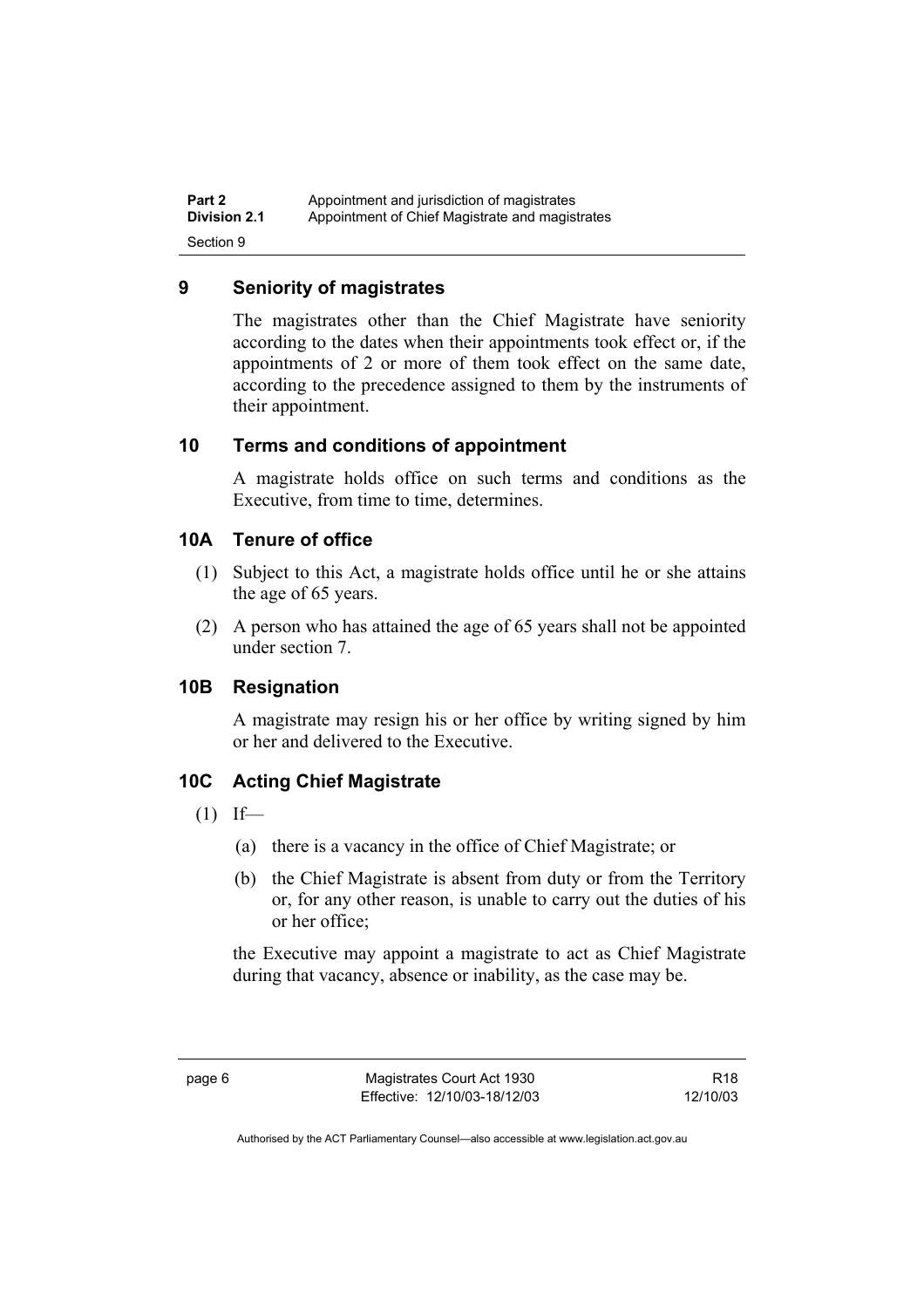## 9 Seniority of magistrates

The magistrates other than the Chief Magistrate have seniority according to the dates when their appointments took effect or, if the appointments of 2 or more of them took effect on the same date, according to the precedence assigned to them by the instruments of their appointment.

## 10 Terms and conditions of appointment

A magistrate holds office on such terms and conditions as the Executive, from time to time, determines.

## 10A Tenure of office

(1) Subject to this Act, a magistrate holds office until he or she attains the age of 65 years.

(2) A person who has attained the age of 65 years shall not be appointed under section 7.

## 10B Resignation

A magistrate may resign his or her office by writing signed by him or her and delivered to the Executive.

## 10C Acting Chief Magistrate

(1) If—

(a) there is a vacancy in the office of Chief Magistrate; or

(b) the Chief Magistrate is absent from duty or from the Territory or, for any other reason, is unable to carry out the duties of his or her office;

the Executive may appoint a magistrate to act as Chief Magistrate during that vacancy, absence or inability, as the case may be.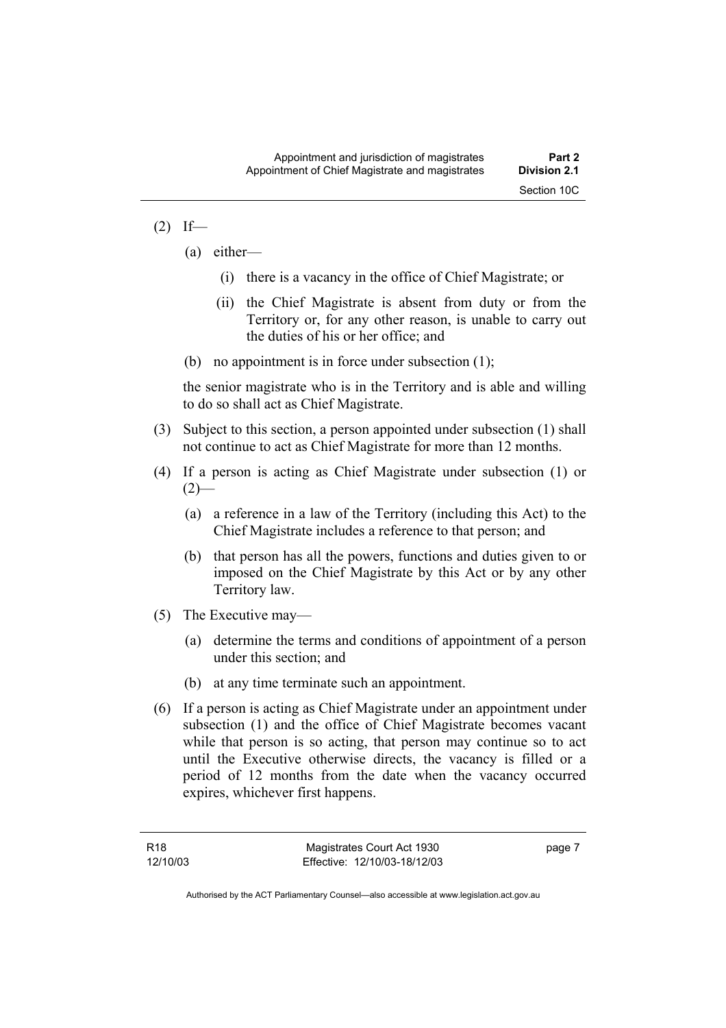(2) If—

(a) either—

(i) there is a vacancy in the office of Chief Magistrate; or

(ii) the Chief Magistrate is absent from duty or from the Territory or, for any other reason, is unable to carry out the duties of his or her office; and

(b) no appointment is in force under subsection (1);

the senior magistrate who is in the Territory and is able and willing to do so shall act as Chief Magistrate.

(3) Subject to this section, a person appointed under subsection (1) shall not continue to act as Chief Magistrate for more than 12 months.

(4) If a person is acting as Chief Magistrate under subsection (1) or (2)—

(a) a reference in a law of the Territory (including this Act) to the Chief Magistrate includes a reference to that person; and

(b) that person has all the powers, functions and duties given to or imposed on the Chief Magistrate by this Act or by any other Territory law.

(5) The Executive may—

(a) determine the terms and conditions of appointment of a person under this section; and

(b) at any time terminate such an appointment.

(6) If a person is acting as Chief Magistrate under an appointment under subsection (1) and the office of Chief Magistrate becomes vacant while that person is so acting, that person may continue so to act until the Executive otherwise directs, the vacancy is filled or a period of 12 months from the date when the vacancy occurred expires, whichever first happens.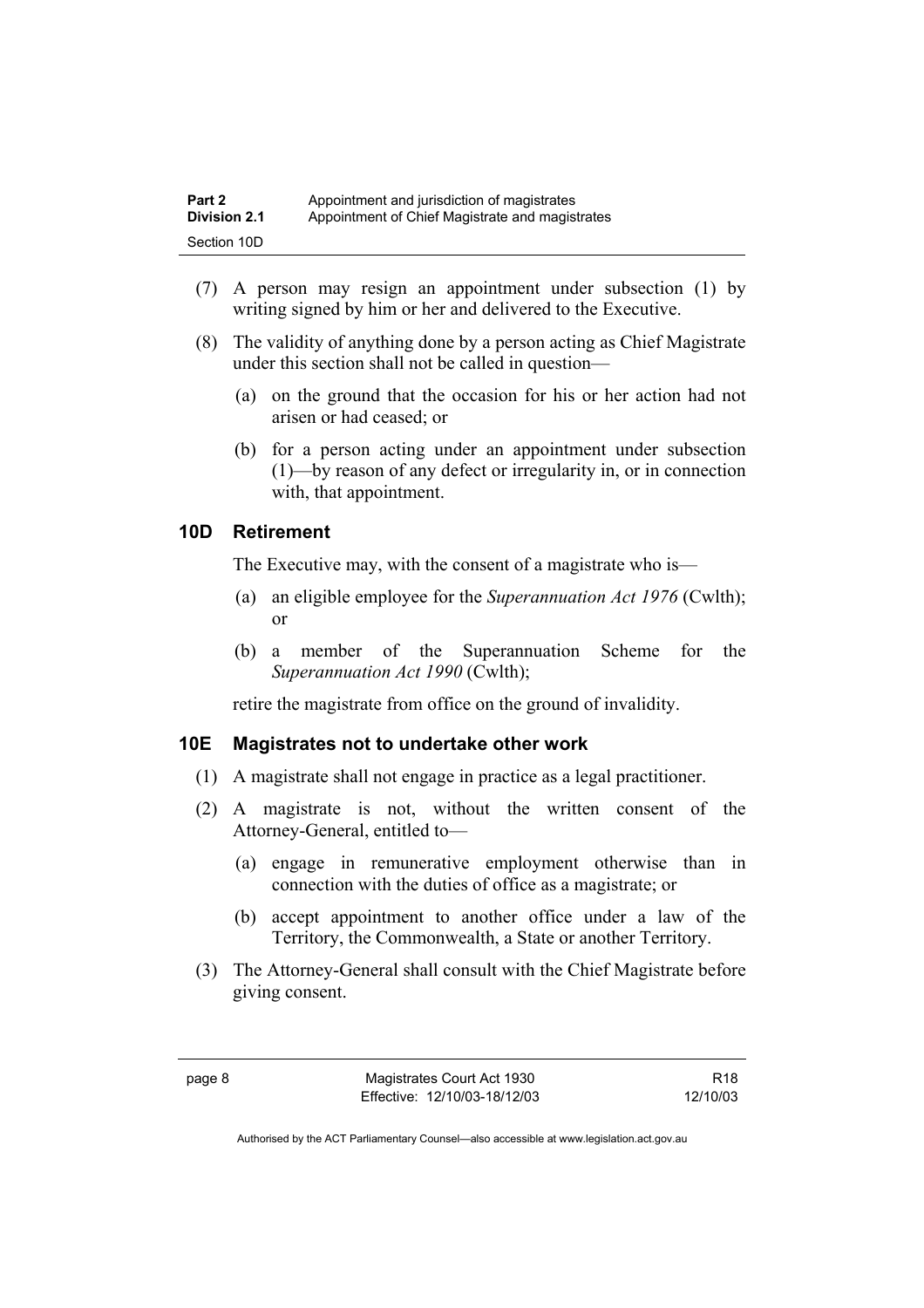(7) A person may resign an appointment under subsection (1) by writing signed by him or her and delivered to the Executive.

(8) The validity of anything done by a person acting as Chief Magistrate under this section shall not be called in question—

(a) on the ground that the occasion for his or her action had not arisen or had ceased; or

(b) for a person acting under an appointment under subsection (1)—by reason of any defect or irregularity in, or in connection with, that appointment.

## 10D Retirement

The Executive may, with the consent of a magistrate who is—

(a) an eligible employee for the *Superannuation Act 1976* (Cwlth); or

(b) a member of the Superannuation Scheme for the *Superannuation Act 1990* (Cwlth);

retire the magistrate from office on the ground of invalidity.

## 10E Magistrates not to undertake other work

(1) A magistrate shall not engage in practice as a legal practitioner.

(2) A magistrate is not, without the written consent of the Attorney-General, entitled to—

(a) engage in remunerative employment otherwise than in connection with the duties of office as a magistrate; or

(b) accept appointment to another office under a law of the Territory, the Commonwealth, a State or another Territory.

(3) The Attorney-General shall consult with the Chief Magistrate before giving consent.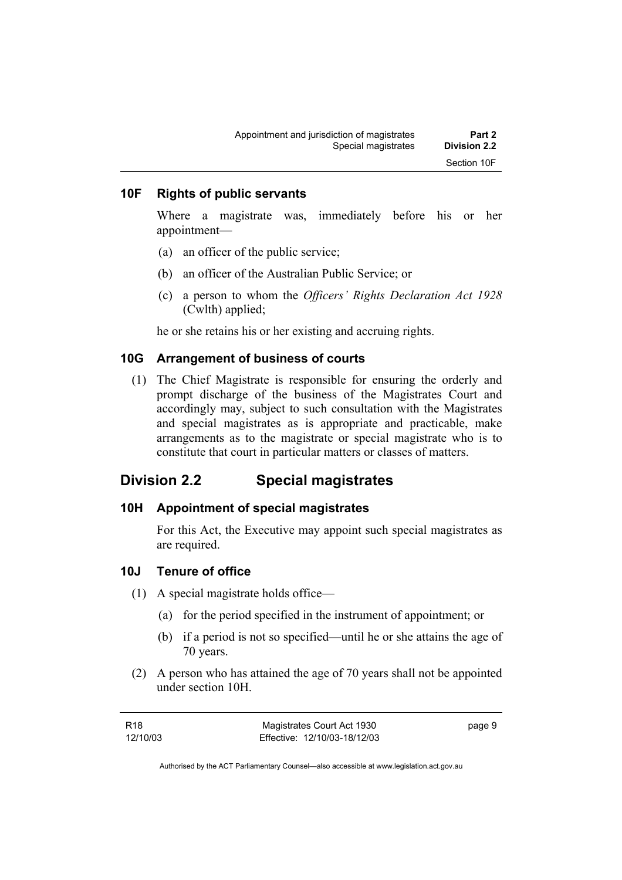### 10F Rights of public servants

Where a magistrate was, immediately before his or her appointment—

(a) an officer of the public service;

(b) an officer of the Australian Public Service; or

(c) a person to whom the *Officers' Rights Declaration Act 1928* (Cwlth) applied;

he or she retains his or her existing and accruing rights.

### 10G Arrangement of business of courts

(1) The Chief Magistrate is responsible for ensuring the orderly and prompt discharge of the business of the Magistrates Court and accordingly may, subject to such consultation with the Magistrates and special magistrates as is appropriate and practicable, make arrangements as to the magistrate or special magistrate who is to constitute that court in particular matters or classes of matters.

## Division 2.2 Special magistrates

### 10H Appointment of special magistrates

For this Act, the Executive may appoint such special magistrates as are required.

### 10J Tenure of office

(1) A special magistrate holds office—

(a) for the period specified in the instrument of appointment; or

(b) if a period is not so specified—until he or she attains the age of 70 years.

(2) A person who has attained the age of 70 years shall not be appointed under section 10H.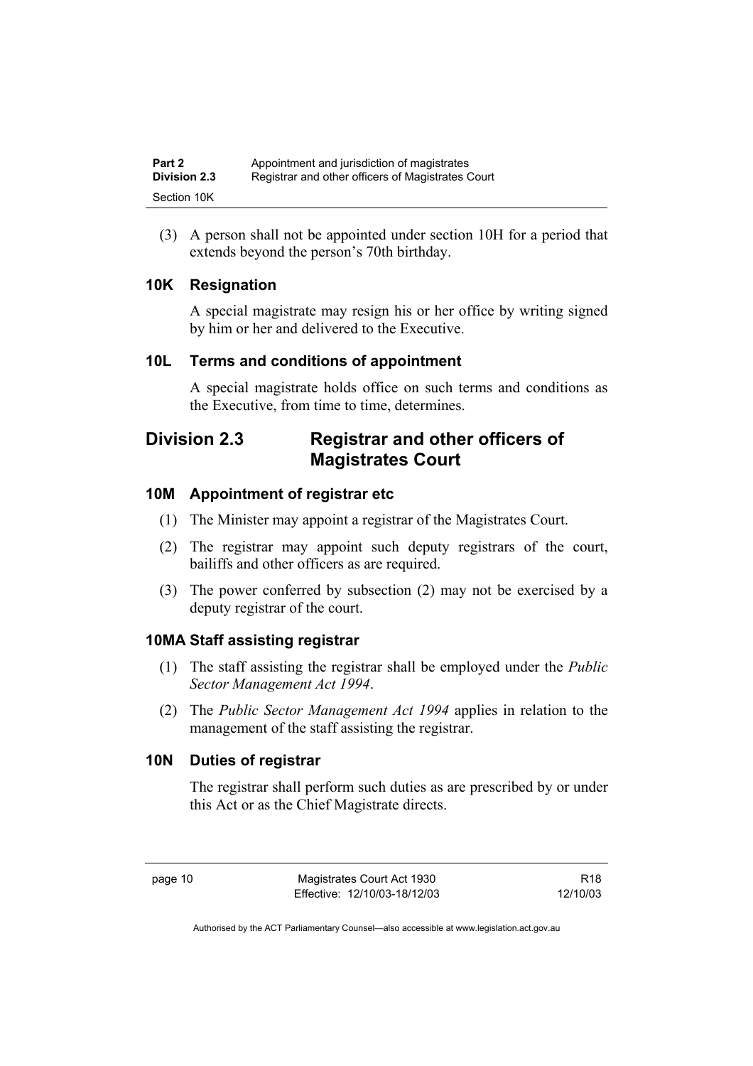(3) A person shall not be appointed under section 10H for a period that extends beyond the person's 70th birthday.

### 10K Resignation

A special magistrate may resign his or her office by writing signed by him or her and delivered to the Executive.

### 10L Terms and conditions of appointment

A special magistrate holds office on such terms and conditions as the Executive, from time to time, determines.

## Division 2.3 Registrar and other officers of Magistrates Court

### 10M Appointment of registrar etc

(1) The Minister may appoint a registrar of the Magistrates Court.

(2) The registrar may appoint such deputy registrars of the court, bailiffs and other officers as are required.

(3) The power conferred by subsection (2) may not be exercised by a deputy registrar of the court.

### 10MA Staff assisting registrar

(1) The staff assisting the registrar shall be employed under the *Public Sector Management Act 1994*.

(2) The *Public Sector Management Act 1994* applies in relation to the management of the staff assisting the registrar.

### 10N Duties of registrar

The registrar shall perform such duties as are prescribed by or under this Act or as the Chief Magistrate directs.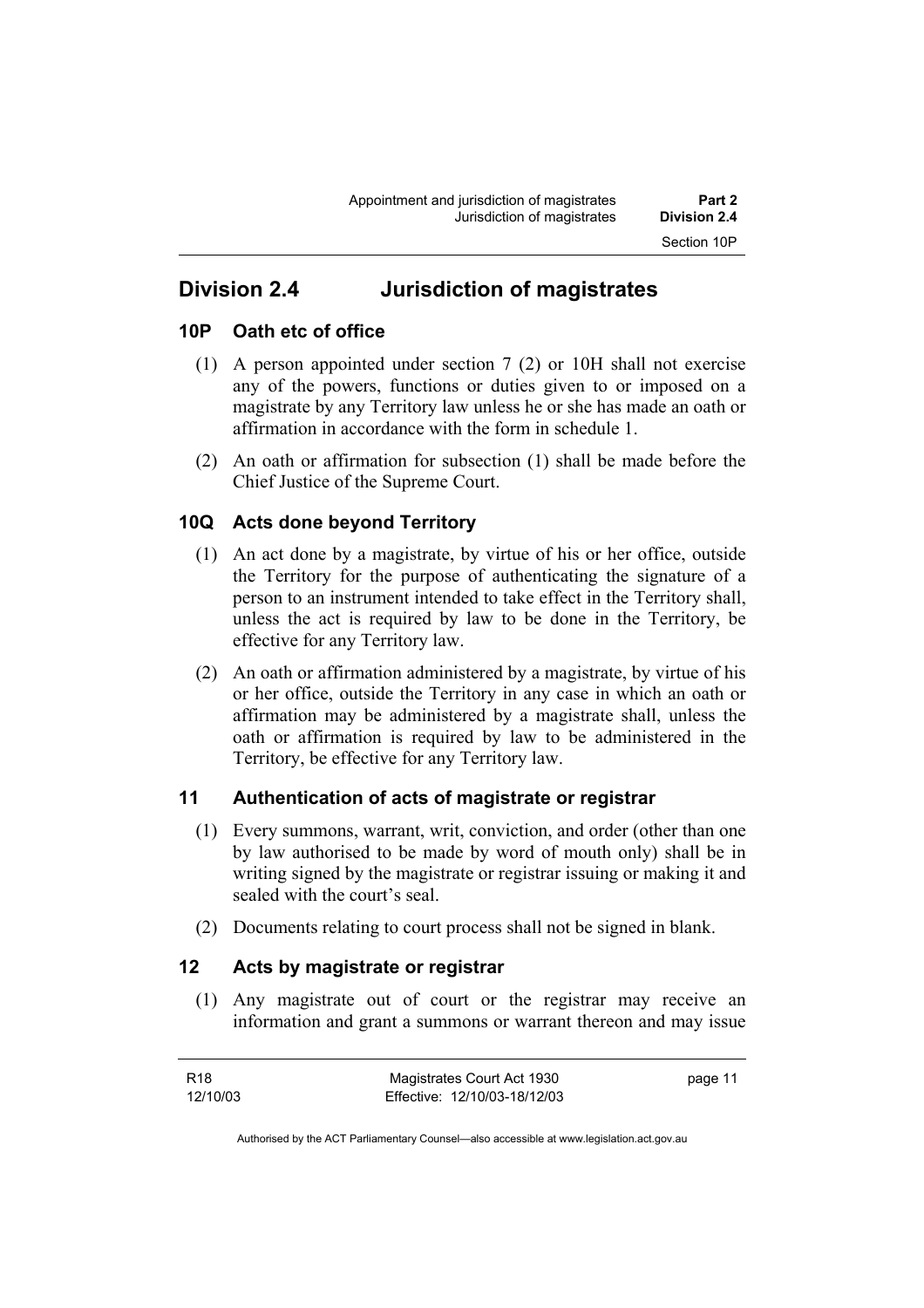## Division 2.4 Jurisdiction of magistrates

### 10P Oath etc of office

(1) A person appointed under section 7 (2) or 10H shall not exercise any of the powers, functions or duties given to or imposed on a magistrate by any Territory law unless he or she has made an oath or affirmation in accordance with the form in schedule 1.

(2) An oath or affirmation for subsection (1) shall be made before the Chief Justice of the Supreme Court.

### 10Q Acts done beyond Territory

(1) An act done by a magistrate, by virtue of his or her office, outside the Territory for the purpose of authenticating the signature of a person to an instrument intended to take effect in the Territory shall, unless the act is required by law to be done in the Territory, be effective for any Territory law.

(2) An oath or affirmation administered by a magistrate, by virtue of his or her office, outside the Territory in any case in which an oath or affirmation may be administered by a magistrate shall, unless the oath or affirmation is required by law to be administered in the Territory, be effective for any Territory law.

### 11 Authentication of acts of magistrate or registrar

(1) Every summons, warrant, writ, conviction, and order (other than one by law authorised to be made by word of mouth only) shall be in writing signed by the magistrate or registrar issuing or making it and sealed with the court's seal.

(2) Documents relating to court process shall not be signed in blank.

### 12 Acts by magistrate or registrar

(1) Any magistrate out of court or the registrar may receive an information and grant a summons or warrant thereon and may issue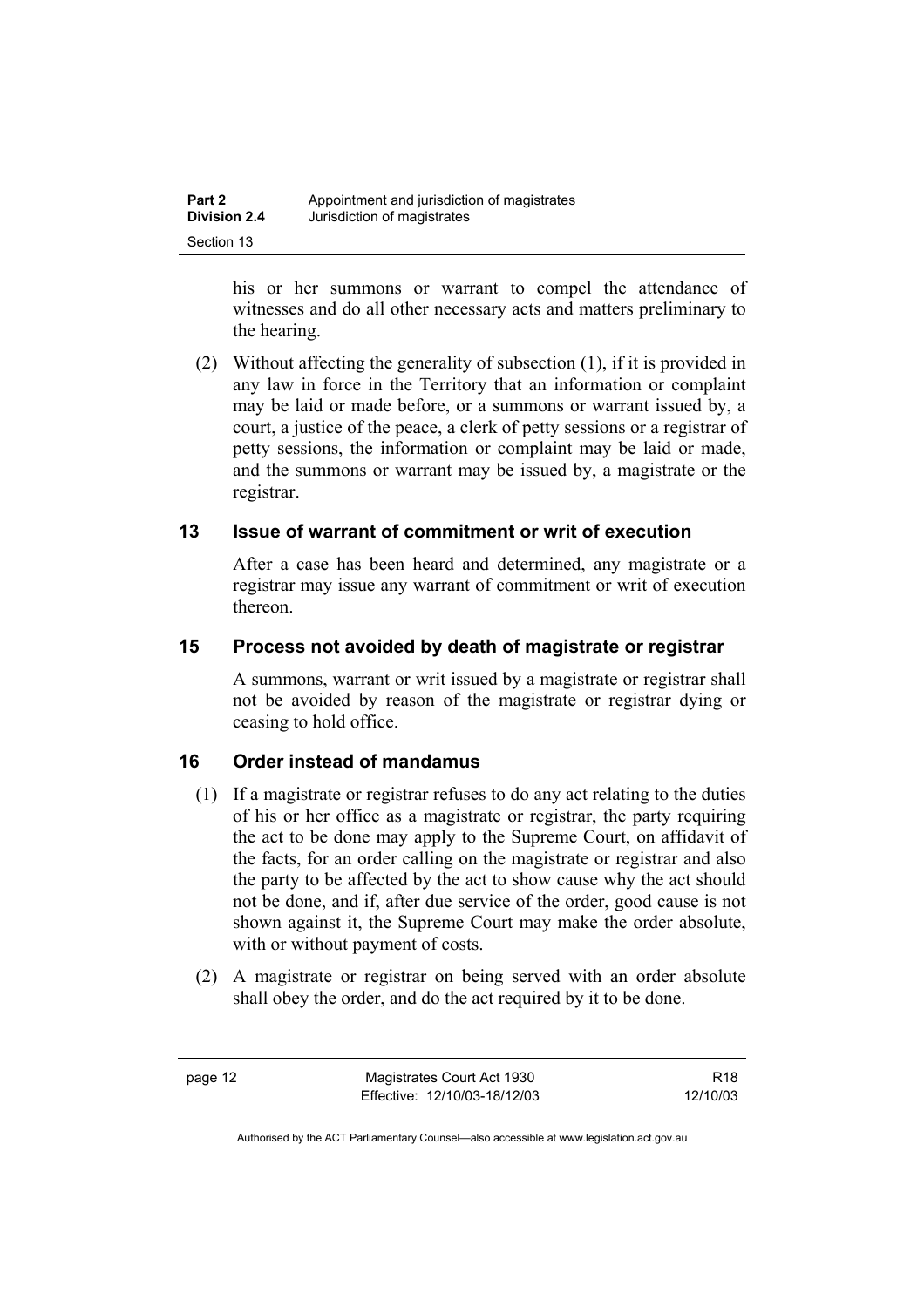his or her summons or warrant to compel the attendance of witnesses and do all other necessary acts and matters preliminary to the hearing.

(2) Without affecting the generality of subsection (1), if it is provided in any law in force in the Territory that an information or complaint may be laid or made before, or a summons or warrant issued by, a court, a justice of the peace, a clerk of petty sessions or a registrar of petty sessions, the information or complaint may be laid or made, and the summons or warrant may be issued by, a magistrate or the registrar.

## 13 Issue of warrant of commitment or writ of execution

After a case has been heard and determined, any magistrate or a registrar may issue any warrant of commitment or writ of execution thereon.

## 15 Process not avoided by death of magistrate or registrar

A summons, warrant or writ issued by a magistrate or registrar shall not be avoided by reason of the magistrate or registrar dying or ceasing to hold office.

## 16 Order instead of mandamus

(1) If a magistrate or registrar refuses to do any act relating to the duties of his or her office as a magistrate or registrar, the party requiring the act to be done may apply to the Supreme Court, on affidavit of the facts, for an order calling on the magistrate or registrar and also the party to be affected by the act to show cause why the act should not be done, and if, after due service of the order, good cause is not shown against it, the Supreme Court may make the order absolute, with or without payment of costs.

(2) A magistrate or registrar on being served with an order absolute shall obey the order, and do the act required by it to be done.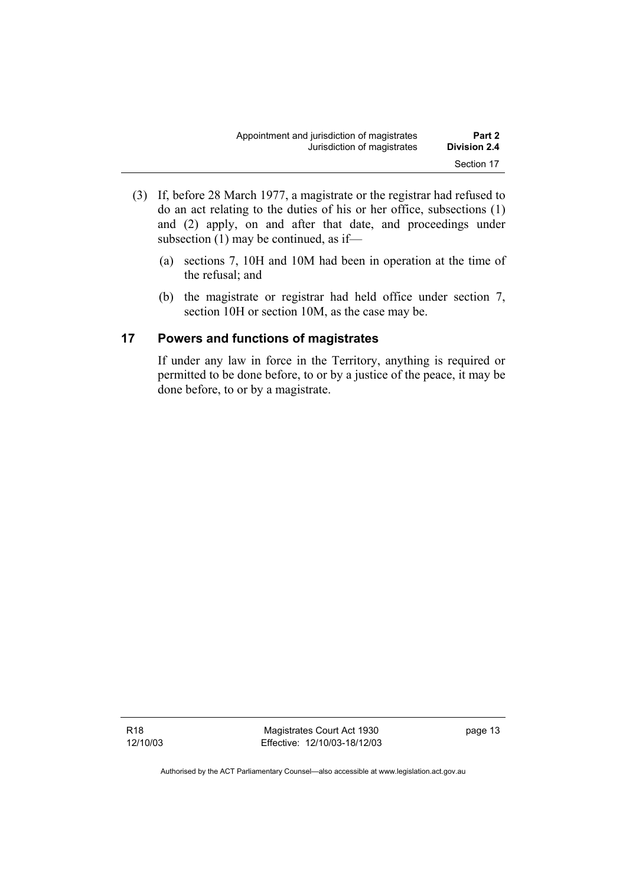(3) If, before 28 March 1977, a magistrate or the registrar had refused to do an act relating to the duties of his or her office, subsections (1) and (2) apply, on and after that date, and proceedings under subsection (1) may be continued, as if—

(a) sections 7, 10H and 10M had been in operation at the time of the refusal; and

(b) the magistrate or registrar had held office under section 7, section 10H or section 10M, as the case may be.

## 17 Powers and functions of magistrates

If under any law in force in the Territory, anything is required or permitted to be done before, to or by a justice of the peace, it may be done before, to or by a magistrate.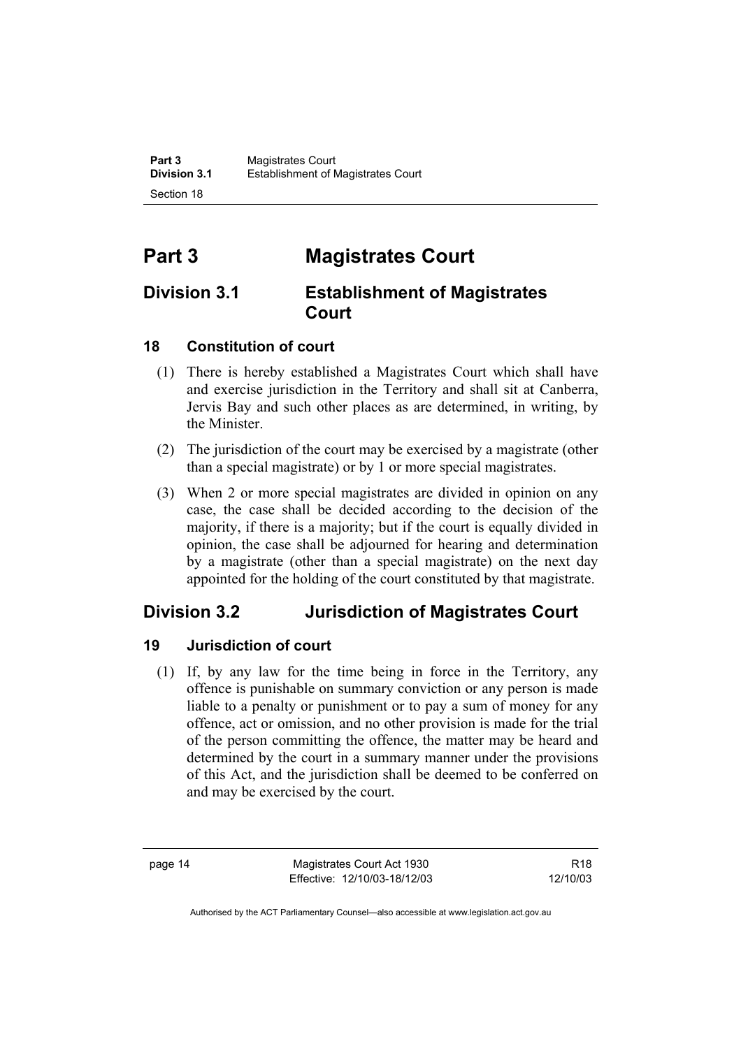# Part 3 Magistrates Court

## Division 3.1 Establishment of Magistrates Court

### 18 Constitution of court

(1) There is hereby established a Magistrates Court which shall have and exercise jurisdiction in the Territory and shall sit at Canberra, Jervis Bay and such other places as are determined, in writing, by the Minister.

(2) The jurisdiction of the court may be exercised by a magistrate (other than a special magistrate) or by 1 or more special magistrates.

(3) When 2 or more special magistrates are divided in opinion on any case, the case shall be decided according to the decision of the majority, if there is a majority; but if the court is equally divided in opinion, the case shall be adjourned for hearing and determination by a magistrate (other than a special magistrate) on the next day appointed for the holding of the court constituted by that magistrate.

## Division 3.2 Jurisdiction of Magistrates Court

### 19 Jurisdiction of court

(1) If, by any law for the time being in force in the Territory, any offence is punishable on summary conviction or any person is made liable to a penalty or punishment or to pay a sum of money for any offence, act or omission, and no other provision is made for the trial of the person committing the offence, the matter may be heard and determined by the court in a summary manner under the provisions of this Act, and the jurisdiction shall be deemed to be conferred on and may be exercised by the court.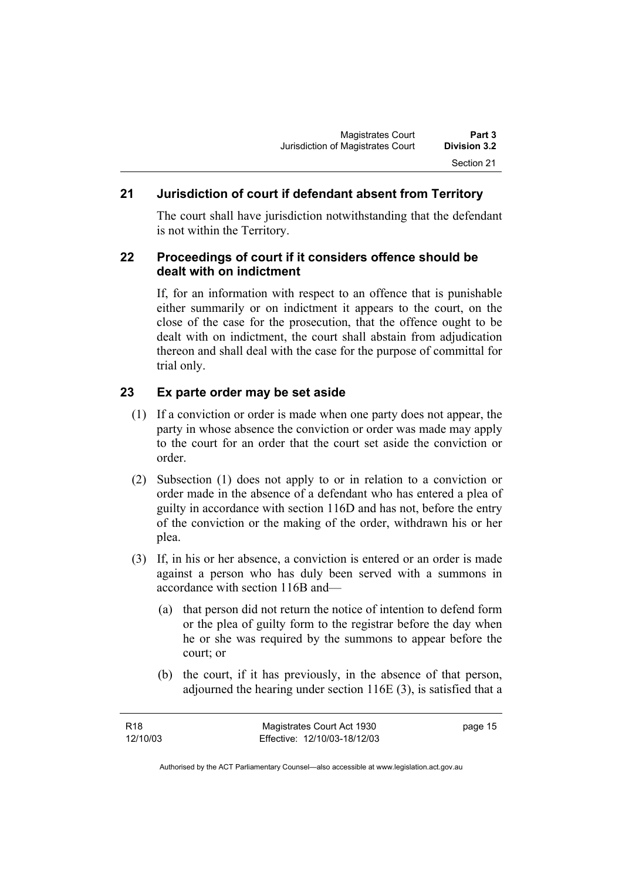## 21 Jurisdiction of court if defendant absent from Territory

The court shall have jurisdiction notwithstanding that the defendant is not within the Territory.

## 22 Proceedings of court if it considers offence should be dealt with on indictment

If, for an information with respect to an offence that is punishable either summarily or on indictment it appears to the court, on the close of the case for the prosecution, that the offence ought to be dealt with on indictment, the court shall abstain from adjudication thereon and shall deal with the case for the purpose of committal for trial only.

## 23 Ex parte order may be set aside

(1) If a conviction or order is made when one party does not appear, the party in whose absence the conviction or order was made may apply to the court for an order that the court set aside the conviction or order.

(2) Subsection (1) does not apply to or in relation to a conviction or order made in the absence of a defendant who has entered a plea of guilty in accordance with section 116D and has not, before the entry of the conviction or the making of the order, withdrawn his or her plea.

(3) If, in his or her absence, a conviction is entered or an order is made against a person who has duly been served with a summons in accordance with section 116B and—

- (a) that person did not return the notice of intention to defend form or the plea of guilty form to the registrar before the day when he or she was required by the summons to appear before the court; or
- (b) the court, if it has previously, in the absence of that person, adjourned the hearing under section 116E (3), is satisfied that a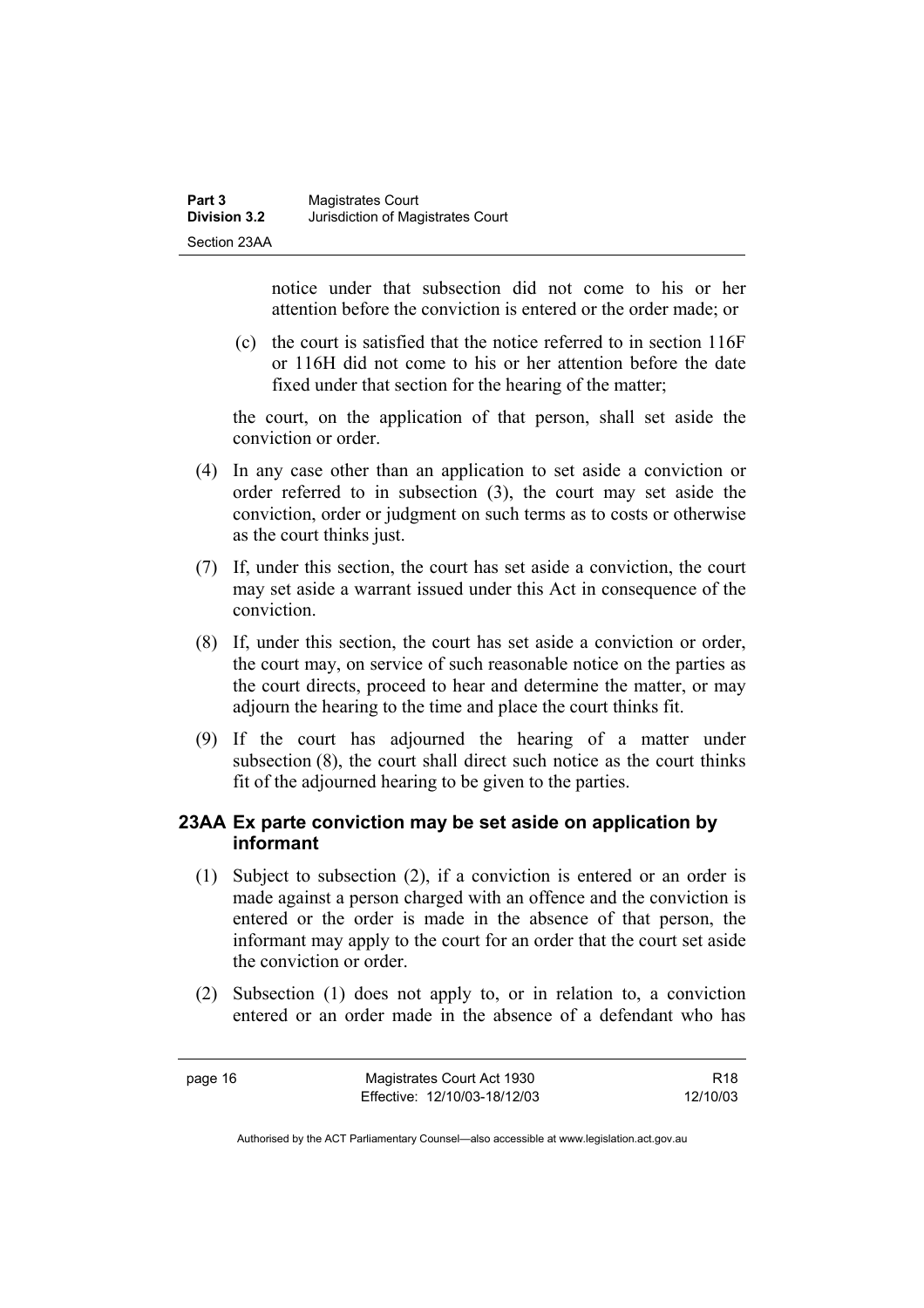notice under that subsection did not come to his or her attention before the conviction is entered or the order made; or

(c) the court is satisfied that the notice referred to in section 116F or 116H did not come to his or her attention before the date fixed under that section for the hearing of the matter;

the court, on the application of that person, shall set aside the conviction or order.

(4) In any case other than an application to set aside a conviction or order referred to in subsection (3), the court may set aside the conviction, order or judgment on such terms as to costs or otherwise as the court thinks just.

(7) If, under this section, the court has set aside a conviction, the court may set aside a warrant issued under this Act in consequence of the conviction.

(8) If, under this section, the court has set aside a conviction or order, the court may, on service of such reasonable notice on the parties as the court directs, proceed to hear and determine the matter, or may adjourn the hearing to the time and place the court thinks fit.

(9) If the court has adjourned the hearing of a matter under subsection (8), the court shall direct such notice as the court thinks fit of the adjourned hearing to be given to the parties.

### 23AA Ex parte conviction may be set aside on application by informant

(1) Subject to subsection (2), if a conviction is entered or an order is made against a person charged with an offence and the conviction is entered or the order is made in the absence of that person, the informant may apply to the court for an order that the court set aside the conviction or order.

(2) Subsection (1) does not apply to, or in relation to, a conviction entered or an order made in the absence of a defendant who has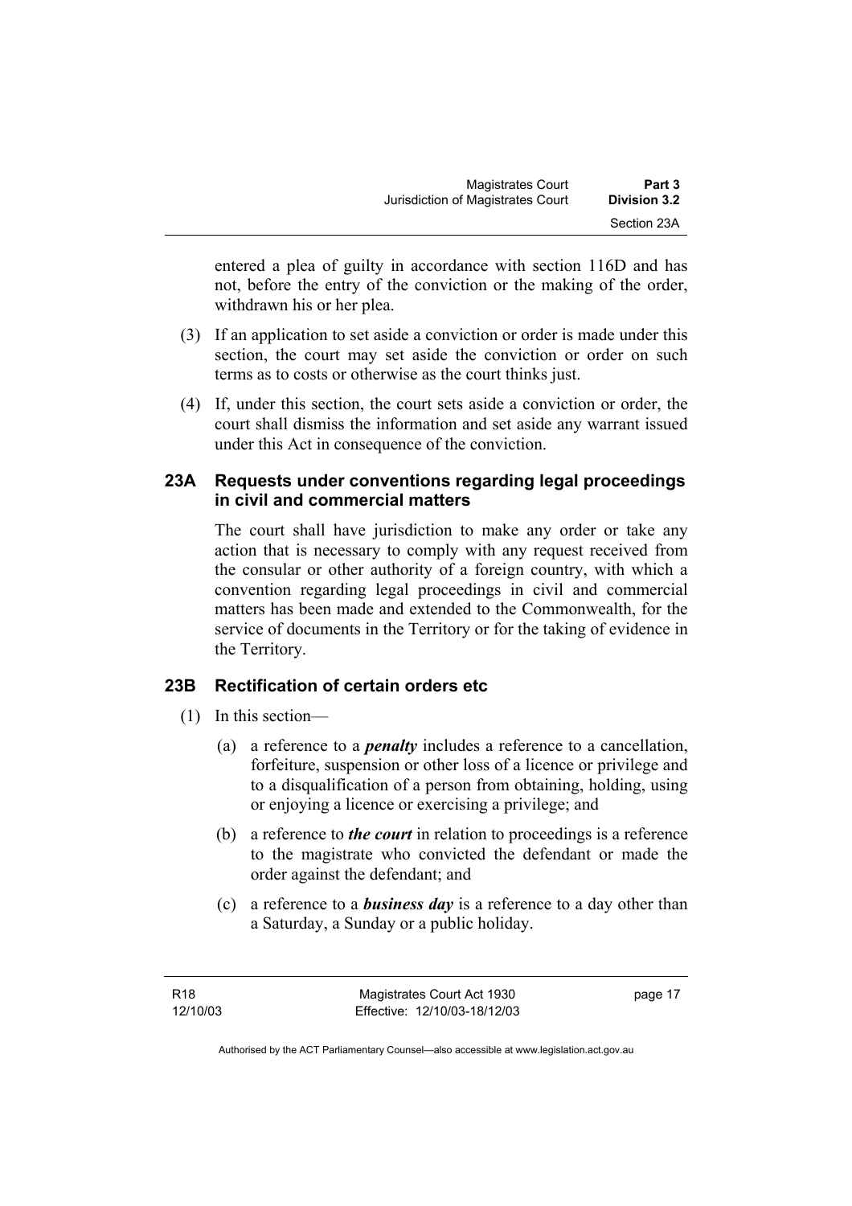entered a plea of guilty in accordance with section 116D and has not, before the entry of the conviction or the making of the order, withdrawn his or her plea.

(3) If an application to set aside a conviction or order is made under this section, the court may set aside the conviction or order on such terms as to costs or otherwise as the court thinks just.

(4) If, under this section, the court sets aside a conviction or order, the court shall dismiss the information and set aside any warrant issued under this Act in consequence of the conviction.

### 23A Requests under conventions regarding legal proceedings in civil and commercial matters

The court shall have jurisdiction to make any order or take any action that is necessary to comply with any request received from the consular or other authority of a foreign country, with which a convention regarding legal proceedings in civil and commercial matters has been made and extended to the Commonwealth, for the service of documents in the Territory or for the taking of evidence in the Territory.

### 23B Rectification of certain orders etc

(1) In this section—

(a) a reference to a ***penalty*** includes a reference to a cancellation, forfeiture, suspension or other loss of a licence or privilege and to a disqualification of a person from obtaining, holding, using or enjoying a licence or exercising a privilege; and

(b) a reference to ***the court*** in relation to proceedings is a reference to the magistrate who convicted the defendant or made the order against the defendant; and

(c) a reference to a ***business day*** is a reference to a day other than a Saturday, a Sunday or a public holiday.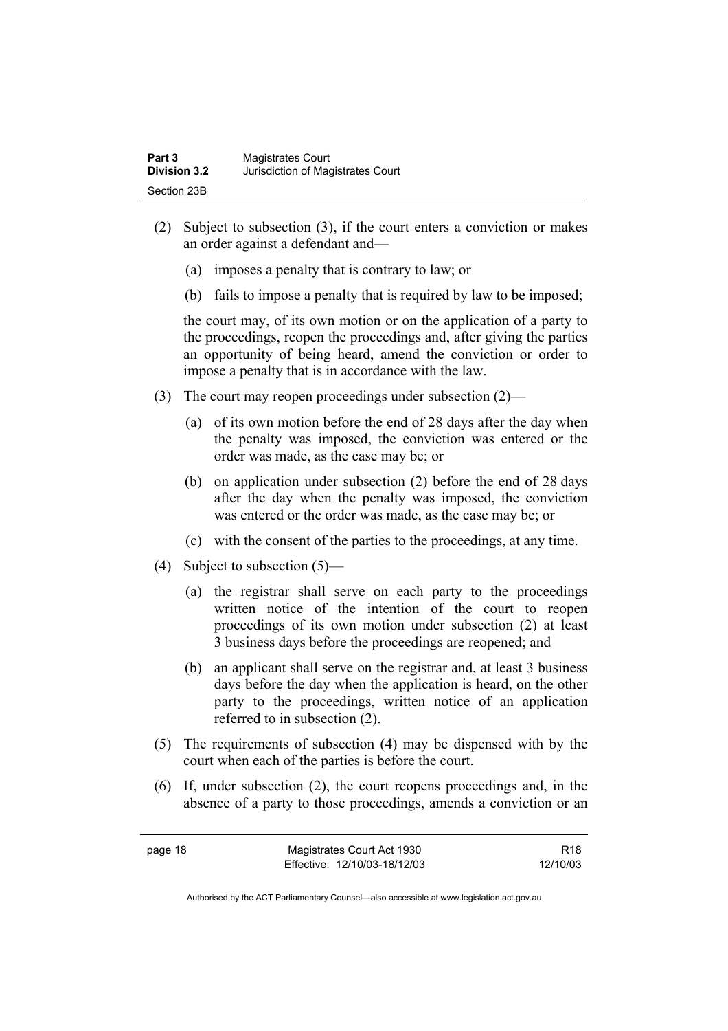(2) Subject to subsection (3), if the court enters a conviction or makes an order against a defendant and—

  (a) imposes a penalty that is contrary to law; or

  (b) fails to impose a penalty that is required by law to be imposed;

  the court may, of its own motion or on the application of a party to the proceedings, reopen the proceedings and, after giving the parties an opportunity of being heard, amend the conviction or order to impose a penalty that is in accordance with the law.

(3) The court may reopen proceedings under subsection (2)—

  (a) of its own motion before the end of 28 days after the day when the penalty was imposed, the conviction was entered or the order was made, as the case may be; or

  (b) on application under subsection (2) before the end of 28 days after the day when the penalty was imposed, the conviction was entered or the order was made, as the case may be; or

  (c) with the consent of the parties to the proceedings, at any time.

(4) Subject to subsection (5)—

  (a) the registrar shall serve on each party to the proceedings written notice of the intention of the court to reopen proceedings of its own motion under subsection (2) at least 3 business days before the proceedings are reopened; and

  (b) an applicant shall serve on the registrar and, at least 3 business days before the day when the application is heard, on the other party to the proceedings, written notice of an application referred to in subsection (2).

(5) The requirements of subsection (4) may be dispensed with by the court when each of the parties is before the court.

(6) If, under subsection (2), the court reopens proceedings and, in the absence of a party to those proceedings, amends a conviction or an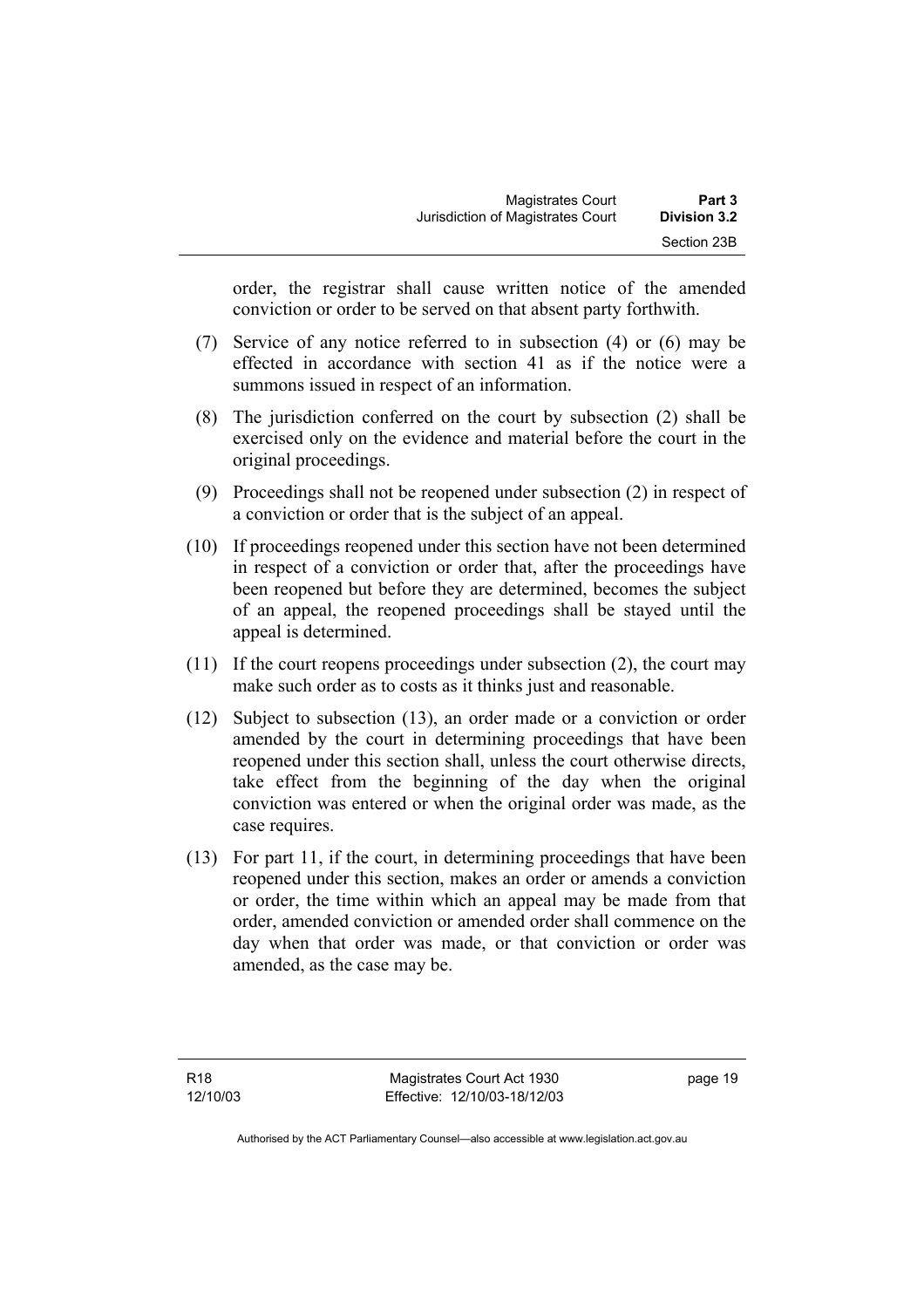order, the registrar shall cause written notice of the amended conviction or order to be served on that absent party forthwith.

(7) Service of any notice referred to in subsection (4) or (6) may be effected in accordance with section 41 as if the notice were a summons issued in respect of an information.

(8) The jurisdiction conferred on the court by subsection (2) shall be exercised only on the evidence and material before the court in the original proceedings.

(9) Proceedings shall not be reopened under subsection (2) in respect of a conviction or order that is the subject of an appeal.

(10) If proceedings reopened under this section have not been determined in respect of a conviction or order that, after the proceedings have been reopened but before they are determined, becomes the subject of an appeal, the reopened proceedings shall be stayed until the appeal is determined.

(11) If the court reopens proceedings under subsection (2), the court may make such order as to costs as it thinks just and reasonable.

(12) Subject to subsection (13), an order made or a conviction or order amended by the court in determining proceedings that have been reopened under this section shall, unless the court otherwise directs, take effect from the beginning of the day when the original conviction was entered or when the original order was made, as the case requires.

(13) For part 11, if the court, in determining proceedings that have been reopened under this section, makes an order or amends a conviction or order, the time within which an appeal may be made from that order, amended conviction or amended order shall commence on the day when that order was made, or that conviction or order was amended, as the case may be.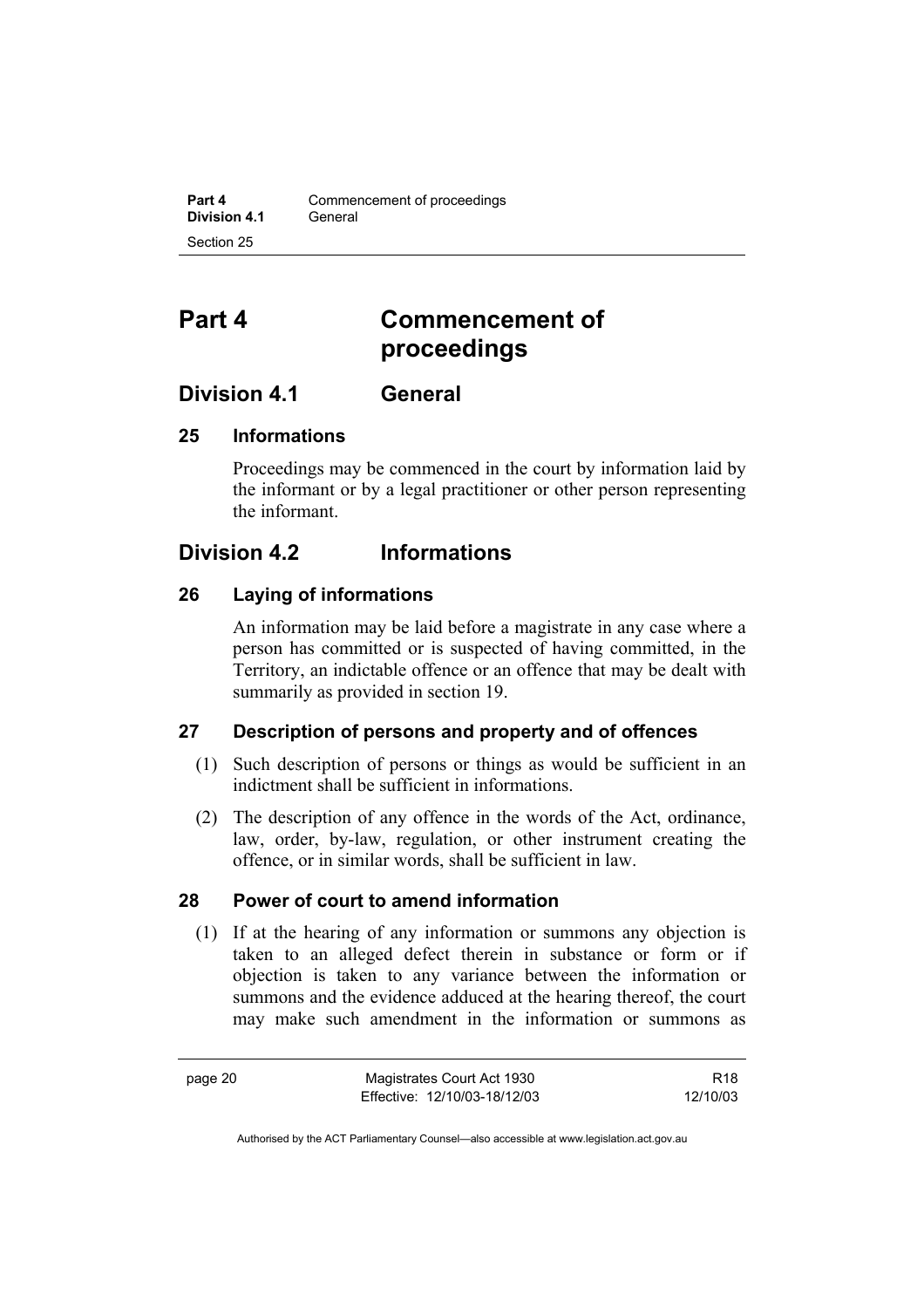# Part 4 Commencement of proceedings

## Division 4.1 General

### 25 Informations

Proceedings may be commenced in the court by information laid by the informant or by a legal practitioner or other person representing the informant.

## Division 4.2 Informations

### 26 Laying of informations

An information may be laid before a magistrate in any case where a person has committed or is suspected of having committed, in the Territory, an indictable offence or an offence that may be dealt with summarily as provided in section 19.

### 27 Description of persons and property and of offences

(1) Such description of persons or things as would be sufficient in an indictment shall be sufficient in informations.

(2) The description of any offence in the words of the Act, ordinance, law, order, by-law, regulation, or other instrument creating the offence, or in similar words, shall be sufficient in law.

### 28 Power of court to amend information

(1) If at the hearing of any information or summons any objection is taken to an alleged defect therein in substance or form or if objection is taken to any variance between the information or summons and the evidence adduced at the hearing thereof, the court may make such amendment in the information or summons as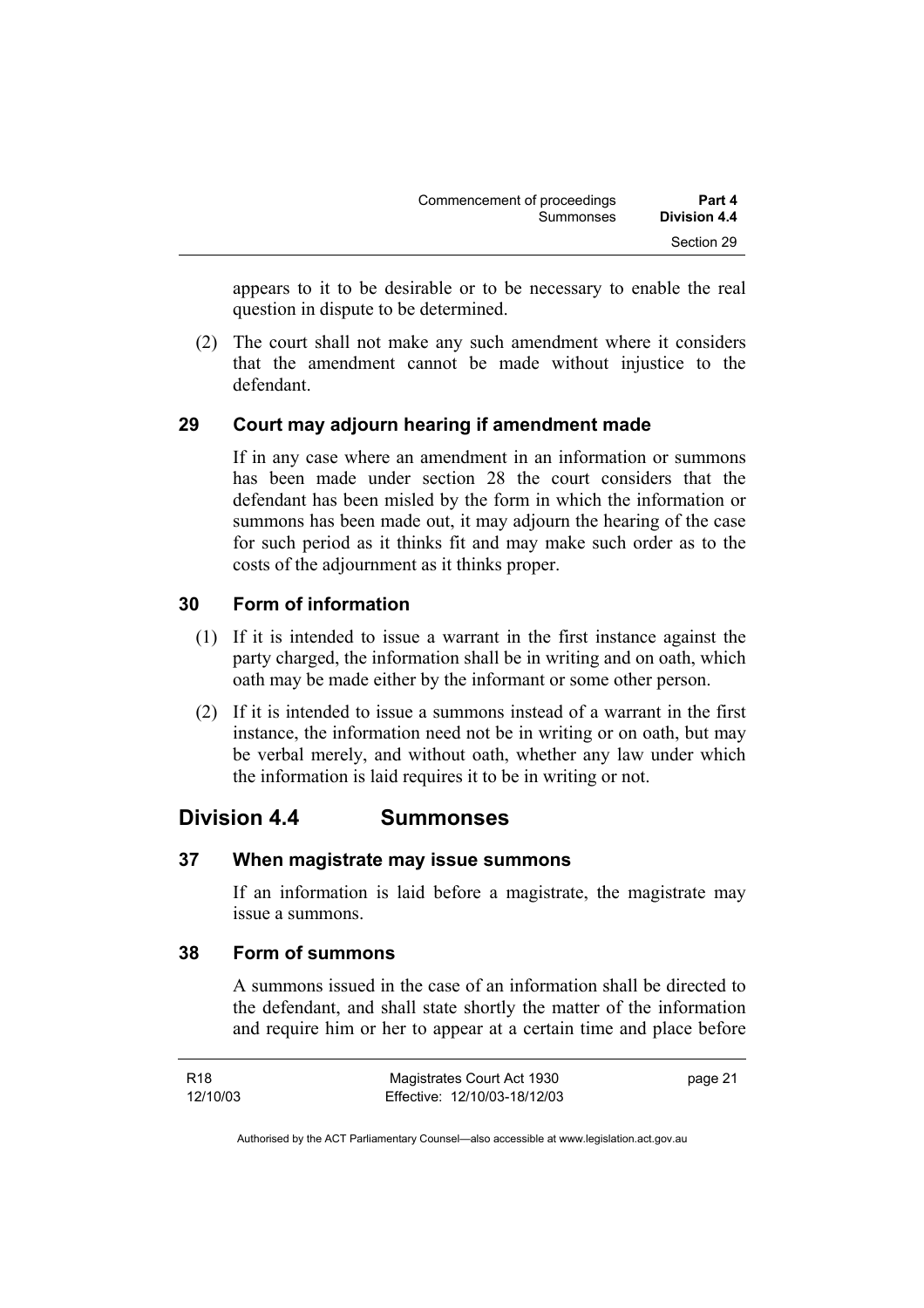appears to it to be desirable or to be necessary to enable the real question in dispute to be determined.

(2) The court shall not make any such amendment where it considers that the amendment cannot be made without injustice to the defendant.

### 29 Court may adjourn hearing if amendment made

If in any case where an amendment in an information or summons has been made under section 28 the court considers that the defendant has been misled by the form in which the information or summons has been made out, it may adjourn the hearing of the case for such period as it thinks fit and may make such order as to the costs of the adjournment as it thinks proper.

### 30 Form of information

(1) If it is intended to issue a warrant in the first instance against the party charged, the information shall be in writing and on oath, which oath may be made either by the informant or some other person.

(2) If it is intended to issue a summons instead of a warrant in the first instance, the information need not be in writing or on oath, but may be verbal merely, and without oath, whether any law under which the information is laid requires it to be in writing or not.

## Division 4.4 Summonses

### 37 When magistrate may issue summons

If an information is laid before a magistrate, the magistrate may issue a summons.

### 38 Form of summons

A summons issued in the case of an information shall be directed to the defendant, and shall state shortly the matter of the information and require him or her to appear at a certain time and place before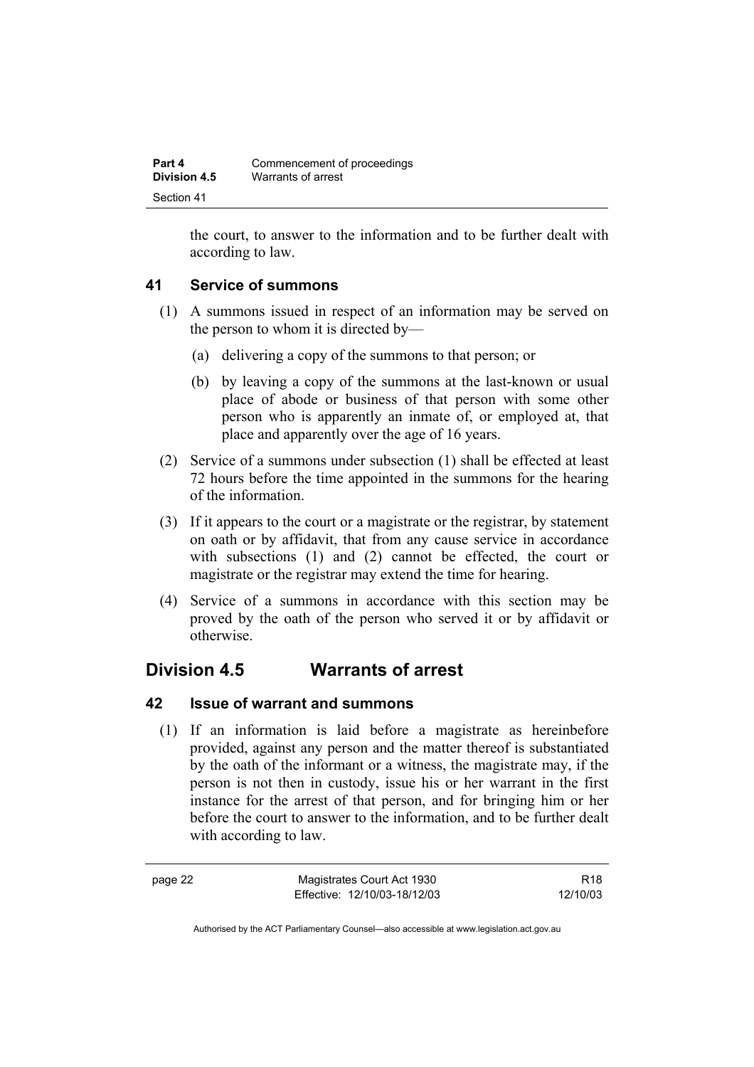the court, to answer to the information and to be further dealt with according to law.

### 41 Service of summons

(1) A summons issued in respect of an information may be served on the person to whom it is directed by—

(a) delivering a copy of the summons to that person; or

(b) by leaving a copy of the summons at the last-known or usual place of abode or business of that person with some other person who is apparently an inmate of, or employed at, that place and apparently over the age of 16 years.

(2) Service of a summons under subsection (1) shall be effected at least 72 hours before the time appointed in the summons for the hearing of the information.

(3) If it appears to the court or a magistrate or the registrar, by statement on oath or by affidavit, that from any cause service in accordance with subsections (1) and (2) cannot be effected, the court or magistrate or the registrar may extend the time for hearing.

(4) Service of a summons in accordance with this section may be proved by the oath of the person who served it or by affidavit or otherwise.

## Division 4.5 Warrants of arrest

### 42 Issue of warrant and summons

(1) If an information is laid before a magistrate as hereinbefore provided, against any person and the matter thereof is substantiated by the oath of the informant or a witness, the magistrate may, if the person is not then in custody, issue his or her warrant in the first instance for the arrest of that person, and for bringing him or her before the court to answer to the information, and to be further dealt with according to law.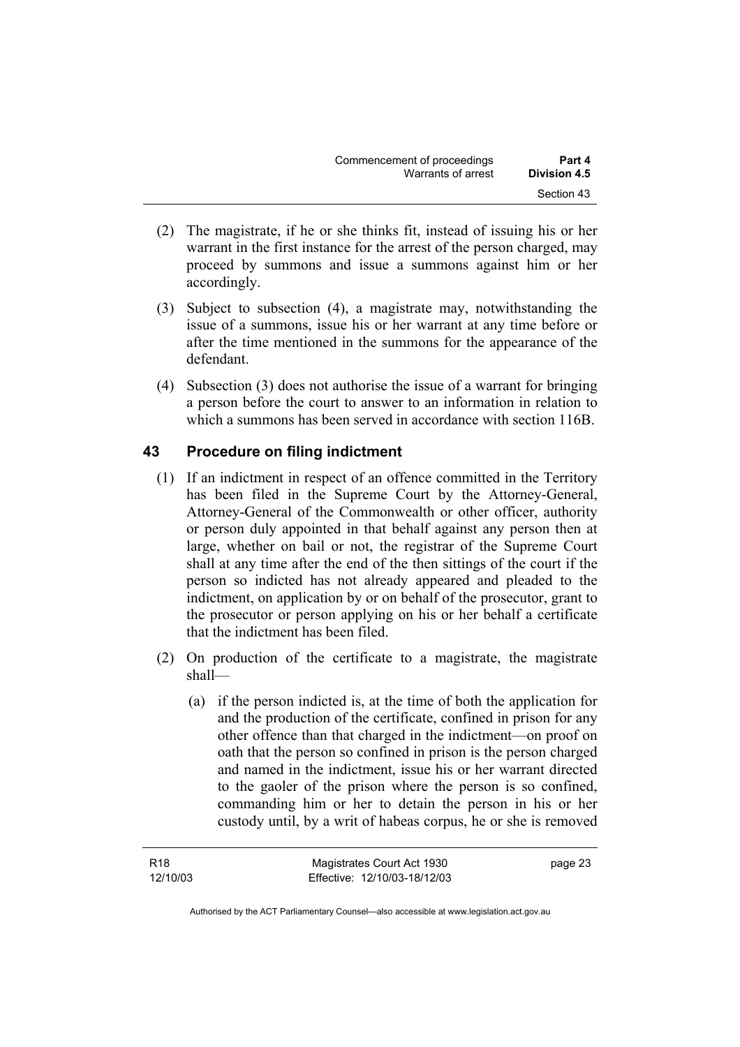(2) The magistrate, if he or she thinks fit, instead of issuing his or her warrant in the first instance for the arrest of the person charged, may proceed by summons and issue a summons against him or her accordingly.

(3) Subject to subsection (4), a magistrate may, notwithstanding the issue of a summons, issue his or her warrant at any time before or after the time mentioned in the summons for the appearance of the defendant.

(4) Subsection (3) does not authorise the issue of a warrant for bringing a person before the court to answer to an information in relation to which a summons has been served in accordance with section 116B.

## 43 Procedure on filing indictment

(1) If an indictment in respect of an offence committed in the Territory has been filed in the Supreme Court by the Attorney-General, Attorney-General of the Commonwealth or other officer, authority or person duly appointed in that behalf against any person then at large, whether on bail or not, the registrar of the Supreme Court shall at any time after the end of the then sittings of the court if the person so indicted has not already appeared and pleaded to the indictment, on application by or on behalf of the prosecutor, grant to the prosecutor or person applying on his or her behalf a certificate that the indictment has been filed.

(2) On production of the certificate to a magistrate, the magistrate shall—

(a) if the person indicted is, at the time of both the application for and the production of the certificate, confined in prison for any other offence than that charged in the indictment—on proof on oath that the person so confined in prison is the person charged and named in the indictment, issue his or her warrant directed to the gaoler of the prison where the person is so confined, commanding him or her to detain the person in his or her custody until, by a writ of habeas corpus, he or she is removed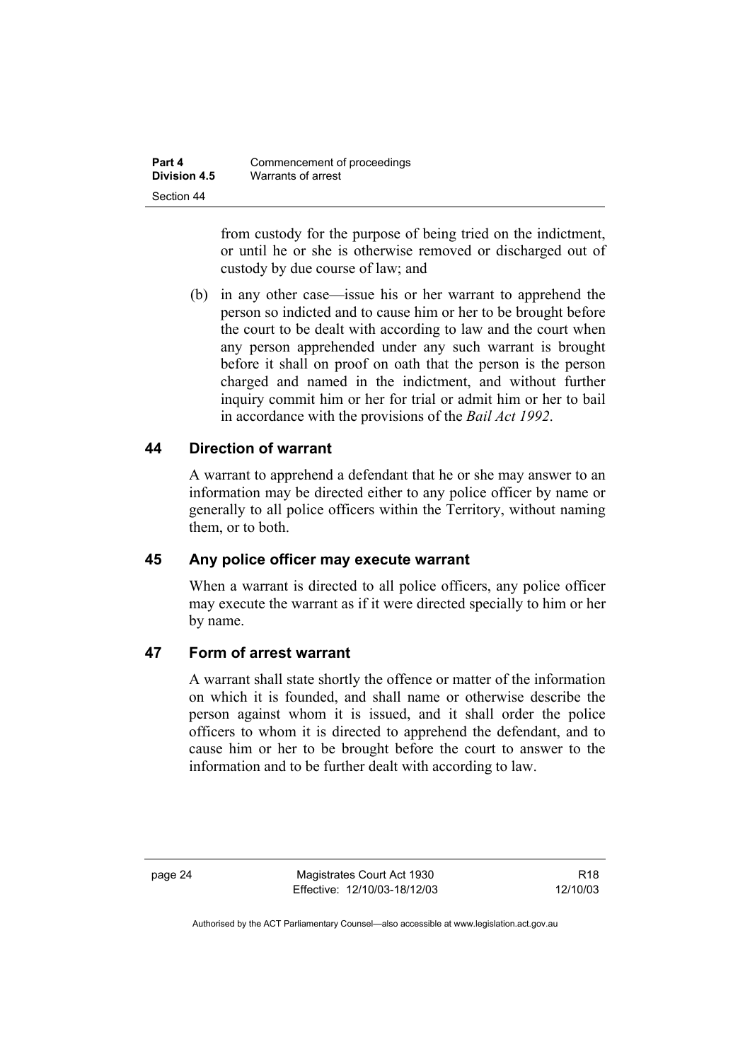from custody for the purpose of being tried on the indictment, or until he or she is otherwise removed or discharged out of custody by due course of law; and

(b) in any other case—issue his or her warrant to apprehend the person so indicted and to cause him or her to be brought before the court to be dealt with according to law and the court when any person apprehended under any such warrant is brought before it shall on proof on oath that the person is the person charged and named in the indictment, and without further inquiry commit him or her for trial or admit him or her to bail in accordance with the provisions of the *Bail Act 1992*.

## 44 Direction of warrant

A warrant to apprehend a defendant that he or she may answer to an information may be directed either to any police officer by name or generally to all police officers within the Territory, without naming them, or to both.

## 45 Any police officer may execute warrant

When a warrant is directed to all police officers, any police officer may execute the warrant as if it were directed specially to him or her by name.

## 47 Form of arrest warrant

A warrant shall state shortly the offence or matter of the information on which it is founded, and shall name or otherwise describe the person against whom it is issued, and it shall order the police officers to whom it is directed to apprehend the defendant, and to cause him or her to be brought before the court to answer to the information and to be further dealt with according to law.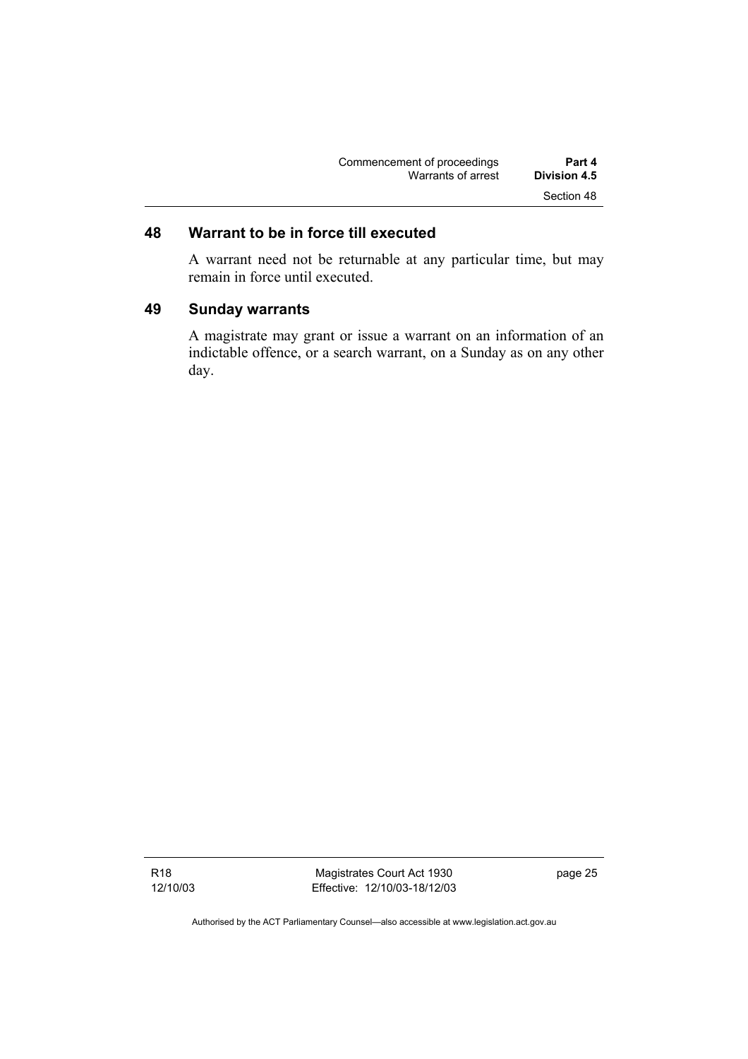## 48 Warrant to be in force till executed

A warrant need not be returnable at any particular time, but may remain in force until executed.

## 49 Sunday warrants

A magistrate may grant or issue a warrant on an information of an indictable offence, or a search warrant, on a Sunday as on any other day.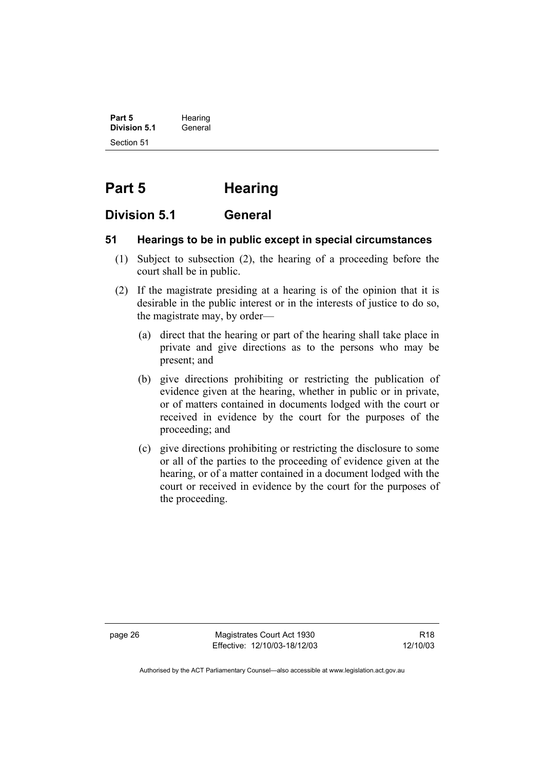# Part 5 Hearing

## Division 5.1 General

### 51 Hearings to be in public except in special circumstances

(1) Subject to subsection (2), the hearing of a proceeding before the court shall be in public.

(2) If the magistrate presiding at a hearing is of the opinion that it is desirable in the public interest or in the interests of justice to do so, the magistrate may, by order—

(a) direct that the hearing or part of the hearing shall take place in private and give directions as to the persons who may be present; and

(b) give directions prohibiting or restricting the publication of evidence given at the hearing, whether in public or in private, or of matters contained in documents lodged with the court or received in evidence by the court for the purposes of the proceeding; and

(c) give directions prohibiting or restricting the disclosure to some or all of the parties to the proceeding of evidence given at the hearing, or of a matter contained in a document lodged with the court or received in evidence by the court for the purposes of the proceeding.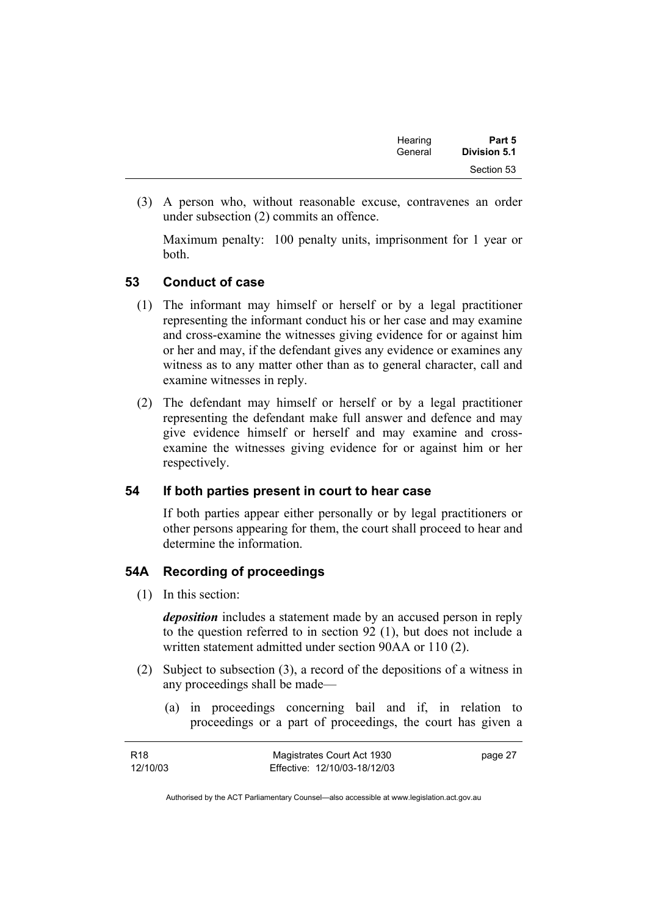(3) A person who, without reasonable excuse, contravenes an order under subsection (2) commits an offence.

Maximum penalty: 100 penalty units, imprisonment for 1 year or both.

## 53 Conduct of case

(1) The informant may himself or herself or by a legal practitioner representing the informant conduct his or her case and may examine and cross-examine the witnesses giving evidence for or against him or her and may, if the defendant gives any evidence or examines any witness as to any matter other than as to general character, call and examine witnesses in reply.

(2) The defendant may himself or herself or by a legal practitioner representing the defendant make full answer and defence and may give evidence himself or herself and may examine and cross-examine the witnesses giving evidence for or against him or her respectively.

## 54 If both parties present in court to hear case

If both parties appear either personally or by legal practitioners or other persons appearing for them, the court shall proceed to hear and determine the information.

## 54A Recording of proceedings

(1) In this section:

***deposition*** includes a statement made by an accused person in reply to the question referred to in section 92 (1), but does not include a written statement admitted under section 90AA or 110 (2).

(2) Subject to subsection (3), a record of the depositions of a witness in any proceedings shall be made—

(a) in proceedings concerning bail and if, in relation to proceedings or a part of proceedings, the court has given a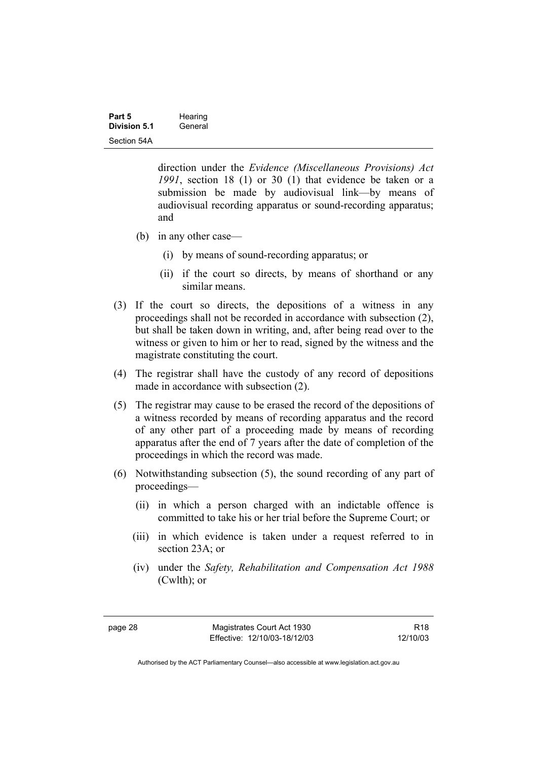direction under the *Evidence (Miscellaneous Provisions) Act 1991*, section 18 (1) or 30 (1) that evidence be taken or a submission be made by audiovisual link—by means of audiovisual recording apparatus or sound-recording apparatus; and

(b) in any other case—

(i) by means of sound-recording apparatus; or

(ii) if the court so directs, by means of shorthand or any similar means.

(3) If the court so directs, the depositions of a witness in any proceedings shall not be recorded in accordance with subsection (2), but shall be taken down in writing, and, after being read over to the witness or given to him or her to read, signed by the witness and the magistrate constituting the court.

(4) The registrar shall have the custody of any record of depositions made in accordance with subsection (2).

(5) The registrar may cause to be erased the record of the depositions of a witness recorded by means of recording apparatus and the record of any other part of a proceeding made by means of recording apparatus after the end of 7 years after the date of completion of the proceedings in which the record was made.

(6) Notwithstanding subsection (5), the sound recording of any part of proceedings—

(ii) in which a person charged with an indictable offence is committed to take his or her trial before the Supreme Court; or

(iii) in which evidence is taken under a request referred to in section 23A; or

(iv) under the *Safety, Rehabilitation and Compensation Act 1988* (Cwlth); or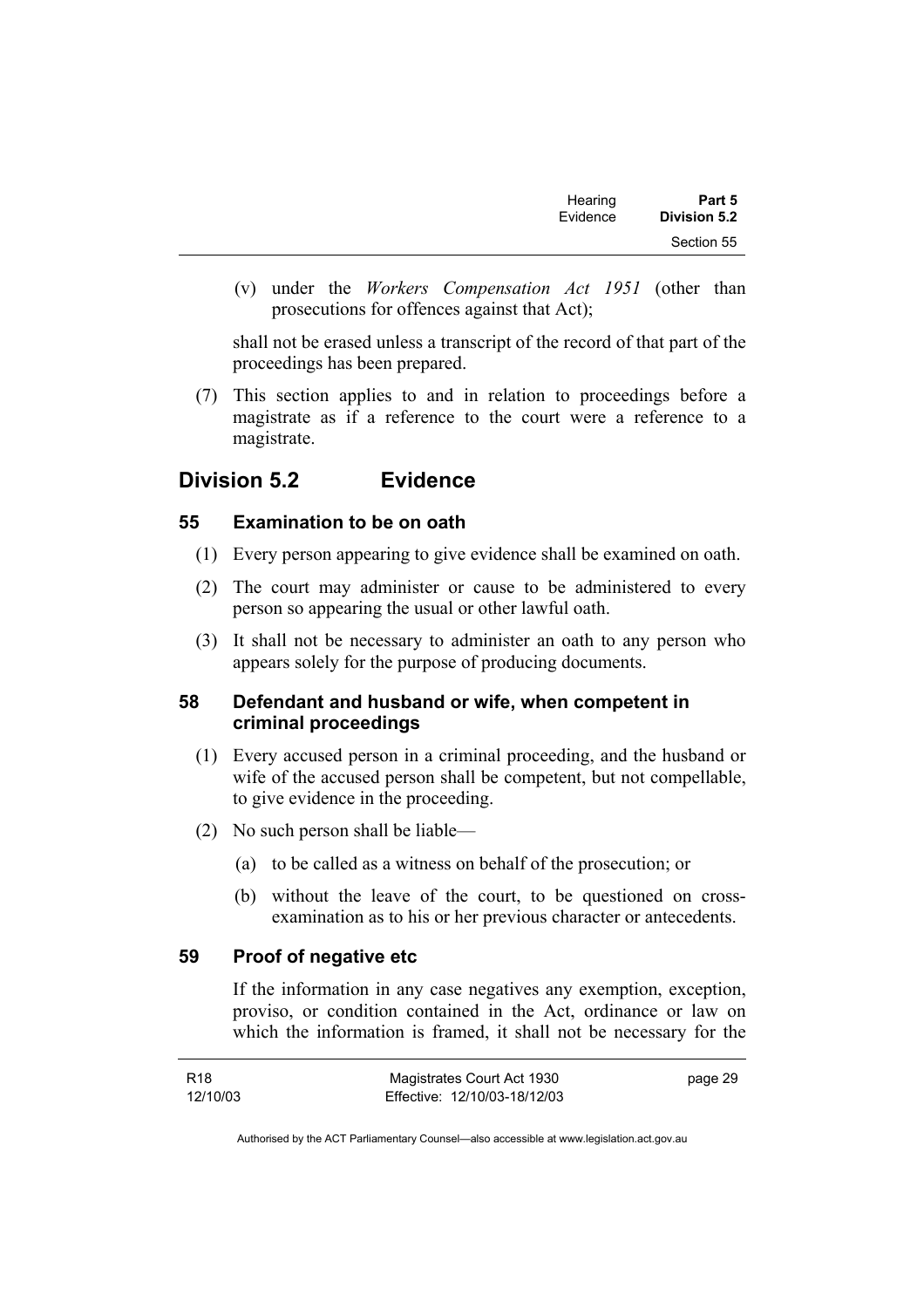(v) under the *Workers Compensation Act 1951* (other than prosecutions for offences against that Act);

shall not be erased unless a transcript of the record of that part of the proceedings has been prepared.

(7) This section applies to and in relation to proceedings before a magistrate as if a reference to the court were a reference to a magistrate.

## Division 5.2 Evidence

### 55 Examination to be on oath

(1) Every person appearing to give evidence shall be examined on oath.

(2) The court may administer or cause to be administered to every person so appearing the usual or other lawful oath.

(3) It shall not be necessary to administer an oath to any person who appears solely for the purpose of producing documents.

### 58 Defendant and husband or wife, when competent in criminal proceedings

(1) Every accused person in a criminal proceeding, and the husband or wife of the accused person shall be competent, but not compellable, to give evidence in the proceeding.

(2) No such person shall be liable—

(a) to be called as a witness on behalf of the prosecution; or

(b) without the leave of the court, to be questioned on cross-examination as to his or her previous character or antecedents.

### 59 Proof of negative etc

If the information in any case negatives any exemption, exception, proviso, or condition contained in the Act, ordinance or law on which the information is framed, it shall not be necessary for the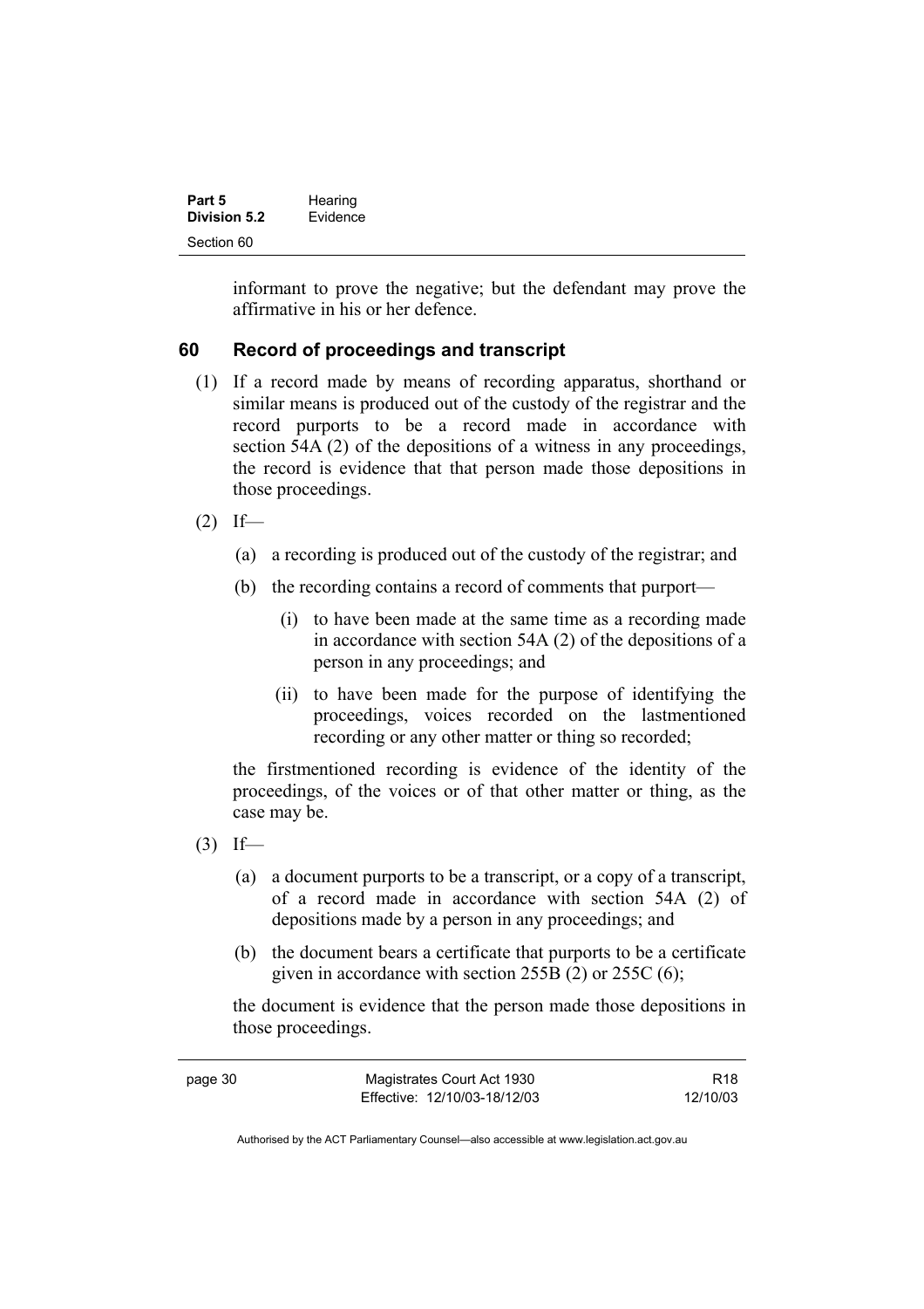informant to prove the negative; but the defendant may prove the affirmative in his or her defence.

## 60 Record of proceedings and transcript

(1) If a record made by means of recording apparatus, shorthand or similar means is produced out of the custody of the registrar and the record purports to be a record made in accordance with section 54A (2) of the depositions of a witness in any proceedings, the record is evidence that that person made those depositions in those proceedings.

(2) If—

(a) a recording is produced out of the custody of the registrar; and

(b) the recording contains a record of comments that purport—

(i) to have been made at the same time as a recording made in accordance with section 54A (2) of the depositions of a person in any proceedings; and

(ii) to have been made for the purpose of identifying the proceedings, voices recorded on the lastmentioned recording or any other matter or thing so recorded;

the firstmentioned recording is evidence of the identity of the proceedings, of the voices or of that other matter or thing, as the case may be.

(3) If—

(a) a document purports to be a transcript, or a copy of a transcript, of a record made in accordance with section 54A (2) of depositions made by a person in any proceedings; and

(b) the document bears a certificate that purports to be a certificate given in accordance with section 255B (2) or 255C (6);

the document is evidence that the person made those depositions in those proceedings.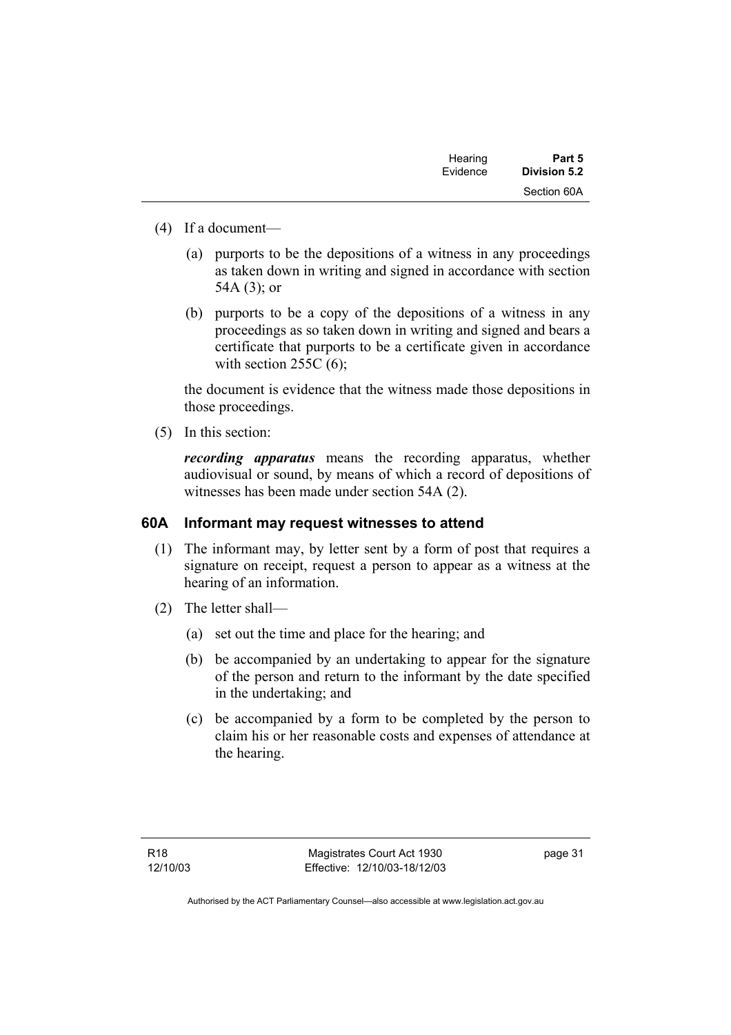(4) If a document—

(a) purports to be the depositions of a witness in any proceedings as taken down in writing and signed in accordance with section 54A (3); or

(b) purports to be a copy of the depositions of a witness in any proceedings as so taken down in writing and signed and bears a certificate that purports to be a certificate given in accordance with section 255C (6);

the document is evidence that the witness made those depositions in those proceedings.

(5) In this section:

***recording apparatus*** means the recording apparatus, whether audiovisual or sound, by means of which a record of depositions of witnesses has been made under section 54A (2).

## 60A Informant may request witnesses to attend

(1) The informant may, by letter sent by a form of post that requires a signature on receipt, request a person to appear as a witness at the hearing of an information.

(2) The letter shall—

(a) set out the time and place for the hearing; and

(b) be accompanied by an undertaking to appear for the signature of the person and return to the informant by the date specified in the undertaking; and

(c) be accompanied by a form to be completed by the person to claim his or her reasonable costs and expenses of attendance at the hearing.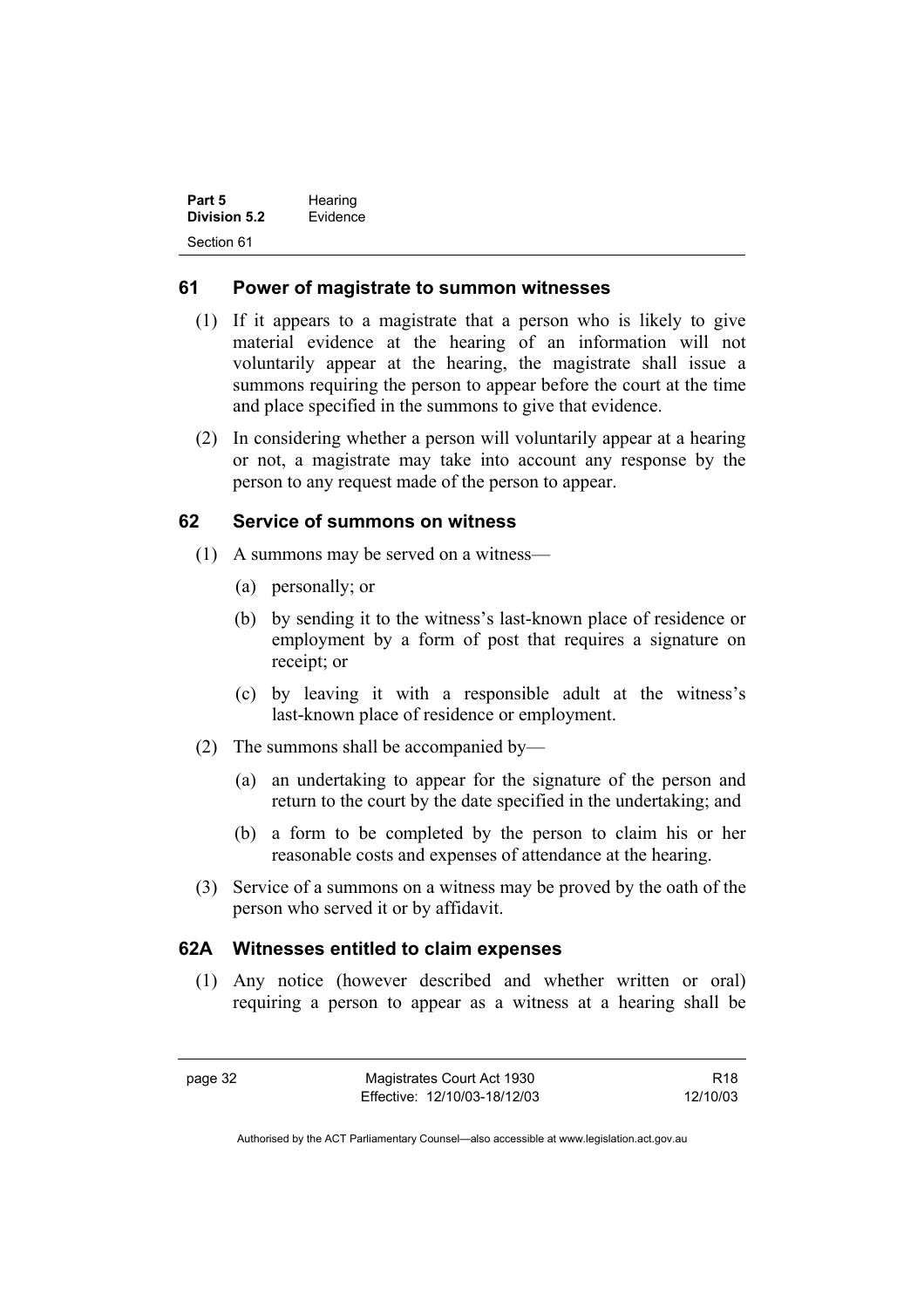## 61 Power of magistrate to summon witnesses

(1) If it appears to a magistrate that a person who is likely to give material evidence at the hearing of an information will not voluntarily appear at the hearing, the magistrate shall issue a summons requiring the person to appear before the court at the time and place specified in the summons to give that evidence.

(2) In considering whether a person will voluntarily appear at a hearing or not, a magistrate may take into account any response by the person to any request made of the person to appear.

## 62 Service of summons on witness

(1) A summons may be served on a witness—

(a) personally; or

(b) by sending it to the witness's last-known place of residence or employment by a form of post that requires a signature on receipt; or

(c) by leaving it with a responsible adult at the witness's last-known place of residence or employment.

(2) The summons shall be accompanied by—

(a) an undertaking to appear for the signature of the person and return to the court by the date specified in the undertaking; and

(b) a form to be completed by the person to claim his or her reasonable costs and expenses of attendance at the hearing.

(3) Service of a summons on a witness may be proved by the oath of the person who served it or by affidavit.

## 62A Witnesses entitled to claim expenses

(1) Any notice (however described and whether written or oral) requiring a person to appear as a witness at a hearing shall be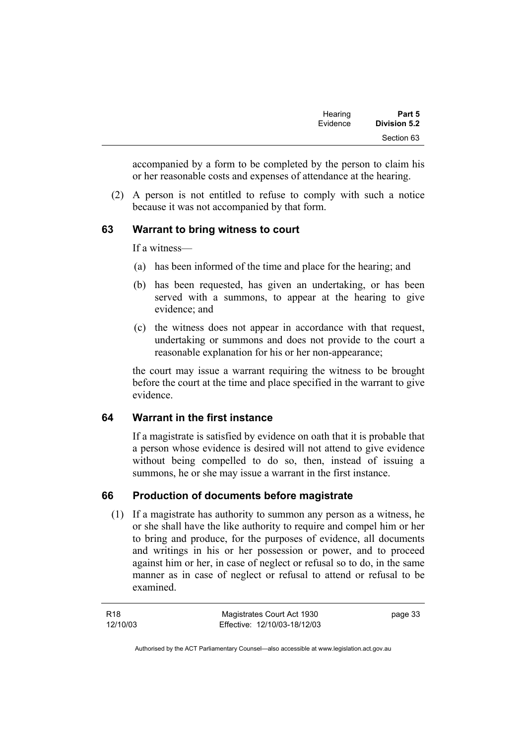accompanied by a form to be completed by the person to claim his or her reasonable costs and expenses of attendance at the hearing.

(2) A person is not entitled to refuse to comply with such a notice because it was not accompanied by that form.

## 63 Warrant to bring witness to court

If a witness—

(a) has been informed of the time and place for the hearing; and

(b) has been requested, has given an undertaking, or has been served with a summons, to appear at the hearing to give evidence; and

(c) the witness does not appear in accordance with that request, undertaking or summons and does not provide to the court a reasonable explanation for his or her non-appearance;

the court may issue a warrant requiring the witness to be brought before the court at the time and place specified in the warrant to give evidence.

## 64 Warrant in the first instance

If a magistrate is satisfied by evidence on oath that it is probable that a person whose evidence is desired will not attend to give evidence without being compelled to do so, then, instead of issuing a summons, he or she may issue a warrant in the first instance.

## 66 Production of documents before magistrate

(1) If a magistrate has authority to summon any person as a witness, he or she shall have the like authority to require and compel him or her to bring and produce, for the purposes of evidence, all documents and writings in his or her possession or power, and to proceed against him or her, in case of neglect or refusal so to do, in the same manner as in case of neglect or refusal to attend or refusal to be examined.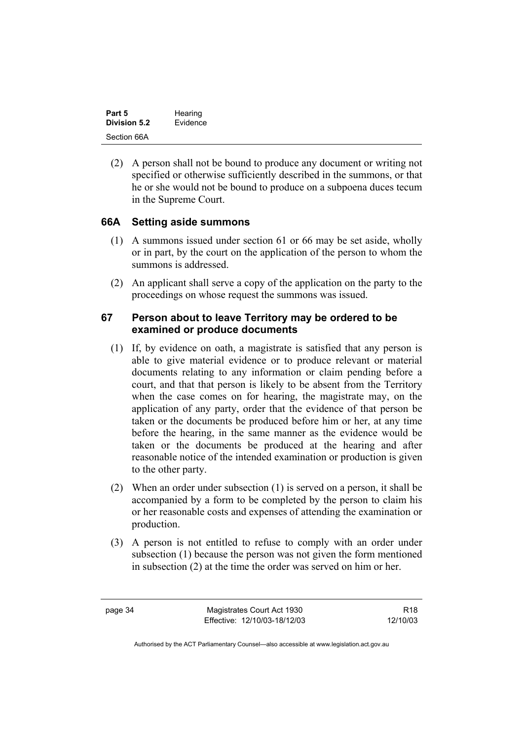(2) A person shall not be bound to produce any document or writing not specified or otherwise sufficiently described in the summons, or that he or she would not be bound to produce on a subpoena duces tecum in the Supreme Court.

### 66A Setting aside summons

(1) A summons issued under section 61 or 66 may be set aside, wholly or in part, by the court on the application of the person to whom the summons is addressed.

(2) An applicant shall serve a copy of the application on the party to the proceedings on whose request the summons was issued.

### 67 Person about to leave Territory may be ordered to be examined or produce documents

(1) If, by evidence on oath, a magistrate is satisfied that any person is able to give material evidence or to produce relevant or material documents relating to any information or claim pending before a court, and that that person is likely to be absent from the Territory when the case comes on for hearing, the magistrate may, on the application of any party, order that the evidence of that person be taken or the documents be produced before him or her, at any time before the hearing, in the same manner as the evidence would be taken or the documents be produced at the hearing and after reasonable notice of the intended examination or production is given to the other party.

(2) When an order under subsection (1) is served on a person, it shall be accompanied by a form to be completed by the person to claim his or her reasonable costs and expenses of attending the examination or production.

(3) A person is not entitled to refuse to comply with an order under subsection (1) because the person was not given the form mentioned in subsection (2) at the time the order was served on him or her.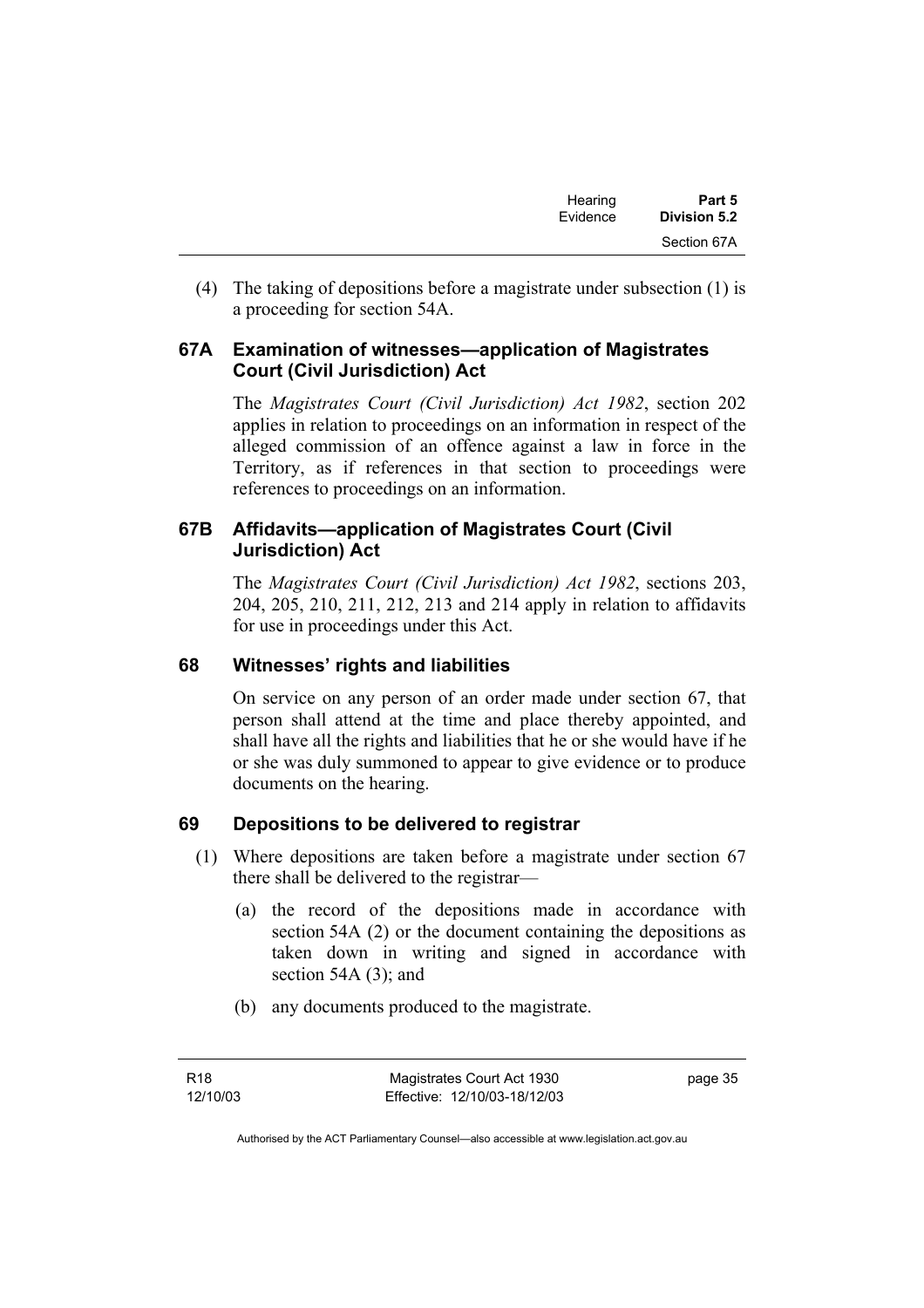(4) The taking of depositions before a magistrate under subsection (1) is a proceeding for section 54A.

### 67A Examination of witnesses—application of Magistrates Court (Civil Jurisdiction) Act

The *Magistrates Court (Civil Jurisdiction) Act 1982*, section 202 applies in relation to proceedings on an information in respect of the alleged commission of an offence against a law in force in the Territory, as if references in that section to proceedings were references to proceedings on an information.

### 67B Affidavits—application of Magistrates Court (Civil Jurisdiction) Act

The *Magistrates Court (Civil Jurisdiction) Act 1982*, sections 203, 204, 205, 210, 211, 212, 213 and 214 apply in relation to affidavits for use in proceedings under this Act.

### 68 Witnesses' rights and liabilities

On service on any person of an order made under section 67, that person shall attend at the time and place thereby appointed, and shall have all the rights and liabilities that he or she would have if he or she was duly summoned to appear to give evidence or to produce documents on the hearing.

### 69 Depositions to be delivered to registrar

(1) Where depositions are taken before a magistrate under section 67 there shall be delivered to the registrar—

(a) the record of the depositions made in accordance with section 54A (2) or the document containing the depositions as taken down in writing and signed in accordance with section 54A (3); and

(b) any documents produced to the magistrate.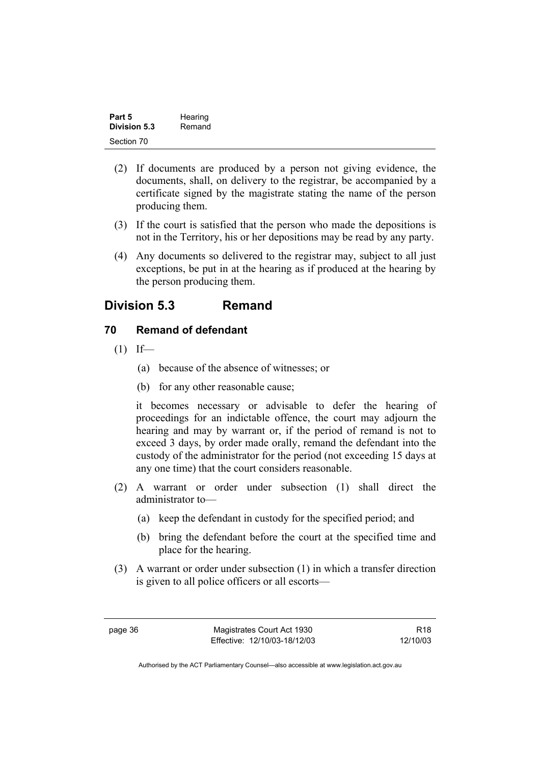(2) If documents are produced by a person not giving evidence, the documents, shall, on delivery to the registrar, be accompanied by a certificate signed by the magistrate stating the name of the person producing them.

(3) If the court is satisfied that the person who made the depositions is not in the Territory, his or her depositions may be read by any party.

(4) Any documents so delivered to the registrar may, subject to all just exceptions, be put in at the hearing as if produced at the hearing by the person producing them.

## Division 5.3 Remand

### 70 Remand of defendant

(1) If—

   (a) because of the absence of witnesses; or

   (b) for any other reasonable cause;

   it becomes necessary or advisable to defer the hearing of proceedings for an indictable offence, the court may adjourn the hearing and may by warrant or, if the period of remand is not to exceed 3 days, by order made orally, remand the defendant into the custody of the administrator for the period (not exceeding 15 days at any one time) that the court considers reasonable.

(2) A warrant or order under subsection (1) shall direct the administrator to—

   (a) keep the defendant in custody for the specified period; and

   (b) bring the defendant before the court at the specified time and place for the hearing.

(3) A warrant or order under subsection (1) in which a transfer direction is given to all police officers or all escorts—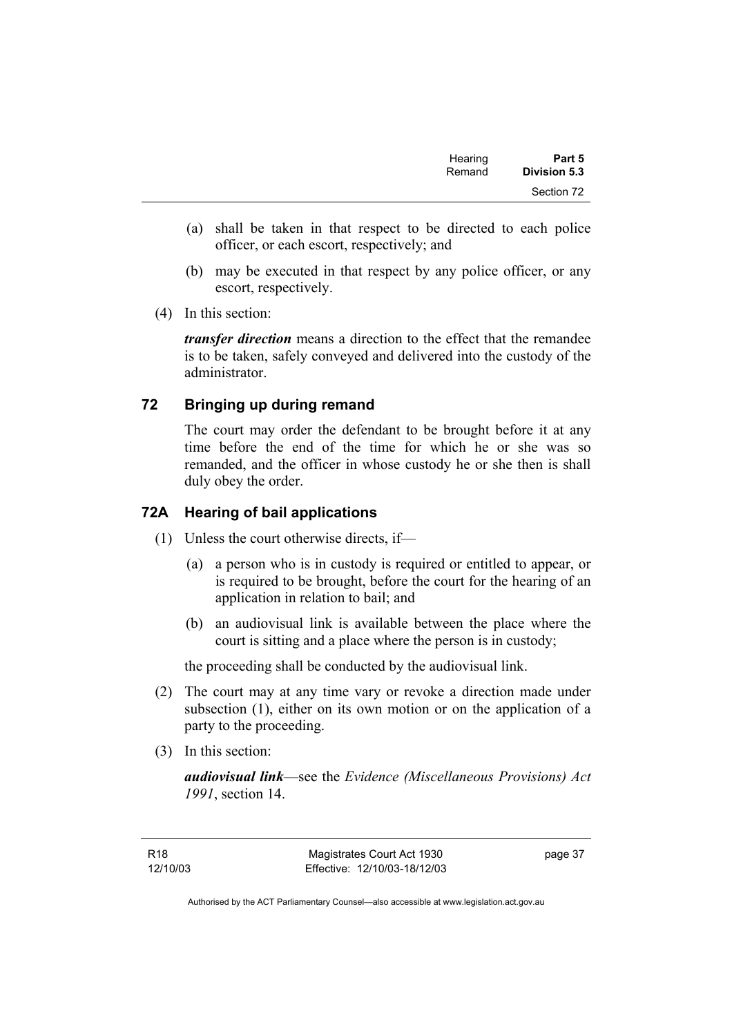(a) shall be taken in that respect to be directed to each police officer, or each escort, respectively; and

(b) may be executed in that respect by any police officer, or any escort, respectively.

(4) In this section:

***transfer direction*** means a direction to the effect that the remandee is to be taken, safely conveyed and delivered into the custody of the administrator.

## 72 Bringing up during remand

The court may order the defendant to be brought before it at any time before the end of the time for which he or she was so remanded, and the officer in whose custody he or she then is shall duly obey the order.

## 72A Hearing of bail applications

(1) Unless the court otherwise directs, if—

(a) a person who is in custody is required or entitled to appear, or is required to be brought, before the court for the hearing of an application in relation to bail; and

(b) an audiovisual link is available between the place where the court is sitting and a place where the person is in custody;

the proceeding shall be conducted by the audiovisual link.

(2) The court may at any time vary or revoke a direction made under subsection (1), either on its own motion or on the application of a party to the proceeding.

(3) In this section:

***audiovisual link***—see the *Evidence (Miscellaneous Provisions) Act 1991*, section 14.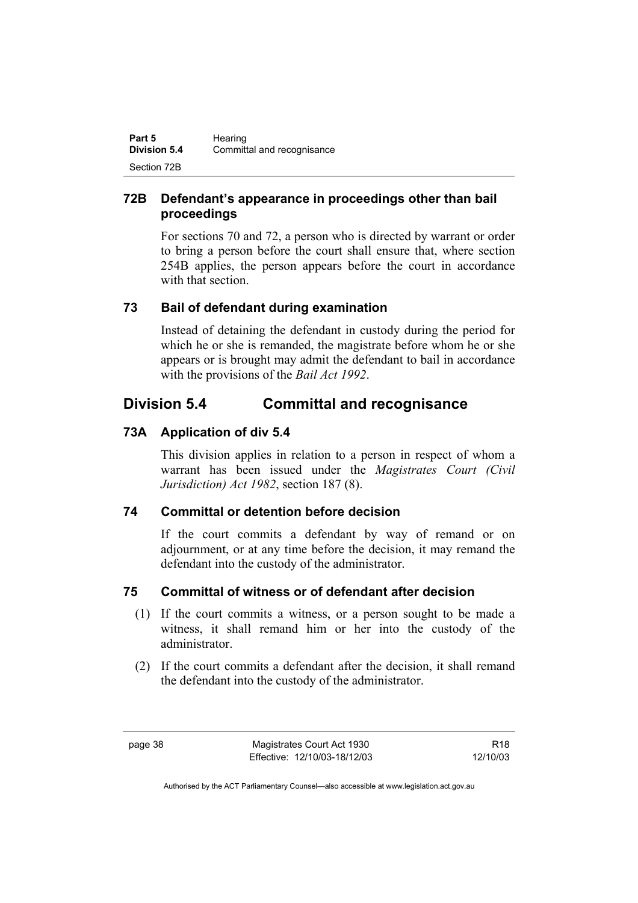### 72B Defendant's appearance in proceedings other than bail proceedings

For sections 70 and 72, a person who is directed by warrant or order to bring a person before the court shall ensure that, where section 254B applies, the person appears before the court in accordance with that section.

### 73 Bail of defendant during examination

Instead of detaining the defendant in custody during the period for which he or she is remanded, the magistrate before whom he or she appears or is brought may admit the defendant to bail in accordance with the provisions of the *Bail Act 1992*.

## Division 5.4 Committal and recognisance

### 73A Application of div 5.4

This division applies in relation to a person in respect of whom a warrant has been issued under the *Magistrates Court (Civil Jurisdiction) Act 1982*, section 187 (8).

### 74 Committal or detention before decision

If the court commits a defendant by way of remand or on adjournment, or at any time before the decision, it may remand the defendant into the custody of the administrator.

### 75 Committal of witness or of defendant after decision

(1) If the court commits a witness, or a person sought to be made a witness, it shall remand him or her into the custody of the administrator.

(2) If the court commits a defendant after the decision, it shall remand the defendant into the custody of the administrator.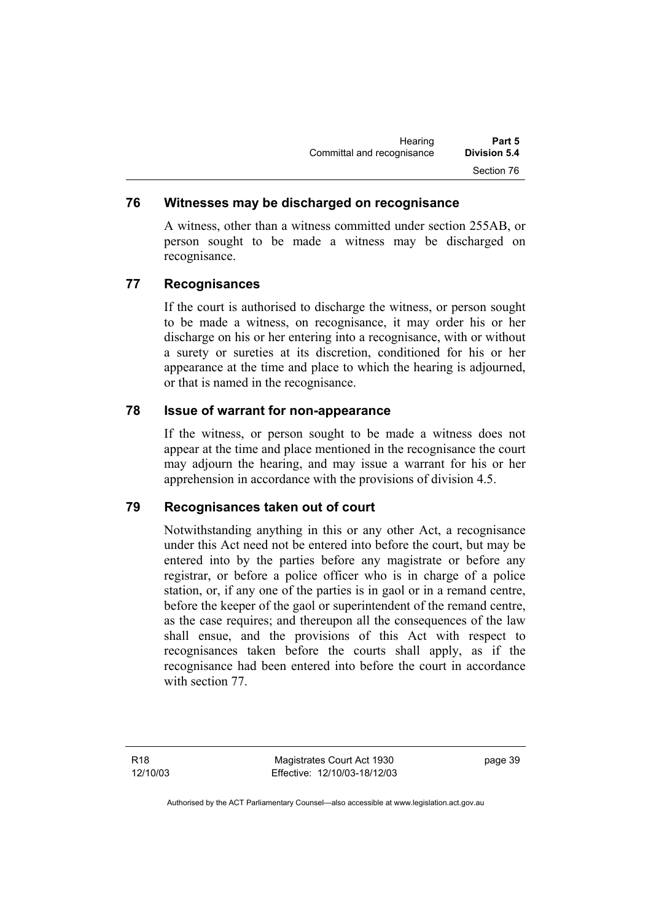## 76 Witnesses may be discharged on recognisance

A witness, other than a witness committed under section 255AB, or person sought to be made a witness may be discharged on recognisance.

## 77 Recognisances

If the court is authorised to discharge the witness, or person sought to be made a witness, on recognisance, it may order his or her discharge on his or her entering into a recognisance, with or without a surety or sureties at its discretion, conditioned for his or her appearance at the time and place to which the hearing is adjourned, or that is named in the recognisance.

## 78 Issue of warrant for non-appearance

If the witness, or person sought to be made a witness does not appear at the time and place mentioned in the recognisance the court may adjourn the hearing, and may issue a warrant for his or her apprehension in accordance with the provisions of division 4.5.

## 79 Recognisances taken out of court

Notwithstanding anything in this or any other Act, a recognisance under this Act need not be entered into before the court, but may be entered into by the parties before any magistrate or before any registrar, or before a police officer who is in charge of a police station, or, if any one of the parties is in gaol or in a remand centre, before the keeper of the gaol or superintendent of the remand centre, as the case requires; and thereupon all the consequences of the law shall ensue, and the provisions of this Act with respect to recognisances taken before the courts shall apply, as if the recognisance had been entered into before the court in accordance with section 77.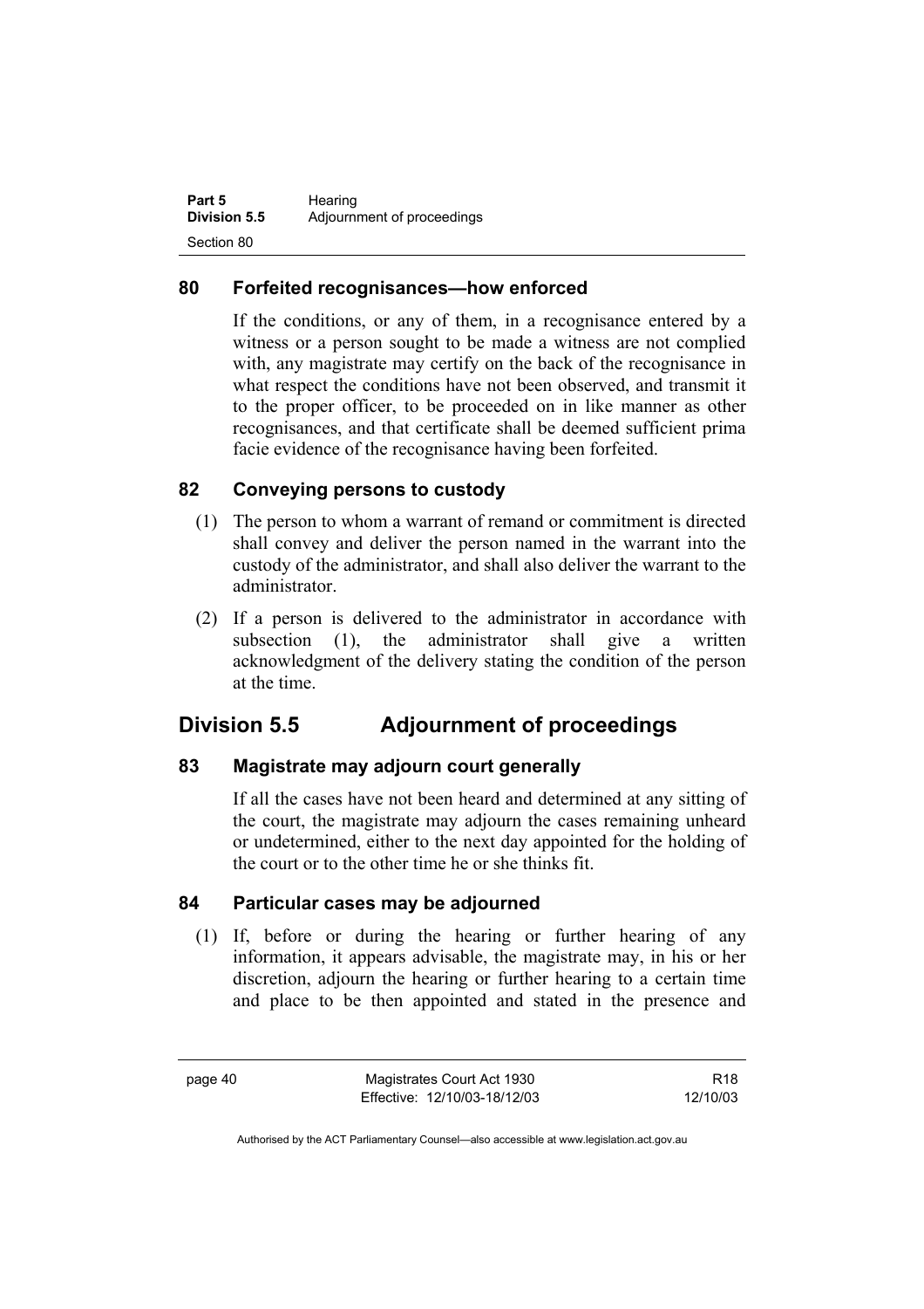### 80 Forfeited recognisances—how enforced

If the conditions, or any of them, in a recognisance entered by a witness or a person sought to be made a witness are not complied with, any magistrate may certify on the back of the recognisance in what respect the conditions have not been observed, and transmit it to the proper officer, to be proceeded on in like manner as other recognisances, and that certificate shall be deemed sufficient prima facie evidence of the recognisance having been forfeited.

### 82 Conveying persons to custody

(1) The person to whom a warrant of remand or commitment is directed shall convey and deliver the person named in the warrant into the custody of the administrator, and shall also deliver the warrant to the administrator.

(2) If a person is delivered to the administrator in accordance with subsection (1), the administrator shall give a written acknowledgment of the delivery stating the condition of the person at the time.

## Division 5.5 Adjournment of proceedings

### 83 Magistrate may adjourn court generally

If all the cases have not been heard and determined at any sitting of the court, the magistrate may adjourn the cases remaining unheard or undetermined, either to the next day appointed for the holding of the court or to the other time he or she thinks fit.

### 84 Particular cases may be adjourned

(1) If, before or during the hearing or further hearing of any information, it appears advisable, the magistrate may, in his or her discretion, adjourn the hearing or further hearing to a certain time and place to be then appointed and stated in the presence and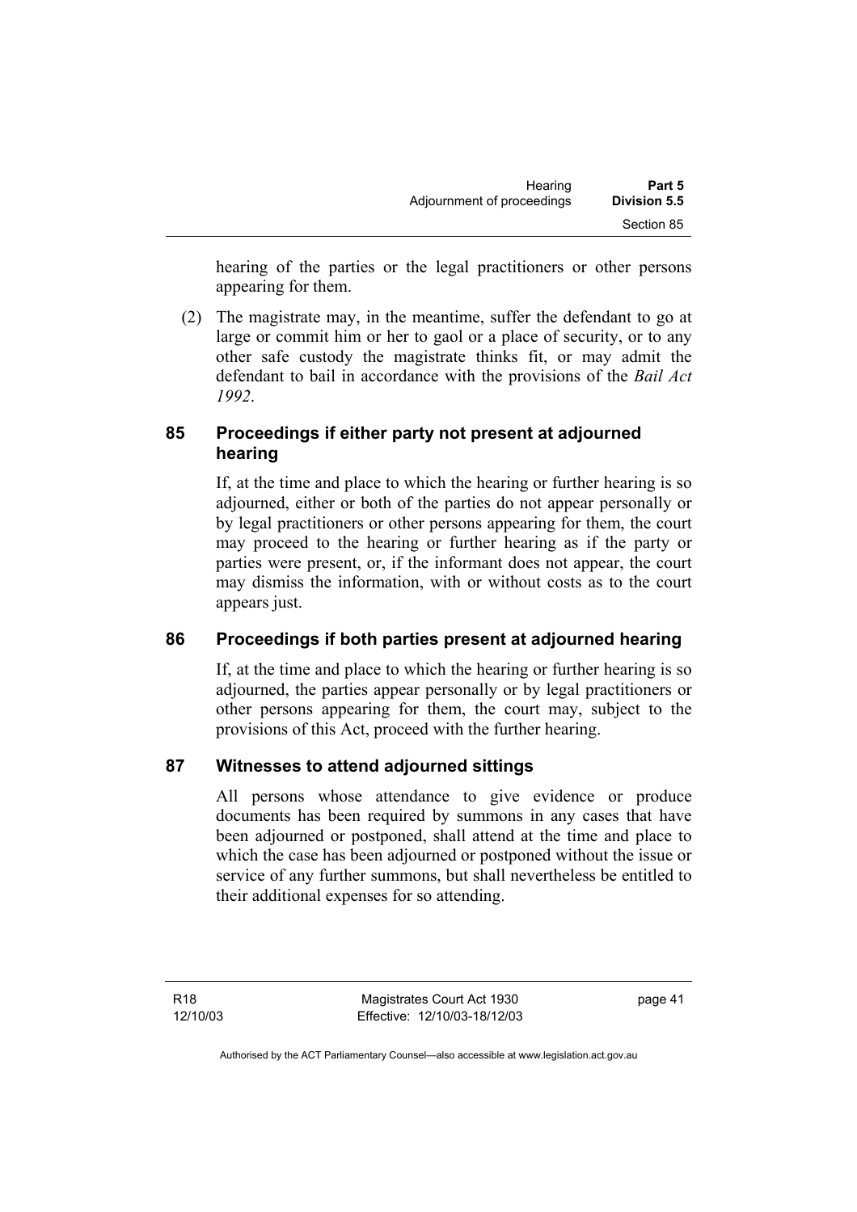hearing of the parties or the legal practitioners or other persons appearing for them.

(2) The magistrate may, in the meantime, suffer the defendant to go at large or commit him or her to gaol or a place of security, or to any other safe custody the magistrate thinks fit, or may admit the defendant to bail in accordance with the provisions of the *Bail Act 1992*.

## 85 Proceedings if either party not present at adjourned hearing

If, at the time and place to which the hearing or further hearing is so adjourned, either or both of the parties do not appear personally or by legal practitioners or other persons appearing for them, the court may proceed to the hearing or further hearing as if the party or parties were present, or, if the informant does not appear, the court may dismiss the information, with or without costs as to the court appears just.

## 86 Proceedings if both parties present at adjourned hearing

If, at the time and place to which the hearing or further hearing is so adjourned, the parties appear personally or by legal practitioners or other persons appearing for them, the court may, subject to the provisions of this Act, proceed with the further hearing.

## 87 Witnesses to attend adjourned sittings

All persons whose attendance to give evidence or produce documents has been required by summons in any cases that have been adjourned or postponed, shall attend at the time and place to which the case has been adjourned or postponed without the issue or service of any further summons, but shall nevertheless be entitled to their additional expenses for so attending.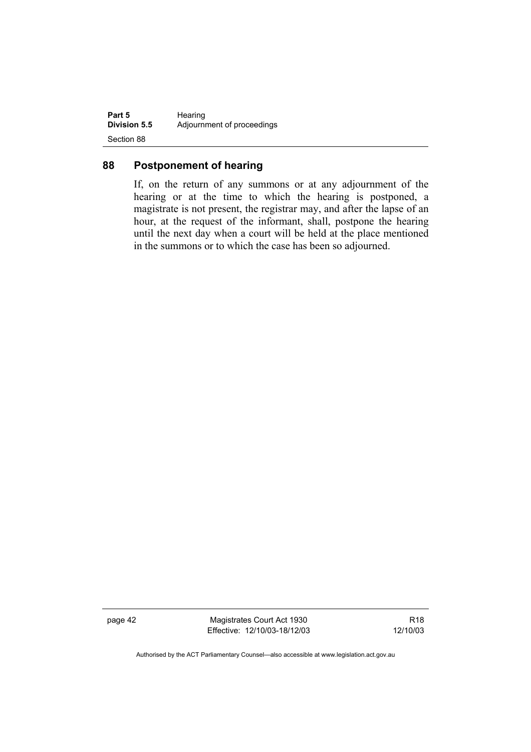## 88 Postponement of hearing

If, on the return of any summons or at any adjournment of the hearing or at the time to which the hearing is postponed, a magistrate is not present, the registrar may, and after the lapse of an hour, at the request of the informant, shall, postpone the hearing until the next day when a court will be held at the place mentioned in the summons or to which the case has been so adjourned.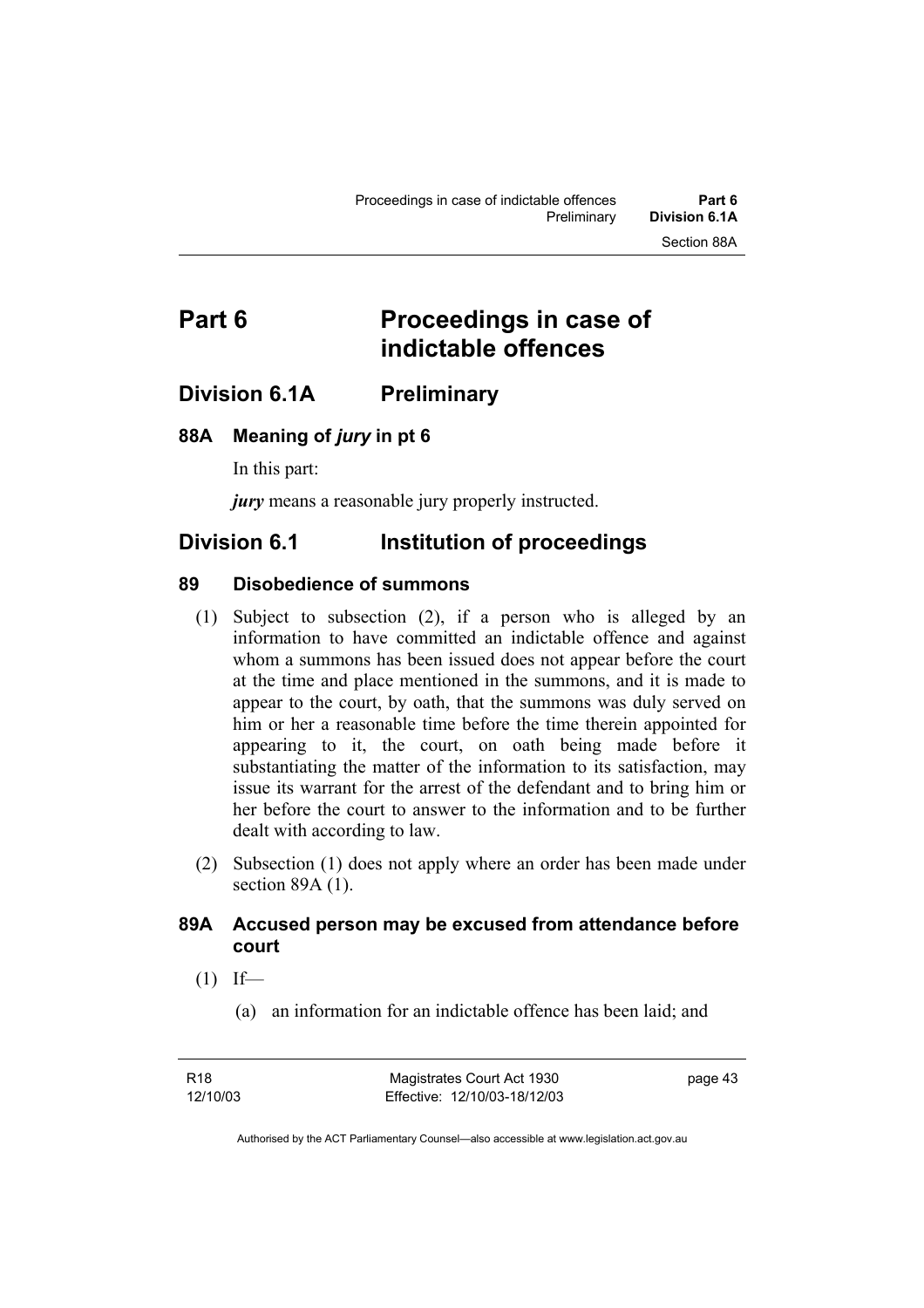# Part 6 Proceedings in case of indictable offences

## Division 6.1A Preliminary

### 88A Meaning of *jury* in pt 6

In this part:

***jury*** means a reasonable jury properly instructed.

## Division 6.1 Institution of proceedings

### 89 Disobedience of summons

(1) Subject to subsection (2), if a person who is alleged by an information to have committed an indictable offence and against whom a summons has been issued does not appear before the court at the time and place mentioned in the summons, and it is made to appear to the court, by oath, that the summons was duly served on him or her a reasonable time before the time therein appointed for appearing to it, the court, on oath being made before it substantiating the matter of the information to its satisfaction, may issue its warrant for the arrest of the defendant and to bring him or her before the court to answer to the information and to be further dealt with according to law.

(2) Subsection (1) does not apply where an order has been made under section 89A (1).

### 89A Accused person may be excused from attendance before court

(1) If—

(a) an information for an indictable offence has been laid; and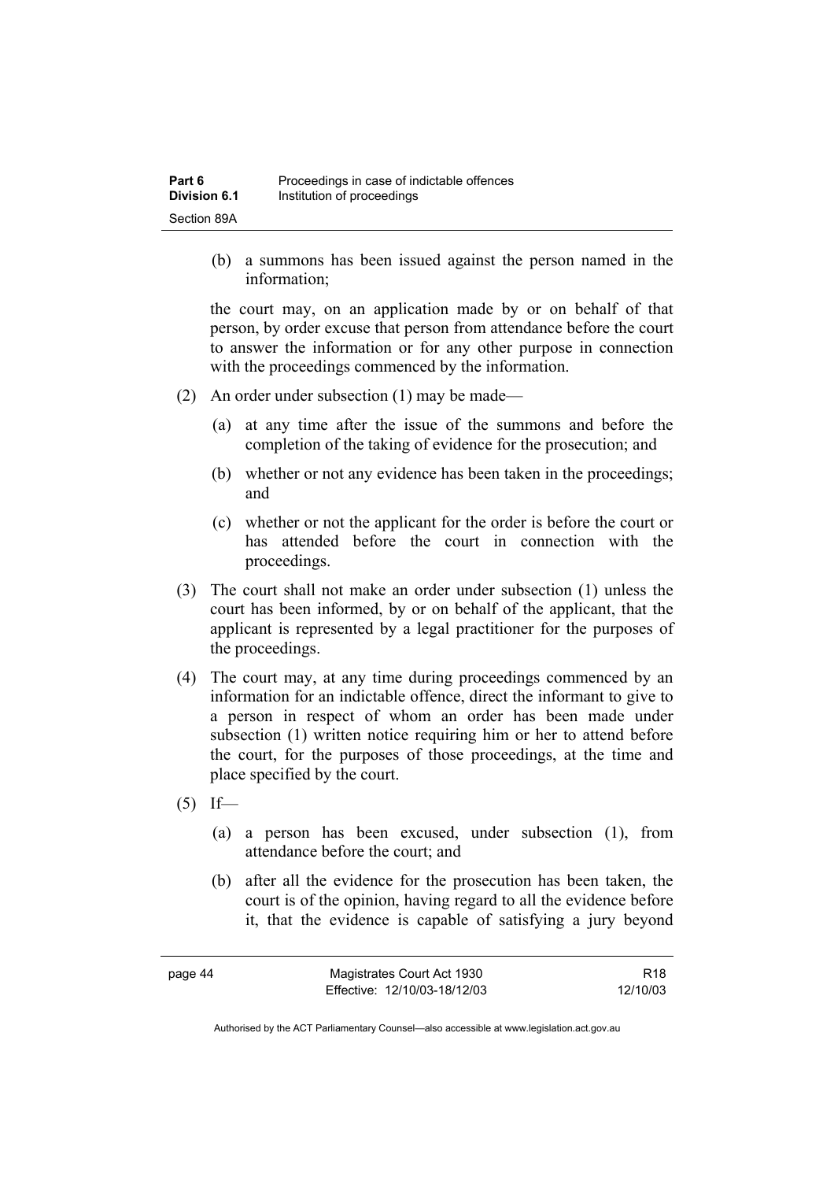(b) a summons has been issued against the person named in the information;

the court may, on an application made by or on behalf of that person, by order excuse that person from attendance before the court to answer the information or for any other purpose in connection with the proceedings commenced by the information.

(2) An order under subsection (1) may be made—

(a) at any time after the issue of the summons and before the completion of the taking of evidence for the prosecution; and

(b) whether or not any evidence has been taken in the proceedings; and

(c) whether or not the applicant for the order is before the court or has attended before the court in connection with the proceedings.

(3) The court shall not make an order under subsection (1) unless the court has been informed, by or on behalf of the applicant, that the applicant is represented by a legal practitioner for the purposes of the proceedings.

(4) The court may, at any time during proceedings commenced by an information for an indictable offence, direct the informant to give to a person in respect of whom an order has been made under subsection (1) written notice requiring him or her to attend before the court, for the purposes of those proceedings, at the time and place specified by the court.

(5) If—

(a) a person has been excused, under subsection (1), from attendance before the court; and

(b) after all the evidence for the prosecution has been taken, the court is of the opinion, having regard to all the evidence before it, that the evidence is capable of satisfying a jury beyond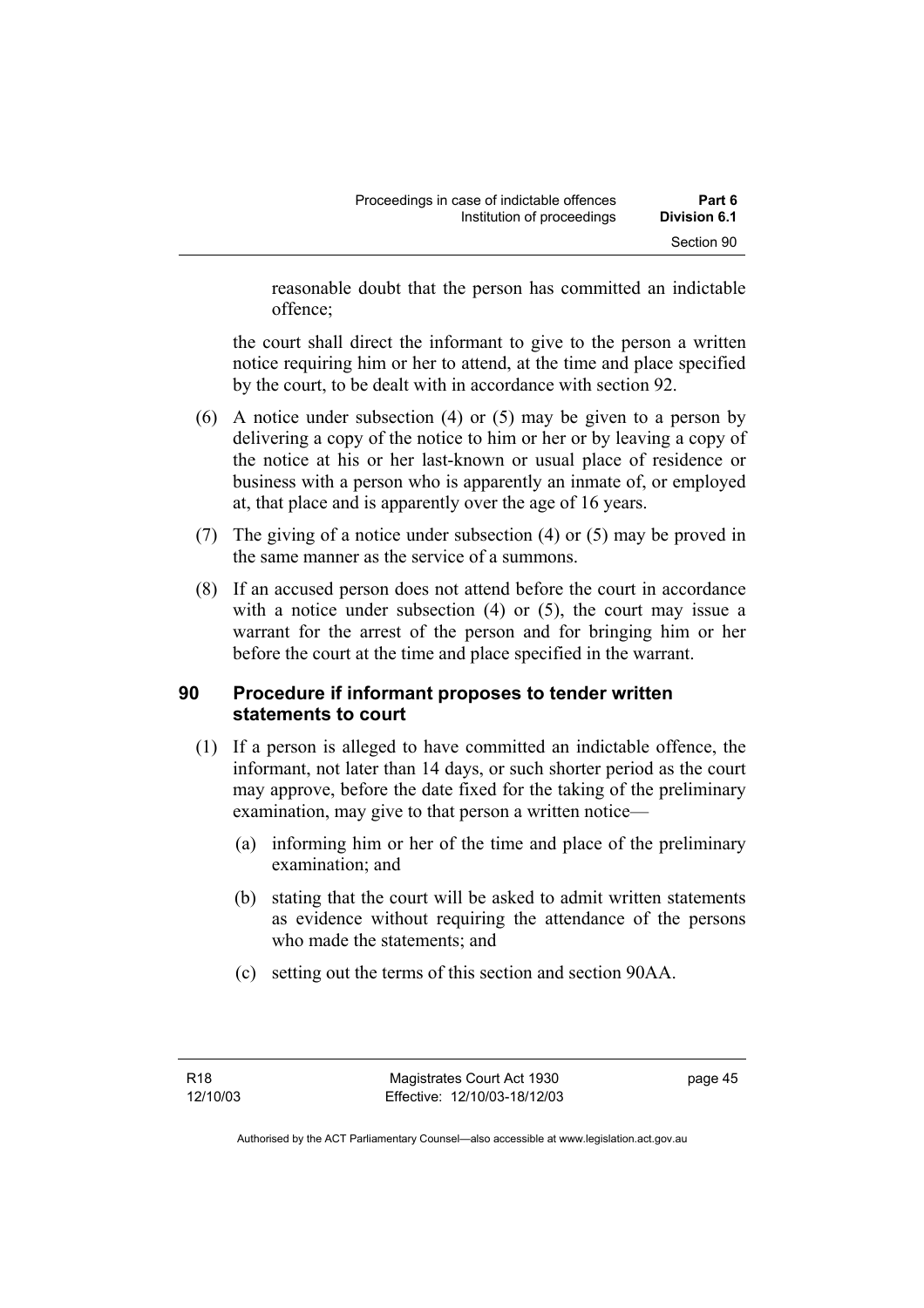reasonable doubt that the person has committed an indictable offence;

the court shall direct the informant to give to the person a written notice requiring him or her to attend, at the time and place specified by the court, to be dealt with in accordance with section 92.

(6) A notice under subsection (4) or (5) may be given to a person by delivering a copy of the notice to him or her or by leaving a copy of the notice at his or her last-known or usual place of residence or business with a person who is apparently an inmate of, or employed at, that place and is apparently over the age of 16 years.

(7) The giving of a notice under subsection (4) or (5) may be proved in the same manner as the service of a summons.

(8) If an accused person does not attend before the court in accordance with a notice under subsection (4) or (5), the court may issue a warrant for the arrest of the person and for bringing him or her before the court at the time and place specified in the warrant.

## 90 Procedure if informant proposes to tender written statements to court

(1) If a person is alleged to have committed an indictable offence, the informant, not later than 14 days, or such shorter period as the court may approve, before the date fixed for the taking of the preliminary examination, may give to that person a written notice—

(a) informing him or her of the time and place of the preliminary examination; and

(b) stating that the court will be asked to admit written statements as evidence without requiring the attendance of the persons who made the statements; and

(c) setting out the terms of this section and section 90AA.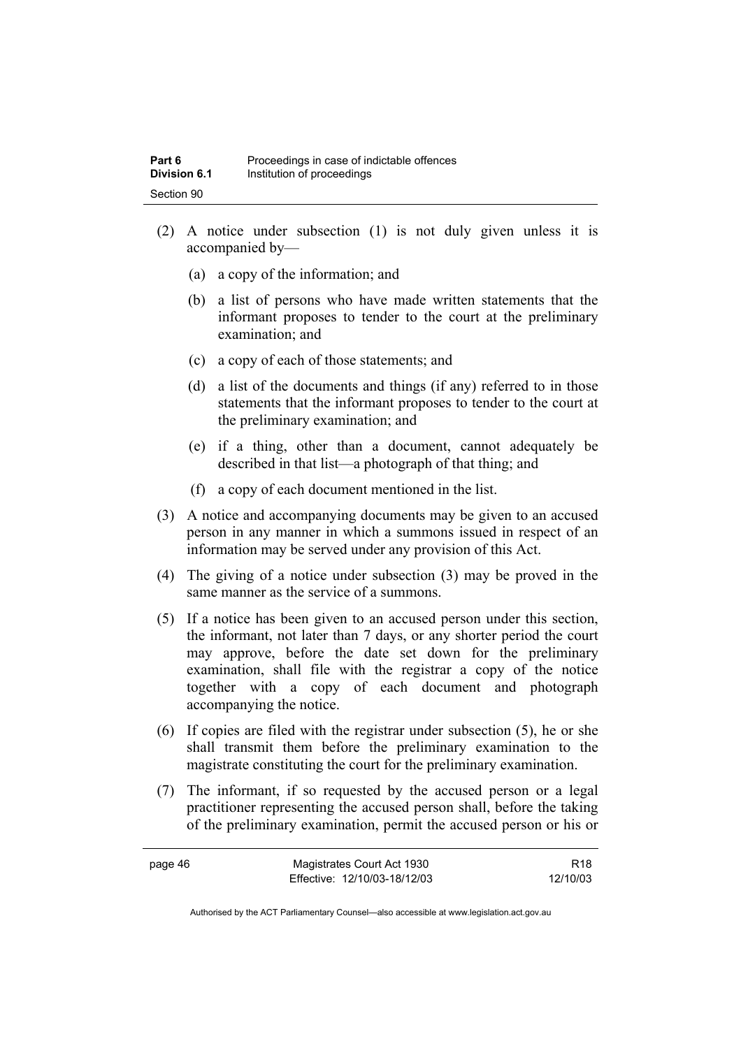(2) A notice under subsection (1) is not duly given unless it is accompanied by—

(a) a copy of the information; and

(b) a list of persons who have made written statements that the informant proposes to tender to the court at the preliminary examination; and

(c) a copy of each of those statements; and

(d) a list of the documents and things (if any) referred to in those statements that the informant proposes to tender to the court at the preliminary examination; and

(e) if a thing, other than a document, cannot adequately be described in that list—a photograph of that thing; and

(f) a copy of each document mentioned in the list.

(3) A notice and accompanying documents may be given to an accused person in any manner in which a summons issued in respect of an information may be served under any provision of this Act.

(4) The giving of a notice under subsection (3) may be proved in the same manner as the service of a summons.

(5) If a notice has been given to an accused person under this section, the informant, not later than 7 days, or any shorter period the court may approve, before the date set down for the preliminary examination, shall file with the registrar a copy of the notice together with a copy of each document and photograph accompanying the notice.

(6) If copies are filed with the registrar under subsection (5), he or she shall transmit them before the preliminary examination to the magistrate constituting the court for the preliminary examination.

(7) The informant, if so requested by the accused person or a legal practitioner representing the accused person shall, before the taking of the preliminary examination, permit the accused person or his or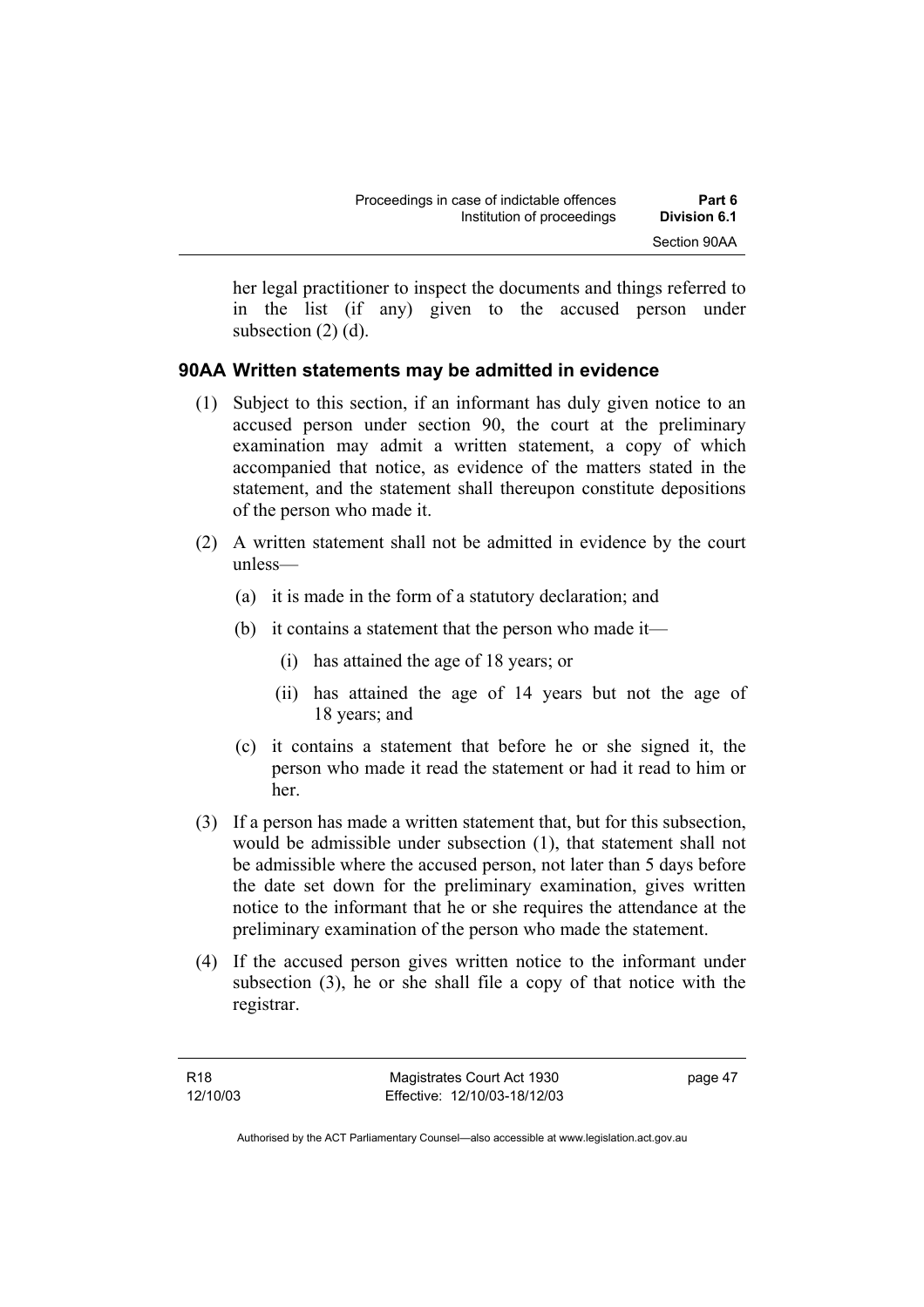her legal practitioner to inspect the documents and things referred to in the list (if any) given to the accused person under subsection (2) (d).

### 90AA Written statements may be admitted in evidence

(1) Subject to this section, if an informant has duly given notice to an accused person under section 90, the court at the preliminary examination may admit a written statement, a copy of which accompanied that notice, as evidence of the matters stated in the statement, and the statement shall thereupon constitute depositions of the person who made it.

(2) A written statement shall not be admitted in evidence by the court unless—

   (a) it is made in the form of a statutory declaration; and

   (b) it contains a statement that the person who made it—

      (i) has attained the age of 18 years; or

      (ii) has attained the age of 14 years but not the age of 18 years; and

   (c) it contains a statement that before he or she signed it, the person who made it read the statement or had it read to him or her.

(3) If a person has made a written statement that, but for this subsection, would be admissible under subsection (1), that statement shall not be admissible where the accused person, not later than 5 days before the date set down for the preliminary examination, gives written notice to the informant that he or she requires the attendance at the preliminary examination of the person who made the statement.

(4) If the accused person gives written notice to the informant under subsection (3), he or she shall file a copy of that notice with the registrar.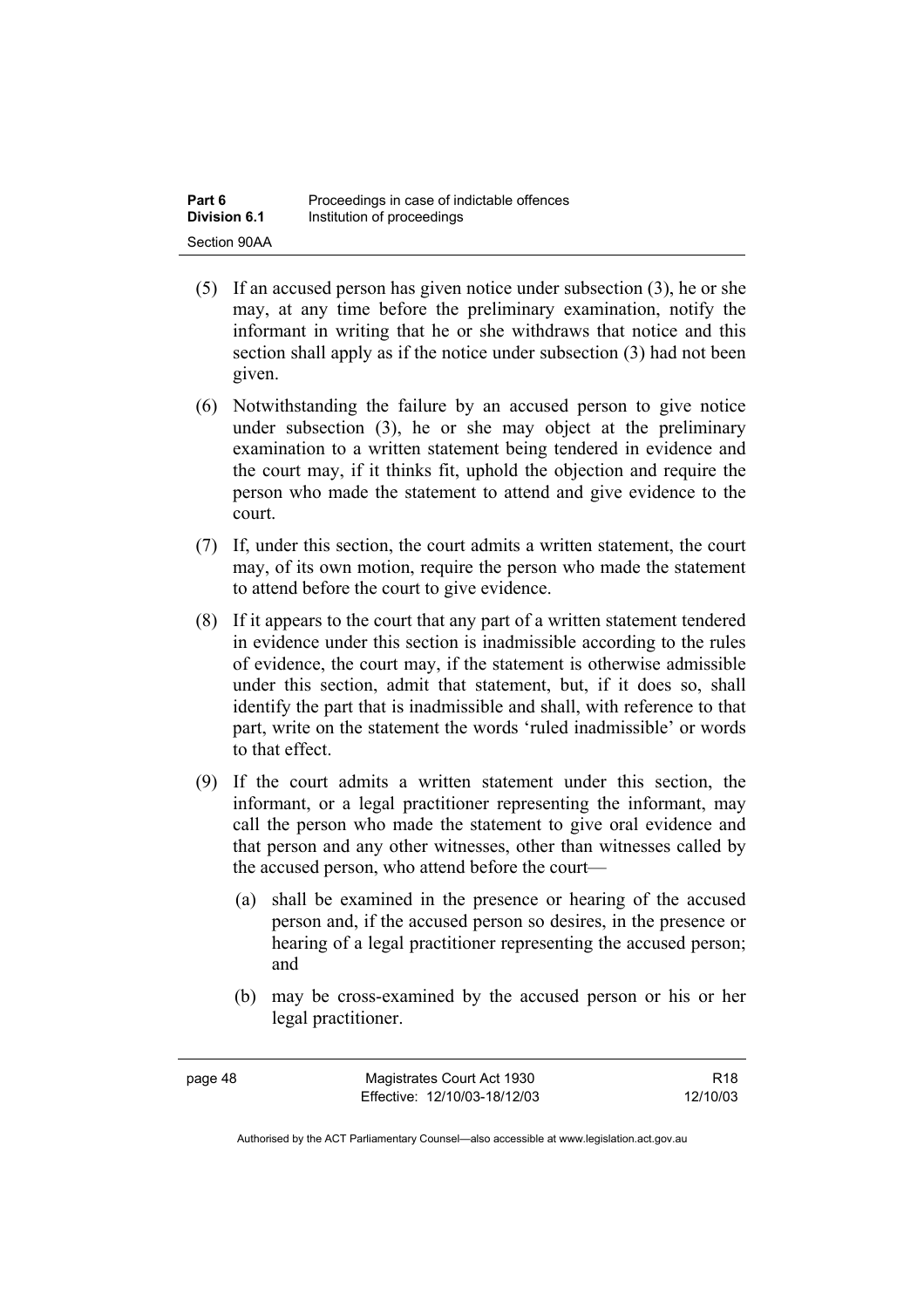(5) If an accused person has given notice under subsection (3), he or she may, at any time before the preliminary examination, notify the informant in writing that he or she withdraws that notice and this section shall apply as if the notice under subsection (3) had not been given.

(6) Notwithstanding the failure by an accused person to give notice under subsection (3), he or she may object at the preliminary examination to a written statement being tendered in evidence and the court may, if it thinks fit, uphold the objection and require the person who made the statement to attend and give evidence to the court.

(7) If, under this section, the court admits a written statement, the court may, of its own motion, require the person who made the statement to attend before the court to give evidence.

(8) If it appears to the court that any part of a written statement tendered in evidence under this section is inadmissible according to the rules of evidence, the court may, if the statement is otherwise admissible under this section, admit that statement, but, if it does so, shall identify the part that is inadmissible and shall, with reference to that part, write on the statement the words 'ruled inadmissible' or words to that effect.

(9) If the court admits a written statement under this section, the informant, or a legal practitioner representing the informant, may call the person who made the statement to give oral evidence and that person and any other witnesses, other than witnesses called by the accused person, who attend before the court—

(a) shall be examined in the presence or hearing of the accused person and, if the accused person so desires, in the presence or hearing of a legal practitioner representing the accused person; and

(b) may be cross-examined by the accused person or his or her legal practitioner.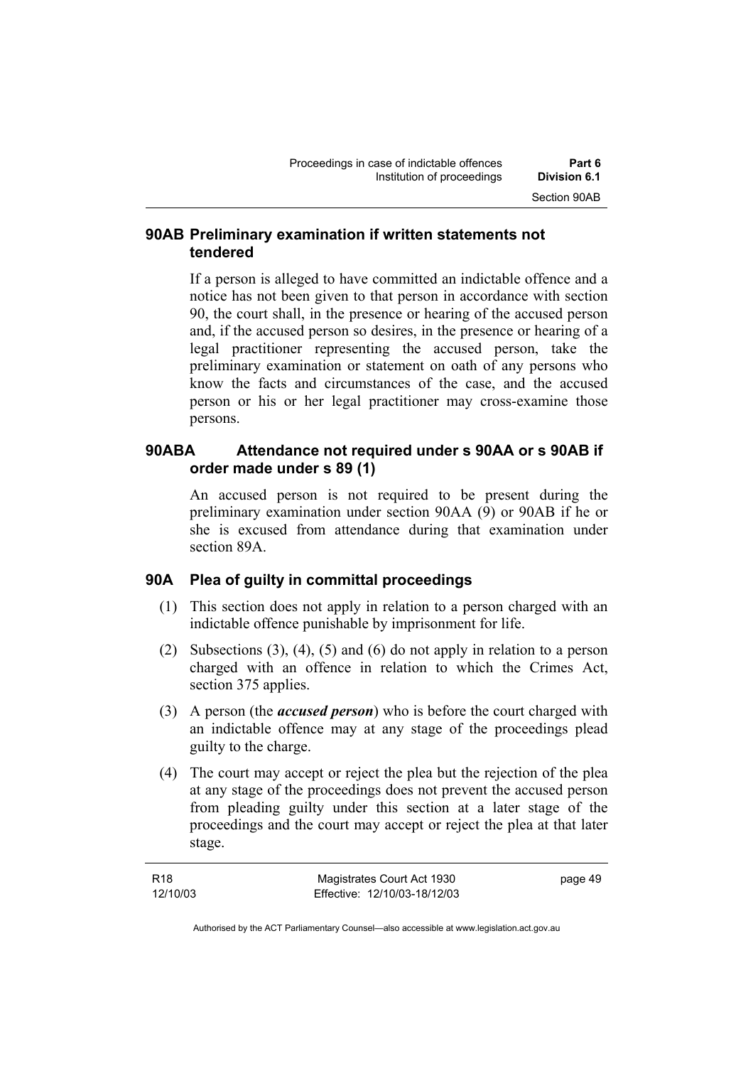### 90AB Preliminary examination if written statements not tendered

If a person is alleged to have committed an indictable offence and a notice has not been given to that person in accordance with section 90, the court shall, in the presence or hearing of the accused person and, if the accused person so desires, in the presence or hearing of a legal practitioner representing the accused person, take the preliminary examination or statement on oath of any persons who know the facts and circumstances of the case, and the accused person or his or her legal practitioner may cross-examine those persons.

### 90ABA Attendance not required under s 90AA or s 90AB if order made under s 89 (1)

An accused person is not required to be present during the preliminary examination under section 90AA (9) or 90AB if he or she is excused from attendance during that examination under section 89A.

### 90A Plea of guilty in committal proceedings

(1) This section does not apply in relation to a person charged with an indictable offence punishable by imprisonment for life.

(2) Subsections (3), (4), (5) and (6) do not apply in relation to a person charged with an offence in relation to which the Crimes Act, section 375 applies.

(3) A person (the ***accused person***) who is before the court charged with an indictable offence may at any stage of the proceedings plead guilty to the charge.

(4) The court may accept or reject the plea but the rejection of the plea at any stage of the proceedings does not prevent the accused person from pleading guilty under this section at a later stage of the proceedings and the court may accept or reject the plea at that later stage.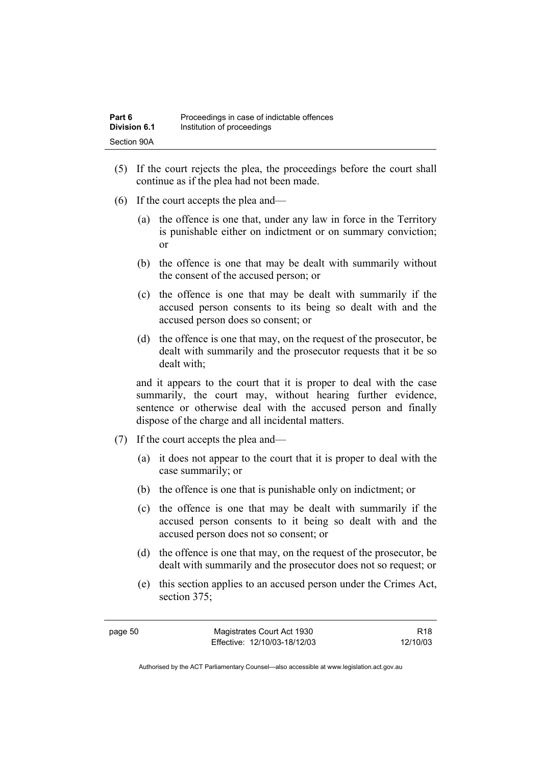(5) If the court rejects the plea, the proceedings before the court shall continue as if the plea had not been made.

(6) If the court accepts the plea and—

   (a) the offence is one that, under any law in force in the Territory is punishable either on indictment or on summary conviction; or

   (b) the offence is one that may be dealt with summarily without the consent of the accused person; or

   (c) the offence is one that may be dealt with summarily if the accused person consents to its being so dealt with and the accused person does so consent; or

   (d) the offence is one that may, on the request of the prosecutor, be dealt with summarily and the prosecutor requests that it be so dealt with;

   and it appears to the court that it is proper to deal with the case summarily, the court may, without hearing further evidence, sentence or otherwise deal with the accused person and finally dispose of the charge and all incidental matters.

(7) If the court accepts the plea and—

   (a) it does not appear to the court that it is proper to deal with the case summarily; or

   (b) the offence is one that is punishable only on indictment; or

   (c) the offence is one that may be dealt with summarily if the accused person consents to it being so dealt with and the accused person does not so consent; or

   (d) the offence is one that may, on the request of the prosecutor, be dealt with summarily and the prosecutor does not so request; or

   (e) this section applies to an accused person under the Crimes Act, section 375;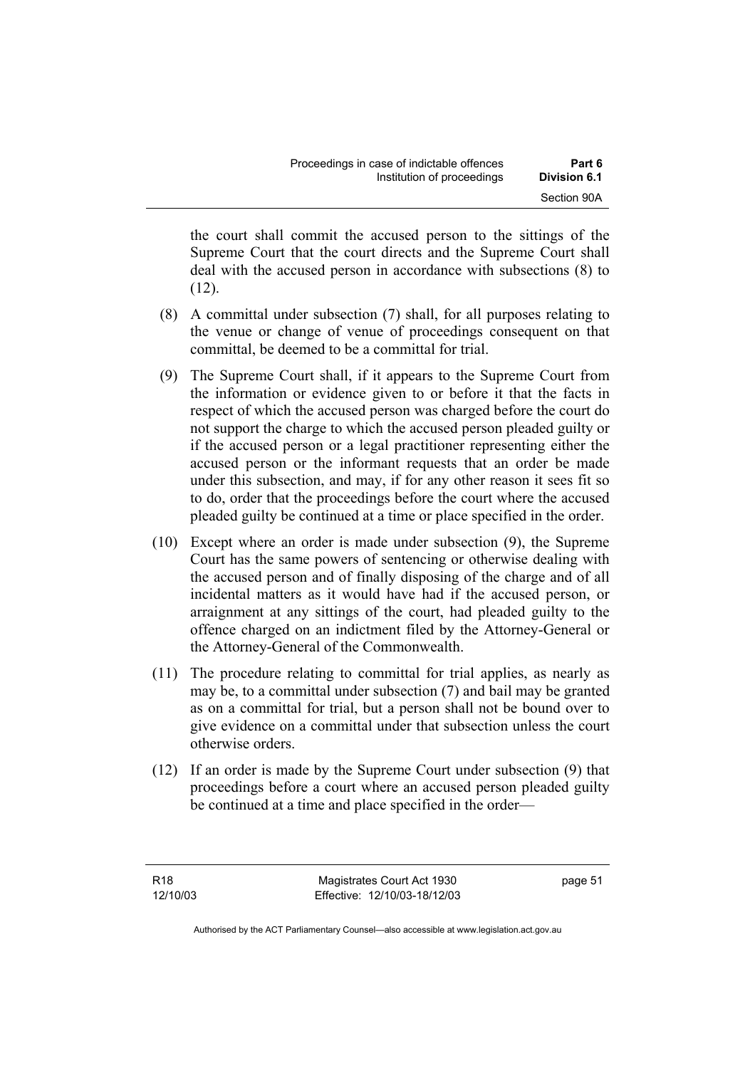the court shall commit the accused person to the sittings of the Supreme Court that the court directs and the Supreme Court shall deal with the accused person in accordance with subsections (8) to (12).

(8) A committal under subsection (7) shall, for all purposes relating to the venue or change of venue of proceedings consequent on that committal, be deemed to be a committal for trial.

(9) The Supreme Court shall, if it appears to the Supreme Court from the information or evidence given to or before it that the facts in respect of which the accused person was charged before the court do not support the charge to which the accused person pleaded guilty or if the accused person or a legal practitioner representing either the accused person or the informant requests that an order be made under this subsection, and may, if for any other reason it sees fit so to do, order that the proceedings before the court where the accused pleaded guilty be continued at a time or place specified in the order.

(10) Except where an order is made under subsection (9), the Supreme Court has the same powers of sentencing or otherwise dealing with the accused person and of finally disposing of the charge and of all incidental matters as it would have had if the accused person, or arraignment at any sittings of the court, had pleaded guilty to the offence charged on an indictment filed by the Attorney-General or the Attorney-General of the Commonwealth.

(11) The procedure relating to committal for trial applies, as nearly as may be, to a committal under subsection (7) and bail may be granted as on a committal for trial, but a person shall not be bound over to give evidence on a committal under that subsection unless the court otherwise orders.

(12) If an order is made by the Supreme Court under subsection (9) that proceedings before a court where an accused person pleaded guilty be continued at a time and place specified in the order—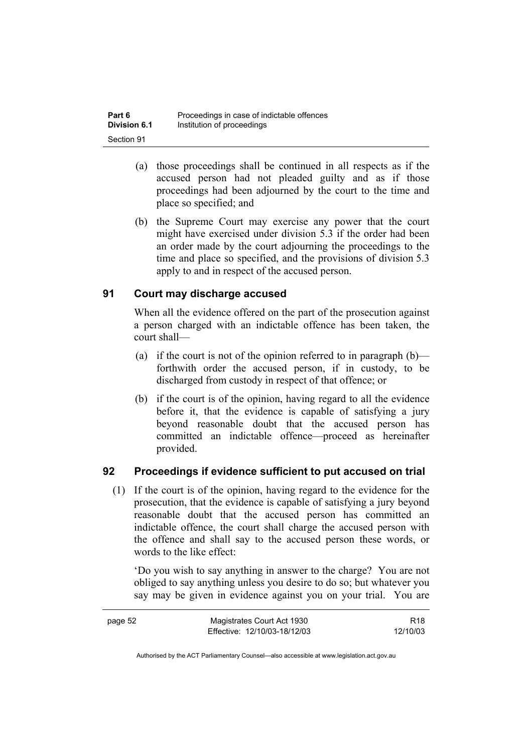(a) those proceedings shall be continued in all respects as if the accused person had not pleaded guilty and as if those proceedings had been adjourned by the court to the time and place so specified; and

(b) the Supreme Court may exercise any power that the court might have exercised under division 5.3 if the order had been an order made by the court adjourning the proceedings to the time and place so specified, and the provisions of division 5.3 apply to and in respect of the accused person.

## 91 Court may discharge accused

When all the evidence offered on the part of the prosecution against a person charged with an indictable offence has been taken, the court shall—

(a) if the court is not of the opinion referred to in paragraph (b)—forthwith order the accused person, if in custody, to be discharged from custody in respect of that offence; or

(b) if the court is of the opinion, having regard to all the evidence before it, that the evidence is capable of satisfying a jury beyond reasonable doubt that the accused person has committed an indictable offence—proceed as hereinafter provided.

## 92 Proceedings if evidence sufficient to put accused on trial

(1) If the court is of the opinion, having regard to the evidence for the prosecution, that the evidence is capable of satisfying a jury beyond reasonable doubt that the accused person has committed an indictable offence, the court shall charge the accused person with the offence and shall say to the accused person these words, or words to the like effect:

'Do you wish to say anything in answer to the charge? You are not obliged to say anything unless you desire to do so; but whatever you say may be given in evidence against you on your trial. You are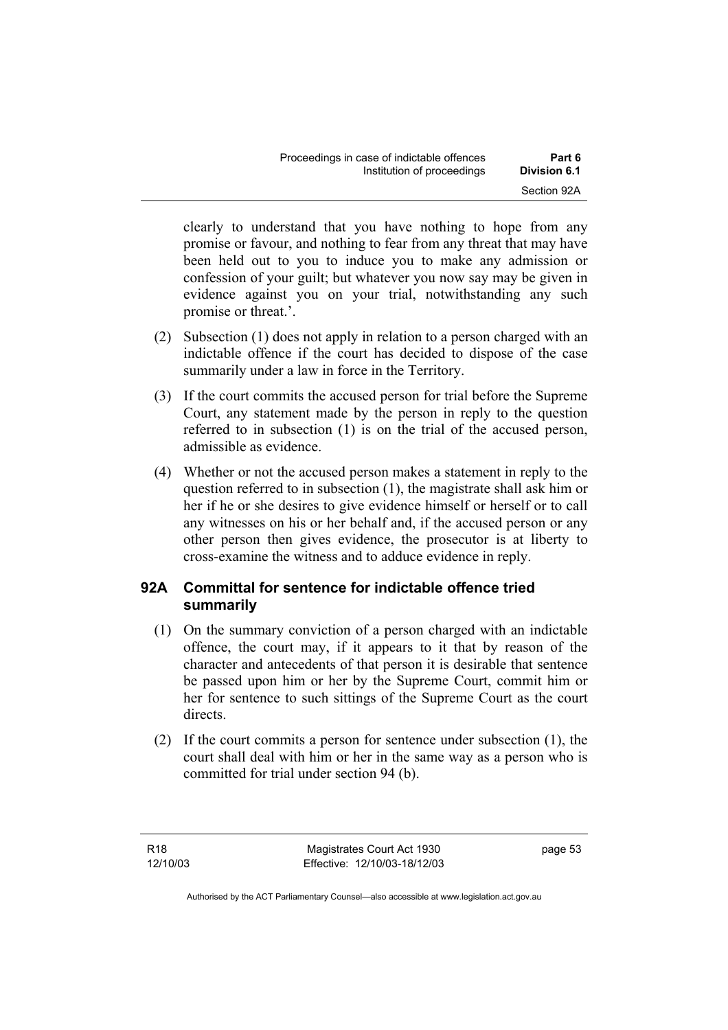clearly to understand that you have nothing to hope from any promise or favour, and nothing to fear from any threat that may have been held out to you to induce you to make any admission or confession of your guilt; but whatever you now say may be given in evidence against you on your trial, notwithstanding any such promise or threat.'.

(2) Subsection (1) does not apply in relation to a person charged with an indictable offence if the court has decided to dispose of the case summarily under a law in force in the Territory.

(3) If the court commits the accused person for trial before the Supreme Court, any statement made by the person in reply to the question referred to in subsection (1) is on the trial of the accused person, admissible as evidence.

(4) Whether or not the accused person makes a statement in reply to the question referred to in subsection (1), the magistrate shall ask him or her if he or she desires to give evidence himself or herself or to call any witnesses on his or her behalf and, if the accused person or any other person then gives evidence, the prosecutor is at liberty to cross-examine the witness and to adduce evidence in reply.

## 92A Committal for sentence for indictable offence tried summarily

(1) On the summary conviction of a person charged with an indictable offence, the court may, if it appears to it that by reason of the character and antecedents of that person it is desirable that sentence be passed upon him or her by the Supreme Court, commit him or her for sentence to such sittings of the Supreme Court as the court directs.

(2) If the court commits a person for sentence under subsection (1), the court shall deal with him or her in the same way as a person who is committed for trial under section 94 (b).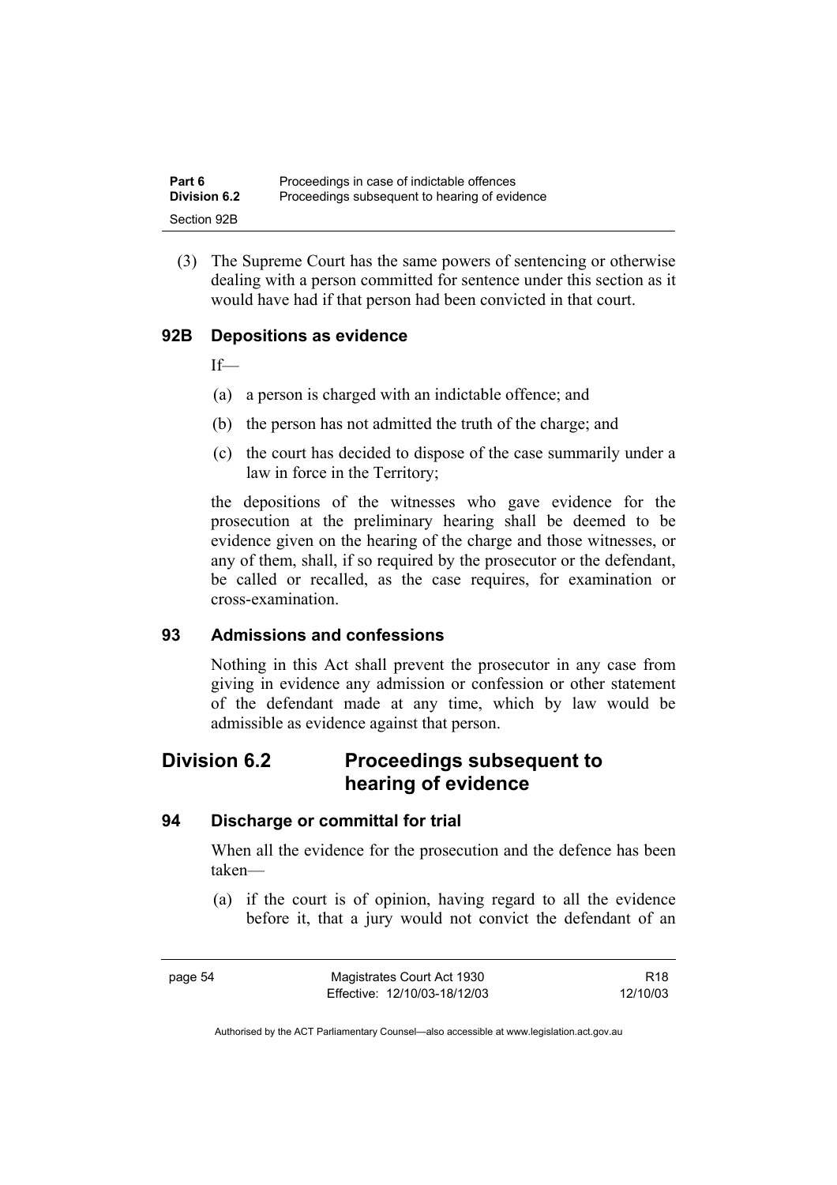(3) The Supreme Court has the same powers of sentencing or otherwise dealing with a person committed for sentence under this section as it would have had if that person had been convicted in that court.

### 92B Depositions as evidence

If—

(a) a person is charged with an indictable offence; and

(b) the person has not admitted the truth of the charge; and

(c) the court has decided to dispose of the case summarily under a law in force in the Territory;

the depositions of the witnesses who gave evidence for the prosecution at the preliminary hearing shall be deemed to be evidence given on the hearing of the charge and those witnesses, or any of them, shall, if so required by the prosecutor or the defendant, be called or recalled, as the case requires, for examination or cross-examination.

### 93 Admissions and confessions

Nothing in this Act shall prevent the prosecutor in any case from giving in evidence any admission or confession or other statement of the defendant made at any time, which by law would be admissible as evidence against that person.

## Division 6.2 Proceedings subsequent to hearing of evidence

### 94 Discharge or committal for trial

When all the evidence for the prosecution and the defence has been taken—

(a) if the court is of opinion, having regard to all the evidence before it, that a jury would not convict the defendant of an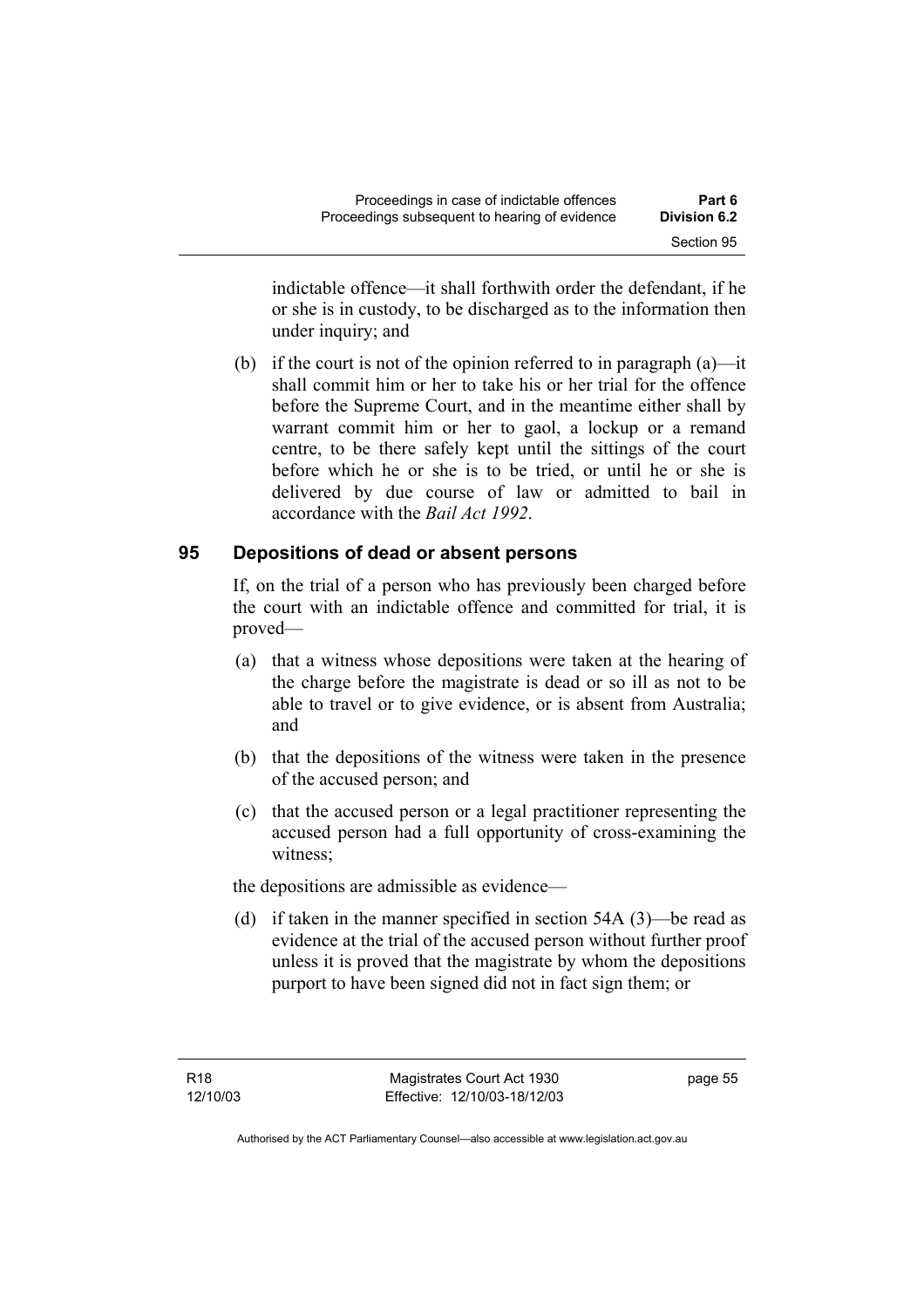indictable offence—it shall forthwith order the defendant, if he or she is in custody, to be discharged as to the information then under inquiry; and

(b) if the court is not of the opinion referred to in paragraph (a)—it shall commit him or her to take his or her trial for the offence before the Supreme Court, and in the meantime either shall by warrant commit him or her to gaol, a lockup or a remand centre, to be there safely kept until the sittings of the court before which he or she is to be tried, or until he or she is delivered by due course of law or admitted to bail in accordance with the *Bail Act 1992*.

## 95 Depositions of dead or absent persons

If, on the trial of a person who has previously been charged before the court with an indictable offence and committed for trial, it is proved—

(a) that a witness whose depositions were taken at the hearing of the charge before the magistrate is dead or so ill as not to be able to travel or to give evidence, or is absent from Australia; and

(b) that the depositions of the witness were taken in the presence of the accused person; and

(c) that the accused person or a legal practitioner representing the accused person had a full opportunity of cross-examining the witness;

the depositions are admissible as evidence—

(d) if taken in the manner specified in section 54A (3)—be read as evidence at the trial of the accused person without further proof unless it is proved that the magistrate by whom the depositions purport to have been signed did not in fact sign them; or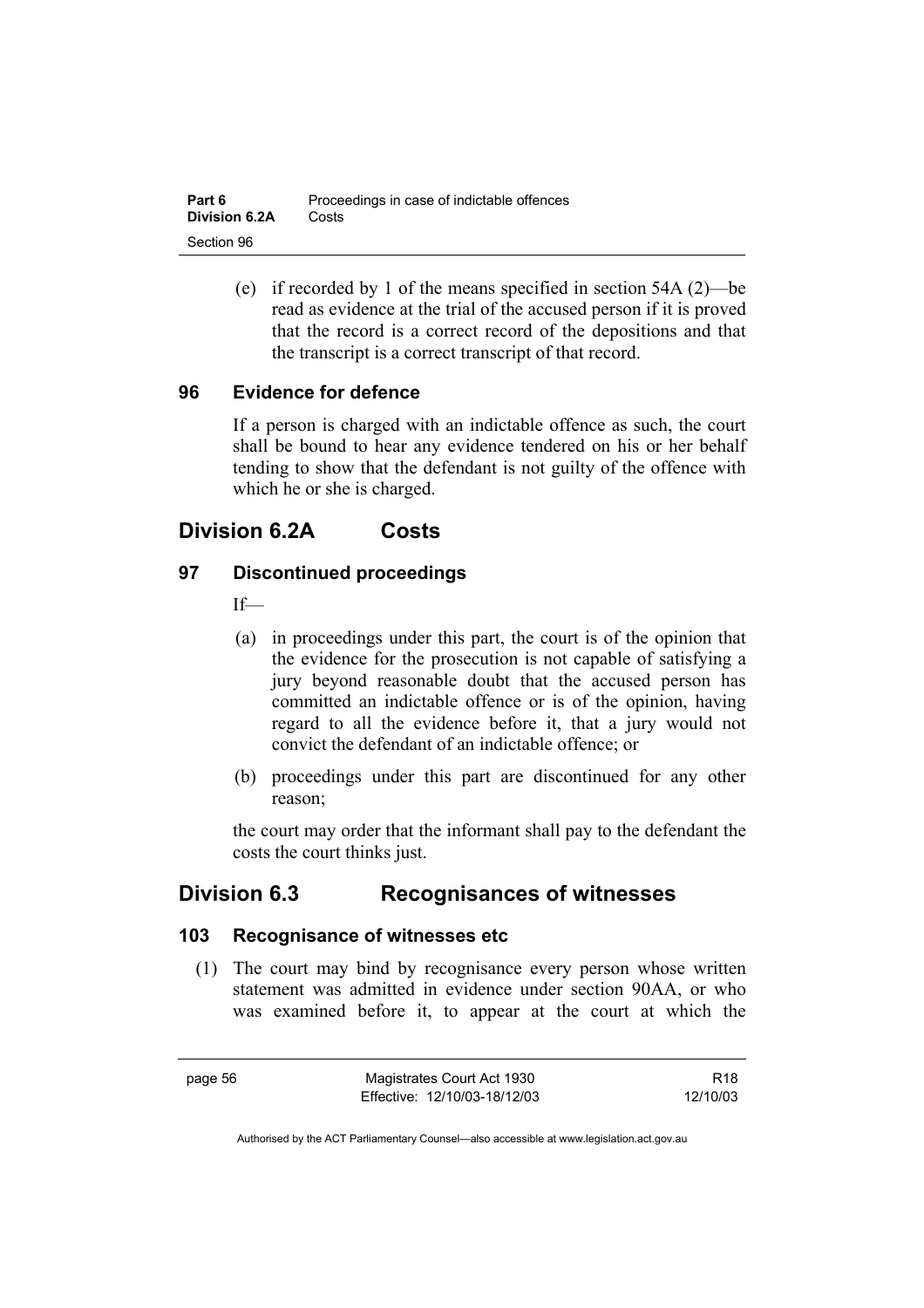(e) if recorded by 1 of the means specified in section 54A (2)—be read as evidence at the trial of the accused person if it is proved that the record is a correct record of the depositions and that the transcript is a correct transcript of that record.

### 96 Evidence for defence

If a person is charged with an indictable offence as such, the court shall be bound to hear any evidence tendered on his or her behalf tending to show that the defendant is not guilty of the offence with which he or she is charged.

## Division 6.2A Costs

### 97 Discontinued proceedings

If—

(a) in proceedings under this part, the court is of the opinion that the evidence for the prosecution is not capable of satisfying a jury beyond reasonable doubt that the accused person has committed an indictable offence or is of the opinion, having regard to all the evidence before it, that a jury would not convict the defendant of an indictable offence; or

(b) proceedings under this part are discontinued for any other reason;

the court may order that the informant shall pay to the defendant the costs the court thinks just.

## Division 6.3 Recognisances of witnesses

### 103 Recognisance of witnesses etc

(1) The court may bind by recognisance every person whose written statement was admitted in evidence under section 90AA, or who was examined before it, to appear at the court at which the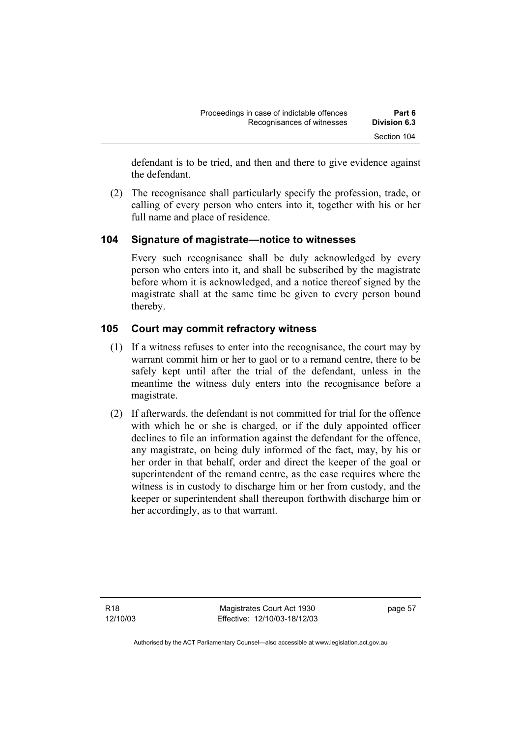defendant is to be tried, and then and there to give evidence against the defendant.

(2) The recognisance shall particularly specify the profession, trade, or calling of every person who enters into it, together with his or her full name and place of residence.

## 104 Signature of magistrate—notice to witnesses

Every such recognisance shall be duly acknowledged by every person who enters into it, and shall be subscribed by the magistrate before whom it is acknowledged, and a notice thereof signed by the magistrate shall at the same time be given to every person bound thereby.

## 105 Court may commit refractory witness

(1) If a witness refuses to enter into the recognisance, the court may by warrant commit him or her to gaol or to a remand centre, there to be safely kept until after the trial of the defendant, unless in the meantime the witness duly enters into the recognisance before a magistrate.

(2) If afterwards, the defendant is not committed for trial for the offence with which he or she is charged, or if the duly appointed officer declines to file an information against the defendant for the offence, any magistrate, on being duly informed of the fact, may, by his or her order in that behalf, order and direct the keeper of the goal or superintendent of the remand centre, as the case requires where the witness is in custody to discharge him or her from custody, and the keeper or superintendent shall thereupon forthwith discharge him or her accordingly, as to that warrant.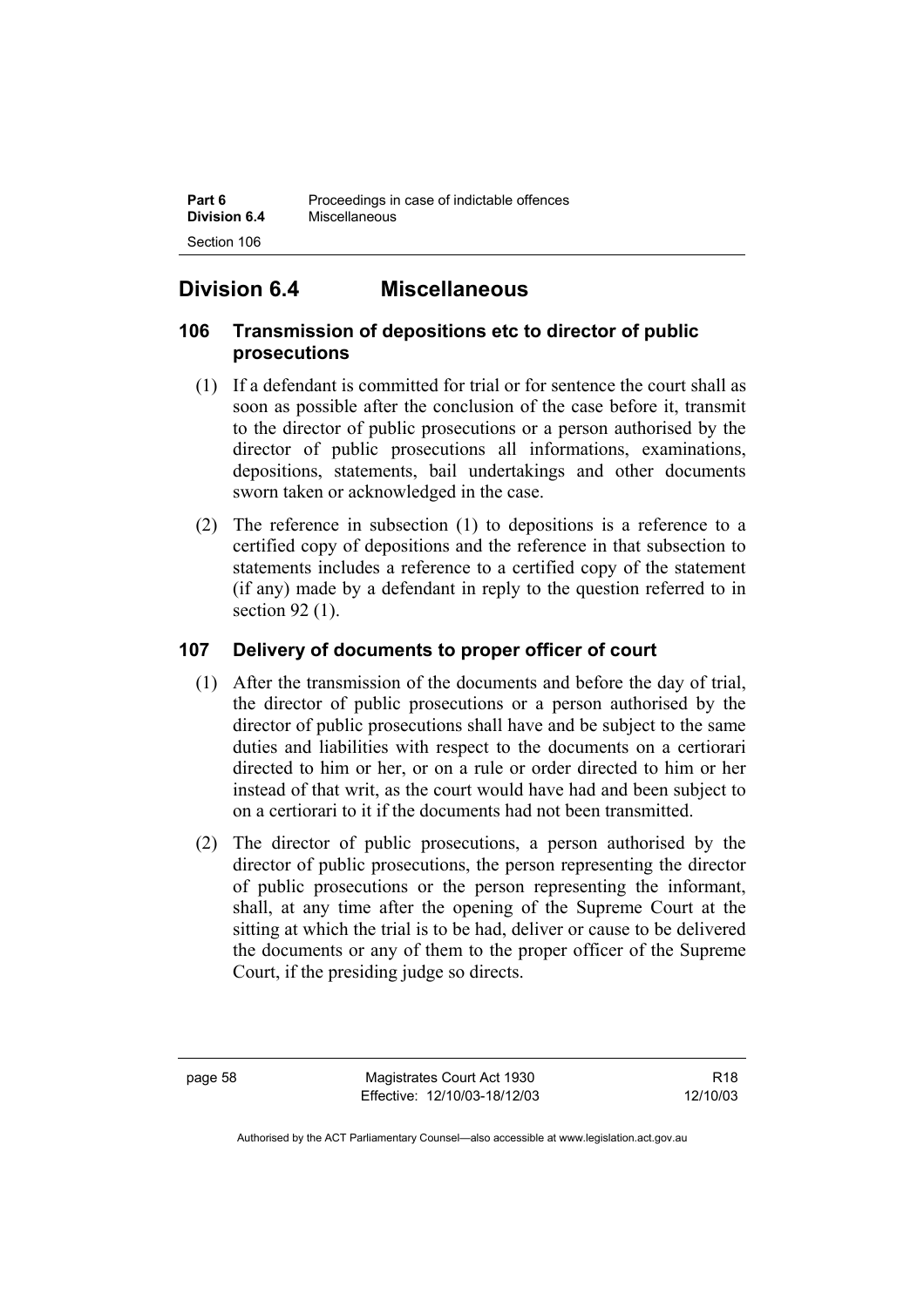# Division 6.4 Miscellaneous

## 106 Transmission of depositions etc to director of public prosecutions

(1) If a defendant is committed for trial or for sentence the court shall as soon as possible after the conclusion of the case before it, transmit to the director of public prosecutions or a person authorised by the director of public prosecutions all informations, examinations, depositions, statements, bail undertakings and other documents sworn taken or acknowledged in the case.

(2) The reference in subsection (1) to depositions is a reference to a certified copy of depositions and the reference in that subsection to statements includes a reference to a certified copy of the statement (if any) made by a defendant in reply to the question referred to in section 92 (1).

## 107 Delivery of documents to proper officer of court

(1) After the transmission of the documents and before the day of trial, the director of public prosecutions or a person authorised by the director of public prosecutions shall have and be subject to the same duties and liabilities with respect to the documents on a certiorari directed to him or her, or on a rule or order directed to him or her instead of that writ, as the court would have had and been subject to on a certiorari to it if the documents had not been transmitted.

(2) The director of public prosecutions, a person authorised by the director of public prosecutions, the person representing the director of public prosecutions or the person representing the informant, shall, at any time after the opening of the Supreme Court at the sitting at which the trial is to be had, deliver or cause to be delivered the documents or any of them to the proper officer of the Supreme Court, if the presiding judge so directs.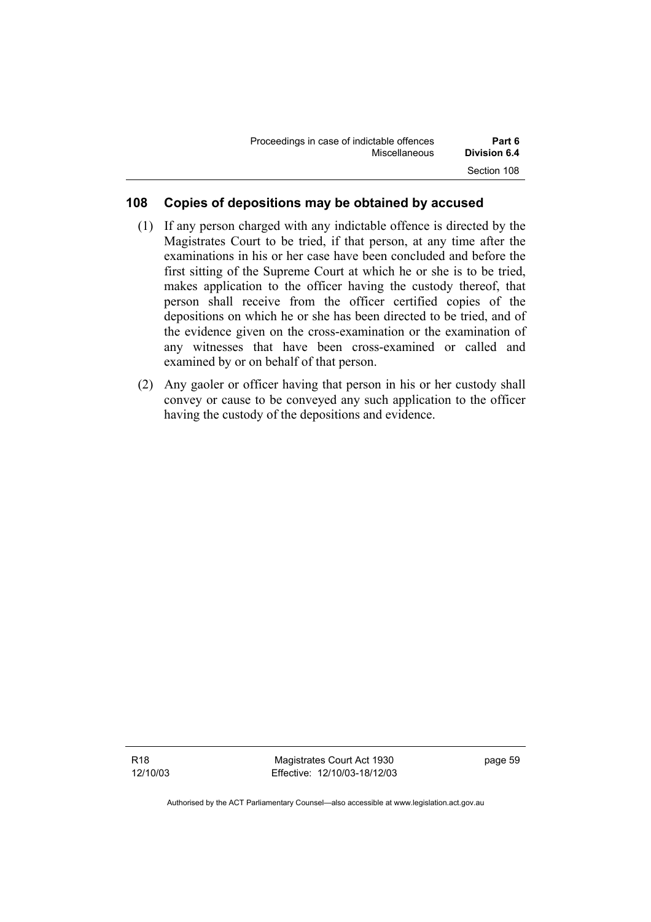## 108 Copies of depositions may be obtained by accused

(1) If any person charged with any indictable offence is directed by the Magistrates Court to be tried, if that person, at any time after the examinations in his or her case have been concluded and before the first sitting of the Supreme Court at which he or she is to be tried, makes application to the officer having the custody thereof, that person shall receive from the officer certified copies of the depositions on which he or she has been directed to be tried, and of the evidence given on the cross-examination or the examination of any witnesses that have been cross-examined or called and examined by or on behalf of that person.

(2) Any gaoler or officer having that person in his or her custody shall convey or cause to be conveyed any such application to the officer having the custody of the depositions and evidence.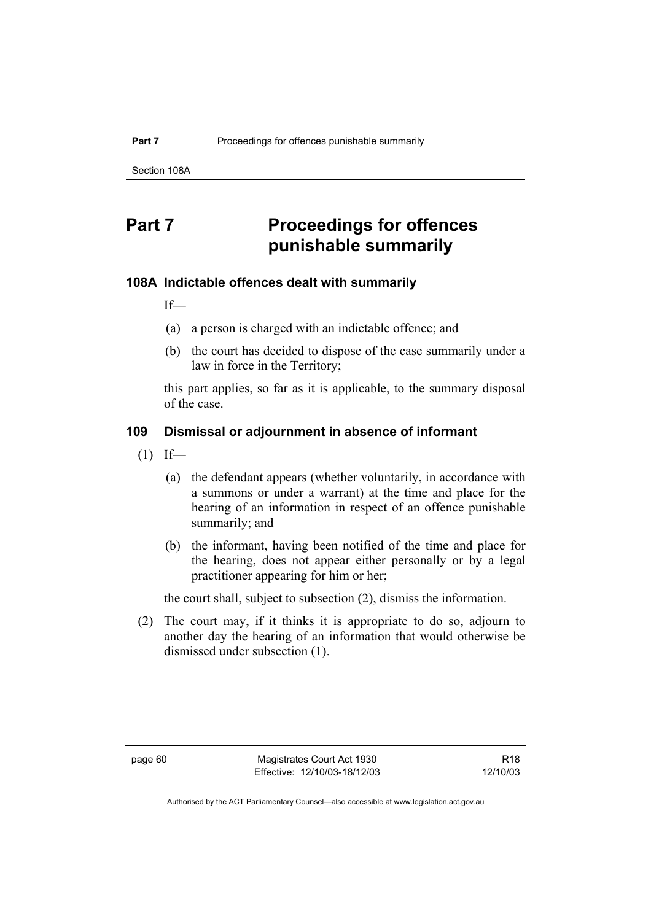# Part 7 Proceedings for offences punishable summarily

### 108A Indictable offences dealt with summarily

If—

(a) a person is charged with an indictable offence; and

(b) the court has decided to dispose of the case summarily under a law in force in the Territory;

this part applies, so far as it is applicable, to the summary disposal of the case.

### 109 Dismissal or adjournment in absence of informant

(1) If—

(a) the defendant appears (whether voluntarily, in accordance with a summons or under a warrant) at the time and place for the hearing of an information in respect of an offence punishable summarily; and

(b) the informant, having been notified of the time and place for the hearing, does not appear either personally or by a legal practitioner appearing for him or her;

the court shall, subject to subsection (2), dismiss the information.

(2) The court may, if it thinks it is appropriate to do so, adjourn to another day the hearing of an information that would otherwise be dismissed under subsection (1).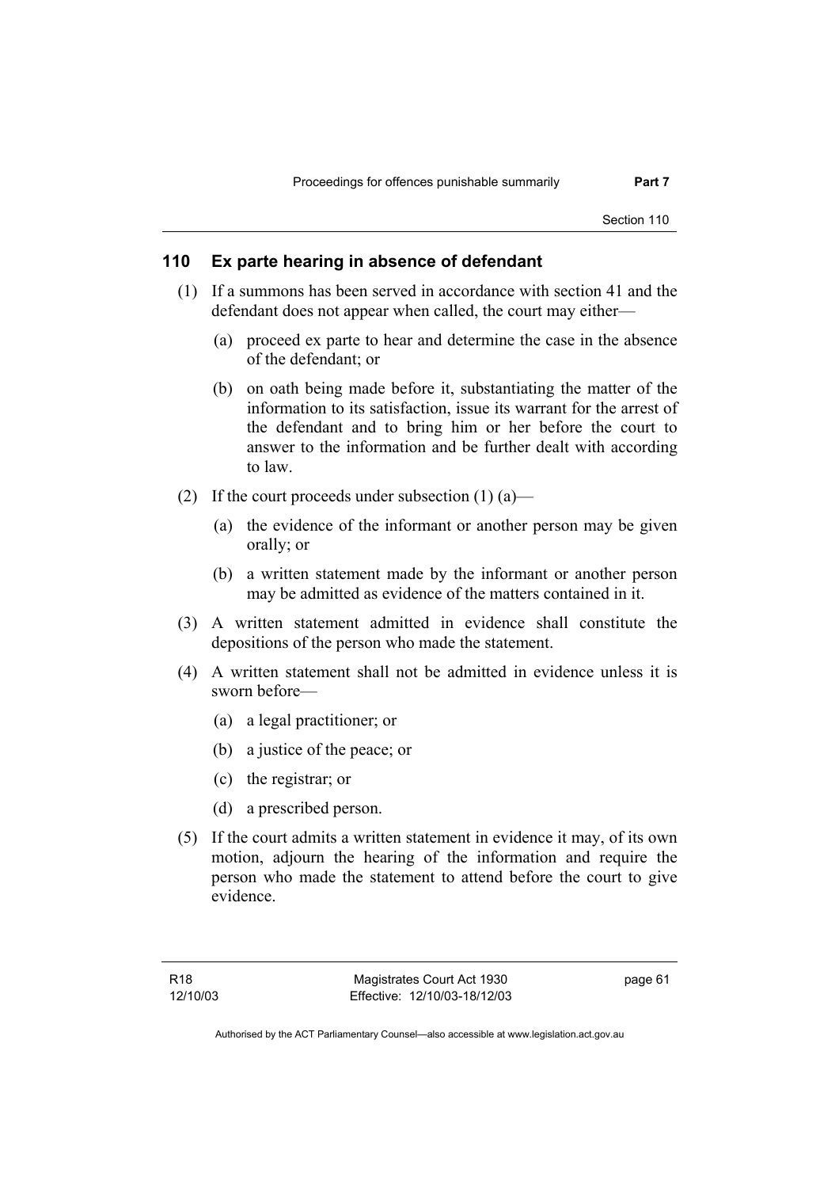## 110 Ex parte hearing in absence of defendant

(1) If a summons has been served in accordance with section 41 and the defendant does not appear when called, the court may either—

(a) proceed ex parte to hear and determine the case in the absence of the defendant; or

(b) on oath being made before it, substantiating the matter of the information to its satisfaction, issue its warrant for the arrest of the defendant and to bring him or her before the court to answer to the information and be further dealt with according to law.

(2) If the court proceeds under subsection (1) (a)—

(a) the evidence of the informant or another person may be given orally; or

(b) a written statement made by the informant or another person may be admitted as evidence of the matters contained in it.

(3) A written statement admitted in evidence shall constitute the depositions of the person who made the statement.

(4) A written statement shall not be admitted in evidence unless it is sworn before—

(a) a legal practitioner; or

(b) a justice of the peace; or

(c) the registrar; or

(d) a prescribed person.

(5) If the court admits a written statement in evidence it may, of its own motion, adjourn the hearing of the information and require the person who made the statement to attend before the court to give evidence.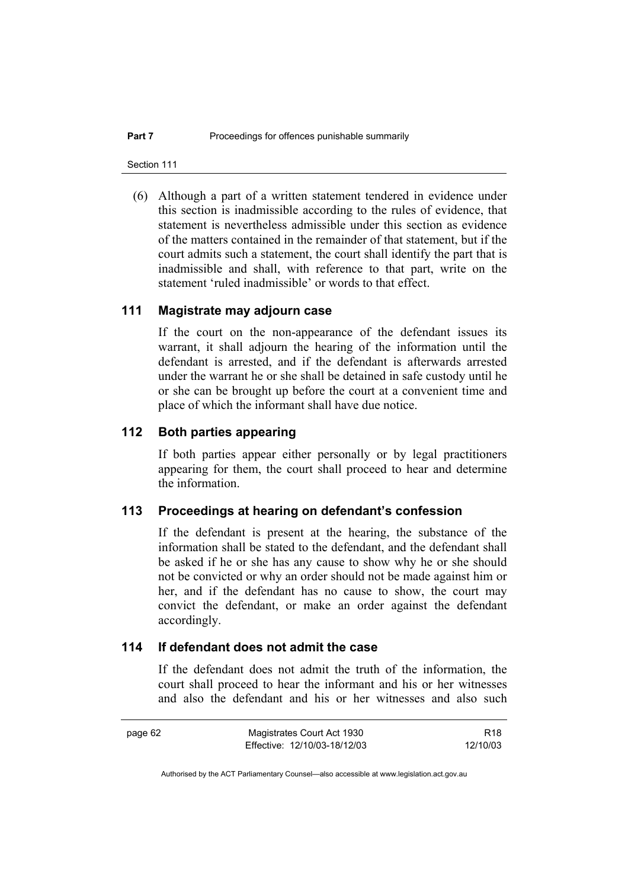(6) Although a part of a written statement tendered in evidence under this section is inadmissible according to the rules of evidence, that statement is nevertheless admissible under this section as evidence of the matters contained in the remainder of that statement, but if the court admits such a statement, the court shall identify the part that is inadmissible and shall, with reference to that part, write on the statement 'ruled inadmissible' or words to that effect.

## 111 Magistrate may adjourn case

If the court on the non-appearance of the defendant issues its warrant, it shall adjourn the hearing of the information until the defendant is arrested, and if the defendant is afterwards arrested under the warrant he or she shall be detained in safe custody until he or she can be brought up before the court at a convenient time and place of which the informant shall have due notice.

## 112 Both parties appearing

If both parties appear either personally or by legal practitioners appearing for them, the court shall proceed to hear and determine the information.

## 113 Proceedings at hearing on defendant's confession

If the defendant is present at the hearing, the substance of the information shall be stated to the defendant, and the defendant shall be asked if he or she has any cause to show why he or she should not be convicted or why an order should not be made against him or her, and if the defendant has no cause to show, the court may convict the defendant, or make an order against the defendant accordingly.

## 114 If defendant does not admit the case

If the defendant does not admit the truth of the information, the court shall proceed to hear the informant and his or her witnesses and also the defendant and his or her witnesses and also such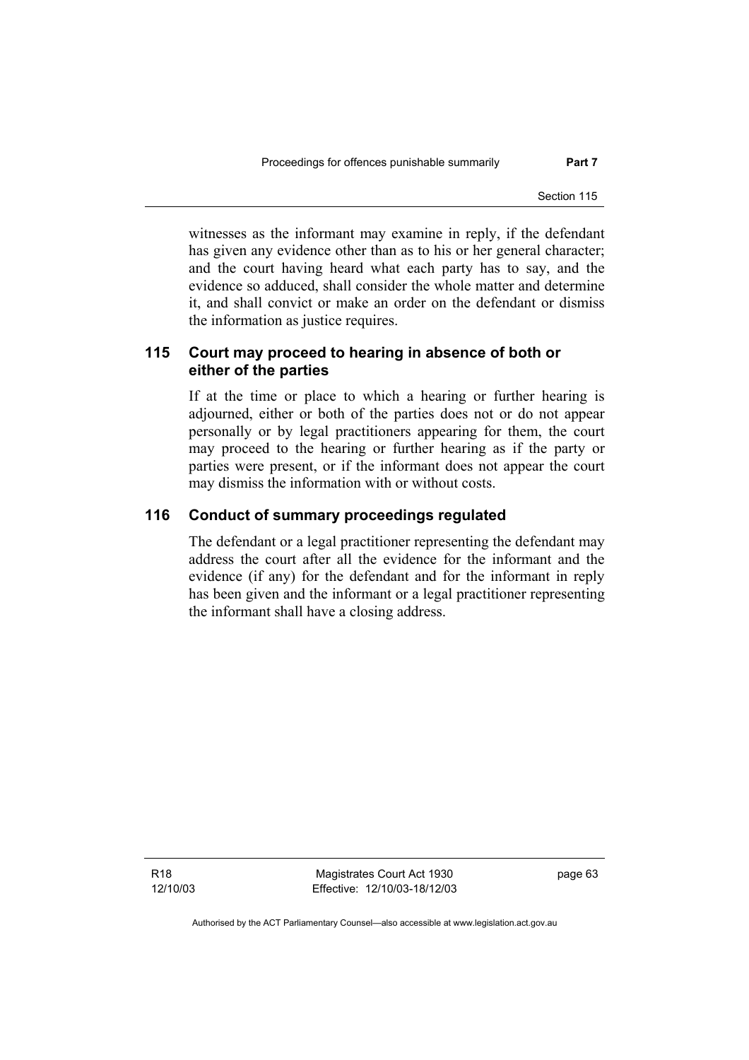witnesses as the informant may examine in reply, if the defendant has given any evidence other than as to his or her general character; and the court having heard what each party has to say, and the evidence so adduced, shall consider the whole matter and determine it, and shall convict or make an order on the defendant or dismiss the information as justice requires.

### 115 Court may proceed to hearing in absence of both or either of the parties

If at the time or place to which a hearing or further hearing is adjourned, either or both of the parties does not or do not appear personally or by legal practitioners appearing for them, the court may proceed to the hearing or further hearing as if the party or parties were present, or if the informant does not appear the court may dismiss the information with or without costs.

### 116 Conduct of summary proceedings regulated

The defendant or a legal practitioner representing the defendant may address the court after all the evidence for the informant and the evidence (if any) for the defendant and for the informant in reply has been given and the informant or a legal practitioner representing the informant shall have a closing address.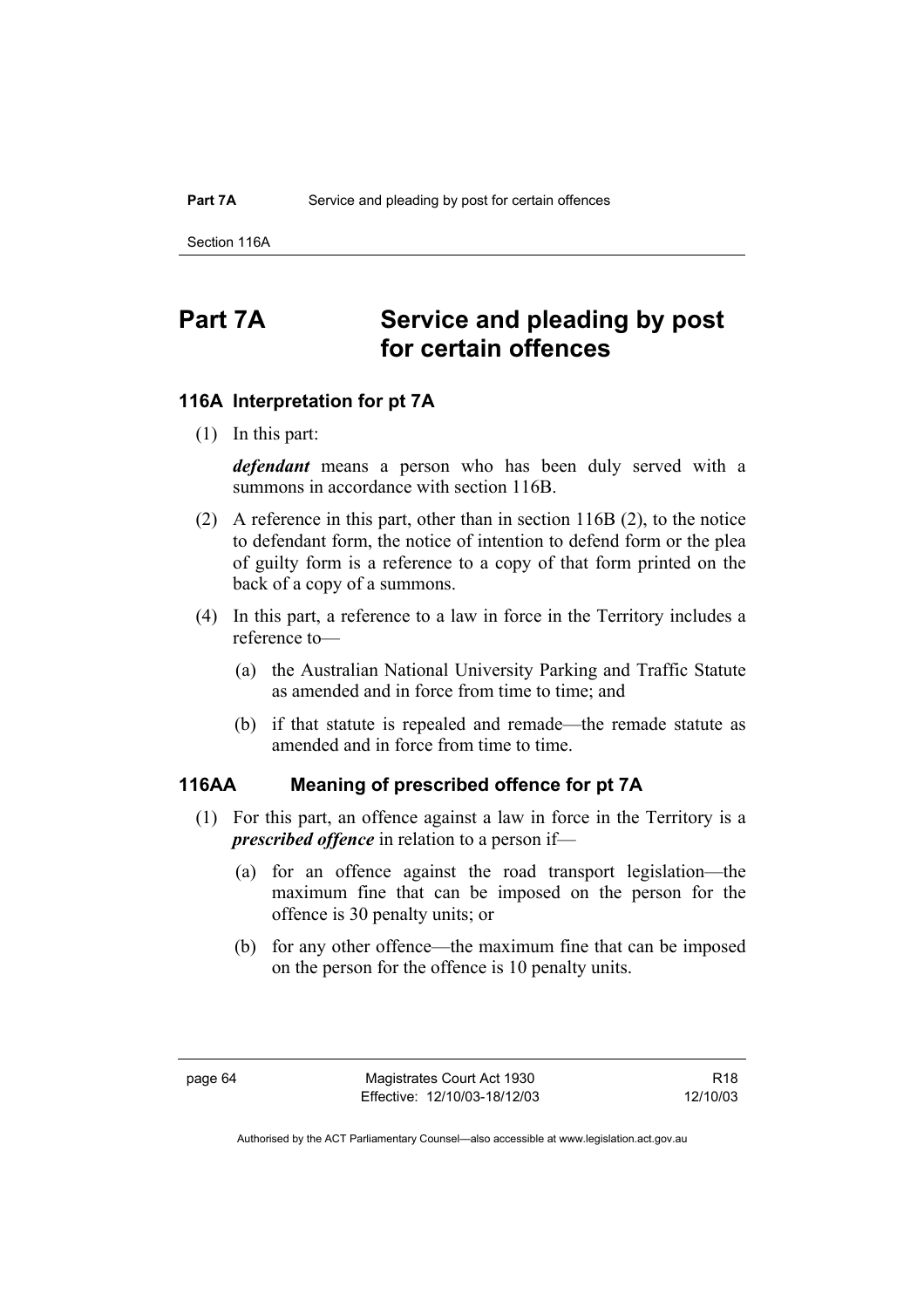# Part 7A Service and pleading by post for certain offences

## 116A Interpretation for pt 7A

(1) In this part:

***defendant*** means a person who has been duly served with a summons in accordance with section 116B.

(2) A reference in this part, other than in section 116B (2), to the notice to defendant form, the notice of intention to defend form or the plea of guilty form is a reference to a copy of that form printed on the back of a copy of a summons.

(4) In this part, a reference to a law in force in the Territory includes a reference to—

(a) the Australian National University Parking and Traffic Statute as amended and in force from time to time; and

(b) if that statute is repealed and remade—the remade statute as amended and in force from time to time.

## 116AA Meaning of prescribed offence for pt 7A

(1) For this part, an offence against a law in force in the Territory is a ***prescribed offence*** in relation to a person if—

(a) for an offence against the road transport legislation—the maximum fine that can be imposed on the person for the offence is 30 penalty units; or

(b) for any other offence—the maximum fine that can be imposed on the person for the offence is 10 penalty units.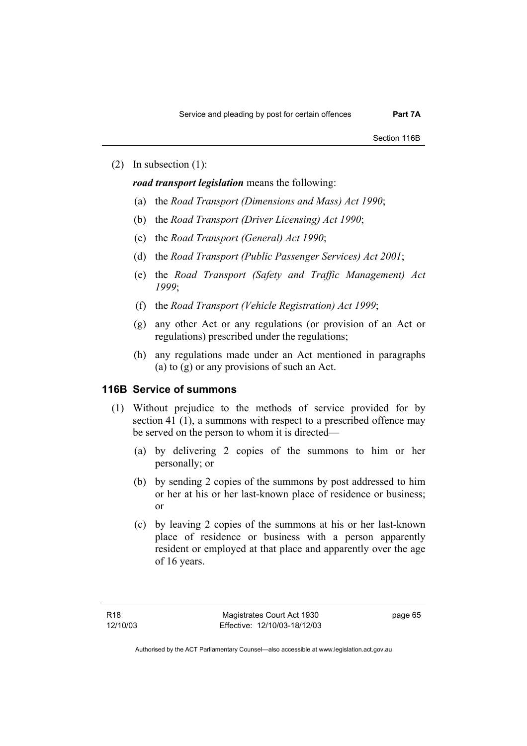(2) In subsection (1):

***road transport legislation*** means the following:

(a) the *Road Transport (Dimensions and Mass) Act 1990*;

(b) the *Road Transport (Driver Licensing) Act 1990*;

(c) the *Road Transport (General) Act 1990*;

(d) the *Road Transport (Public Passenger Services) Act 2001*;

(e) the *Road Transport (Safety and Traffic Management) Act 1999*;

(f) the *Road Transport (Vehicle Registration) Act 1999*;

(g) any other Act or any regulations (or provision of an Act or regulations) prescribed under the regulations;

(h) any regulations made under an Act mentioned in paragraphs (a) to (g) or any provisions of such an Act.

## 116B Service of summons

(1) Without prejudice to the methods of service provided for by section 41 (1), a summons with respect to a prescribed offence may be served on the person to whom it is directed—

(a) by delivering 2 copies of the summons to him or her personally; or

(b) by sending 2 copies of the summons by post addressed to him or her at his or her last-known place of residence or business; or

(c) by leaving 2 copies of the summons at his or her last-known place of residence or business with a person apparently resident or employed at that place and apparently over the age of 16 years.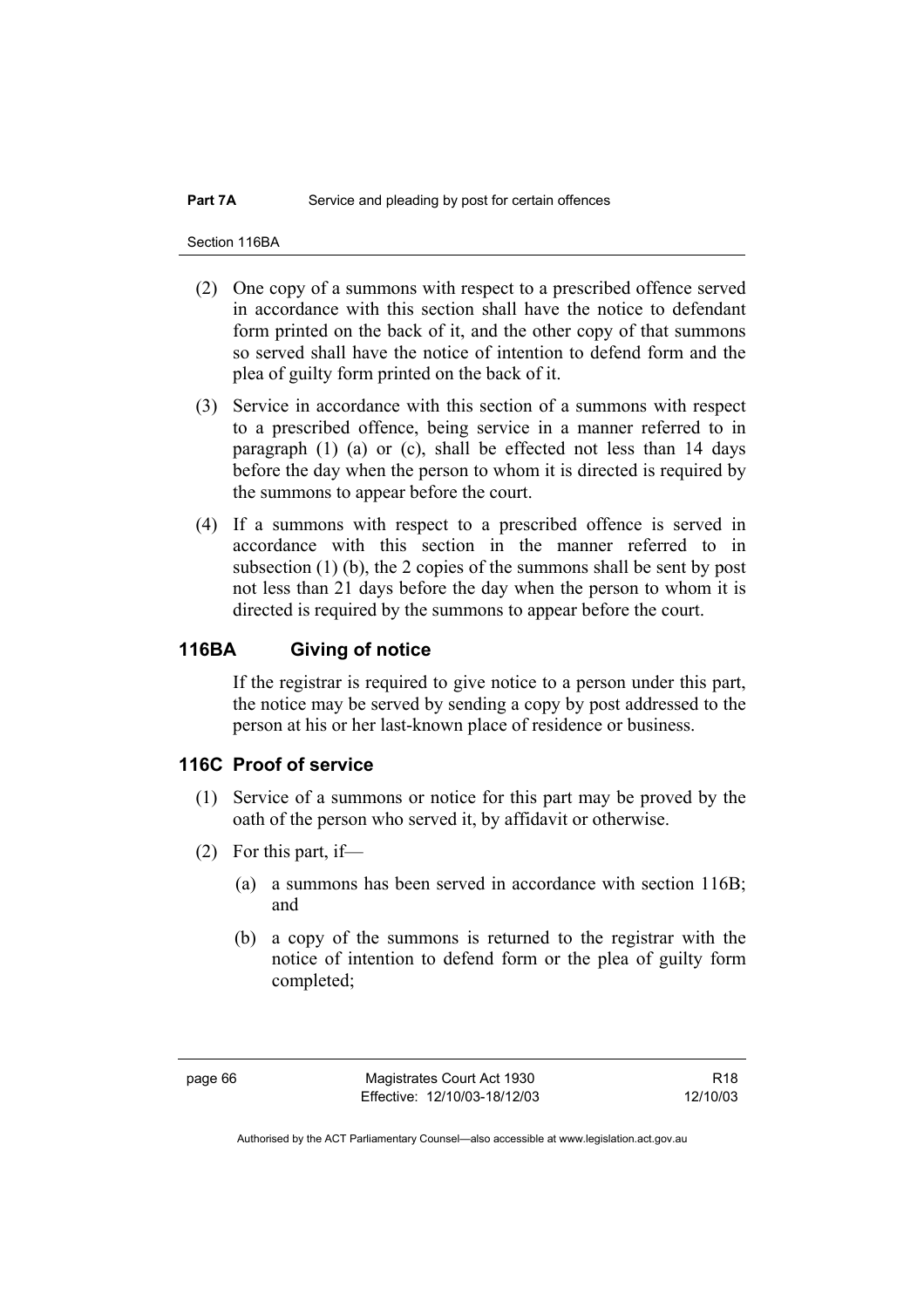(2) One copy of a summons with respect to a prescribed offence served in accordance with this section shall have the notice to defendant form printed on the back of it, and the other copy of that summons so served shall have the notice of intention to defend form and the plea of guilty form printed on the back of it.

(3) Service in accordance with this section of a summons with respect to a prescribed offence, being service in a manner referred to in paragraph (1) (a) or (c), shall be effected not less than 14 days before the day when the person to whom it is directed is required by the summons to appear before the court.

(4) If a summons with respect to a prescribed offence is served in accordance with this section in the manner referred to in subsection (1) (b), the 2 copies of the summons shall be sent by post not less than 21 days before the day when the person to whom it is directed is required by the summons to appear before the court.

## 116BA Giving of notice

If the registrar is required to give notice to a person under this part, the notice may be served by sending a copy by post addressed to the person at his or her last-known place of residence or business.

## 116C Proof of service

(1) Service of a summons or notice for this part may be proved by the oath of the person who served it, by affidavit or otherwise.

(2) For this part, if—

(a) a summons has been served in accordance with section 116B; and

(b) a copy of the summons is returned to the registrar with the notice of intention to defend form or the plea of guilty form completed;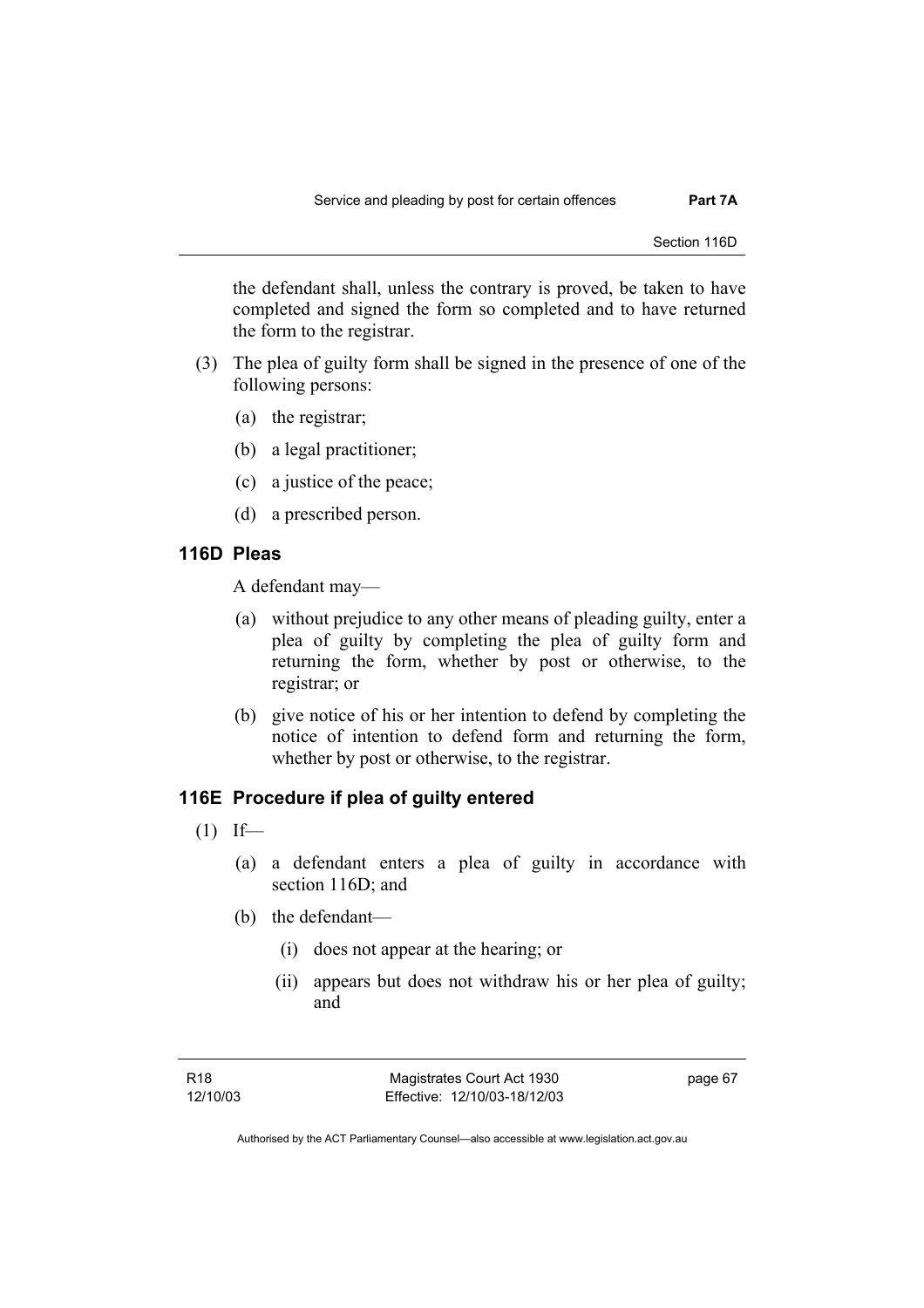the defendant shall, unless the contrary is proved, be taken to have completed and signed the form so completed and to have returned the form to the registrar.

(3) The plea of guilty form shall be signed in the presence of one of the following persons:

(a) the registrar;

(b) a legal practitioner;

(c) a justice of the peace;

(d) a prescribed person.

## 116D Pleas

A defendant may—

(a) without prejudice to any other means of pleading guilty, enter a plea of guilty by completing the plea of guilty form and returning the form, whether by post or otherwise, to the registrar; or

(b) give notice of his or her intention to defend by completing the notice of intention to defend form and returning the form, whether by post or otherwise, to the registrar.

## 116E Procedure if plea of guilty entered

(1) If—

(a) a defendant enters a plea of guilty in accordance with section 116D; and

(b) the defendant—

(i) does not appear at the hearing; or

(ii) appears but does not withdraw his or her plea of guilty; and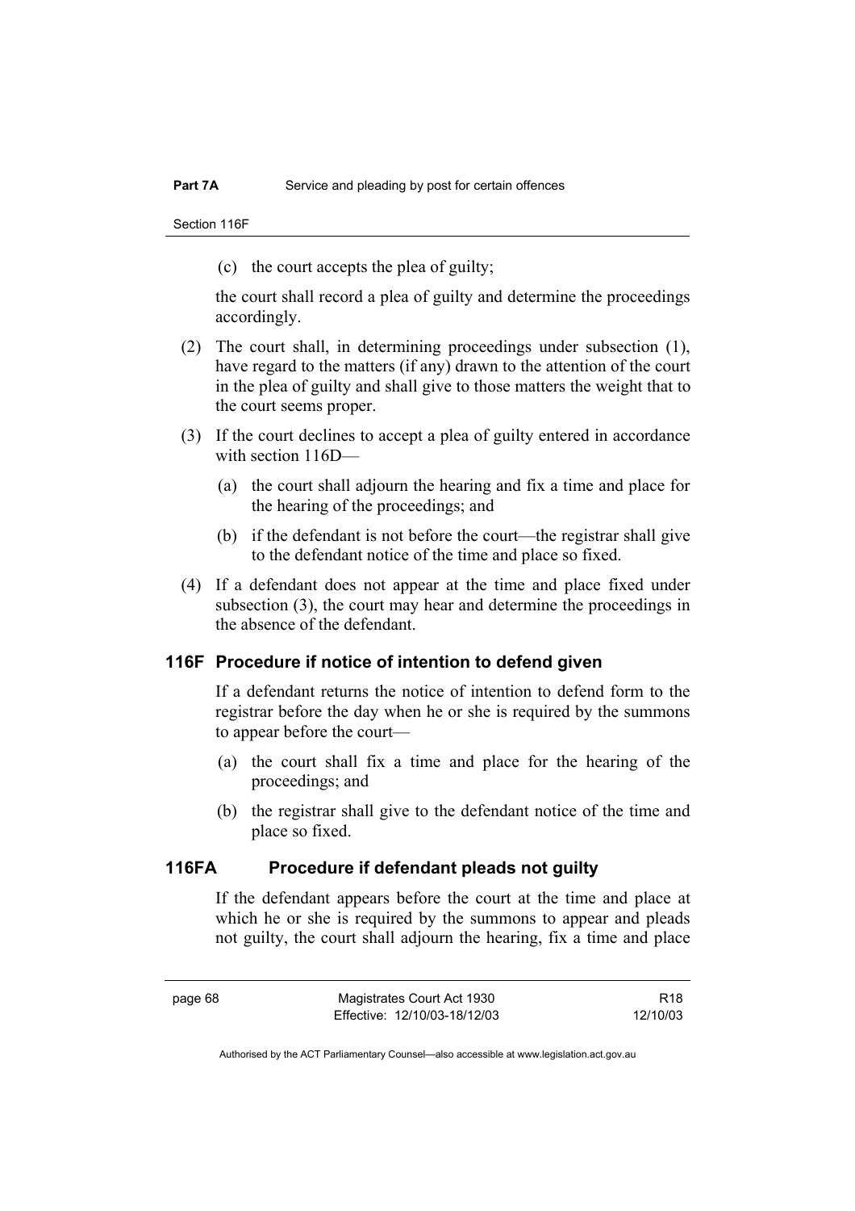(c) the court accepts the plea of guilty;

the court shall record a plea of guilty and determine the proceedings accordingly.

(2) The court shall, in determining proceedings under subsection (1), have regard to the matters (if any) drawn to the attention of the court in the plea of guilty and shall give to those matters the weight that to the court seems proper.

(3) If the court declines to accept a plea of guilty entered in accordance with section 116D—

(a) the court shall adjourn the hearing and fix a time and place for the hearing of the proceedings; and

(b) if the defendant is not before the court—the registrar shall give to the defendant notice of the time and place so fixed.

(4) If a defendant does not appear at the time and place fixed under subsection (3), the court may hear and determine the proceedings in the absence of the defendant.

### 116F Procedure if notice of intention to defend given

If a defendant returns the notice of intention to defend form to the registrar before the day when he or she is required by the summons to appear before the court—

(a) the court shall fix a time and place for the hearing of the proceedings; and

(b) the registrar shall give to the defendant notice of the time and place so fixed.

### 116FA Procedure if defendant pleads not guilty

If the defendant appears before the court at the time and place at which he or she is required by the summons to appear and pleads not guilty, the court shall adjourn the hearing, fix a time and place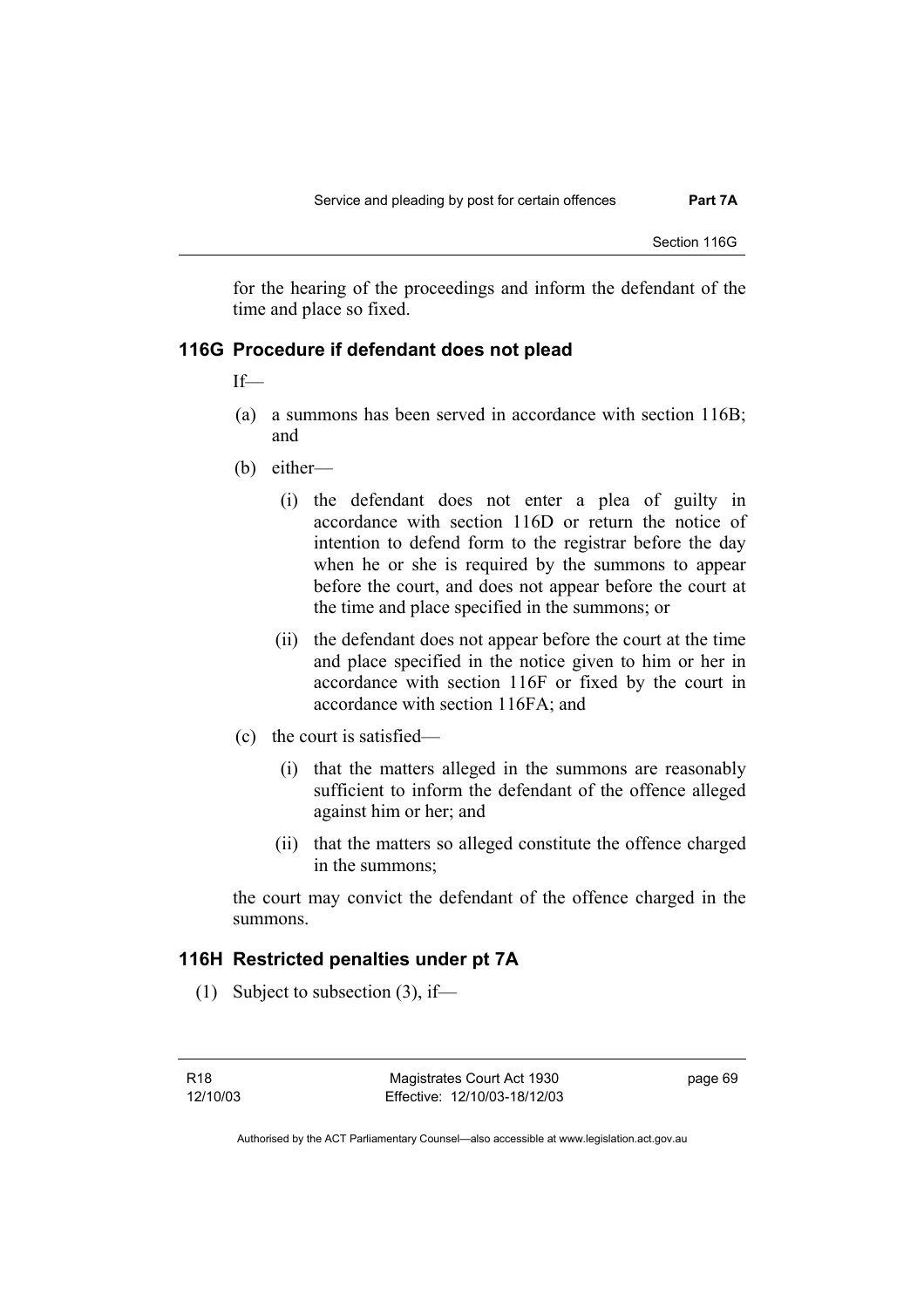for the hearing of the proceedings and inform the defendant of the time and place so fixed.

### 116G Procedure if defendant does not plead

If—

(a) a summons has been served in accordance with section 116B; and

(b) either—

  (i) the defendant does not enter a plea of guilty in accordance with section 116D or return the notice of intention to defend form to the registrar before the day when he or she is required by the summons to appear before the court, and does not appear before the court at the time and place specified in the summons; or

  (ii) the defendant does not appear before the court at the time and place specified in the notice given to him or her in accordance with section 116F or fixed by the court in accordance with section 116FA; and

(c) the court is satisfied—

  (i) that the matters alleged in the summons are reasonably sufficient to inform the defendant of the offence alleged against him or her; and

  (ii) that the matters so alleged constitute the offence charged in the summons;

the court may convict the defendant of the offence charged in the summons.

### 116H Restricted penalties under pt 7A

(1) Subject to subsection (3), if—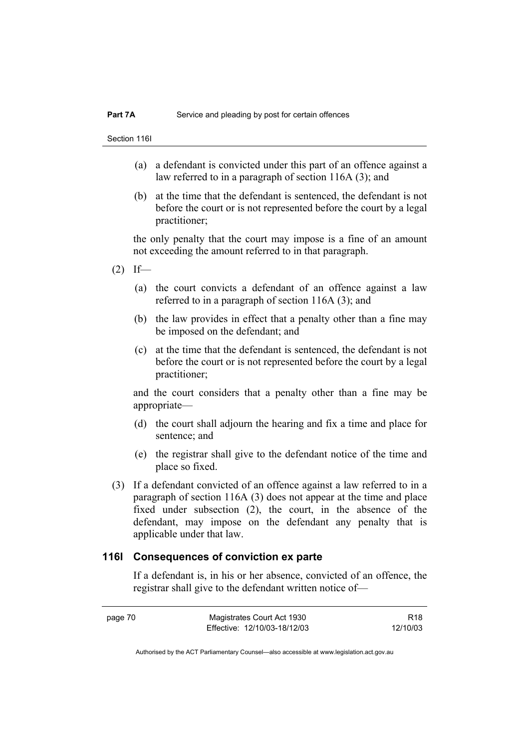(a) a defendant is convicted under this part of an offence against a law referred to in a paragraph of section 116A (3); and

(b) at the time that the defendant is sentenced, the defendant is not before the court or is not represented before the court by a legal practitioner;

the only penalty that the court may impose is a fine of an amount not exceeding the amount referred to in that paragraph.

(2) If—

(a) the court convicts a defendant of an offence against a law referred to in a paragraph of section 116A (3); and

(b) the law provides in effect that a penalty other than a fine may be imposed on the defendant; and

(c) at the time that the defendant is sentenced, the defendant is not before the court or is not represented before the court by a legal practitioner;

and the court considers that a penalty other than a fine may be appropriate—

(d) the court shall adjourn the hearing and fix a time and place for sentence; and

(e) the registrar shall give to the defendant notice of the time and place so fixed.

(3) If a defendant convicted of an offence against a law referred to in a paragraph of section 116A (3) does not appear at the time and place fixed under subsection (2), the court, in the absence of the defendant, may impose on the defendant any penalty that is applicable under that law.

## 116I Consequences of conviction ex parte

If a defendant is, in his or her absence, convicted of an offence, the registrar shall give to the defendant written notice of—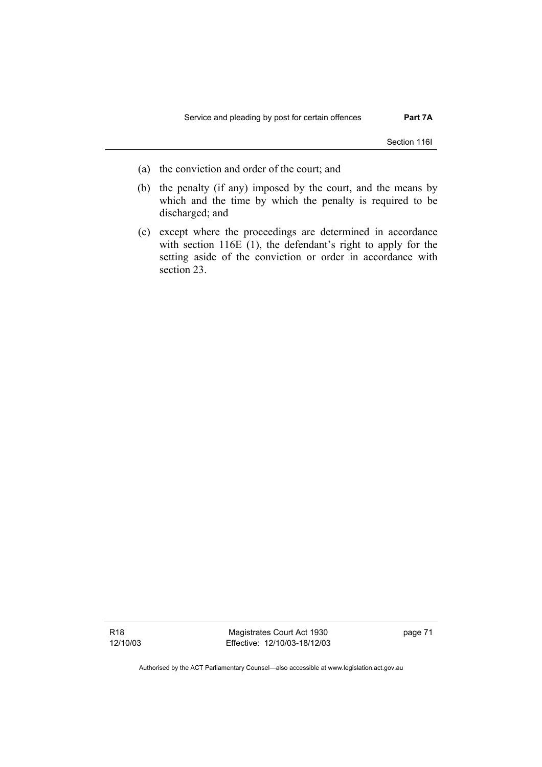(a) the conviction and order of the court; and

(b) the penalty (if any) imposed by the court, and the means by which and the time by which the penalty is required to be discharged; and

(c) except where the proceedings are determined in accordance with section 116E (1), the defendant's right to apply for the setting aside of the conviction or order in accordance with section 23.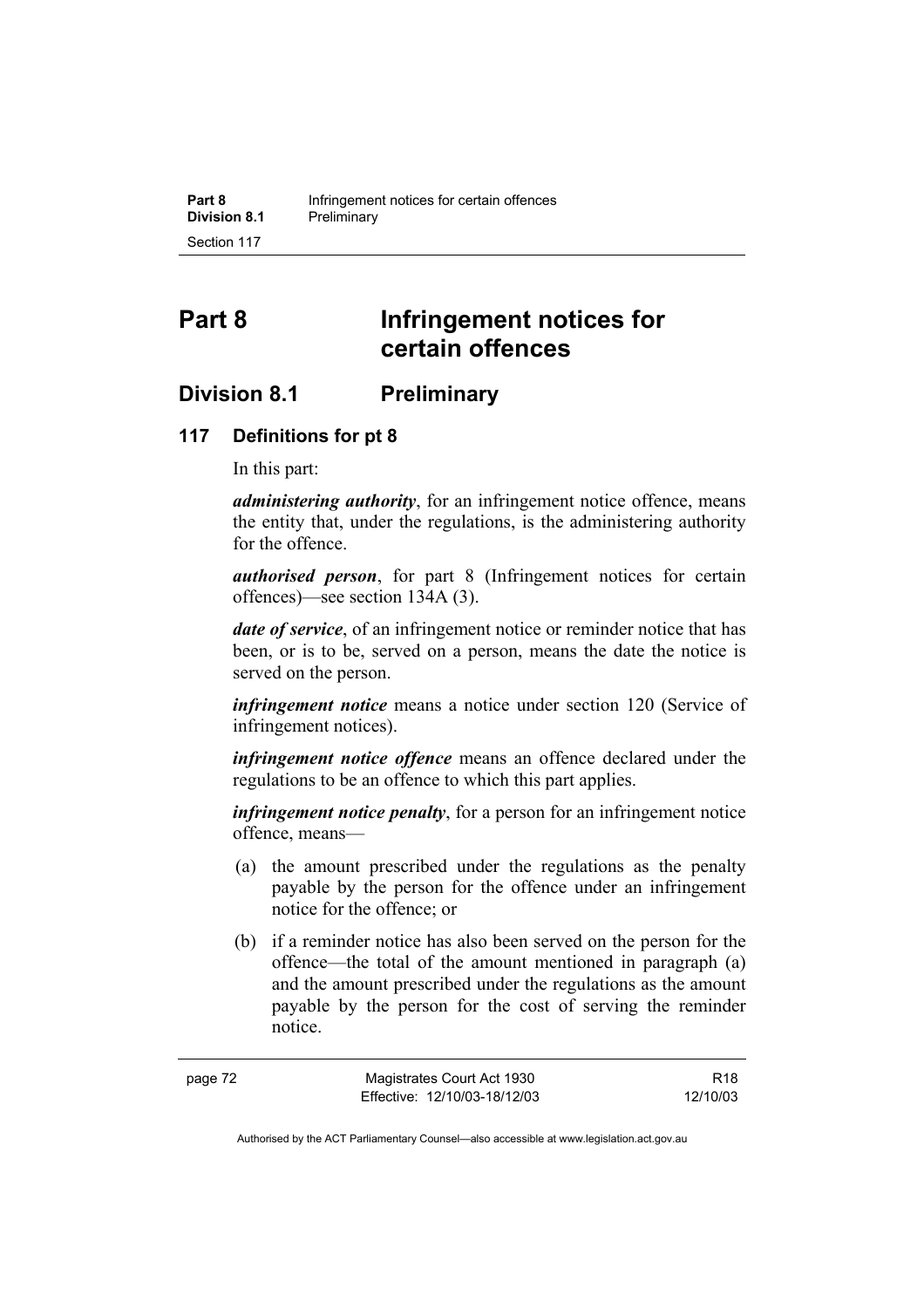# Part 8 Infringement notices for certain offences

## Division 8.1 Preliminary

### 117 Definitions for pt 8

In this part:

***administering authority***, for an infringement notice offence, means the entity that, under the regulations, is the administering authority for the offence.

***authorised person***, for part 8 (Infringement notices for certain offences)—see section 134A (3).

***date of service***, of an infringement notice or reminder notice that has been, or is to be, served on a person, means the date the notice is served on the person.

***infringement notice*** means a notice under section 120 (Service of infringement notices).

***infringement notice offence*** means an offence declared under the regulations to be an offence to which this part applies.

***infringement notice penalty***, for a person for an infringement notice offence, means—

(a) the amount prescribed under the regulations as the penalty payable by the person for the offence under an infringement notice for the offence; or

(b) if a reminder notice has also been served on the person for the offence—the total of the amount mentioned in paragraph (a) and the amount prescribed under the regulations as the amount payable by the person for the cost of serving the reminder notice.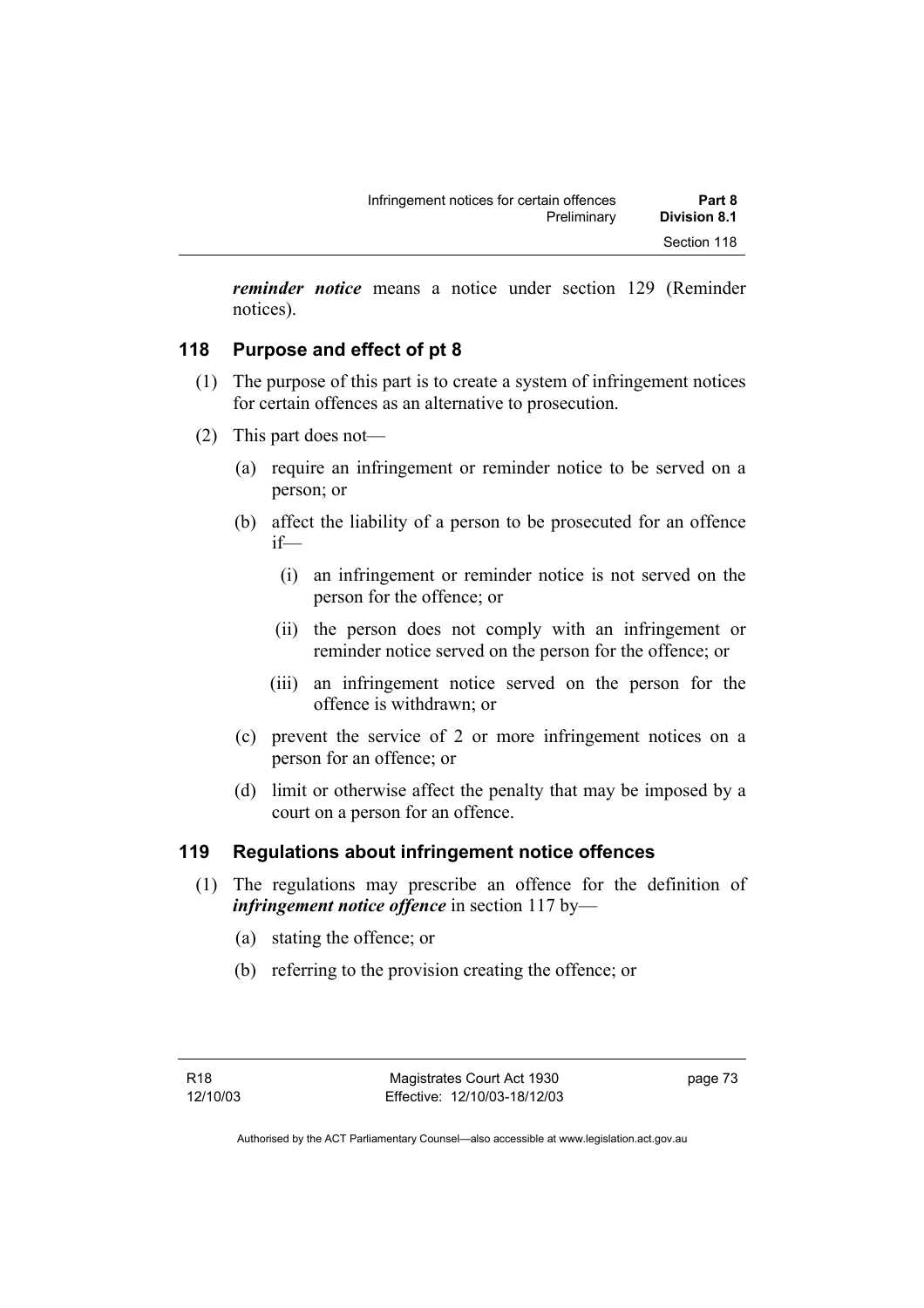***reminder notice*** means a notice under section 129 (Reminder notices).

## 118 Purpose and effect of pt 8

(1) The purpose of this part is to create a system of infringement notices for certain offences as an alternative to prosecution.

(2) This part does not—

(a) require an infringement or reminder notice to be served on a person; or

(b) affect the liability of a person to be prosecuted for an offence if—

(i) an infringement or reminder notice is not served on the person for the offence; or

(ii) the person does not comply with an infringement or reminder notice served on the person for the offence; or

(iii) an infringement notice served on the person for the offence is withdrawn; or

(c) prevent the service of 2 or more infringement notices on a person for an offence; or

(d) limit or otherwise affect the penalty that may be imposed by a court on a person for an offence.

## 119 Regulations about infringement notice offences

(1) The regulations may prescribe an offence for the definition of ***infringement notice offence*** in section 117 by—

(a) stating the offence; or

(b) referring to the provision creating the offence; or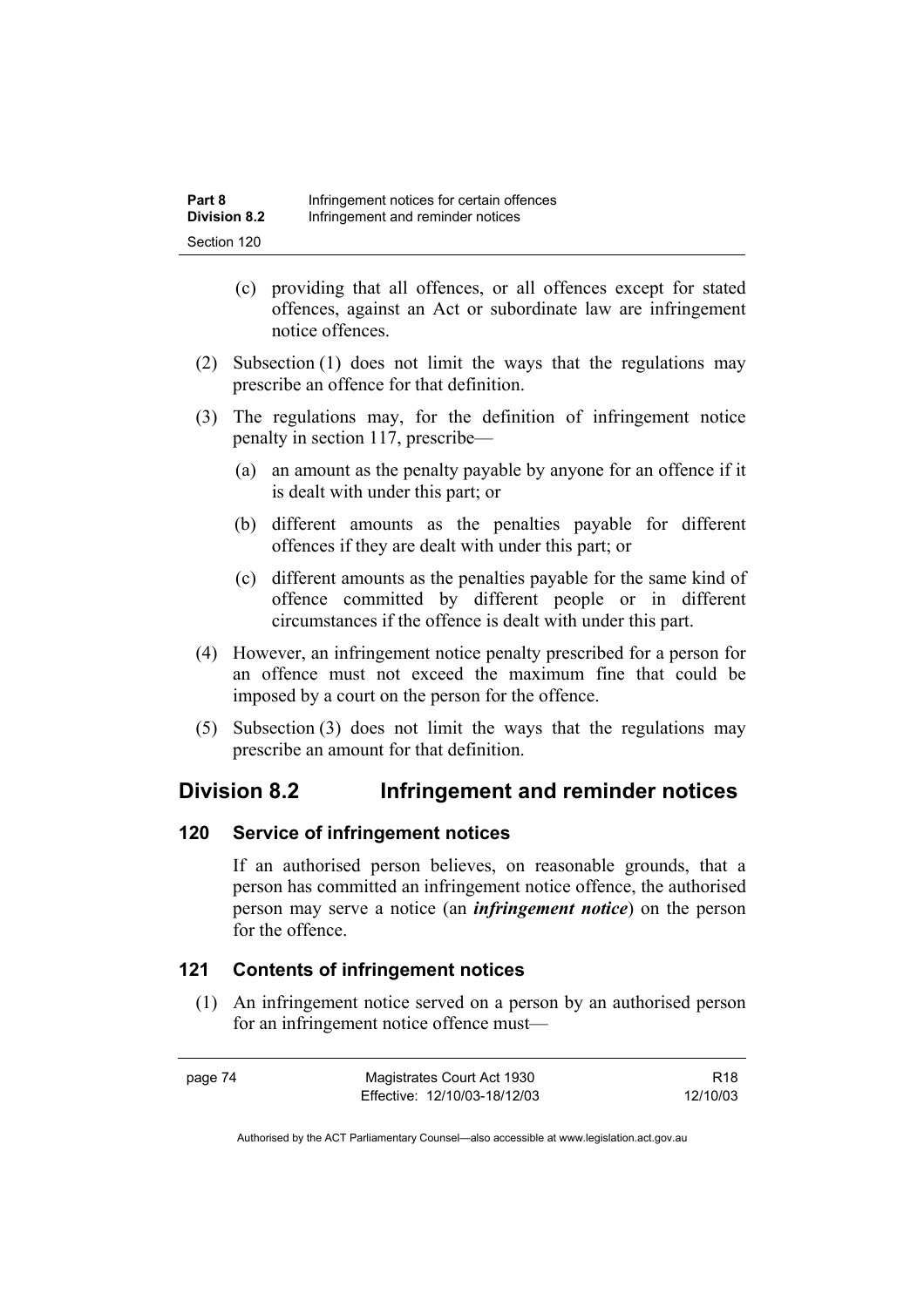(c) providing that all offences, or all offences except for stated offences, against an Act or subordinate law are infringement notice offences.

(2) Subsection (1) does not limit the ways that the regulations may prescribe an offence for that definition.

(3) The regulations may, for the definition of infringement notice penalty in section 117, prescribe—

(a) an amount as the penalty payable by anyone for an offence if it is dealt with under this part; or

(b) different amounts as the penalties payable for different offences if they are dealt with under this part; or

(c) different amounts as the penalties payable for the same kind of offence committed by different people or in different circumstances if the offence is dealt with under this part.

(4) However, an infringement notice penalty prescribed for a person for an offence must not exceed the maximum fine that could be imposed by a court on the person for the offence.

(5) Subsection (3) does not limit the ways that the regulations may prescribe an amount for that definition.

## Division 8.2 Infringement and reminder notices

### 120 Service of infringement notices

If an authorised person believes, on reasonable grounds, that a person has committed an infringement notice offence, the authorised person may serve a notice (an ***infringement notice***) on the person for the offence.

### 121 Contents of infringement notices

(1) An infringement notice served on a person by an authorised person for an infringement notice offence must—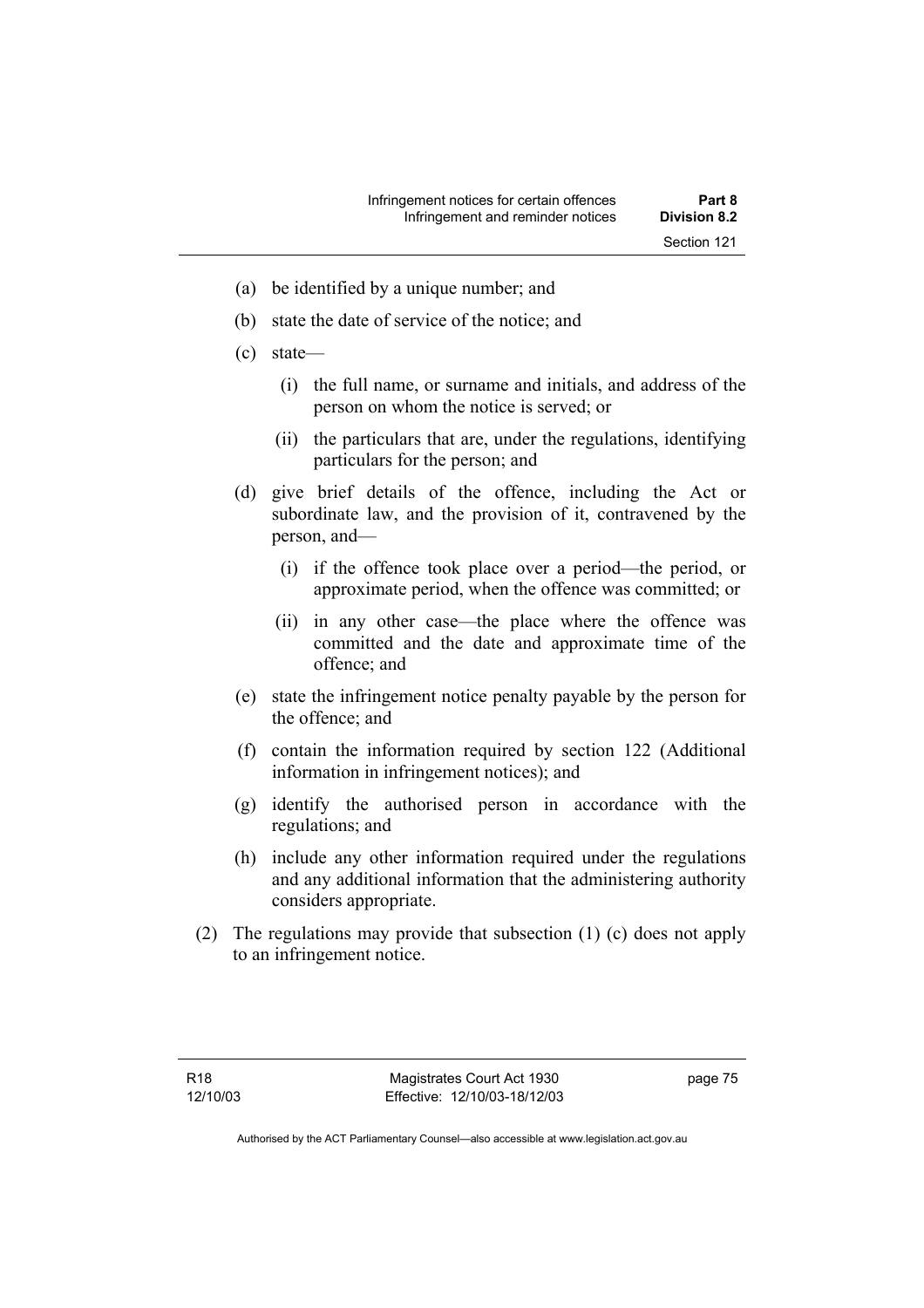(a) be identified by a unique number; and

(b) state the date of service of the notice; and

(c) state—

  (i) the full name, or surname and initials, and address of the person on whom the notice is served; or

  (ii) the particulars that are, under the regulations, identifying particulars for the person; and

(d) give brief details of the offence, including the Act or subordinate law, and the provision of it, contravened by the person, and—

  (i) if the offence took place over a period—the period, or approximate period, when the offence was committed; or

  (ii) in any other case—the place where the offence was committed and the date and approximate time of the offence; and

(e) state the infringement notice penalty payable by the person for the offence; and

(f) contain the information required by section 122 (Additional information in infringement notices); and

(g) identify the authorised person in accordance with the regulations; and

(h) include any other information required under the regulations and any additional information that the administering authority considers appropriate.

(2) The regulations may provide that subsection (1) (c) does not apply to an infringement notice.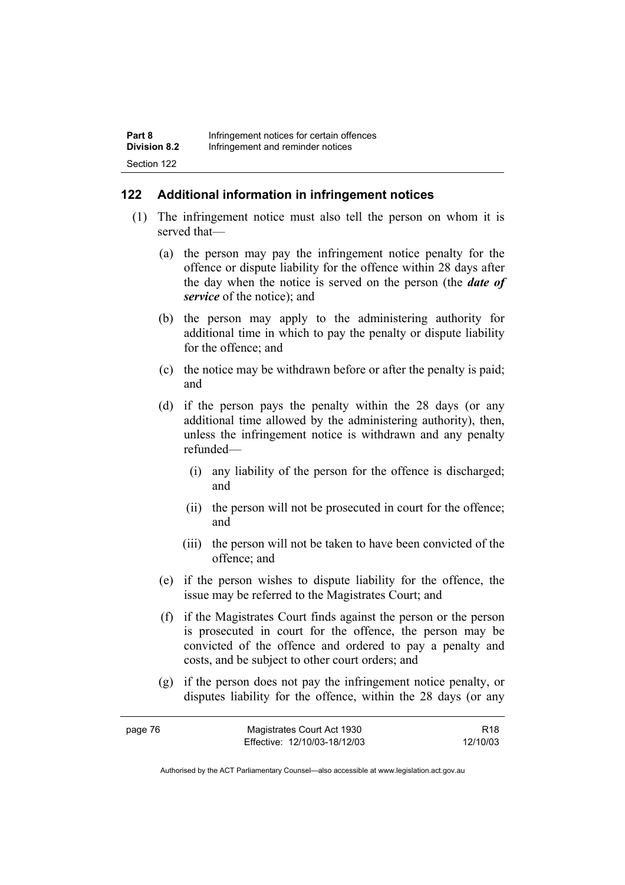## 122 Additional information in infringement notices

(1) The infringement notice must also tell the person on whom it is served that—

(a) the person may pay the infringement notice penalty for the offence or dispute liability for the offence within 28 days after the day when the notice is served on the person (the ***date of service*** of the notice); and

(b) the person may apply to the administering authority for additional time in which to pay the penalty or dispute liability for the offence; and

(c) the notice may be withdrawn before or after the penalty is paid; and

(d) if the person pays the penalty within the 28 days (or any additional time allowed by the administering authority), then, unless the infringement notice is withdrawn and any penalty refunded—

(i) any liability of the person for the offence is discharged; and

(ii) the person will not be prosecuted in court for the offence; and

(iii) the person will not be taken to have been convicted of the offence; and

(e) if the person wishes to dispute liability for the offence, the issue may be referred to the Magistrates Court; and

(f) if the Magistrates Court finds against the person or the person is prosecuted in court for the offence, the person may be convicted of the offence and ordered to pay a penalty and costs, and be subject to other court orders; and

(g) if the person does not pay the infringement notice penalty, or disputes liability for the offence, within the 28 days (or any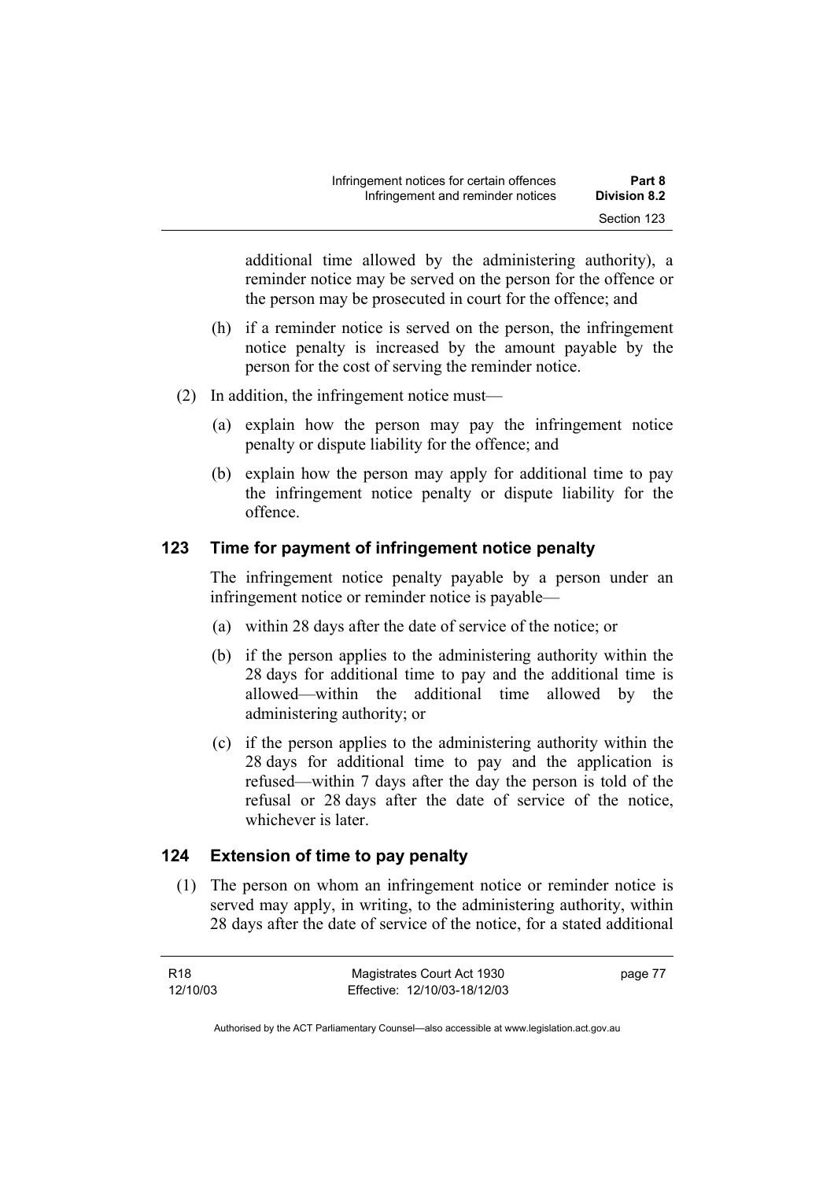additional time allowed by the administering authority), a reminder notice may be served on the person for the offence or the person may be prosecuted in court for the offence; and

(h) if a reminder notice is served on the person, the infringement notice penalty is increased by the amount payable by the person for the cost of serving the reminder notice.

(2) In addition, the infringement notice must—

(a) explain how the person may pay the infringement notice penalty or dispute liability for the offence; and

(b) explain how the person may apply for additional time to pay the infringement notice penalty or dispute liability for the offence.

## 123 Time for payment of infringement notice penalty

The infringement notice penalty payable by a person under an infringement notice or reminder notice is payable—

(a) within 28 days after the date of service of the notice; or

(b) if the person applies to the administering authority within the 28 days for additional time to pay and the additional time is allowed—within the additional time allowed by the administering authority; or

(c) if the person applies to the administering authority within the 28 days for additional time to pay and the application is refused—within 7 days after the day the person is told of the refusal or 28 days after the date of service of the notice, whichever is later.

## 124 Extension of time to pay penalty

(1) The person on whom an infringement notice or reminder notice is served may apply, in writing, to the administering authority, within 28 days after the date of service of the notice, for a stated additional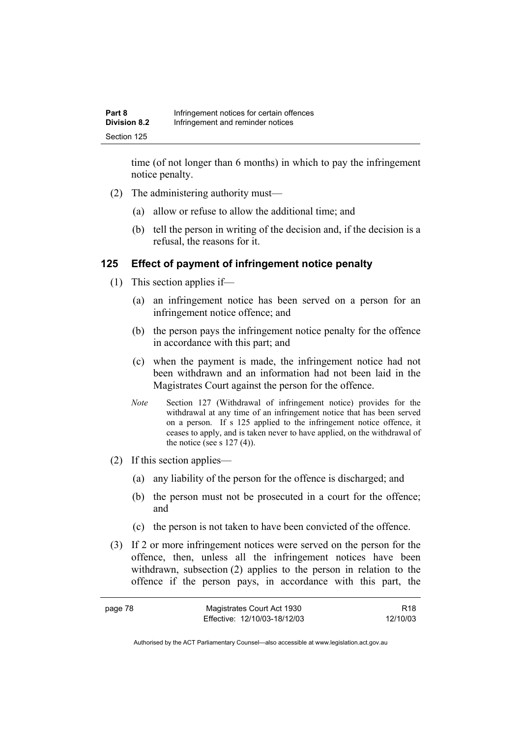time (of not longer than 6 months) in which to pay the infringement notice penalty.

(2) The administering authority must—

(a) allow or refuse to allow the additional time; and

(b) tell the person in writing of the decision and, if the decision is a refusal, the reasons for it.

### 125 Effect of payment of infringement notice penalty

(1) This section applies if—

(a) an infringement notice has been served on a person for an infringement notice offence; and

(b) the person pays the infringement notice penalty for the offence in accordance with this part; and

(c) when the payment is made, the infringement notice had not been withdrawn and an information had not been laid in the Magistrates Court against the person for the offence.

*Note* Section 127 (Withdrawal of infringement notice) provides for the withdrawal at any time of an infringement notice that has been served on a person. If s 125 applied to the infringement notice offence, it ceases to apply, and is taken never to have applied, on the withdrawal of the notice (see s 127 (4)).

(2) If this section applies—

(a) any liability of the person for the offence is discharged; and

(b) the person must not be prosecuted in a court for the offence; and

(c) the person is not taken to have been convicted of the offence.

(3) If 2 or more infringement notices were served on the person for the offence, then, unless all the infringement notices have been withdrawn, subsection (2) applies to the person in relation to the offence if the person pays, in accordance with this part, the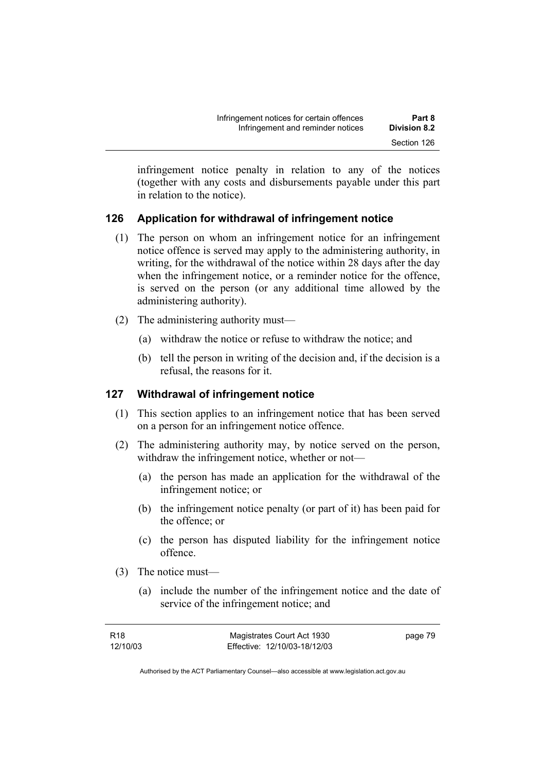infringement notice penalty in relation to any of the notices (together with any costs and disbursements payable under this part in relation to the notice).

### 126 Application for withdrawal of infringement notice

(1) The person on whom an infringement notice for an infringement notice offence is served may apply to the administering authority, in writing, for the withdrawal of the notice within 28 days after the day when the infringement notice, or a reminder notice for the offence, is served on the person (or any additional time allowed by the administering authority).

(2) The administering authority must—

(a) withdraw the notice or refuse to withdraw the notice; and

(b) tell the person in writing of the decision and, if the decision is a refusal, the reasons for it.

### 127 Withdrawal of infringement notice

(1) This section applies to an infringement notice that has been served on a person for an infringement notice offence.

(2) The administering authority may, by notice served on the person, withdraw the infringement notice, whether or not—

(a) the person has made an application for the withdrawal of the infringement notice; or

(b) the infringement notice penalty (or part of it) has been paid for the offence; or

(c) the person has disputed liability for the infringement notice offence.

(3) The notice must—

(a) include the number of the infringement notice and the date of service of the infringement notice; and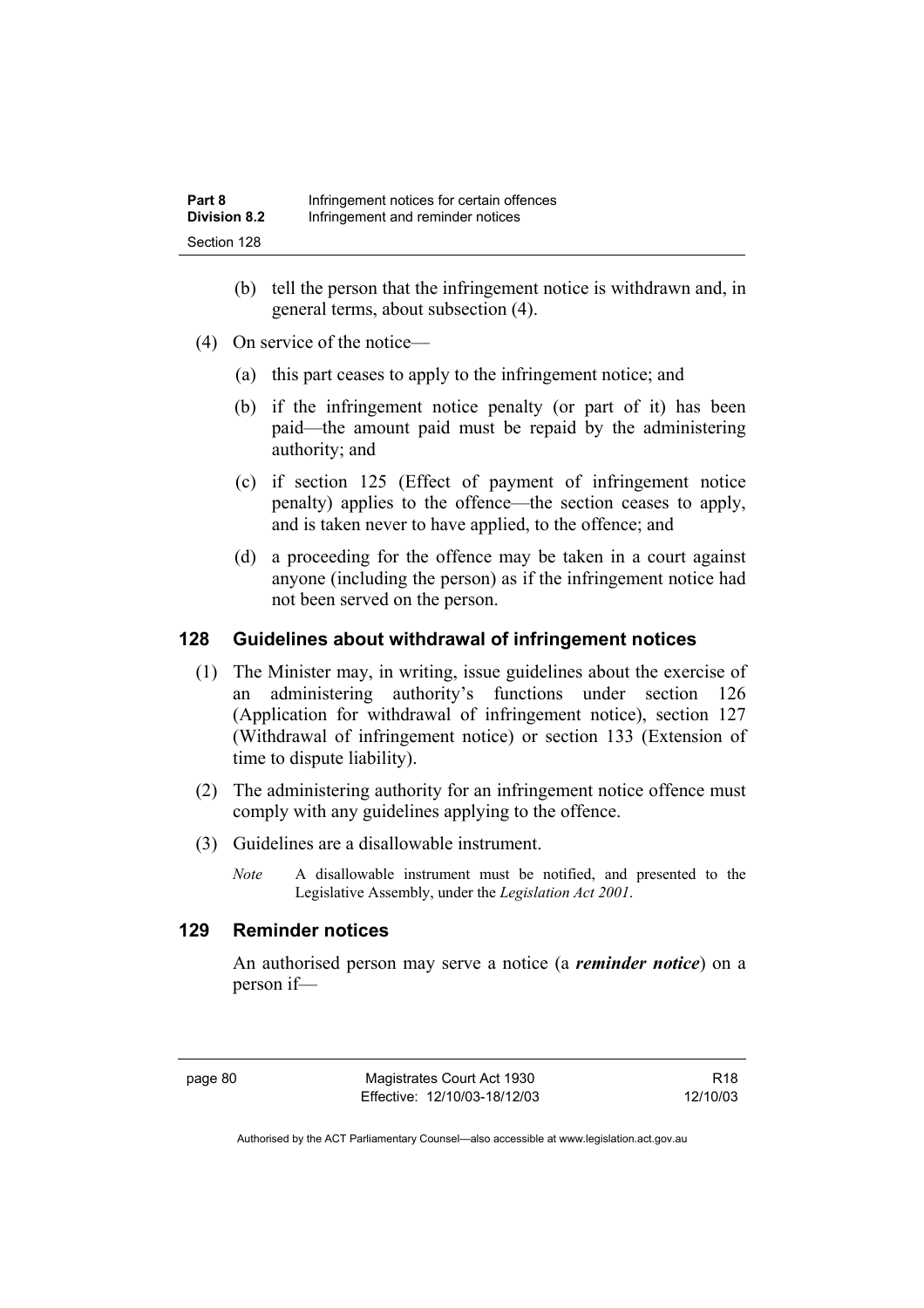(b) tell the person that the infringement notice is withdrawn and, in general terms, about subsection (4).

(4) On service of the notice—

(a) this part ceases to apply to the infringement notice; and

(b) if the infringement notice penalty (or part of it) has been paid—the amount paid must be repaid by the administering authority; and

(c) if section 125 (Effect of payment of infringement notice penalty) applies to the offence—the section ceases to apply, and is taken never to have applied, to the offence; and

(d) a proceeding for the offence may be taken in a court against anyone (including the person) as if the infringement notice had not been served on the person.

## 128 Guidelines about withdrawal of infringement notices

(1) The Minister may, in writing, issue guidelines about the exercise of an administering authority's functions under section 126 (Application for withdrawal of infringement notice), section 127 (Withdrawal of infringement notice) or section 133 (Extension of time to dispute liability).

(2) The administering authority for an infringement notice offence must comply with any guidelines applying to the offence.

(3) Guidelines are a disallowable instrument.

*Note* A disallowable instrument must be notified, and presented to the Legislative Assembly, under the *Legislation Act 2001*.

## 129 Reminder notices

An authorised person may serve a notice (a ***reminder notice***) on a person if—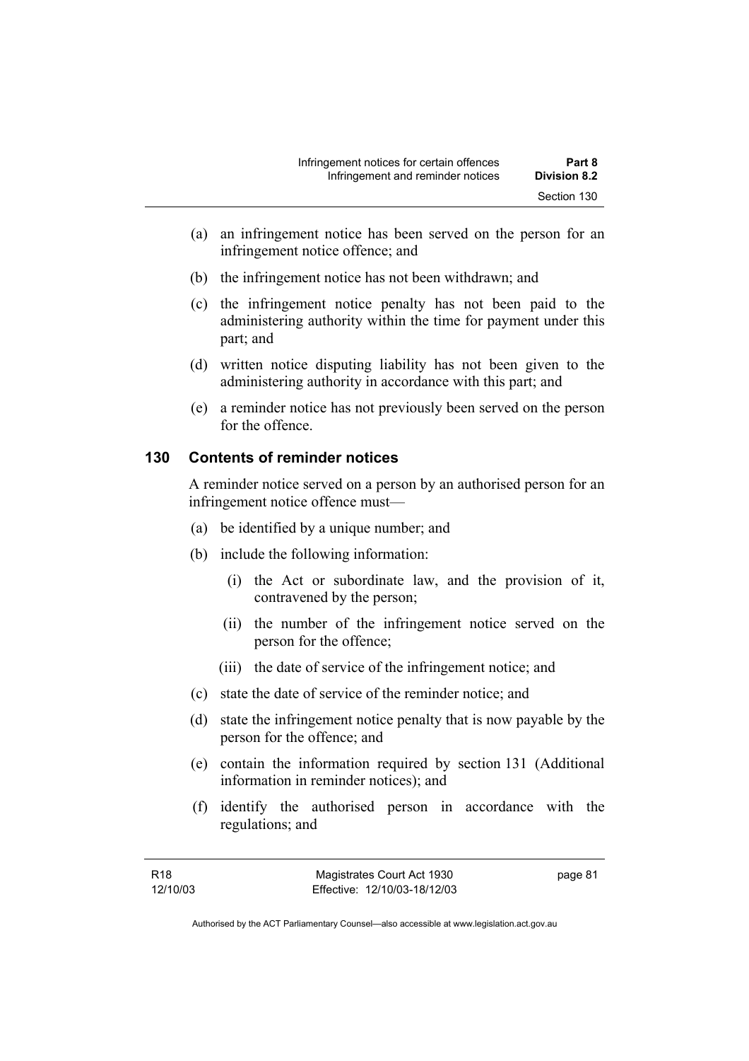(a) an infringement notice has been served on the person for an infringement notice offence; and

(b) the infringement notice has not been withdrawn; and

(c) the infringement notice penalty has not been paid to the administering authority within the time for payment under this part; and

(d) written notice disputing liability has not been given to the administering authority in accordance with this part; and

(e) a reminder notice has not previously been served on the person for the offence.

## 130 Contents of reminder notices

A reminder notice served on a person by an authorised person for an infringement notice offence must—

(a) be identified by a unique number; and

(b) include the following information:

 (i) the Act or subordinate law, and the provision of it, contravened by the person;

 (ii) the number of the infringement notice served on the person for the offence;

 (iii) the date of service of the infringement notice; and

(c) state the date of service of the reminder notice; and

(d) state the infringement notice penalty that is now payable by the person for the offence; and

(e) contain the information required by section 131 (Additional information in reminder notices); and

(f) identify the authorised person in accordance with the regulations; and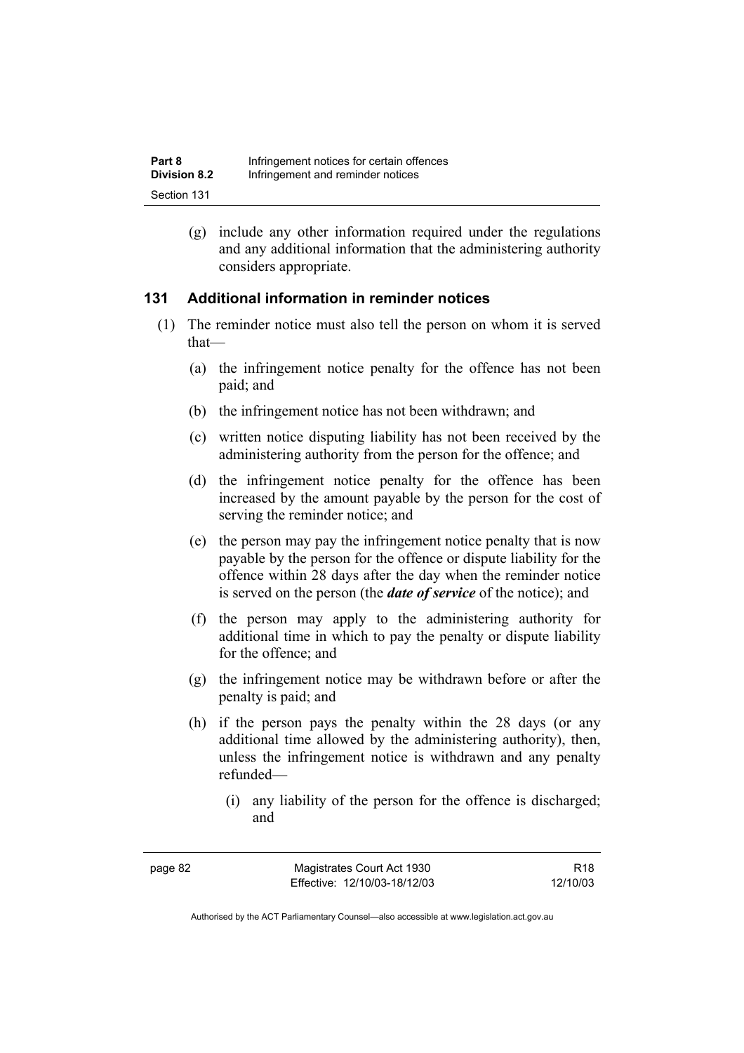(g) include any other information required under the regulations and any additional information that the administering authority considers appropriate.

### 131 Additional information in reminder notices

(1) The reminder notice must also tell the person on whom it is served that—

(a) the infringement notice penalty for the offence has not been paid; and

(b) the infringement notice has not been withdrawn; and

(c) written notice disputing liability has not been received by the administering authority from the person for the offence; and

(d) the infringement notice penalty for the offence has been increased by the amount payable by the person for the cost of serving the reminder notice; and

(e) the person may pay the infringement notice penalty that is now payable by the person for the offence or dispute liability for the offence within 28 days after the day when the reminder notice is served on the person (the ***date of service*** of the notice); and

(f) the person may apply to the administering authority for additional time in which to pay the penalty or dispute liability for the offence; and

(g) the infringement notice may be withdrawn before or after the penalty is paid; and

(h) if the person pays the penalty within the 28 days (or any additional time allowed by the administering authority), then, unless the infringement notice is withdrawn and any penalty refunded—

(i) any liability of the person for the offence is discharged; and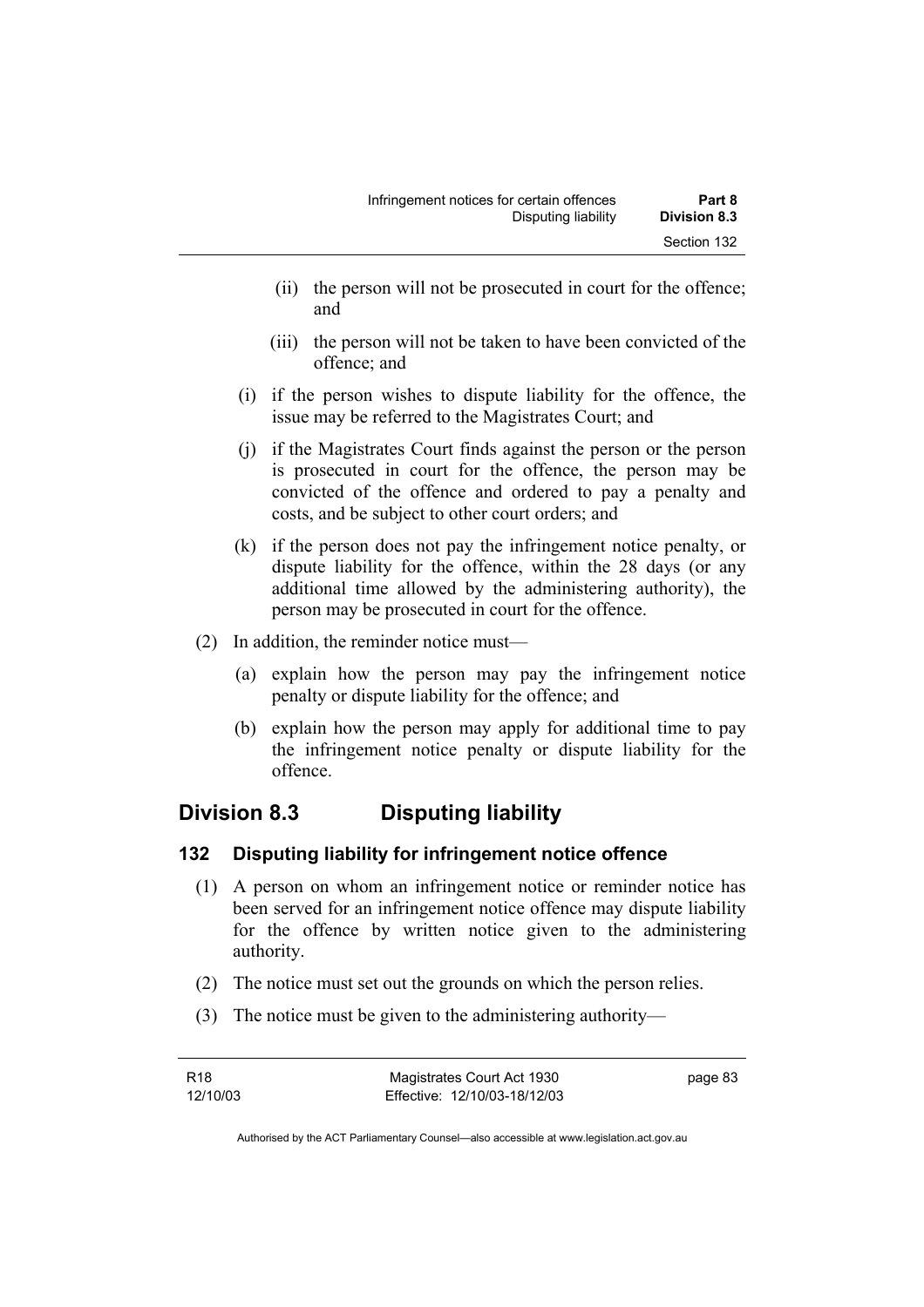(ii) the person will not be prosecuted in court for the offence; and

(iii) the person will not be taken to have been convicted of the offence; and

(i) if the person wishes to dispute liability for the offence, the issue may be referred to the Magistrates Court; and

(j) if the Magistrates Court finds against the person or the person is prosecuted in court for the offence, the person may be convicted of the offence and ordered to pay a penalty and costs, and be subject to other court orders; and

(k) if the person does not pay the infringement notice penalty, or dispute liability for the offence, within the 28 days (or any additional time allowed by the administering authority), the person may be prosecuted in court for the offence.

(2) In addition, the reminder notice must—

(a) explain how the person may pay the infringement notice penalty or dispute liability for the offence; and

(b) explain how the person may apply for additional time to pay the infringement notice penalty or dispute liability for the offence.

## Division 8.3 Disputing liability

### 132 Disputing liability for infringement notice offence

(1) A person on whom an infringement notice or reminder notice has been served for an infringement notice offence may dispute liability for the offence by written notice given to the administering authority.

(2) The notice must set out the grounds on which the person relies.

(3) The notice must be given to the administering authority—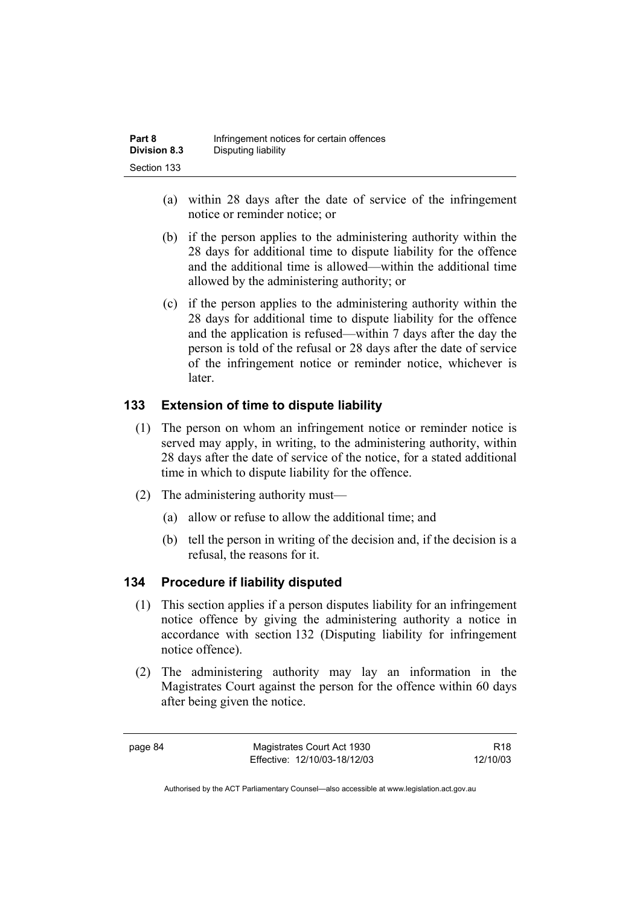(a) within 28 days after the date of service of the infringement notice or reminder notice; or

(b) if the person applies to the administering authority within the 28 days for additional time to dispute liability for the offence and the additional time is allowed—within the additional time allowed by the administering authority; or

(c) if the person applies to the administering authority within the 28 days for additional time to dispute liability for the offence and the application is refused—within 7 days after the day the person is told of the refusal or 28 days after the date of service of the infringement notice or reminder notice, whichever is later.

## 133 Extension of time to dispute liability

(1) The person on whom an infringement notice or reminder notice is served may apply, in writing, to the administering authority, within 28 days after the date of service of the notice, for a stated additional time in which to dispute liability for the offence.

(2) The administering authority must—

(a) allow or refuse to allow the additional time; and

(b) tell the person in writing of the decision and, if the decision is a refusal, the reasons for it.

## 134 Procedure if liability disputed

(1) This section applies if a person disputes liability for an infringement notice offence by giving the administering authority a notice in accordance with section 132 (Disputing liability for infringement notice offence).

(2) The administering authority may lay an information in the Magistrates Court against the person for the offence within 60 days after being given the notice.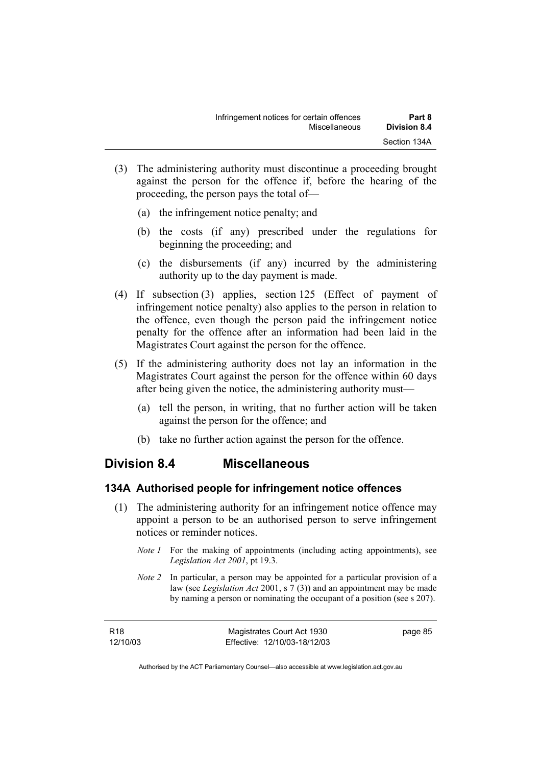(3) The administering authority must discontinue a proceeding brought against the person for the offence if, before the hearing of the proceeding, the person pays the total of—

  (a) the infringement notice penalty; and

  (b) the costs (if any) prescribed under the regulations for beginning the proceeding; and

  (c) the disbursements (if any) incurred by the administering authority up to the day payment is made.

(4) If subsection (3) applies, section 125 (Effect of payment of infringement notice penalty) also applies to the person in relation to the offence, even though the person paid the infringement notice penalty for the offence after an information had been laid in the Magistrates Court against the person for the offence.

(5) If the administering authority does not lay an information in the Magistrates Court against the person for the offence within 60 days after being given the notice, the administering authority must—

  (a) tell the person, in writing, that no further action will be taken against the person for the offence; and

  (b) take no further action against the person for the offence.

## Division 8.4 Miscellaneous

### 134A Authorised people for infringement notice offences

(1) The administering authority for an infringement notice offence may appoint a person to be an authorised person to serve infringement notices or reminder notices.

*Note 1* For the making of appointments (including acting appointments), see *Legislation Act 2001*, pt 19.3.

*Note 2* In particular, a person may be appointed for a particular provision of a law (see *Legislation Act* 2001, s 7 (3)) and an appointment may be made by naming a person or nominating the occupant of a position (see s 207).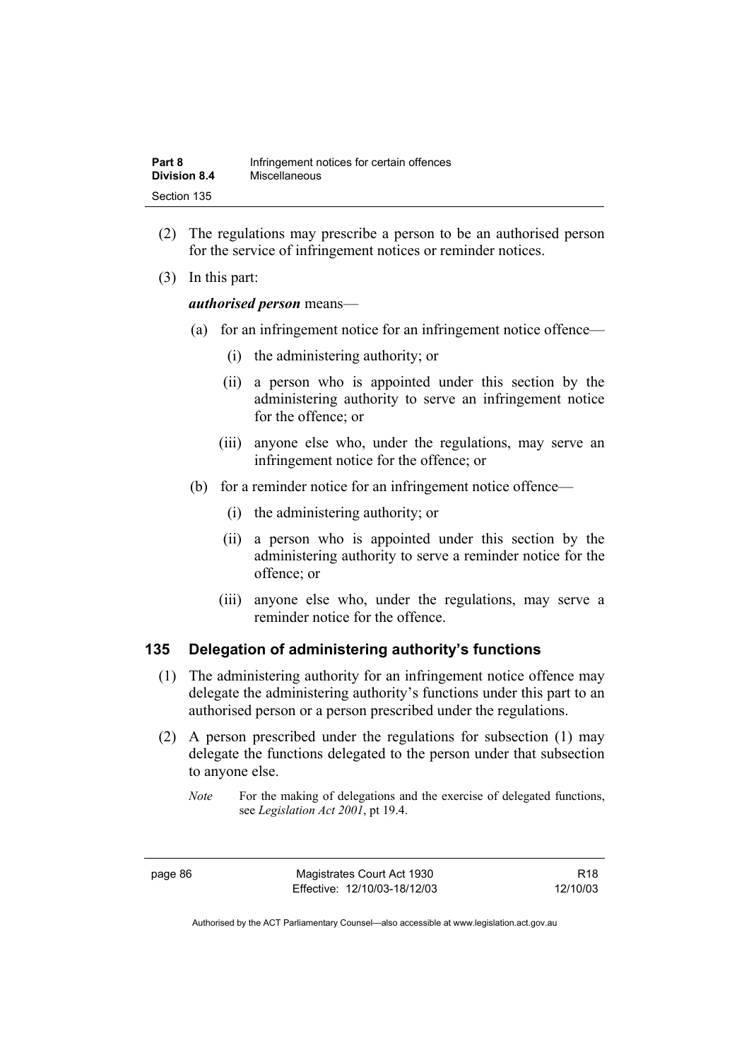(2) The regulations may prescribe a person to be an authorised person for the service of infringement notices or reminder notices.

(3) In this part:

***authorised person*** means—

(a) for an infringement notice for an infringement notice offence—

(i) the administering authority; or

(ii) a person who is appointed under this section by the administering authority to serve an infringement notice for the offence; or

(iii) anyone else who, under the regulations, may serve an infringement notice for the offence; or

(b) for a reminder notice for an infringement notice offence—

(i) the administering authority; or

(ii) a person who is appointed under this section by the administering authority to serve a reminder notice for the offence; or

(iii) anyone else who, under the regulations, may serve a reminder notice for the offence.

## 135 Delegation of administering authority's functions

(1) The administering authority for an infringement notice offence may delegate the administering authority's functions under this part to an authorised person or a person prescribed under the regulations.

(2) A person prescribed under the regulations for subsection (1) may delegate the functions delegated to the person under that subsection to anyone else.

*Note* For the making of delegations and the exercise of delegated functions, see *Legislation Act 2001*, pt 19.4.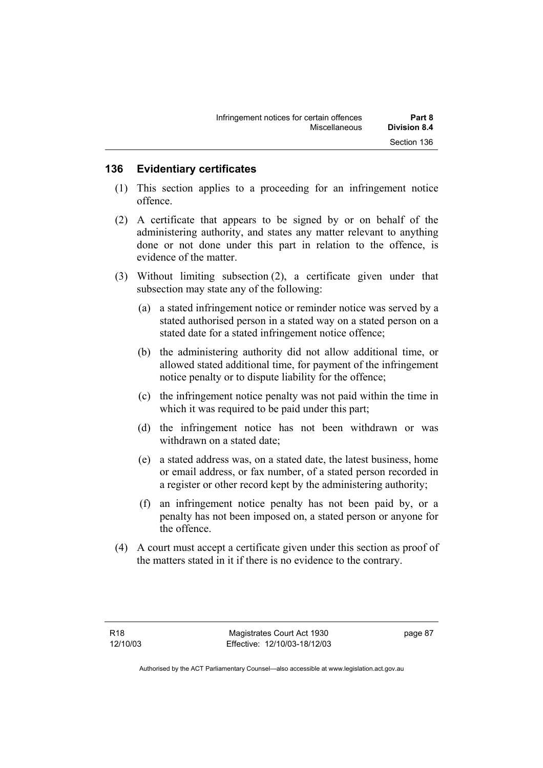## 136 Evidentiary certificates

(1) This section applies to a proceeding for an infringement notice offence.

(2) A certificate that appears to be signed by or on behalf of the administering authority, and states any matter relevant to anything done or not done under this part in relation to the offence, is evidence of the matter.

(3) Without limiting subsection (2), a certificate given under that subsection may state any of the following:

(a) a stated infringement notice or reminder notice was served by a stated authorised person in a stated way on a stated person on a stated date for a stated infringement notice offence;

(b) the administering authority did not allow additional time, or allowed stated additional time, for payment of the infringement notice penalty or to dispute liability for the offence;

(c) the infringement notice penalty was not paid within the time in which it was required to be paid under this part;

(d) the infringement notice has not been withdrawn or was withdrawn on a stated date;

(e) a stated address was, on a stated date, the latest business, home or email address, or fax number, of a stated person recorded in a register or other record kept by the administering authority;

(f) an infringement notice penalty has not been paid by, or a penalty has not been imposed on, a stated person or anyone for the offence.

(4) A court must accept a certificate given under this section as proof of the matters stated in it if there is no evidence to the contrary.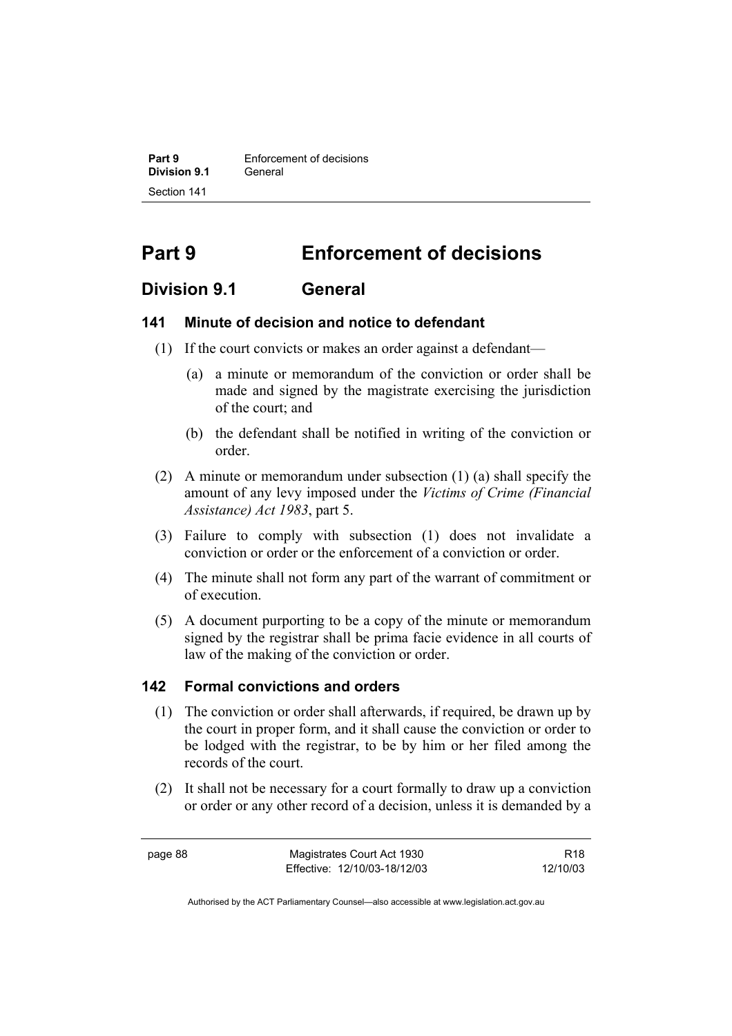# Part 9 Enforcement of decisions

## Division 9.1 General

### 141 Minute of decision and notice to defendant

(1) If the court convicts or makes an order against a defendant—

(a) a minute or memorandum of the conviction or order shall be made and signed by the magistrate exercising the jurisdiction of the court; and

(b) the defendant shall be notified in writing of the conviction or order.

(2) A minute or memorandum under subsection (1) (a) shall specify the amount of any levy imposed under the *Victims of Crime (Financial Assistance) Act 1983*, part 5.

(3) Failure to comply with subsection (1) does not invalidate a conviction or order or the enforcement of a conviction or order.

(4) The minute shall not form any part of the warrant of commitment or of execution.

(5) A document purporting to be a copy of the minute or memorandum signed by the registrar shall be prima facie evidence in all courts of law of the making of the conviction or order.

### 142 Formal convictions and orders

(1) The conviction or order shall afterwards, if required, be drawn up by the court in proper form, and it shall cause the conviction or order to be lodged with the registrar, to be by him or her filed among the records of the court.

(2) It shall not be necessary for a court formally to draw up a conviction or order or any other record of a decision, unless it is demanded by a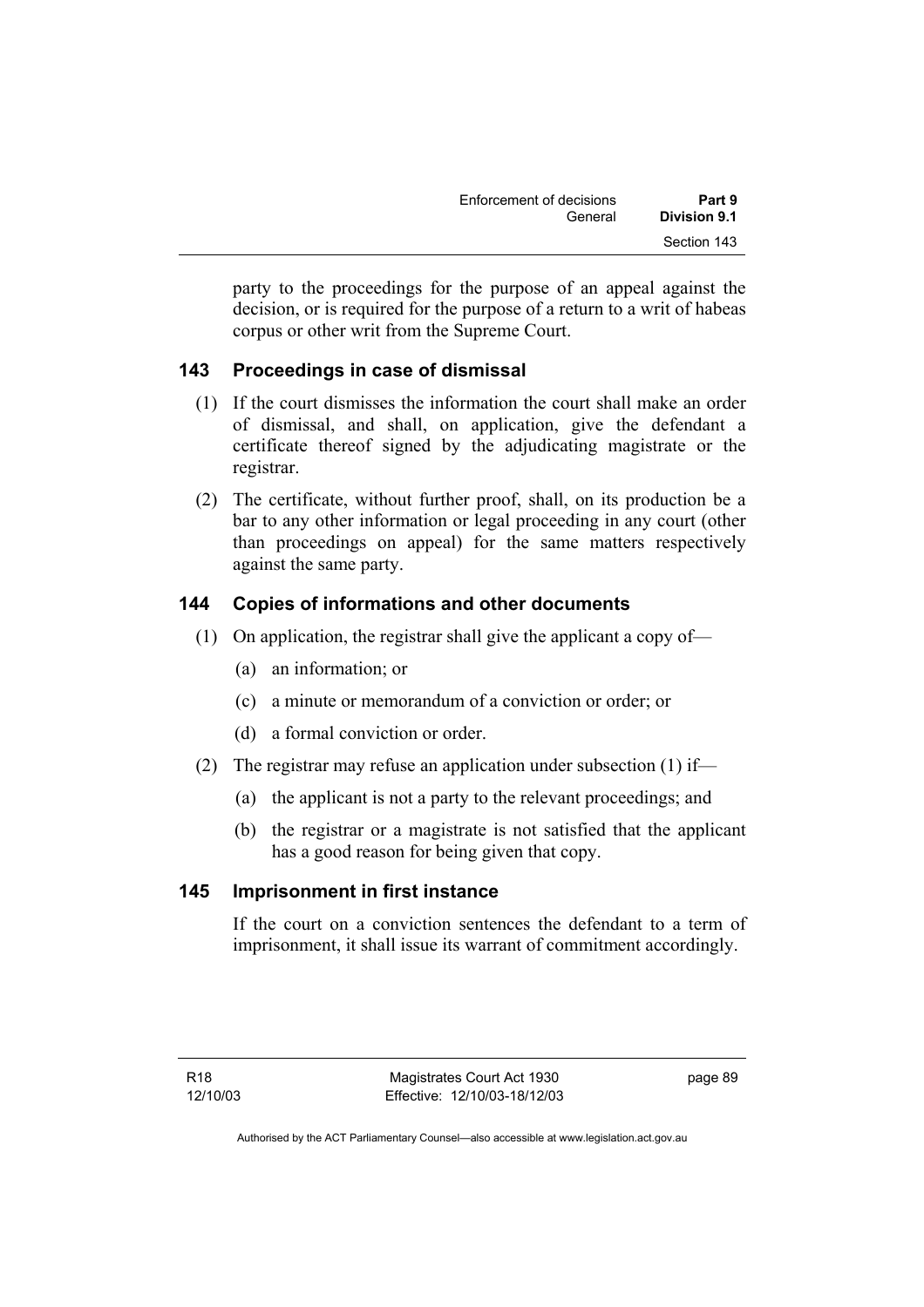party to the proceedings for the purpose of an appeal against the decision, or is required for the purpose of a return to a writ of habeas corpus or other writ from the Supreme Court.

### 143 Proceedings in case of dismissal

(1) If the court dismisses the information the court shall make an order of dismissal, and shall, on application, give the defendant a certificate thereof signed by the adjudicating magistrate or the registrar.

(2) The certificate, without further proof, shall, on its production be a bar to any other information or legal proceeding in any court (other than proceedings on appeal) for the same matters respectively against the same party.

### 144 Copies of informations and other documents

(1) On application, the registrar shall give the applicant a copy of—

(a) an information; or

(c) a minute or memorandum of a conviction or order; or

(d) a formal conviction or order.

(2) The registrar may refuse an application under subsection (1) if—

(a) the applicant is not a party to the relevant proceedings; and

(b) the registrar or a magistrate is not satisfied that the applicant has a good reason for being given that copy.

### 145 Imprisonment in first instance

If the court on a conviction sentences the defendant to a term of imprisonment, it shall issue its warrant of commitment accordingly.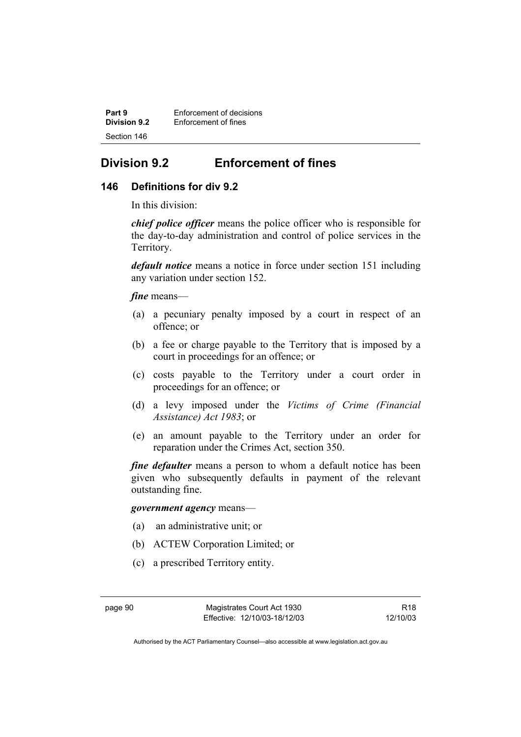## Division 9.2 Enforcement of fines

### 146 Definitions for div 9.2

In this division:

***chief police officer*** means the police officer who is responsible for the day-to-day administration and control of police services in the Territory.

***default notice*** means a notice in force under section 151 including any variation under section 152.

***fine*** means—

(a) a pecuniary penalty imposed by a court in respect of an offence; or

(b) a fee or charge payable to the Territory that is imposed by a court in proceedings for an offence; or

(c) costs payable to the Territory under a court order in proceedings for an offence; or

(d) a levy imposed under the *Victims of Crime (Financial Assistance) Act 1983*; or

(e) an amount payable to the Territory under an order for reparation under the Crimes Act, section 350.

***fine defaulter*** means a person to whom a default notice has been given who subsequently defaults in payment of the relevant outstanding fine.

***government agency*** means—

(a) an administrative unit; or

(b) ACTEW Corporation Limited; or

(c) a prescribed Territory entity.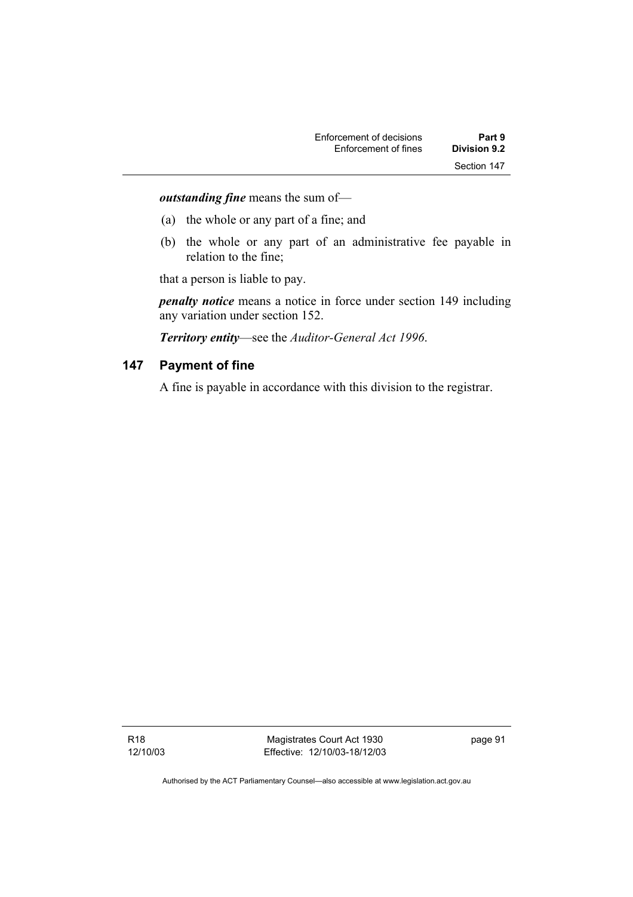***outstanding fine*** means the sum of—

(a) the whole or any part of a fine; and

(b) the whole or any part of an administrative fee payable in relation to the fine;

that a person is liable to pay.

***penalty notice*** means a notice in force under section 149 including any variation under section 152.

***Territory entity***—see the *Auditor-General Act 1996*.

## 147 Payment of fine

A fine is payable in accordance with this division to the registrar.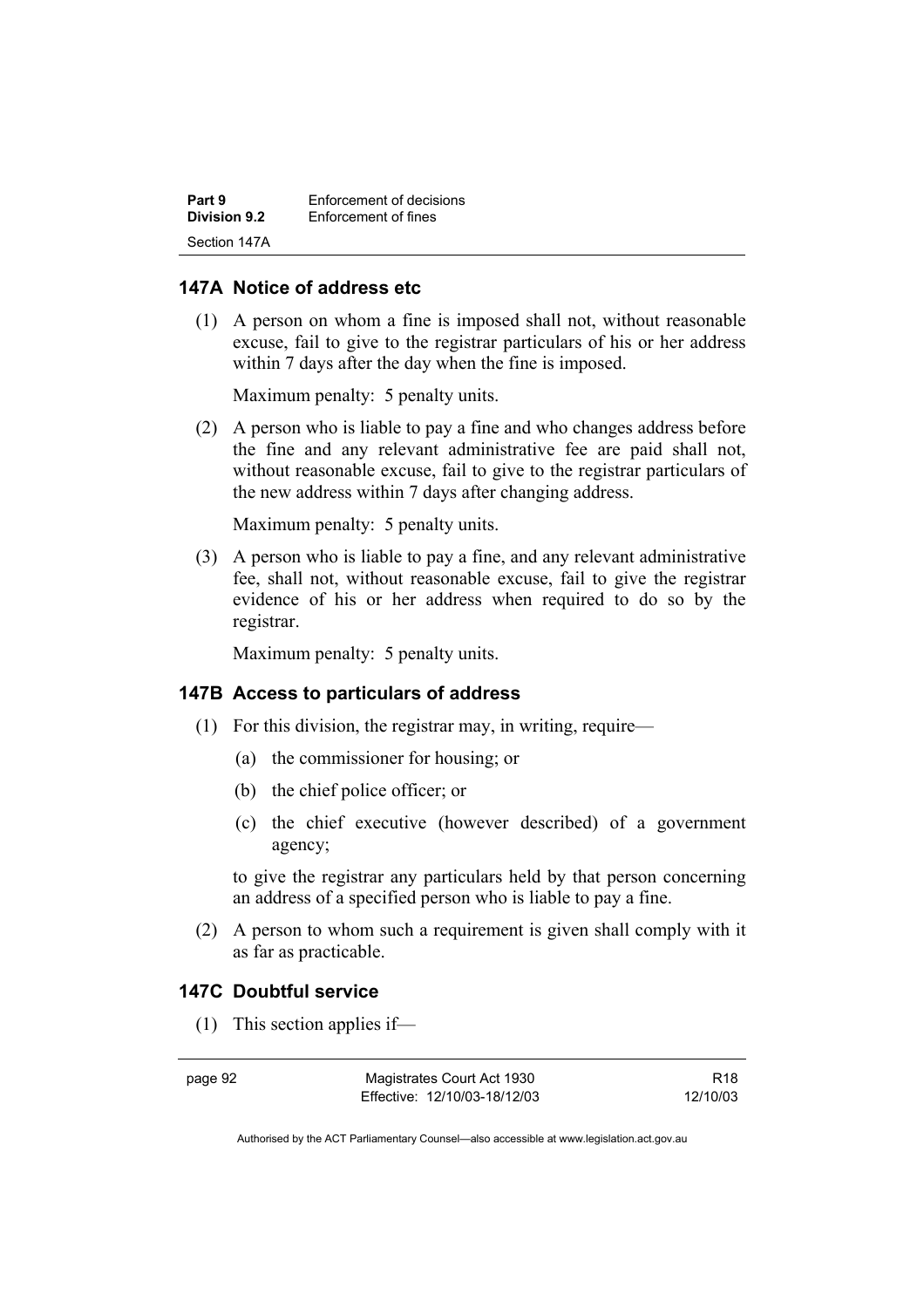### 147A Notice of address etc

(1) A person on whom a fine is imposed shall not, without reasonable excuse, fail to give to the registrar particulars of his or her address within 7 days after the day when the fine is imposed.

Maximum penalty: 5 penalty units.

(2) A person who is liable to pay a fine and who changes address before the fine and any relevant administrative fee are paid shall not, without reasonable excuse, fail to give to the registrar particulars of the new address within 7 days after changing address.

Maximum penalty: 5 penalty units.

(3) A person who is liable to pay a fine, and any relevant administrative fee, shall not, without reasonable excuse, fail to give the registrar evidence of his or her address when required to do so by the registrar.

Maximum penalty: 5 penalty units.

### 147B Access to particulars of address

(1) For this division, the registrar may, in writing, require—

(a) the commissioner for housing; or

(b) the chief police officer; or

(c) the chief executive (however described) of a government agency;

to give the registrar any particulars held by that person concerning an address of a specified person who is liable to pay a fine.

(2) A person to whom such a requirement is given shall comply with it as far as practicable.

### 147C Doubtful service

(1) This section applies if—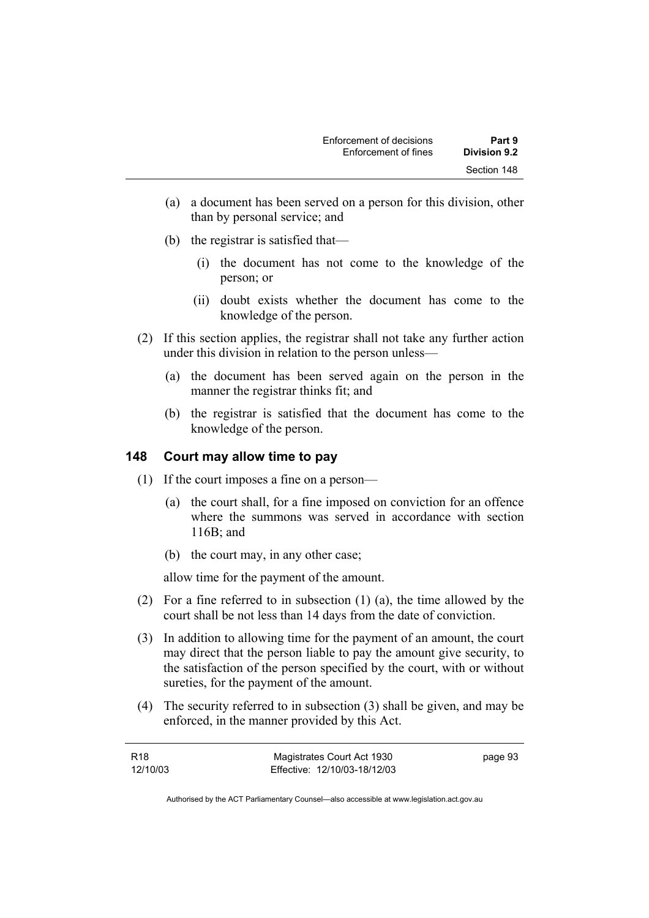(a) a document has been served on a person for this division, other than by personal service; and

(b) the registrar is satisfied that—

(i) the document has not come to the knowledge of the person; or

(ii) doubt exists whether the document has come to the knowledge of the person.

(2) If this section applies, the registrar shall not take any further action under this division in relation to the person unless—

(a) the document has been served again on the person in the manner the registrar thinks fit; and

(b) the registrar is satisfied that the document has come to the knowledge of the person.

## 148 Court may allow time to pay

(1) If the court imposes a fine on a person—

(a) the court shall, for a fine imposed on conviction for an offence where the summons was served in accordance with section 116B; and

(b) the court may, in any other case;

allow time for the payment of the amount.

(2) For a fine referred to in subsection (1) (a), the time allowed by the court shall be not less than 14 days from the date of conviction.

(3) In addition to allowing time for the payment of an amount, the court may direct that the person liable to pay the amount give security, to the satisfaction of the person specified by the court, with or without sureties, for the payment of the amount.

(4) The security referred to in subsection (3) shall be given, and may be enforced, in the manner provided by this Act.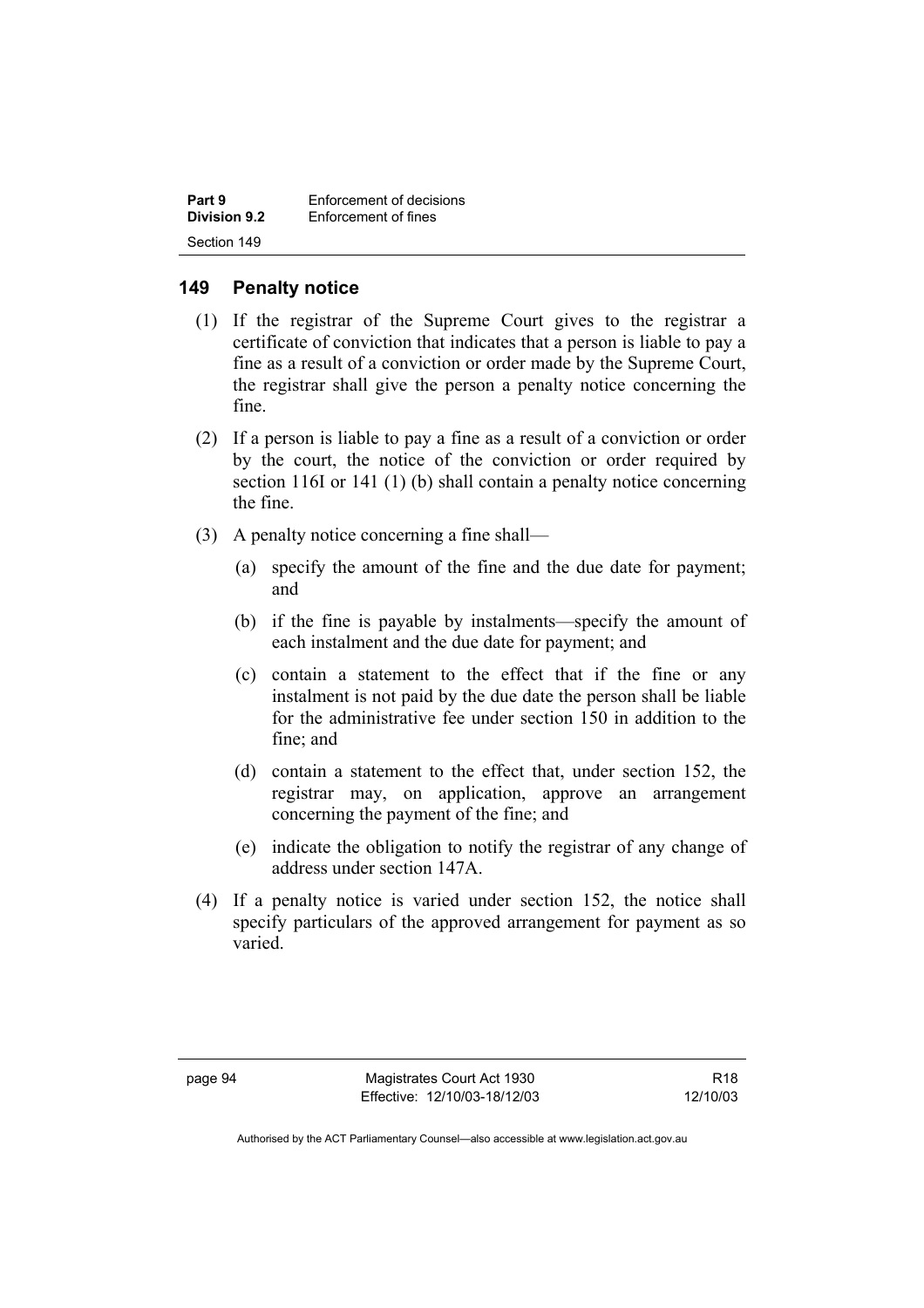## 149 Penalty notice

(1) If the registrar of the Supreme Court gives to the registrar a certificate of conviction that indicates that a person is liable to pay a fine as a result of a conviction or order made by the Supreme Court, the registrar shall give the person a penalty notice concerning the fine.

(2) If a person is liable to pay a fine as a result of a conviction or order by the court, the notice of the conviction or order required by section 116I or 141 (1) (b) shall contain a penalty notice concerning the fine.

(3) A penalty notice concerning a fine shall—

(a) specify the amount of the fine and the due date for payment; and

(b) if the fine is payable by instalments—specify the amount of each instalment and the due date for payment; and

(c) contain a statement to the effect that if the fine or any instalment is not paid by the due date the person shall be liable for the administrative fee under section 150 in addition to the fine; and

(d) contain a statement to the effect that, under section 152, the registrar may, on application, approve an arrangement concerning the payment of the fine; and

(e) indicate the obligation to notify the registrar of any change of address under section 147A.

(4) If a penalty notice is varied under section 152, the notice shall specify particulars of the approved arrangement for payment as so varied.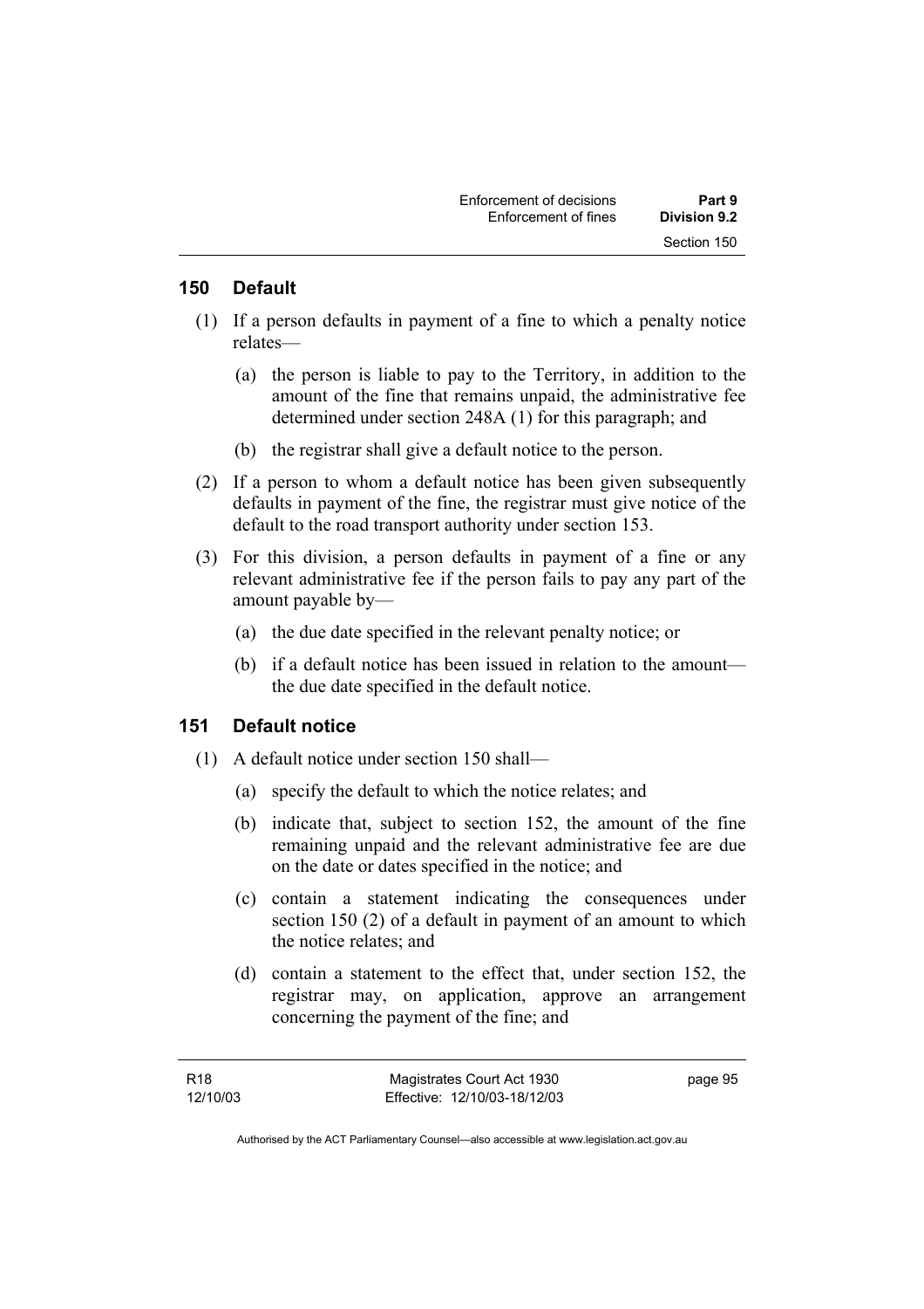## 150 Default

(1) If a person defaults in payment of a fine to which a penalty notice relates—

(a) the person is liable to pay to the Territory, in addition to the amount of the fine that remains unpaid, the administrative fee determined under section 248A (1) for this paragraph; and

(b) the registrar shall give a default notice to the person.

(2) If a person to whom a default notice has been given subsequently defaults in payment of the fine, the registrar must give notice of the default to the road transport authority under section 153.

(3) For this division, a person defaults in payment of a fine or any relevant administrative fee if the person fails to pay any part of the amount payable by—

(a) the due date specified in the relevant penalty notice; or

(b) if a default notice has been issued in relation to the amount—the due date specified in the default notice.

## 151 Default notice

(1) A default notice under section 150 shall—

(a) specify the default to which the notice relates; and

(b) indicate that, subject to section 152, the amount of the fine remaining unpaid and the relevant administrative fee are due on the date or dates specified in the notice; and

(c) contain a statement indicating the consequences under section 150 (2) of a default in payment of an amount to which the notice relates; and

(d) contain a statement to the effect that, under section 152, the registrar may, on application, approve an arrangement concerning the payment of the fine; and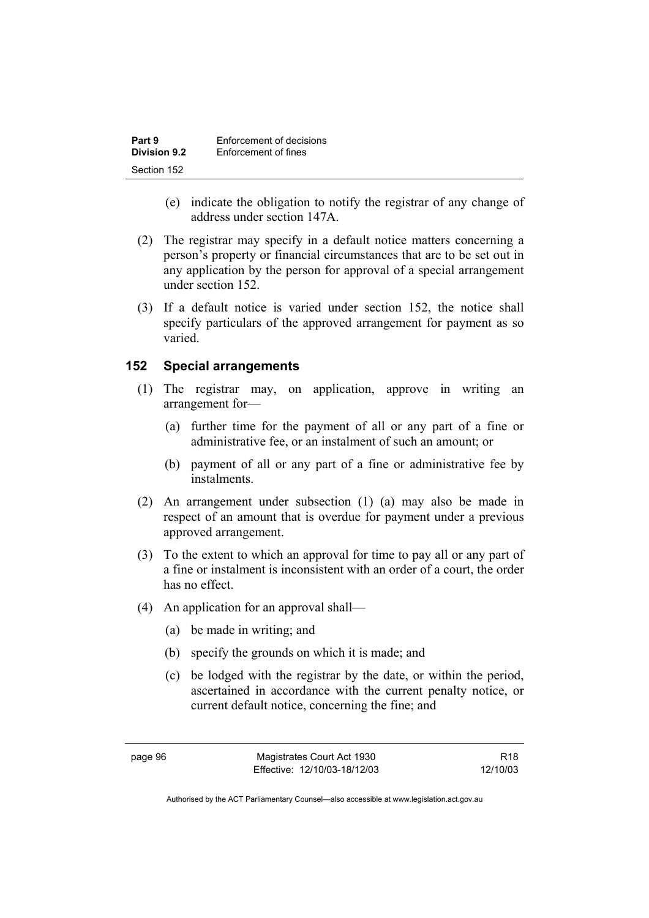(e) indicate the obligation to notify the registrar of any change of address under section 147A.

(2) The registrar may specify in a default notice matters concerning a person's property or financial circumstances that are to be set out in any application by the person for approval of a special arrangement under section 152.

(3) If a default notice is varied under section 152, the notice shall specify particulars of the approved arrangement for payment as so varied.

## 152 Special arrangements

(1) The registrar may, on application, approve in writing an arrangement for—

(a) further time for the payment of all or any part of a fine or administrative fee, or an instalment of such an amount; or

(b) payment of all or any part of a fine or administrative fee by instalments.

(2) An arrangement under subsection (1) (a) may also be made in respect of an amount that is overdue for payment under a previous approved arrangement.

(3) To the extent to which an approval for time to pay all or any part of a fine or instalment is inconsistent with an order of a court, the order has no effect.

(4) An application for an approval shall—

(a) be made in writing; and

(b) specify the grounds on which it is made; and

(c) be lodged with the registrar by the date, or within the period, ascertained in accordance with the current penalty notice, or current default notice, concerning the fine; and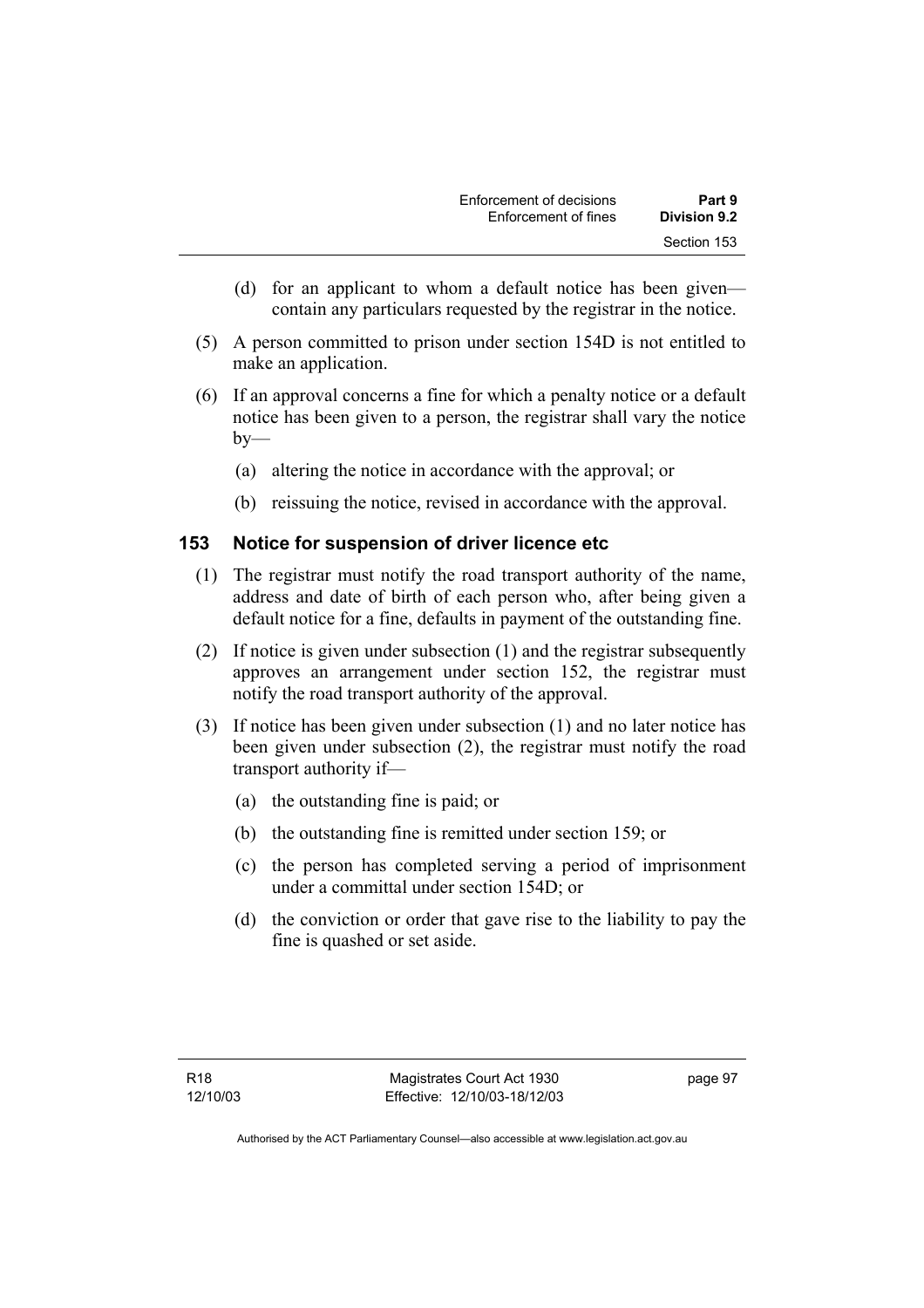(d) for an applicant to whom a default notice has been given—contain any particulars requested by the registrar in the notice.

(5) A person committed to prison under section 154D is not entitled to make an application.

(6) If an approval concerns a fine for which a penalty notice or a default notice has been given to a person, the registrar shall vary the notice by—

(a) altering the notice in accordance with the approval; or

(b) reissuing the notice, revised in accordance with the approval.

## 153 Notice for suspension of driver licence etc

(1) The registrar must notify the road transport authority of the name, address and date of birth of each person who, after being given a default notice for a fine, defaults in payment of the outstanding fine.

(2) If notice is given under subsection (1) and the registrar subsequently approves an arrangement under section 152, the registrar must notify the road transport authority of the approval.

(3) If notice has been given under subsection (1) and no later notice has been given under subsection (2), the registrar must notify the road transport authority if—

(a) the outstanding fine is paid; or

(b) the outstanding fine is remitted under section 159; or

(c) the person has completed serving a period of imprisonment under a committal under section 154D; or

(d) the conviction or order that gave rise to the liability to pay the fine is quashed or set aside.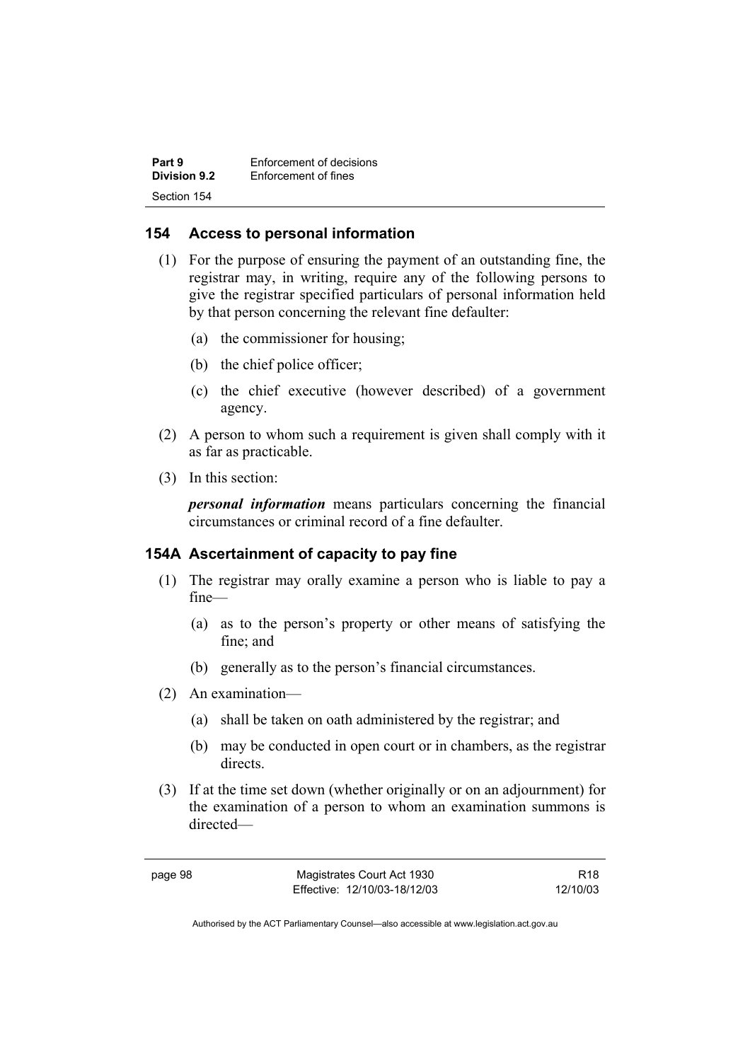## 154 Access to personal information

(1) For the purpose of ensuring the payment of an outstanding fine, the registrar may, in writing, require any of the following persons to give the registrar specified particulars of personal information held by that person concerning the relevant fine defaulter:

(a) the commissioner for housing;

(b) the chief police officer;

(c) the chief executive (however described) of a government agency.

(2) A person to whom such a requirement is given shall comply with it as far as practicable.

(3) In this section:

***personal information*** means particulars concerning the financial circumstances or criminal record of a fine defaulter.

## 154A Ascertainment of capacity to pay fine

(1) The registrar may orally examine a person who is liable to pay a fine—

(a) as to the person's property or other means of satisfying the fine; and

(b) generally as to the person's financial circumstances.

(2) An examination—

(a) shall be taken on oath administered by the registrar; and

(b) may be conducted in open court or in chambers, as the registrar directs.

(3) If at the time set down (whether originally or on an adjournment) for the examination of a person to whom an examination summons is directed—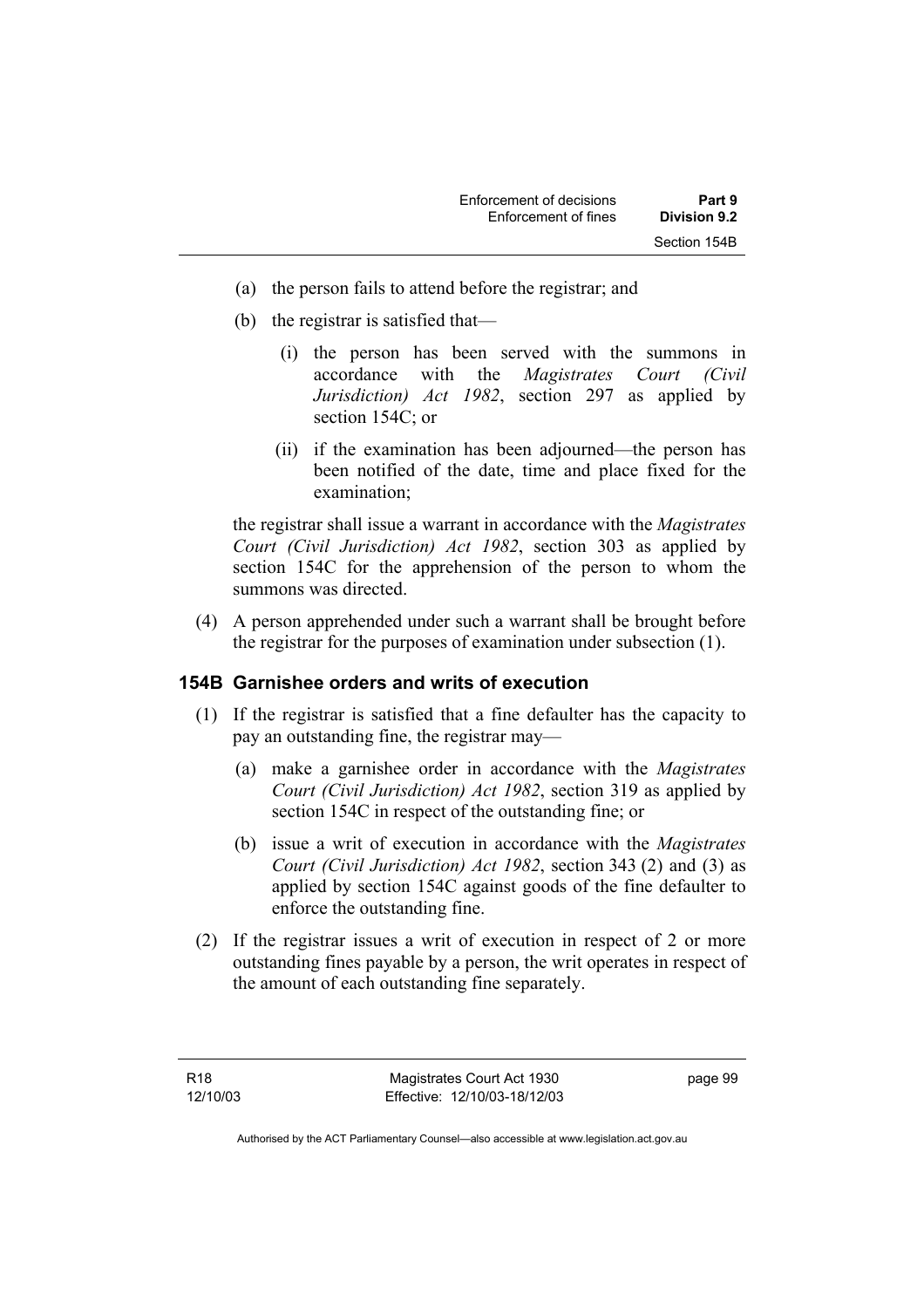(a) the person fails to attend before the registrar; and

(b) the registrar is satisfied that—

(i) the person has been served with the summons in accordance with the *Magistrates Court (Civil Jurisdiction) Act 1982*, section 297 as applied by section 154C; or

(ii) if the examination has been adjourned—the person has been notified of the date, time and place fixed for the examination;

the registrar shall issue a warrant in accordance with the *Magistrates Court (Civil Jurisdiction) Act 1982*, section 303 as applied by section 154C for the apprehension of the person to whom the summons was directed.

(4) A person apprehended under such a warrant shall be brought before the registrar for the purposes of examination under subsection (1).

### 154B Garnishee orders and writs of execution

(1) If the registrar is satisfied that a fine defaulter has the capacity to pay an outstanding fine, the registrar may—

(a) make a garnishee order in accordance with the *Magistrates Court (Civil Jurisdiction) Act 1982*, section 319 as applied by section 154C in respect of the outstanding fine; or

(b) issue a writ of execution in accordance with the *Magistrates Court (Civil Jurisdiction) Act 1982*, section 343 (2) and (3) as applied by section 154C against goods of the fine defaulter to enforce the outstanding fine.

(2) If the registrar issues a writ of execution in respect of 2 or more outstanding fines payable by a person, the writ operates in respect of the amount of each outstanding fine separately.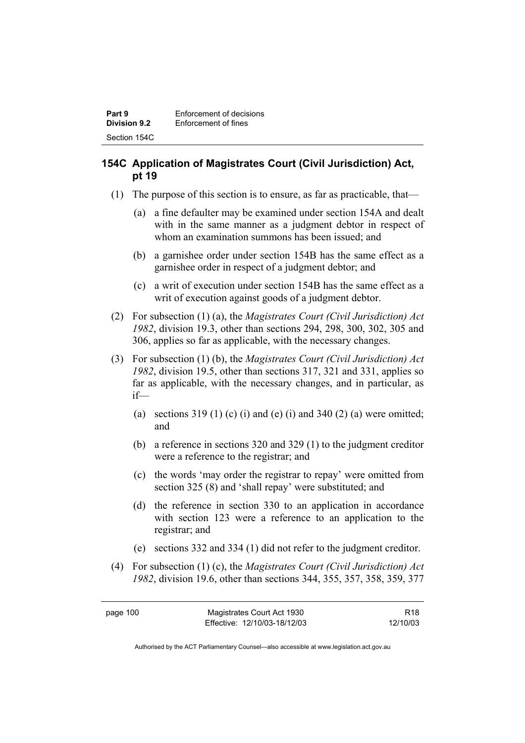## 154C Application of Magistrates Court (Civil Jurisdiction) Act, pt 19

(1) The purpose of this section is to ensure, as far as practicable, that—

(a) a fine defaulter may be examined under section 154A and dealt with in the same manner as a judgment debtor in respect of whom an examination summons has been issued; and

(b) a garnishee order under section 154B has the same effect as a garnishee order in respect of a judgment debtor; and

(c) a writ of execution under section 154B has the same effect as a writ of execution against goods of a judgment debtor.

(2) For subsection (1) (a), the *Magistrates Court (Civil Jurisdiction) Act 1982*, division 19.3, other than sections 294, 298, 300, 302, 305 and 306, applies so far as applicable, with the necessary changes.

(3) For subsection (1) (b), the *Magistrates Court (Civil Jurisdiction) Act 1982*, division 19.5, other than sections 317, 321 and 331, applies so far as applicable, with the necessary changes, and in particular, as if—

(a) sections 319 (1) (c) (i) and (e) (i) and 340 (2) (a) were omitted; and

(b) a reference in sections 320 and 329 (1) to the judgment creditor were a reference to the registrar; and

(c) the words 'may order the registrar to repay' were omitted from section 325 (8) and 'shall repay' were substituted; and

(d) the reference in section 330 to an application in accordance with section 123 were a reference to an application to the registrar; and

(e) sections 332 and 334 (1) did not refer to the judgment creditor.

(4) For subsection (1) (c), the *Magistrates Court (Civil Jurisdiction) Act 1982*, division 19.6, other than sections 344, 355, 357, 358, 359, 377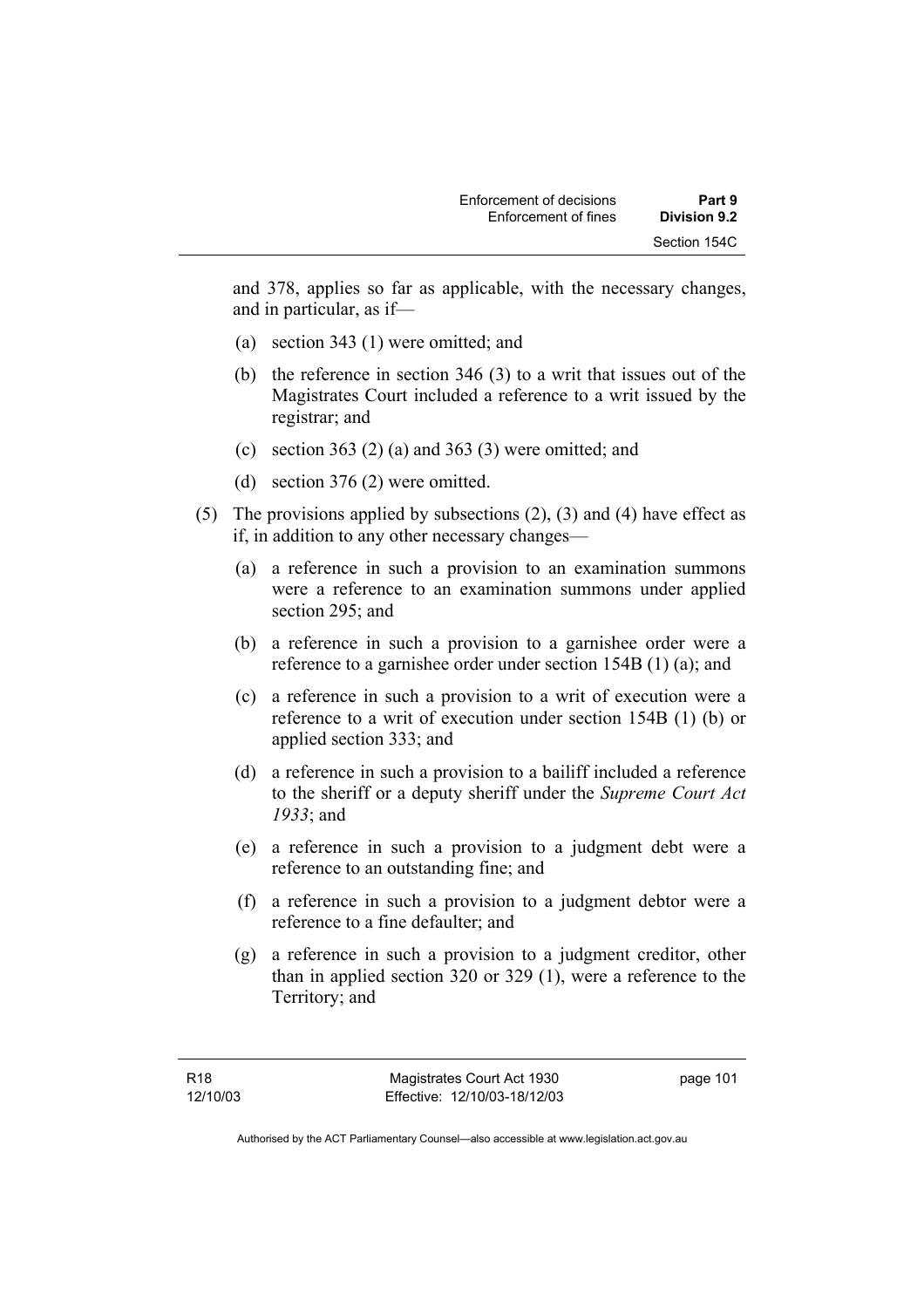and 378, applies so far as applicable, with the necessary changes, and in particular, as if—

(a) section 343 (1) were omitted; and

(b) the reference in section 346 (3) to a writ that issues out of the Magistrates Court included a reference to a writ issued by the registrar; and

(c) section 363 (2) (a) and 363 (3) were omitted; and

(d) section 376 (2) were omitted.

(5) The provisions applied by subsections (2), (3) and (4) have effect as if, in addition to any other necessary changes—

(a) a reference in such a provision to an examination summons were a reference to an examination summons under applied section 295; and

(b) a reference in such a provision to a garnishee order were a reference to a garnishee order under section 154B (1) (a); and

(c) a reference in such a provision to a writ of execution were a reference to a writ of execution under section 154B (1) (b) or applied section 333; and

(d) a reference in such a provision to a bailiff included a reference to the sheriff or a deputy sheriff under the *Supreme Court Act 1933*; and

(e) a reference in such a provision to a judgment debt were a reference to an outstanding fine; and

(f) a reference in such a provision to a judgment debtor were a reference to a fine defaulter; and

(g) a reference in such a provision to a judgment creditor, other than in applied section 320 or 329 (1), were a reference to the Territory; and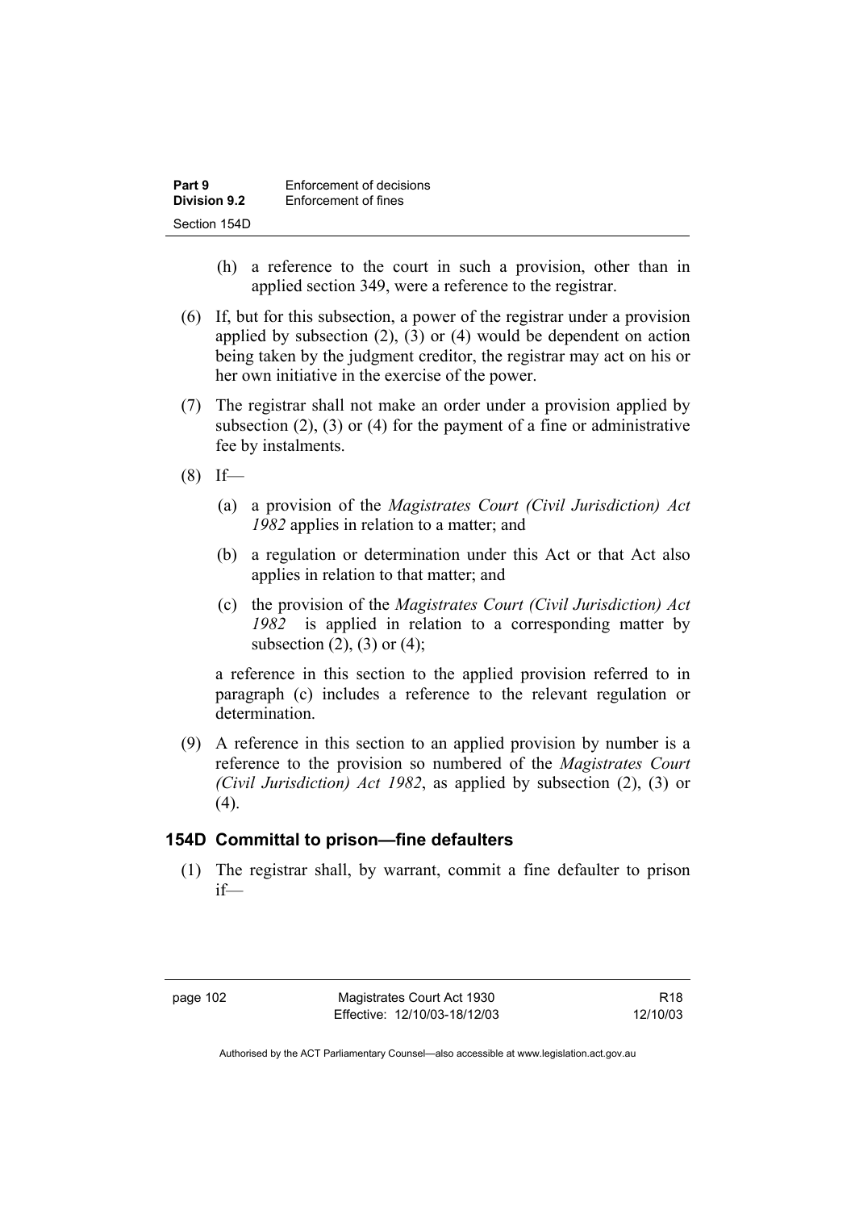(h) a reference to the court in such a provision, other than in applied section 349, were a reference to the registrar.

(6) If, but for this subsection, a power of the registrar under a provision applied by subsection (2), (3) or (4) would be dependent on action being taken by the judgment creditor, the registrar may act on his or her own initiative in the exercise of the power.

(7) The registrar shall not make an order under a provision applied by subsection (2), (3) or (4) for the payment of a fine or administrative fee by instalments.

(8) If—

(a) a provision of the *Magistrates Court (Civil Jurisdiction) Act 1982* applies in relation to a matter; and

(b) a regulation or determination under this Act or that Act also applies in relation to that matter; and

(c) the provision of the *Magistrates Court (Civil Jurisdiction) Act 1982* is applied in relation to a corresponding matter by subsection (2), (3) or (4);

a reference in this section to the applied provision referred to in paragraph (c) includes a reference to the relevant regulation or determination.

(9) A reference in this section to an applied provision by number is a reference to the provision so numbered of the *Magistrates Court (Civil Jurisdiction) Act 1982*, as applied by subsection (2), (3) or (4).

## 154D Committal to prison—fine defaulters

(1) The registrar shall, by warrant, commit a fine defaulter to prison if—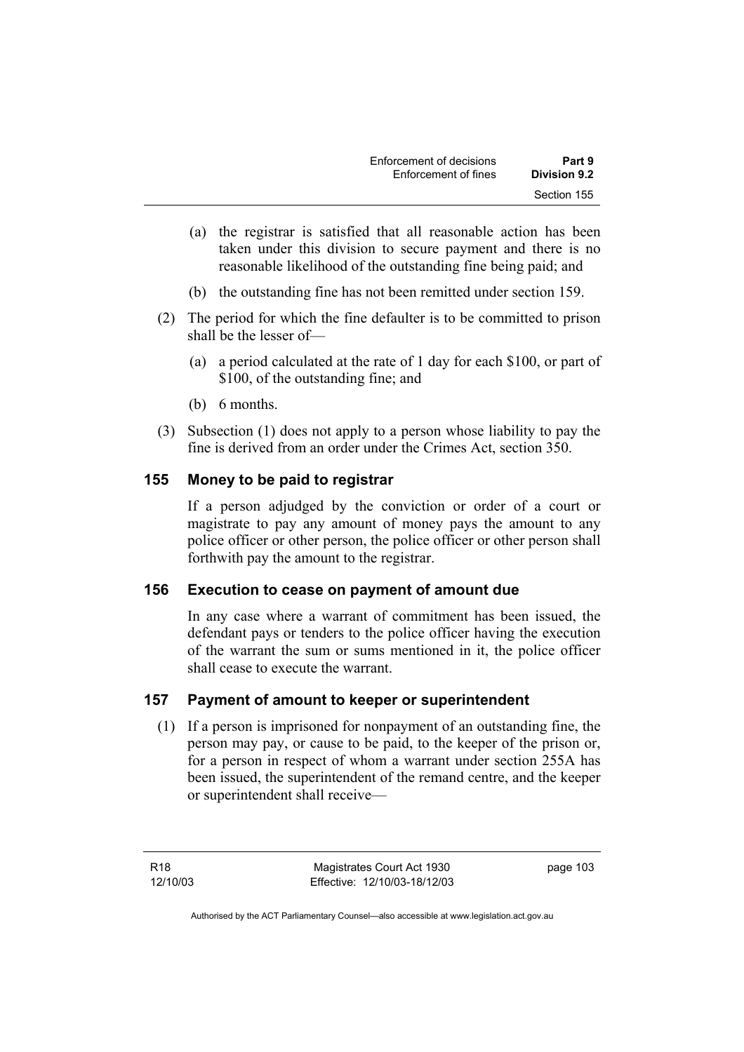(a) the registrar is satisfied that all reasonable action has been taken under this division to secure payment and there is no reasonable likelihood of the outstanding fine being paid; and

(b) the outstanding fine has not been remitted under section 159.

(2) The period for which the fine defaulter is to be committed to prison shall be the lesser of—

(a) a period calculated at the rate of 1 day for each $100, or part of $100, of the outstanding fine; and

(b) 6 months.

(3) Subsection (1) does not apply to a person whose liability to pay the fine is derived from an order under the Crimes Act, section 350.

## 155 Money to be paid to registrar

If a person adjudged by the conviction or order of a court or magistrate to pay any amount of money pays the amount to any police officer or other person, the police officer or other person shall forthwith pay the amount to the registrar.

## 156 Execution to cease on payment of amount due

In any case where a warrant of commitment has been issued, the defendant pays or tenders to the police officer having the execution of the warrant the sum or sums mentioned in it, the police officer shall cease to execute the warrant.

## 157 Payment of amount to keeper or superintendent

(1) If a person is imprisoned for nonpayment of an outstanding fine, the person may pay, or cause to be paid, to the keeper of the prison or, for a person in respect of whom a warrant under section 255A has been issued, the superintendent of the remand centre, and the keeper or superintendent shall receive—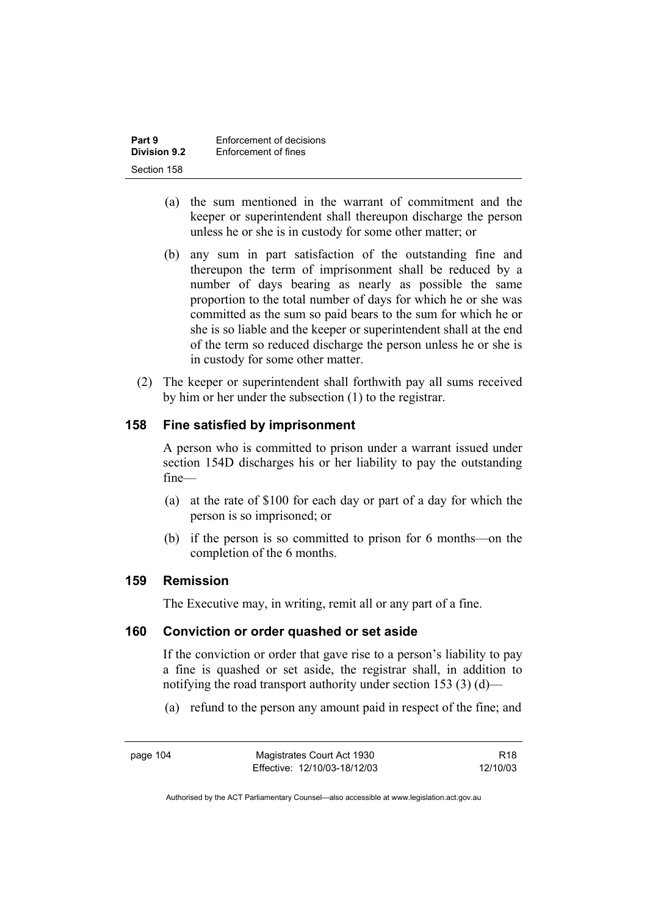(a) the sum mentioned in the warrant of commitment and the keeper or superintendent shall thereupon discharge the person unless he or she is in custody for some other matter; or

(b) any sum in part satisfaction of the outstanding fine and thereupon the term of imprisonment shall be reduced by a number of days bearing as nearly as possible the same proportion to the total number of days for which he or she was committed as the sum so paid bears to the sum for which he or she is so liable and the keeper or superintendent shall at the end of the term so reduced discharge the person unless he or she is in custody for some other matter.

(2) The keeper or superintendent shall forthwith pay all sums received by him or her under the subsection (1) to the registrar.

## 158 Fine satisfied by imprisonment

A person who is committed to prison under a warrant issued under section 154D discharges his or her liability to pay the outstanding fine—

(a) at the rate of $100 for each day or part of a day for which the person is so imprisoned; or

(b) if the person is so committed to prison for 6 months—on the completion of the 6 months.

## 159 Remission

The Executive may, in writing, remit all or any part of a fine.

## 160 Conviction or order quashed or set aside

If the conviction or order that gave rise to a person's liability to pay a fine is quashed or set aside, the registrar shall, in addition to notifying the road transport authority under section 153 (3) (d)—

(a) refund to the person any amount paid in respect of the fine; and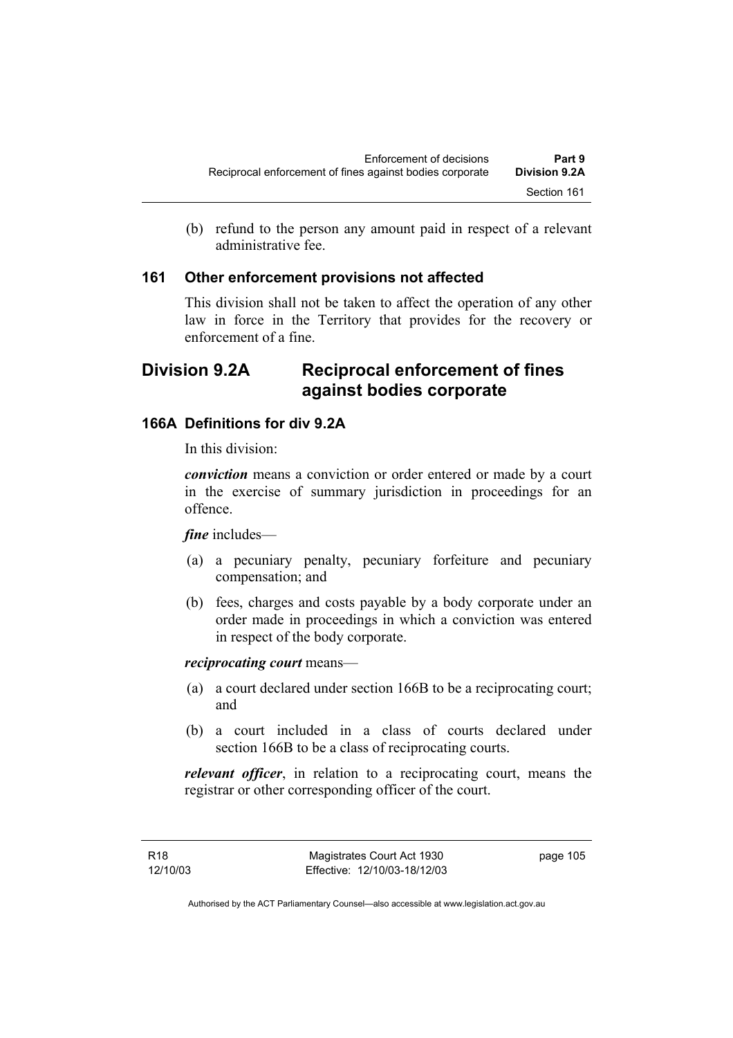(b) refund to the person any amount paid in respect of a relevant administrative fee.

### 161 Other enforcement provisions not affected

This division shall not be taken to affect the operation of any other law in force in the Territory that provides for the recovery or enforcement of a fine.

## Division 9.2A Reciprocal enforcement of fines against bodies corporate

### 166A Definitions for div 9.2A

In this division:

***conviction*** means a conviction or order entered or made by a court in the exercise of summary jurisdiction in proceedings for an offence.

***fine*** includes—

(a) a pecuniary penalty, pecuniary forfeiture and pecuniary compensation; and

(b) fees, charges and costs payable by a body corporate under an order made in proceedings in which a conviction was entered in respect of the body corporate.

***reciprocating court*** means—

(a) a court declared under section 166B to be a reciprocating court; and

(b) a court included in a class of courts declared under section 166B to be a class of reciprocating courts.

***relevant officer***, in relation to a reciprocating court, means the registrar or other corresponding officer of the court.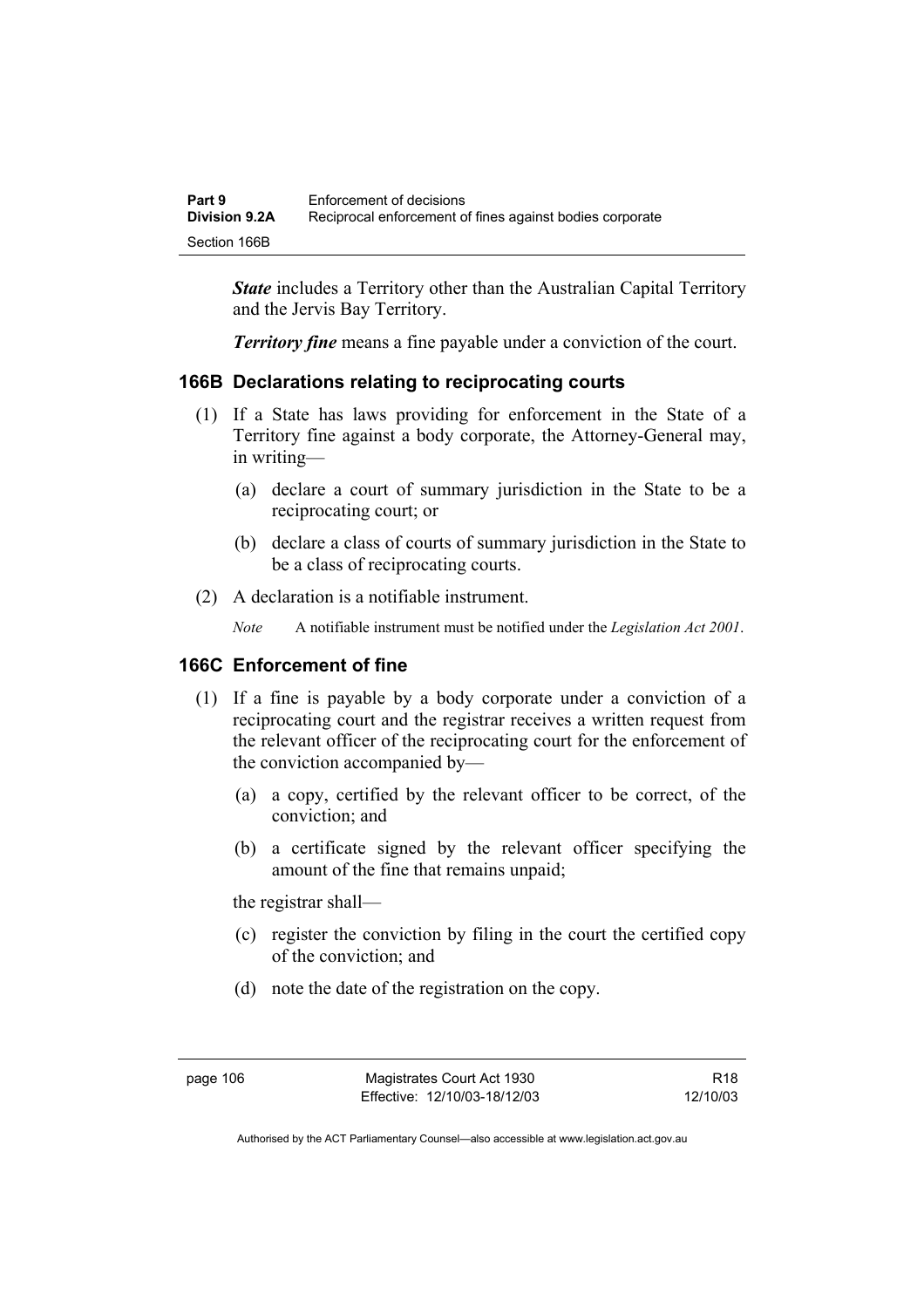***State*** includes a Territory other than the Australian Capital Territory and the Jervis Bay Territory.

***Territory fine*** means a fine payable under a conviction of the court.

### 166B Declarations relating to reciprocating courts

(1) If a State has laws providing for enforcement in the State of a Territory fine against a body corporate, the Attorney-General may, in writing—

  (a) declare a court of summary jurisdiction in the State to be a reciprocating court; or

  (b) declare a class of courts of summary jurisdiction in the State to be a class of reciprocating courts.

(2) A declaration is a notifiable instrument.

*Note* A notifiable instrument must be notified under the *Legislation Act 2001*.

### 166C Enforcement of fine

(1) If a fine is payable by a body corporate under a conviction of a reciprocating court and the registrar receives a written request from the relevant officer of the reciprocating court for the enforcement of the conviction accompanied by—

  (a) a copy, certified by the relevant officer to be correct, of the conviction; and

  (b) a certificate signed by the relevant officer specifying the amount of the fine that remains unpaid;

the registrar shall—

  (c) register the conviction by filing in the court the certified copy of the conviction; and

  (d) note the date of the registration on the copy.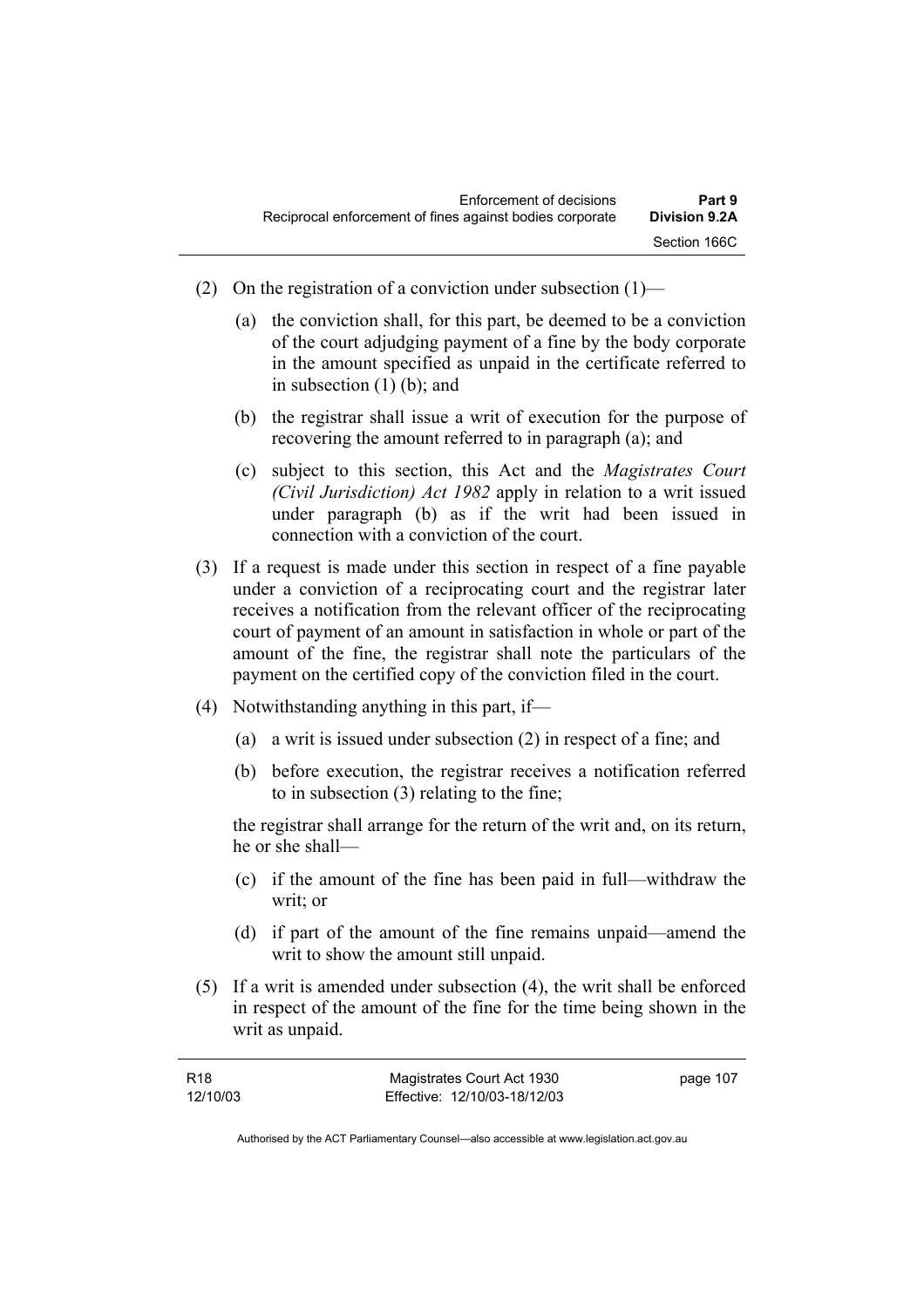(2) On the registration of a conviction under subsection (1)—

  (a) the conviction shall, for this part, be deemed to be a conviction of the court adjudging payment of a fine by the body corporate in the amount specified as unpaid in the certificate referred to in subsection (1) (b); and

  (b) the registrar shall issue a writ of execution for the purpose of recovering the amount referred to in paragraph (a); and

  (c) subject to this section, this Act and the *Magistrates Court (Civil Jurisdiction) Act 1982* apply in relation to a writ issued under paragraph (b) as if the writ had been issued in connection with a conviction of the court.

(3) If a request is made under this section in respect of a fine payable under a conviction of a reciprocating court and the registrar later receives a notification from the relevant officer of the reciprocating court of payment of an amount in satisfaction in whole or part of the amount of the fine, the registrar shall note the particulars of the payment on the certified copy of the conviction filed in the court.

(4) Notwithstanding anything in this part, if—

  (a) a writ is issued under subsection (2) in respect of a fine; and

  (b) before execution, the registrar receives a notification referred to in subsection (3) relating to the fine;

  the registrar shall arrange for the return of the writ and, on its return, he or she shall—

  (c) if the amount of the fine has been paid in full—withdraw the writ; or

  (d) if part of the amount of the fine remains unpaid—amend the writ to show the amount still unpaid.

(5) If a writ is amended under subsection (4), the writ shall be enforced in respect of the amount of the fine for the time being shown in the writ as unpaid.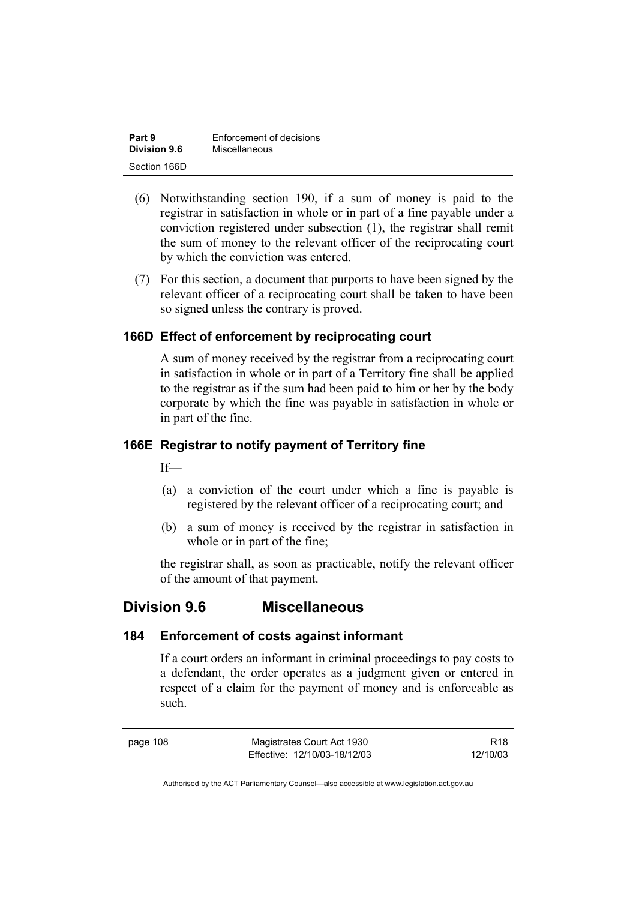(6) Notwithstanding section 190, if a sum of money is paid to the registrar in satisfaction in whole or in part of a fine payable under a conviction registered under subsection (1), the registrar shall remit the sum of money to the relevant officer of the reciprocating court by which the conviction was entered.

(7) For this section, a document that purports to have been signed by the relevant officer of a reciprocating court shall be taken to have been so signed unless the contrary is proved.

### 166D Effect of enforcement by reciprocating court

A sum of money received by the registrar from a reciprocating court in satisfaction in whole or in part of a Territory fine shall be applied to the registrar as if the sum had been paid to him or her by the body corporate by which the fine was payable in satisfaction in whole or in part of the fine.

### 166E Registrar to notify payment of Territory fine

If—

(a) a conviction of the court under which a fine is payable is registered by the relevant officer of a reciprocating court; and

(b) a sum of money is received by the registrar in satisfaction in whole or in part of the fine;

the registrar shall, as soon as practicable, notify the relevant officer of the amount of that payment.

## Division 9.6 Miscellaneous

### 184 Enforcement of costs against informant

If a court orders an informant in criminal proceedings to pay costs to a defendant, the order operates as a judgment given or entered in respect of a claim for the payment of money and is enforceable as such.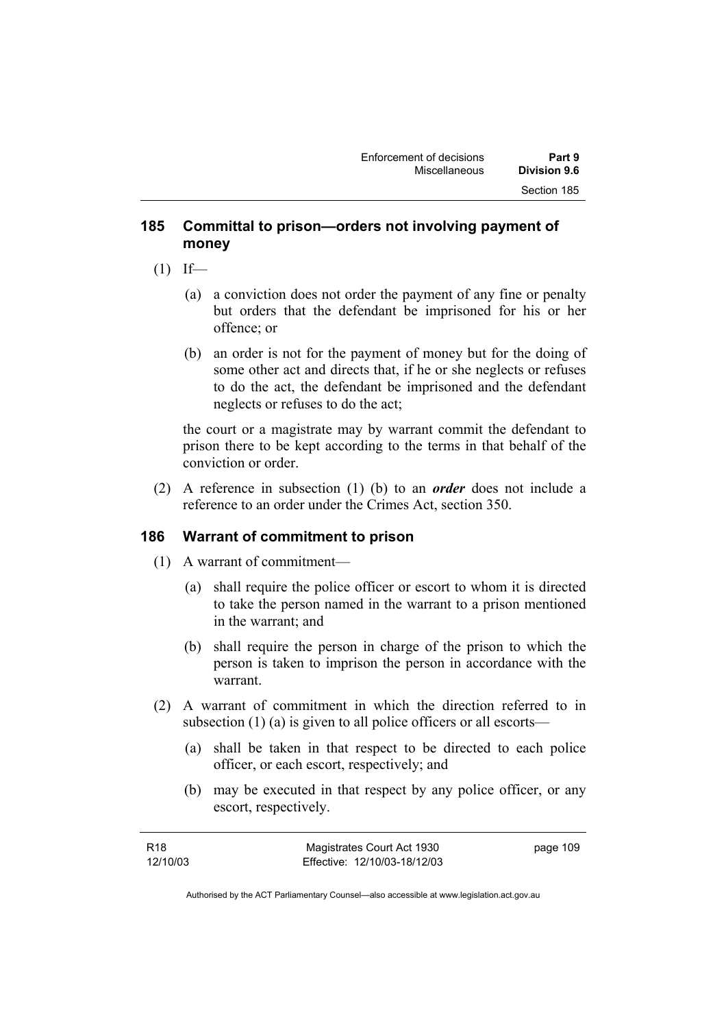## 185 Committal to prison—orders not involving payment of money

(1) If—

(a) a conviction does not order the payment of any fine or penalty but orders that the defendant be imprisoned for his or her offence; or

(b) an order is not for the payment of money but for the doing of some other act and directs that, if he or she neglects or refuses to do the act, the defendant be imprisoned and the defendant neglects or refuses to do the act;

the court or a magistrate may by warrant commit the defendant to prison there to be kept according to the terms in that behalf of the conviction or order.

(2) A reference in subsection (1) (b) to an ***order*** does not include a reference to an order under the Crimes Act, section 350.

## 186 Warrant of commitment to prison

(1) A warrant of commitment—

(a) shall require the police officer or escort to whom it is directed to take the person named in the warrant to a prison mentioned in the warrant; and

(b) shall require the person in charge of the prison to which the person is taken to imprison the person in accordance with the warrant.

(2) A warrant of commitment in which the direction referred to in subsection (1) (a) is given to all police officers or all escorts—

(a) shall be taken in that respect to be directed to each police officer, or each escort, respectively; and

(b) may be executed in that respect by any police officer, or any escort, respectively.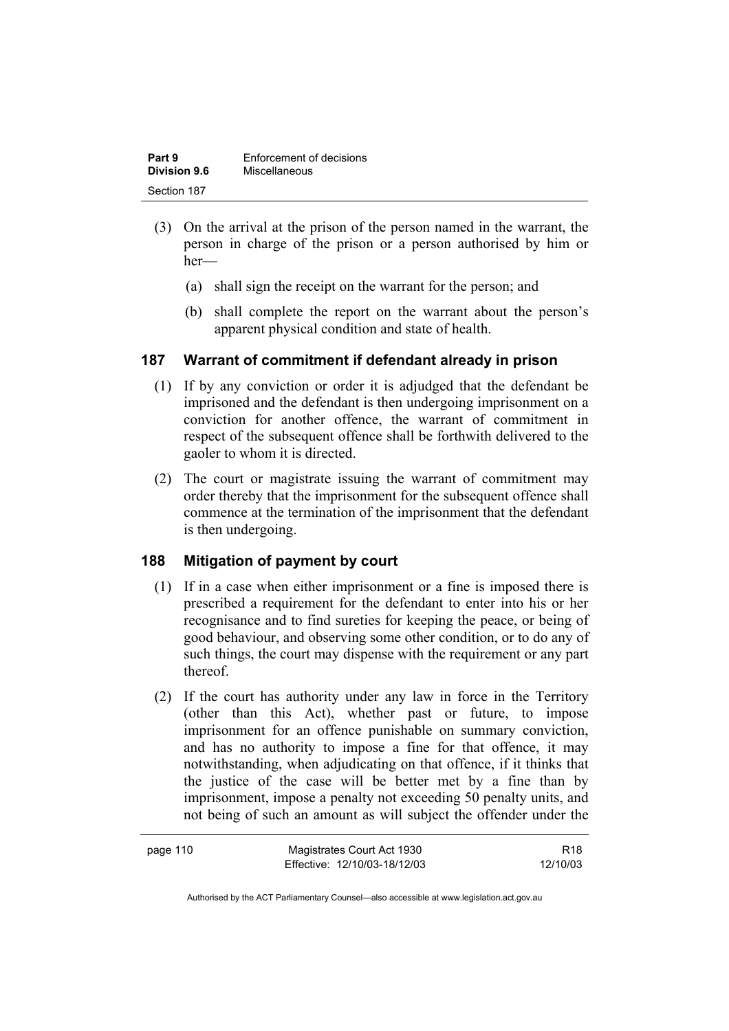(3) On the arrival at the prison of the person named in the warrant, the person in charge of the prison or a person authorised by him or her—

(a) shall sign the receipt on the warrant for the person; and

(b) shall complete the report on the warrant about the person's apparent physical condition and state of health.

## 187 Warrant of commitment if defendant already in prison

(1) If by any conviction or order it is adjudged that the defendant be imprisoned and the defendant is then undergoing imprisonment on a conviction for another offence, the warrant of commitment in respect of the subsequent offence shall be forthwith delivered to the gaoler to whom it is directed.

(2) The court or magistrate issuing the warrant of commitment may order thereby that the imprisonment for the subsequent offence shall commence at the termination of the imprisonment that the defendant is then undergoing.

## 188 Mitigation of payment by court

(1) If in a case when either imprisonment or a fine is imposed there is prescribed a requirement for the defendant to enter into his or her recognisance and to find sureties for keeping the peace, or being of good behaviour, and observing some other condition, or to do any of such things, the court may dispense with the requirement or any part thereof.

(2) If the court has authority under any law in force in the Territory (other than this Act), whether past or future, to impose imprisonment for an offence punishable on summary conviction, and has no authority to impose a fine for that offence, it may notwithstanding, when adjudicating on that offence, if it thinks that the justice of the case will be better met by a fine than by imprisonment, impose a penalty not exceeding 50 penalty units, and not being of such an amount as will subject the offender under the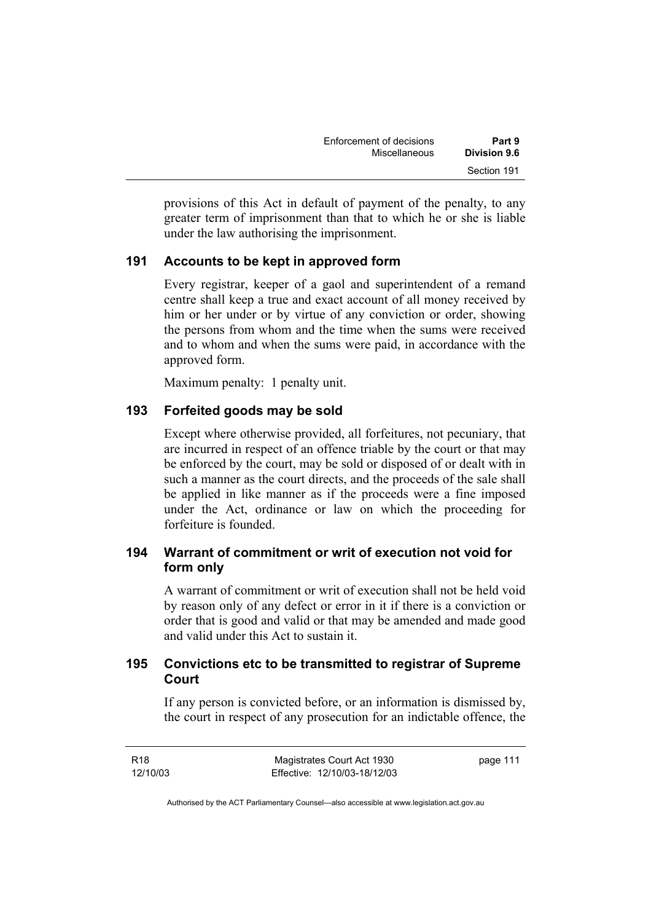provisions of this Act in default of payment of the penalty, to any greater term of imprisonment than that to which he or she is liable under the law authorising the imprisonment.

### 191 Accounts to be kept in approved form

Every registrar, keeper of a gaol and superintendent of a remand centre shall keep a true and exact account of all money received by him or her under or by virtue of any conviction or order, showing the persons from whom and the time when the sums were received and to whom and when the sums were paid, in accordance with the approved form.

Maximum penalty: 1 penalty unit.

### 193 Forfeited goods may be sold

Except where otherwise provided, all forfeitures, not pecuniary, that are incurred in respect of an offence triable by the court or that may be enforced by the court, may be sold or disposed of or dealt with in such a manner as the court directs, and the proceeds of the sale shall be applied in like manner as if the proceeds were a fine imposed under the Act, ordinance or law on which the proceeding for forfeiture is founded.

### 194 Warrant of commitment or writ of execution not void for form only

A warrant of commitment or writ of execution shall not be held void by reason only of any defect or error in it if there is a conviction or order that is good and valid or that may be amended and made good and valid under this Act to sustain it.

### 195 Convictions etc to be transmitted to registrar of Supreme Court

If any person is convicted before, or an information is dismissed by, the court in respect of any prosecution for an indictable offence, the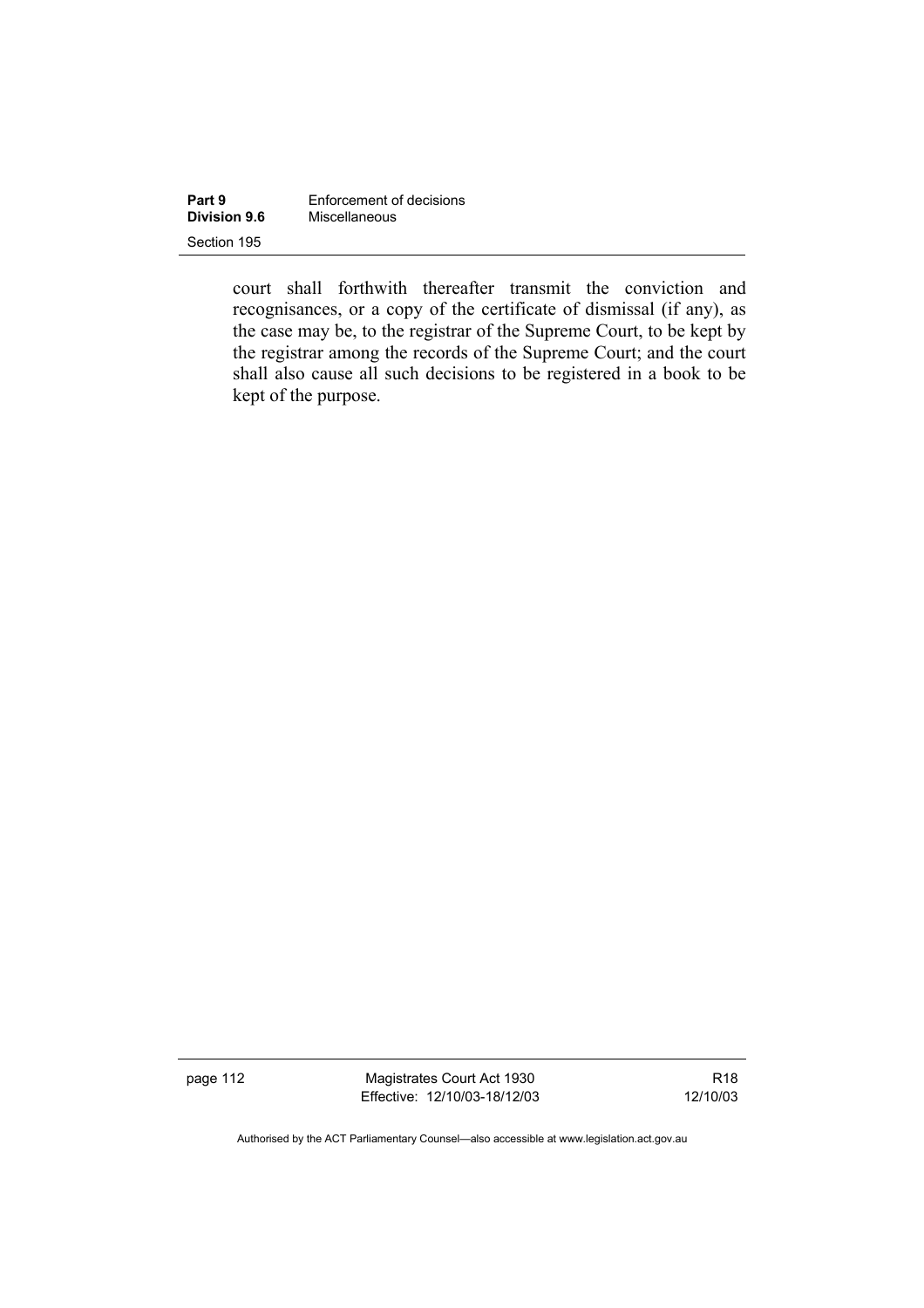court shall forthwith thereafter transmit the conviction and recognisances, or a copy of the certificate of dismissal (if any), as the case may be, to the registrar of the Supreme Court, to be kept by the registrar among the records of the Supreme Court; and the court shall also cause all such decisions to be registered in a book to be kept of the purpose.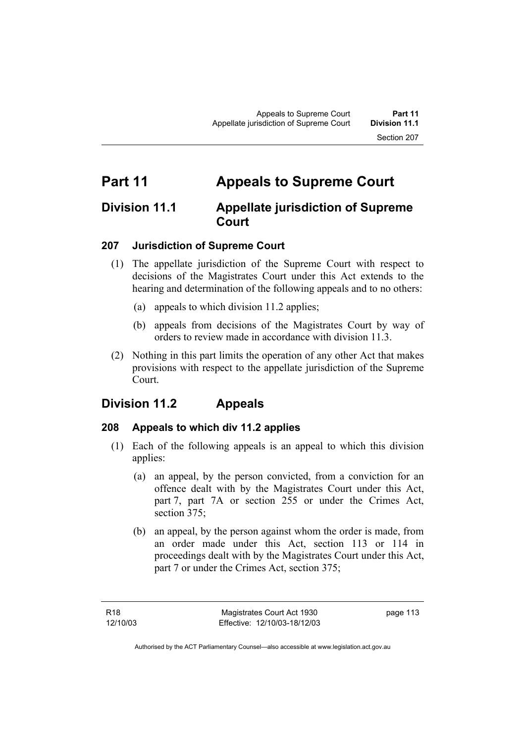# Part 11 Appeals to Supreme Court

## Division 11.1 Appellate jurisdiction of Supreme Court

### 207 Jurisdiction of Supreme Court

(1) The appellate jurisdiction of the Supreme Court with respect to decisions of the Magistrates Court under this Act extends to the hearing and determination of the following appeals and to no others:

(a) appeals to which division 11.2 applies;

(b) appeals from decisions of the Magistrates Court by way of orders to review made in accordance with division 11.3.

(2) Nothing in this part limits the operation of any other Act that makes provisions with respect to the appellate jurisdiction of the Supreme Court.

## Division 11.2 Appeals

### 208 Appeals to which div 11.2 applies

(1) Each of the following appeals is an appeal to which this division applies:

(a) an appeal, by the person convicted, from a conviction for an offence dealt with by the Magistrates Court under this Act, part 7, part 7A or section 255 or under the Crimes Act, section 375;

(b) an appeal, by the person against whom the order is made, from an order made under this Act, section 113 or 114 in proceedings dealt with by the Magistrates Court under this Act, part 7 or under the Crimes Act, section 375;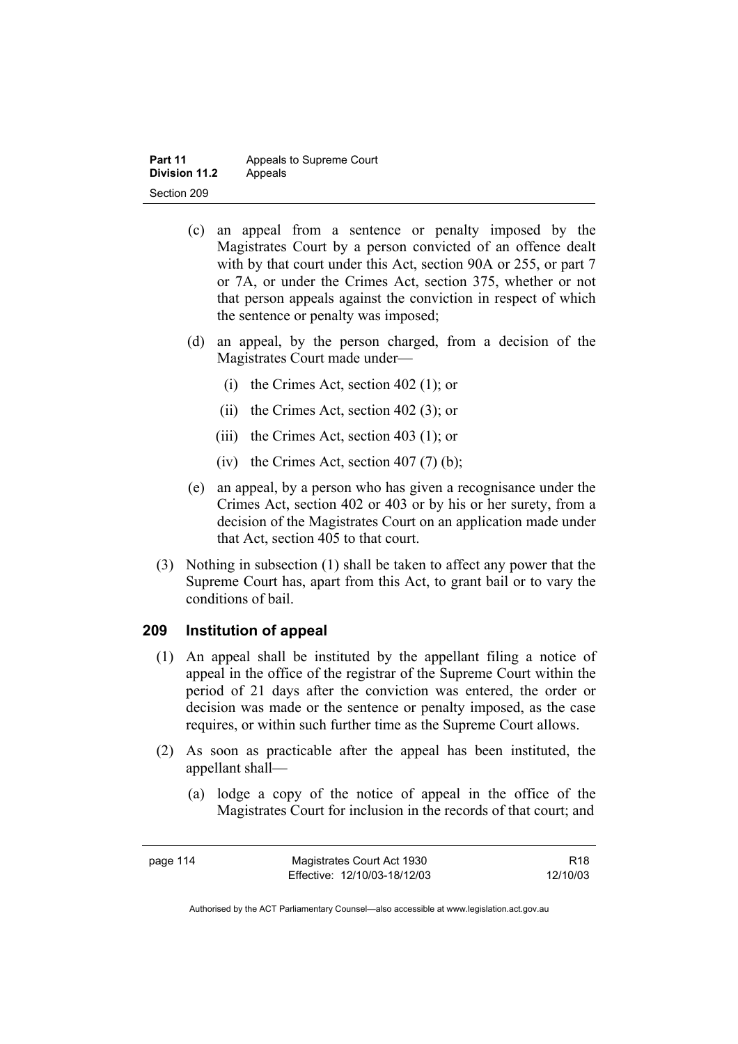(c) an appeal from a sentence or penalty imposed by the Magistrates Court by a person convicted of an offence dealt with by that court under this Act, section 90A or 255, or part 7 or 7A, or under the Crimes Act, section 375, whether or not that person appeals against the conviction in respect of which the sentence or penalty was imposed;

(d) an appeal, by the person charged, from a decision of the Magistrates Court made under—

(i) the Crimes Act, section 402 (1); or

(ii) the Crimes Act, section 402 (3); or

(iii) the Crimes Act, section 403 (1); or

(iv) the Crimes Act, section 407 (7) (b);

(e) an appeal, by a person who has given a recognisance under the Crimes Act, section 402 or 403 or by his or her surety, from a decision of the Magistrates Court on an application made under that Act, section 405 to that court.

(3) Nothing in subsection (1) shall be taken to affect any power that the Supreme Court has, apart from this Act, to grant bail or to vary the conditions of bail.

## 209 Institution of appeal

(1) An appeal shall be instituted by the appellant filing a notice of appeal in the office of the registrar of the Supreme Court within the period of 21 days after the conviction was entered, the order or decision was made or the sentence or penalty imposed, as the case requires, or within such further time as the Supreme Court allows.

(2) As soon as practicable after the appeal has been instituted, the appellant shall—

(a) lodge a copy of the notice of appeal in the office of the Magistrates Court for inclusion in the records of that court; and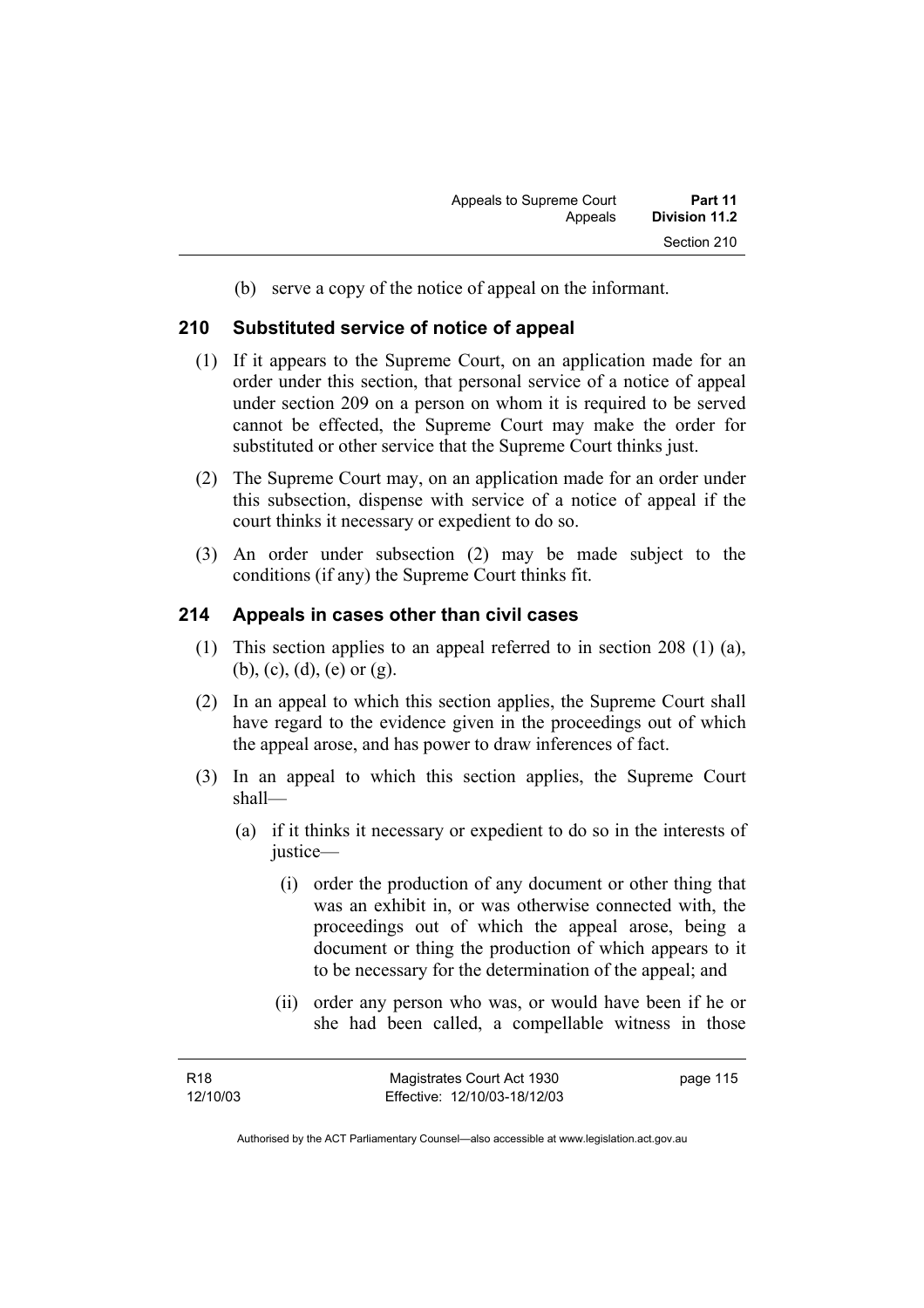(b) serve a copy of the notice of appeal on the informant.

### 210 Substituted service of notice of appeal

(1) If it appears to the Supreme Court, on an application made for an order under this section, that personal service of a notice of appeal under section 209 on a person on whom it is required to be served cannot be effected, the Supreme Court may make the order for substituted or other service that the Supreme Court thinks just.

(2) The Supreme Court may, on an application made for an order under this subsection, dispense with service of a notice of appeal if the court thinks it necessary or expedient to do so.

(3) An order under subsection (2) may be made subject to the conditions (if any) the Supreme Court thinks fit.

### 214 Appeals in cases other than civil cases

(1) This section applies to an appeal referred to in section 208 (1) (a), (b), (c), (d), (e) or (g).

(2) In an appeal to which this section applies, the Supreme Court shall have regard to the evidence given in the proceedings out of which the appeal arose, and has power to draw inferences of fact.

(3) In an appeal to which this section applies, the Supreme Court shall—

(a) if it thinks it necessary or expedient to do so in the interests of justice—

(i) order the production of any document or other thing that was an exhibit in, or was otherwise connected with, the proceedings out of which the appeal arose, being a document or thing the production of which appears to it to be necessary for the determination of the appeal; and

(ii) order any person who was, or would have been if he or she had been called, a compellable witness in those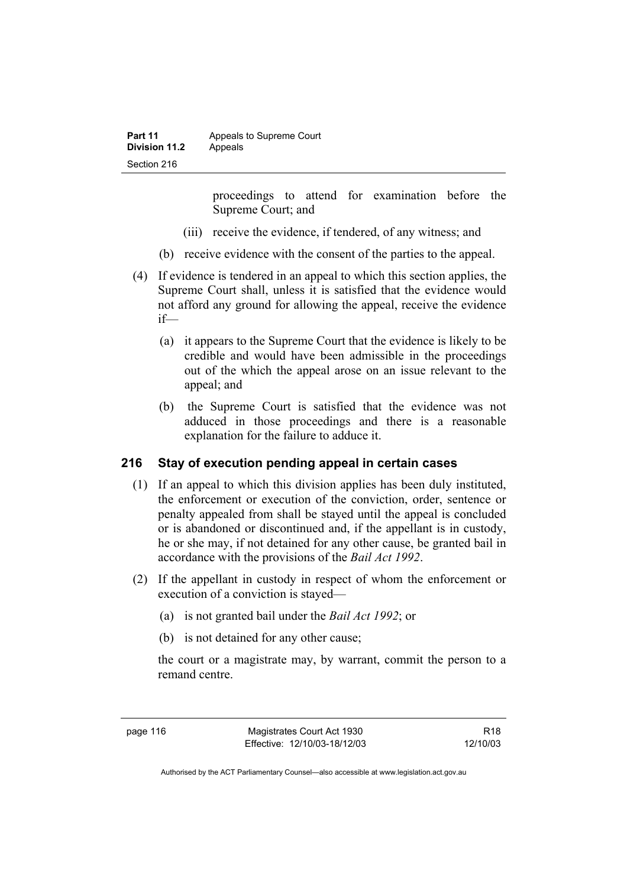proceedings to attend for examination before the Supreme Court; and

(iii) receive the evidence, if tendered, of any witness; and

(b) receive evidence with the consent of the parties to the appeal.

(4) If evidence is tendered in an appeal to which this section applies, the Supreme Court shall, unless it is satisfied that the evidence would not afford any ground for allowing the appeal, receive the evidence if—

(a) it appears to the Supreme Court that the evidence is likely to be credible and would have been admissible in the proceedings out of the which the appeal arose on an issue relevant to the appeal; and

(b) the Supreme Court is satisfied that the evidence was not adduced in those proceedings and there is a reasonable explanation for the failure to adduce it.

## 216 Stay of execution pending appeal in certain cases

(1) If an appeal to which this division applies has been duly instituted, the enforcement or execution of the conviction, order, sentence or penalty appealed from shall be stayed until the appeal is concluded or is abandoned or discontinued and, if the appellant is in custody, he or she may, if not detained for any other cause, be granted bail in accordance with the provisions of the *Bail Act 1992*.

(2) If the appellant in custody in respect of whom the enforcement or execution of a conviction is stayed—

(a) is not granted bail under the *Bail Act 1992*; or

(b) is not detained for any other cause;

the court or a magistrate may, by warrant, commit the person to a remand centre.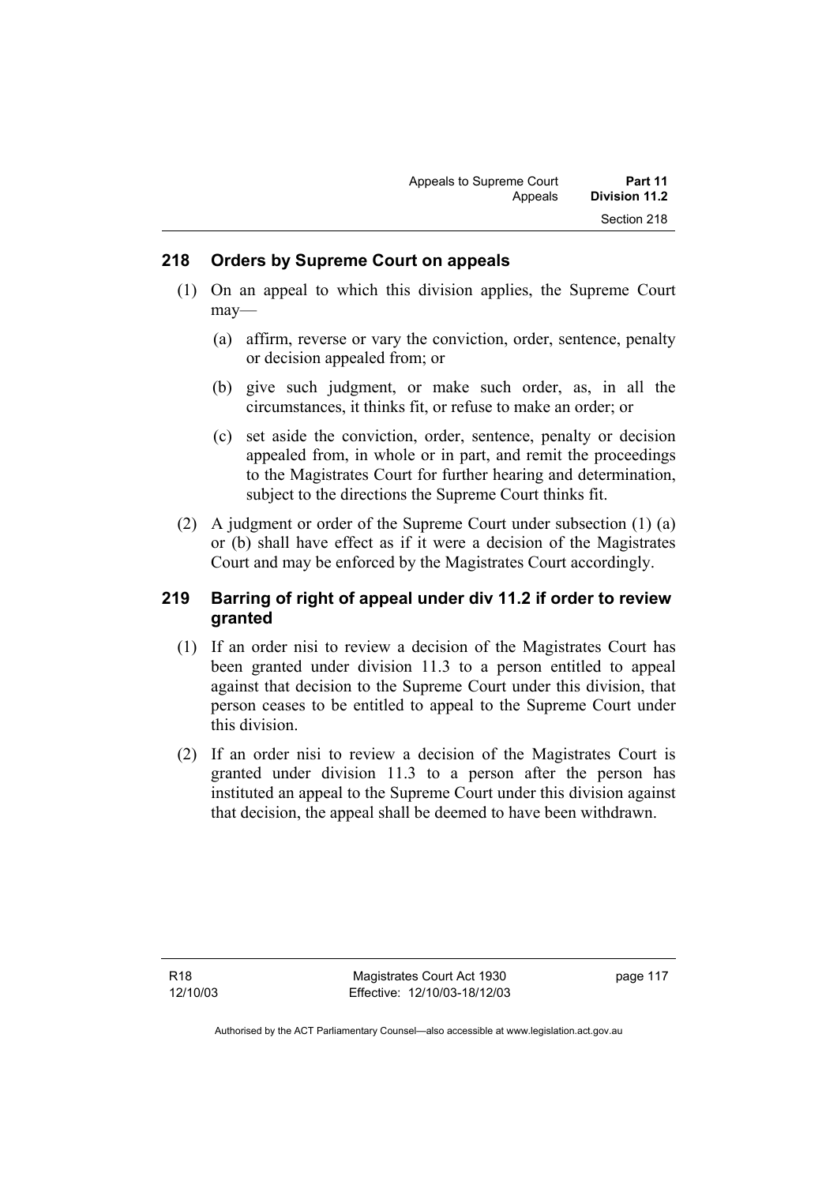## 218 Orders by Supreme Court on appeals

(1) On an appeal to which this division applies, the Supreme Court may—

(a) affirm, reverse or vary the conviction, order, sentence, penalty or decision appealed from; or

(b) give such judgment, or make such order, as, in all the circumstances, it thinks fit, or refuse to make an order; or

(c) set aside the conviction, order, sentence, penalty or decision appealed from, in whole or in part, and remit the proceedings to the Magistrates Court for further hearing and determination, subject to the directions the Supreme Court thinks fit.

(2) A judgment or order of the Supreme Court under subsection (1) (a) or (b) shall have effect as if it were a decision of the Magistrates Court and may be enforced by the Magistrates Court accordingly.

## 219 Barring of right of appeal under div 11.2 if order to review granted

(1) If an order nisi to review a decision of the Magistrates Court has been granted under division 11.3 to a person entitled to appeal against that decision to the Supreme Court under this division, that person ceases to be entitled to appeal to the Supreme Court under this division.

(2) If an order nisi to review a decision of the Magistrates Court is granted under division 11.3 to a person after the person has instituted an appeal to the Supreme Court under this division against that decision, the appeal shall be deemed to have been withdrawn.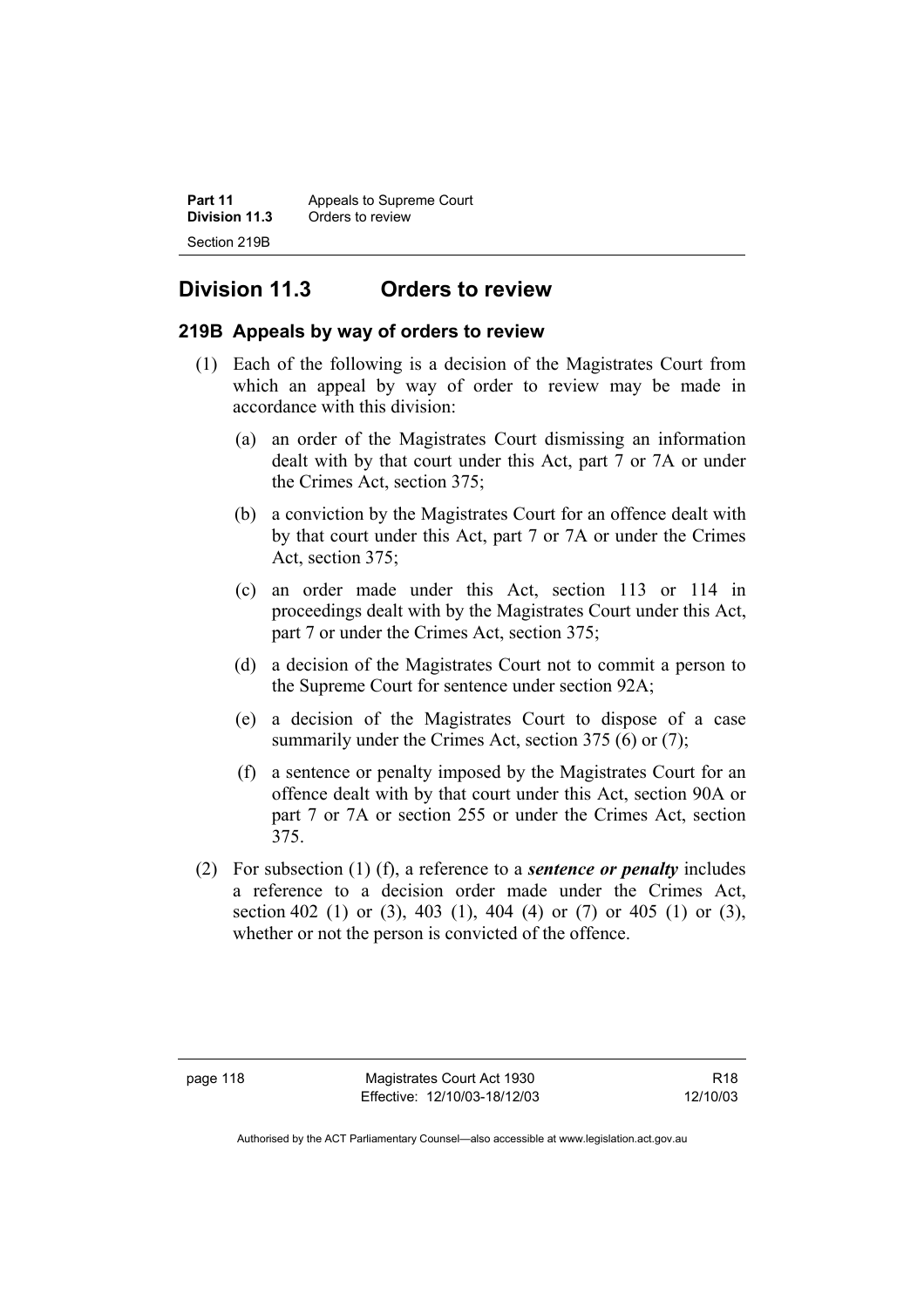## Division 11.3 Orders to review

### 219B Appeals by way of orders to review

(1) Each of the following is a decision of the Magistrates Court from which an appeal by way of order to review may be made in accordance with this division:

(a) an order of the Magistrates Court dismissing an information dealt with by that court under this Act, part 7 or 7A or under the Crimes Act, section 375;

(b) a conviction by the Magistrates Court for an offence dealt with by that court under this Act, part 7 or 7A or under the Crimes Act, section 375;

(c) an order made under this Act, section 113 or 114 in proceedings dealt with by the Magistrates Court under this Act, part 7 or under the Crimes Act, section 375;

(d) a decision of the Magistrates Court not to commit a person to the Supreme Court for sentence under section 92A;

(e) a decision of the Magistrates Court to dispose of a case summarily under the Crimes Act, section 375 (6) or (7);

(f) a sentence or penalty imposed by the Magistrates Court for an offence dealt with by that court under this Act, section 90A or part 7 or 7A or section 255 or under the Crimes Act, section 375.

(2) For subsection (1) (f), a reference to a ***sentence or penalty*** includes a reference to a decision order made under the Crimes Act, section 402 (1) or (3), 403 (1), 404 (4) or (7) or 405 (1) or (3), whether or not the person is convicted of the offence.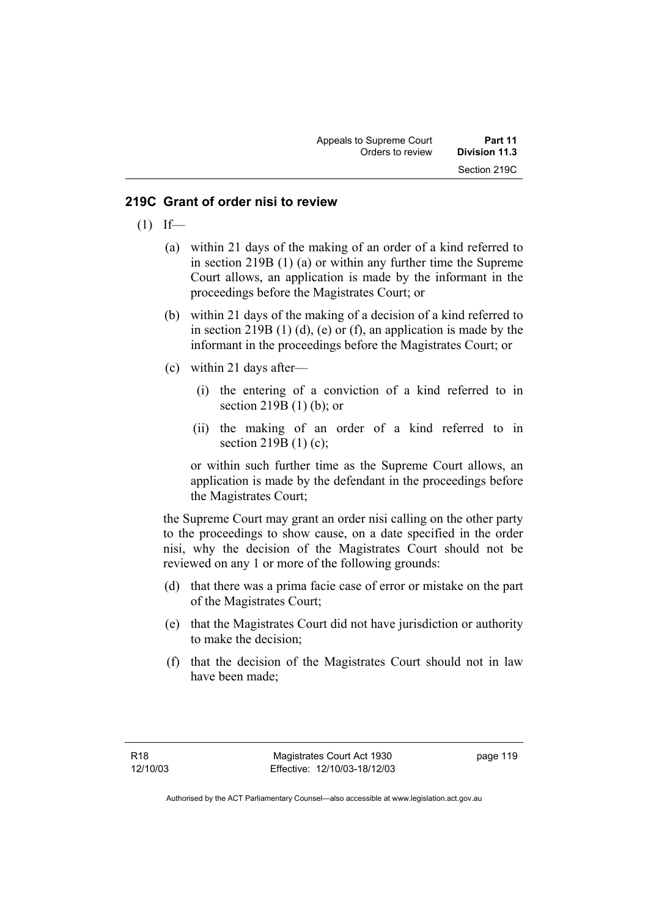## 219C Grant of order nisi to review

(1) If—

(a) within 21 days of the making of an order of a kind referred to in section 219B (1) (a) or within any further time the Supreme Court allows, an application is made by the informant in the proceedings before the Magistrates Court; or

(b) within 21 days of the making of a decision of a kind referred to in section 219B (1) (d), (e) or (f), an application is made by the informant in the proceedings before the Magistrates Court; or

(c) within 21 days after—

(i) the entering of a conviction of a kind referred to in section 219B (1) (b); or

(ii) the making of an order of a kind referred to in section 219B (1) (c);

or within such further time as the Supreme Court allows, an application is made by the defendant in the proceedings before the Magistrates Court;

the Supreme Court may grant an order nisi calling on the other party to the proceedings to show cause, on a date specified in the order nisi, why the decision of the Magistrates Court should not be reviewed on any 1 or more of the following grounds:

(d) that there was a prima facie case of error or mistake on the part of the Magistrates Court;

(e) that the Magistrates Court did not have jurisdiction or authority to make the decision;

(f) that the decision of the Magistrates Court should not in law have been made;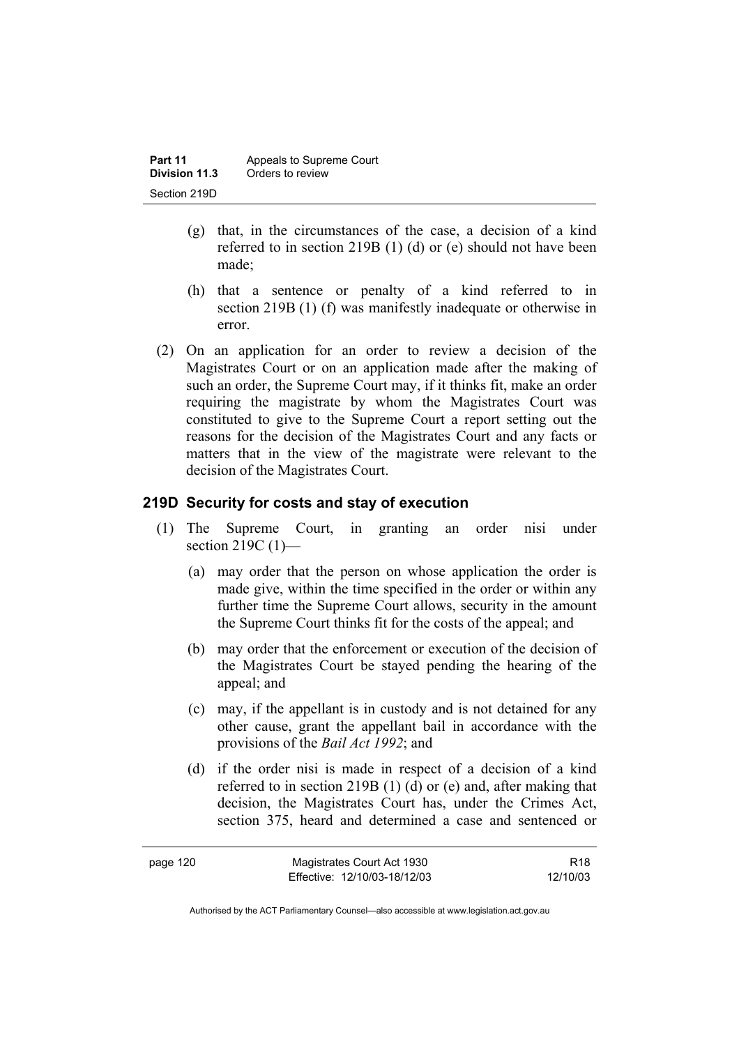(g) that, in the circumstances of the case, a decision of a kind referred to in section 219B (1) (d) or (e) should not have been made;

(h) that a sentence or penalty of a kind referred to in section 219B (1) (f) was manifestly inadequate or otherwise in error.

(2) On an application for an order to review a decision of the Magistrates Court or on an application made after the making of such an order, the Supreme Court may, if it thinks fit, make an order requiring the magistrate by whom the Magistrates Court was constituted to give to the Supreme Court a report setting out the reasons for the decision of the Magistrates Court and any facts or matters that in the view of the magistrate were relevant to the decision of the Magistrates Court.

### 219D Security for costs and stay of execution

(1) The Supreme Court, in granting an order nisi under section 219C (1)—

(a) may order that the person on whose application the order is made give, within the time specified in the order or within any further time the Supreme Court allows, security in the amount the Supreme Court thinks fit for the costs of the appeal; and

(b) may order that the enforcement or execution of the decision of the Magistrates Court be stayed pending the hearing of the appeal; and

(c) may, if the appellant is in custody and is not detained for any other cause, grant the appellant bail in accordance with the provisions of the *Bail Act 1992*; and

(d) if the order nisi is made in respect of a decision of a kind referred to in section 219B (1) (d) or (e) and, after making that decision, the Magistrates Court has, under the Crimes Act, section 375, heard and determined a case and sentenced or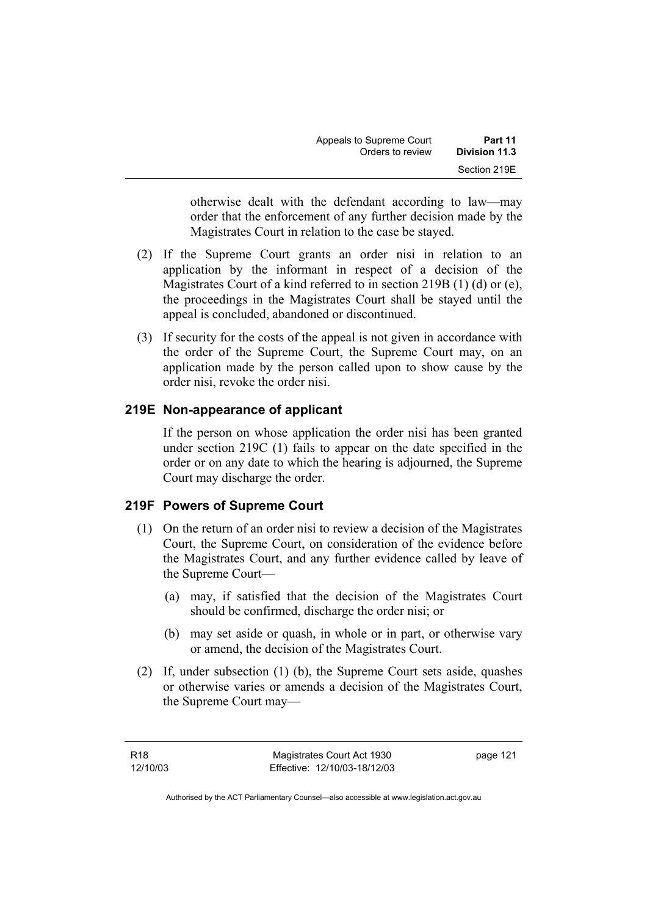otherwise dealt with the defendant according to law—may order that the enforcement of any further decision made by the Magistrates Court in relation to the case be stayed.

(2) If the Supreme Court grants an order nisi in relation to an application by the informant in respect of a decision of the Magistrates Court of a kind referred to in section 219B (1) (d) or (e), the proceedings in the Magistrates Court shall be stayed until the appeal is concluded, abandoned or discontinued.

(3) If security for the costs of the appeal is not given in accordance with the order of the Supreme Court, the Supreme Court may, on an application made by the person called upon to show cause by the order nisi, revoke the order nisi.

### 219E Non-appearance of applicant

If the person on whose application the order nisi has been granted under section 219C (1) fails to appear on the date specified in the order or on any date to which the hearing is adjourned, the Supreme Court may discharge the order.

### 219F Powers of Supreme Court

(1) On the return of an order nisi to review a decision of the Magistrates Court, the Supreme Court, on consideration of the evidence before the Magistrates Court, and any further evidence called by leave of the Supreme Court—

(a) may, if satisfied that the decision of the Magistrates Court should be confirmed, discharge the order nisi; or

(b) may set aside or quash, in whole or in part, or otherwise vary or amend, the decision of the Magistrates Court.

(2) If, under subsection (1) (b), the Supreme Court sets aside, quashes or otherwise varies or amends a decision of the Magistrates Court, the Supreme Court may—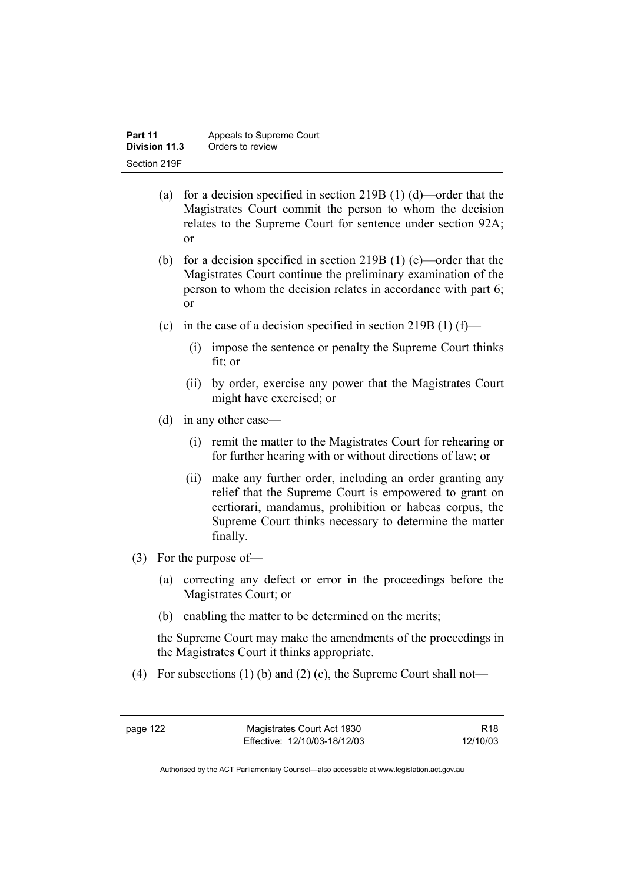(a) for a decision specified in section 219B (1) (d)—order that the Magistrates Court commit the person to whom the decision relates to the Supreme Court for sentence under section 92A; or

(b) for a decision specified in section 219B (1) (e)—order that the Magistrates Court continue the preliminary examination of the person to whom the decision relates in accordance with part 6; or

(c) in the case of a decision specified in section 219B (1) (f)—

(i) impose the sentence or penalty the Supreme Court thinks fit; or

(ii) by order, exercise any power that the Magistrates Court might have exercised; or

(d) in any other case—

(i) remit the matter to the Magistrates Court for rehearing or for further hearing with or without directions of law; or

(ii) make any further order, including an order granting any relief that the Supreme Court is empowered to grant on certiorari, mandamus, prohibition or habeas corpus, the Supreme Court thinks necessary to determine the matter finally.

(3) For the purpose of—

(a) correcting any defect or error in the proceedings before the Magistrates Court; or

(b) enabling the matter to be determined on the merits;

the Supreme Court may make the amendments of the proceedings in the Magistrates Court it thinks appropriate.

(4) For subsections (1) (b) and (2) (c), the Supreme Court shall not—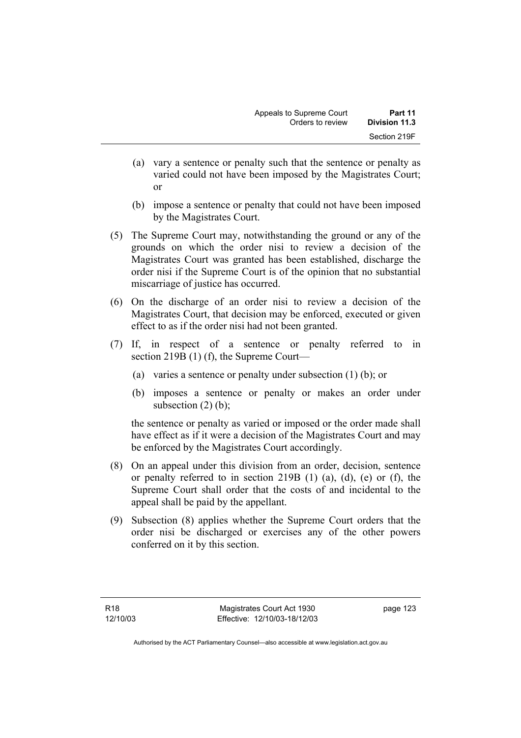- (a) vary a sentence or penalty such that the sentence or penalty as varied could not have been imposed by the Magistrates Court; or
- (b) impose a sentence or penalty that could not have been imposed by the Magistrates Court.

(5) The Supreme Court may, notwithstanding the ground or any of the grounds on which the order nisi to review a decision of the Magistrates Court was granted has been established, discharge the order nisi if the Supreme Court is of the opinion that no substantial miscarriage of justice has occurred.

(6) On the discharge of an order nisi to review a decision of the Magistrates Court, that decision may be enforced, executed or given effect to as if the order nisi had not been granted.

(7) If, in respect of a sentence or penalty referred to in section 219B (1) (f), the Supreme Court—

- (a) varies a sentence or penalty under subsection (1) (b); or
- (b) imposes a sentence or penalty or makes an order under subsection (2) (b);

the sentence or penalty as varied or imposed or the order made shall have effect as if it were a decision of the Magistrates Court and may be enforced by the Magistrates Court accordingly.

(8) On an appeal under this division from an order, decision, sentence or penalty referred to in section 219B (1) (a), (d), (e) or (f), the Supreme Court shall order that the costs of and incidental to the appeal shall be paid by the appellant.

(9) Subsection (8) applies whether the Supreme Court orders that the order nisi be discharged or exercises any of the other powers conferred on it by this section.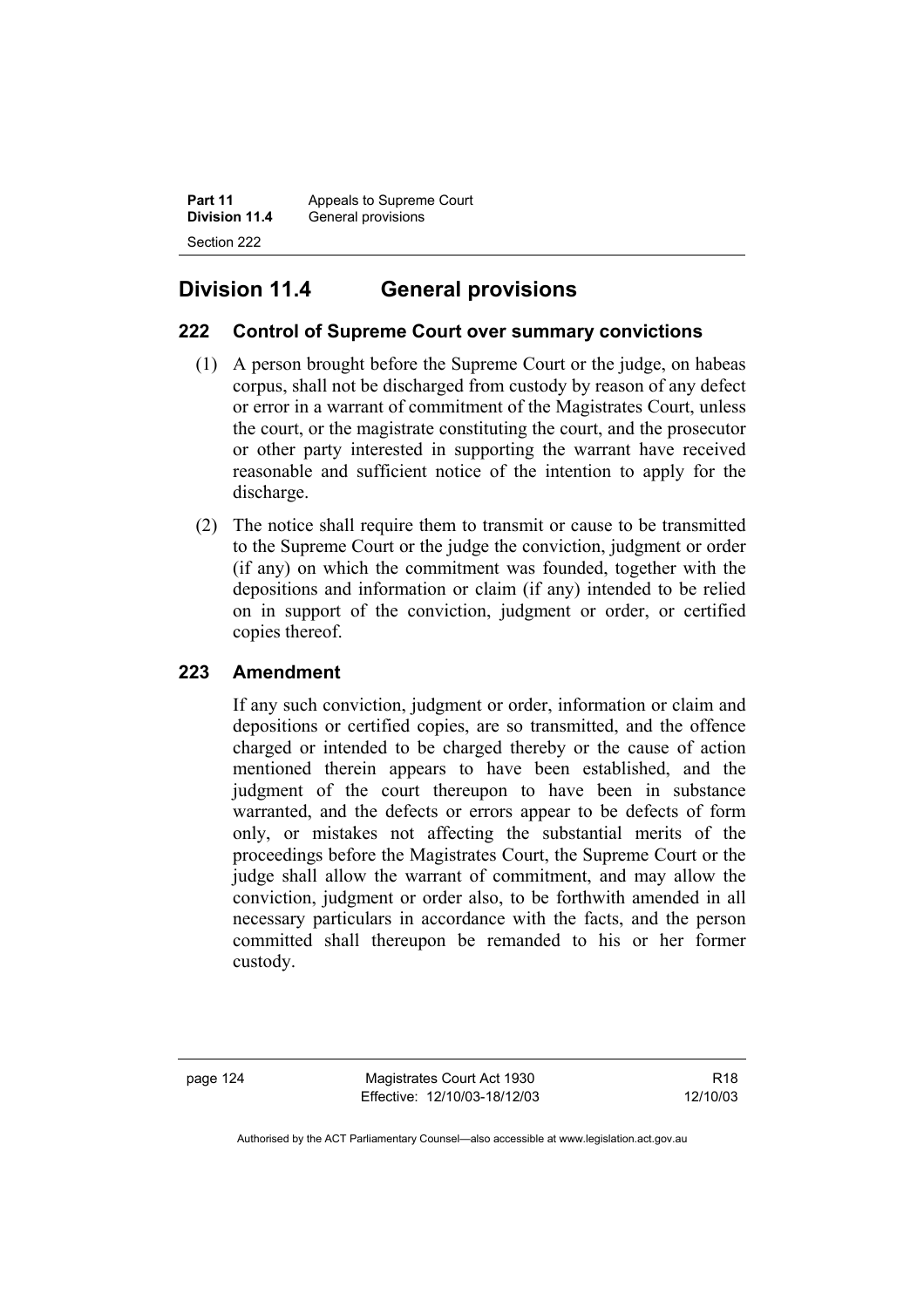## Division 11.4 General provisions

### 222 Control of Supreme Court over summary convictions

(1) A person brought before the Supreme Court or the judge, on habeas corpus, shall not be discharged from custody by reason of any defect or error in a warrant of commitment of the Magistrates Court, unless the court, or the magistrate constituting the court, and the prosecutor or other party interested in supporting the warrant have received reasonable and sufficient notice of the intention to apply for the discharge.

(2) The notice shall require them to transmit or cause to be transmitted to the Supreme Court or the judge the conviction, judgment or order (if any) on which the commitment was founded, together with the depositions and information or claim (if any) intended to be relied on in support of the conviction, judgment or order, or certified copies thereof.

### 223 Amendment

If any such conviction, judgment or order, information or claim and depositions or certified copies, are so transmitted, and the offence charged or intended to be charged thereby or the cause of action mentioned therein appears to have been established, and the judgment of the court thereupon to have been in substance warranted, and the defects or errors appear to be defects of form only, or mistakes not affecting the substantial merits of the proceedings before the Magistrates Court, the Supreme Court or the judge shall allow the warrant of commitment, and may allow the conviction, judgment or order also, to be forthwith amended in all necessary particulars in accordance with the facts, and the person committed shall thereupon be remanded to his or her former custody.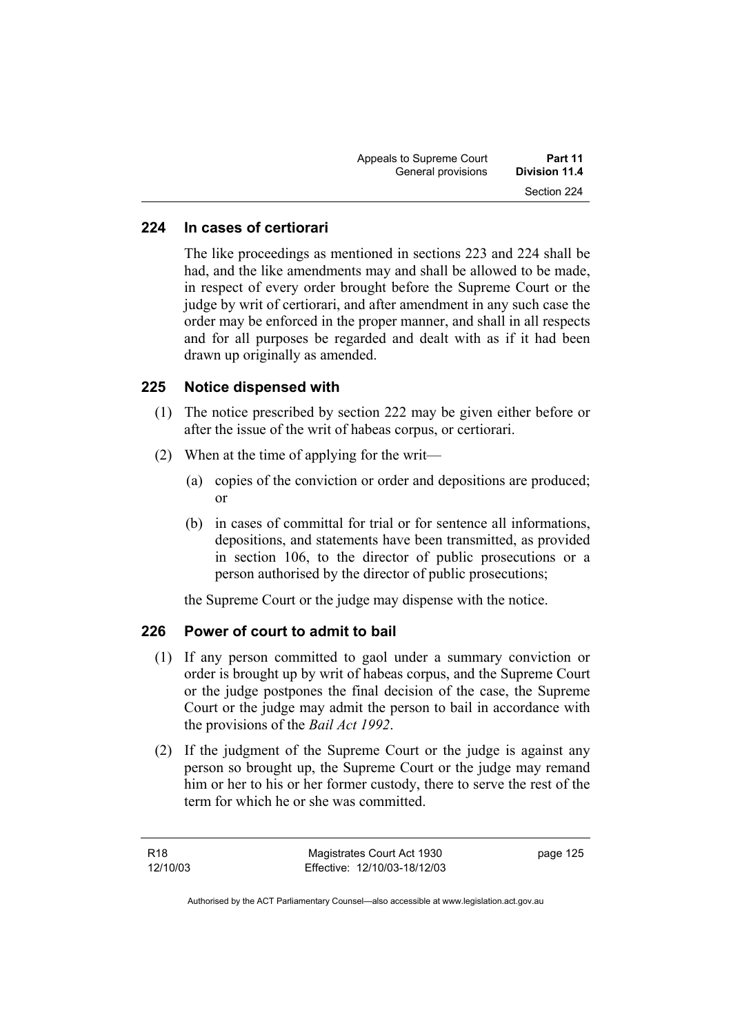## 224 In cases of certiorari

The like proceedings as mentioned in sections 223 and 224 shall be had, and the like amendments may and shall be allowed to be made, in respect of every order brought before the Supreme Court or the judge by writ of certiorari, and after amendment in any such case the order may be enforced in the proper manner, and shall in all respects and for all purposes be regarded and dealt with as if it had been drawn up originally as amended.

## 225 Notice dispensed with

(1) The notice prescribed by section 222 may be given either before or after the issue of the writ of habeas corpus, or certiorari.

(2) When at the time of applying for the writ—

(a) copies of the conviction or order and depositions are produced; or

(b) in cases of committal for trial or for sentence all informations, depositions, and statements have been transmitted, as provided in section 106, to the director of public prosecutions or a person authorised by the director of public prosecutions;

the Supreme Court or the judge may dispense with the notice.

## 226 Power of court to admit to bail

(1) If any person committed to gaol under a summary conviction or order is brought up by writ of habeas corpus, and the Supreme Court or the judge postpones the final decision of the case, the Supreme Court or the judge may admit the person to bail in accordance with the provisions of the *Bail Act 1992*.

(2) If the judgment of the Supreme Court or the judge is against any person so brought up, the Supreme Court or the judge may remand him or her to his or her former custody, there to serve the rest of the term for which he or she was committed.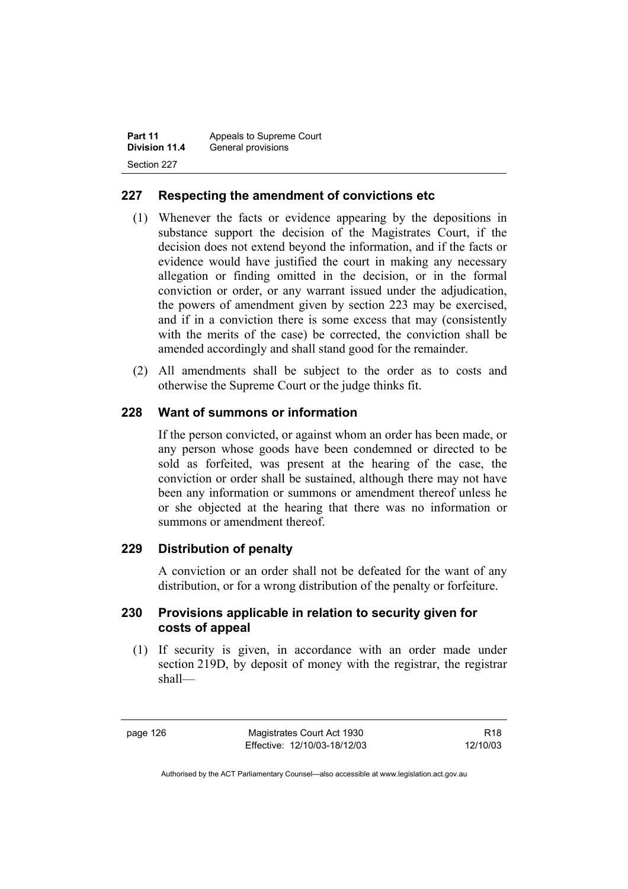## 227 Respecting the amendment of convictions etc

(1) Whenever the facts or evidence appearing by the depositions in substance support the decision of the Magistrates Court, if the decision does not extend beyond the information, and if the facts or evidence would have justified the court in making any necessary allegation or finding omitted in the decision, or in the formal conviction or order, or any warrant issued under the adjudication, the powers of amendment given by section 223 may be exercised, and if in a conviction there is some excess that may (consistently with the merits of the case) be corrected, the conviction shall be amended accordingly and shall stand good for the remainder.

(2) All amendments shall be subject to the order as to costs and otherwise the Supreme Court or the judge thinks fit.

## 228 Want of summons or information

If the person convicted, or against whom an order has been made, or any person whose goods have been condemned or directed to be sold as forfeited, was present at the hearing of the case, the conviction or order shall be sustained, although there may not have been any information or summons or amendment thereof unless he or she objected at the hearing that there was no information or summons or amendment thereof.

## 229 Distribution of penalty

A conviction or an order shall not be defeated for the want of any distribution, or for a wrong distribution of the penalty or forfeiture.

## 230 Provisions applicable in relation to security given for costs of appeal

(1) If security is given, in accordance with an order made under section 219D, by deposit of money with the registrar, the registrar shall—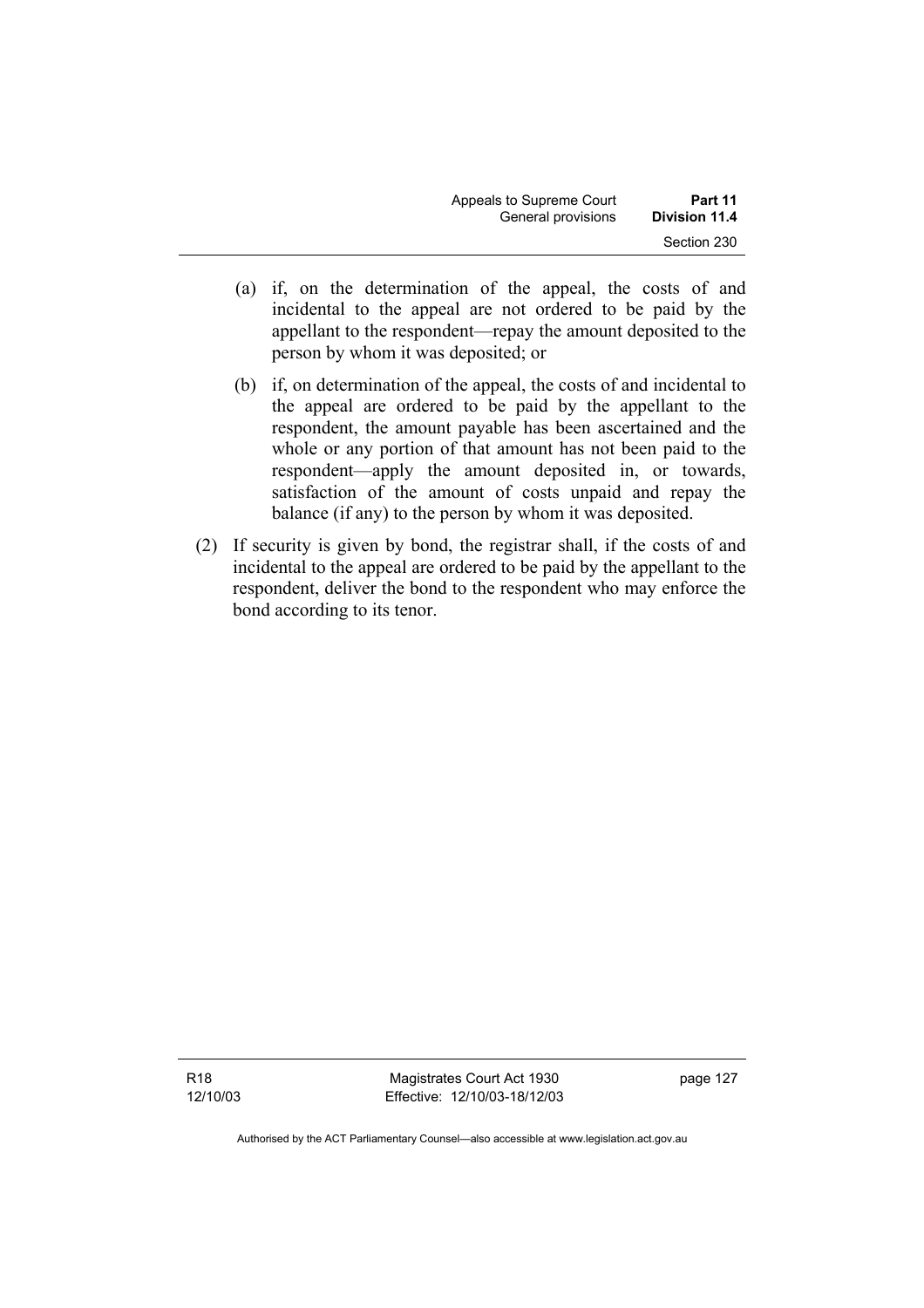(a) if, on the determination of the appeal, the costs of and incidental to the appeal are not ordered to be paid by the appellant to the respondent—repay the amount deposited to the person by whom it was deposited; or

(b) if, on determination of the appeal, the costs of and incidental to the appeal are ordered to be paid by the appellant to the respondent, the amount payable has been ascertained and the whole or any portion of that amount has not been paid to the respondent—apply the amount deposited in, or towards, satisfaction of the amount of costs unpaid and repay the balance (if any) to the person by whom it was deposited.

(2) If security is given by bond, the registrar shall, if the costs of and incidental to the appeal are ordered to be paid by the appellant to the respondent, deliver the bond to the respondent who may enforce the bond according to its tenor.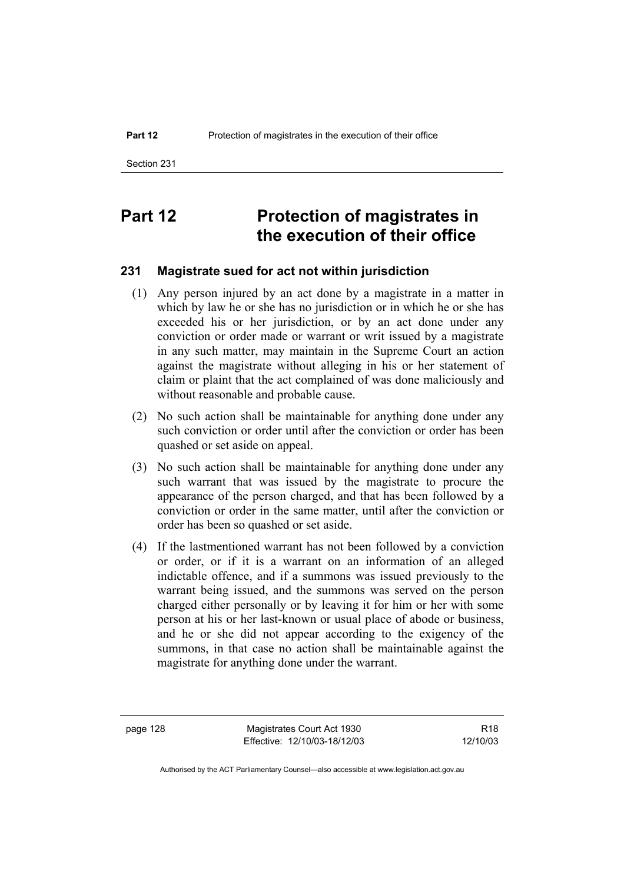# Part 12 Protection of magistrates in the execution of their office

## 231 Magistrate sued for act not within jurisdiction

(1) Any person injured by an act done by a magistrate in a matter in which by law he or she has no jurisdiction or in which he or she has exceeded his or her jurisdiction, or by an act done under any conviction or order made or warrant or writ issued by a magistrate in any such matter, may maintain in the Supreme Court an action against the magistrate without alleging in his or her statement of claim or plaint that the act complained of was done maliciously and without reasonable and probable cause.

(2) No such action shall be maintainable for anything done under any such conviction or order until after the conviction or order has been quashed or set aside on appeal.

(3) No such action shall be maintainable for anything done under any such warrant that was issued by the magistrate to procure the appearance of the person charged, and that has been followed by a conviction or order in the same matter, until after the conviction or order has been so quashed or set aside.

(4) If the lastmentioned warrant has not been followed by a conviction or order, or if it is a warrant on an information of an alleged indictable offence, and if a summons was issued previously to the warrant being issued, and the summons was served on the person charged either personally or by leaving it for him or her with some person at his or her last-known or usual place of abode or business, and he or she did not appear according to the exigency of the summons, in that case no action shall be maintainable against the magistrate for anything done under the warrant.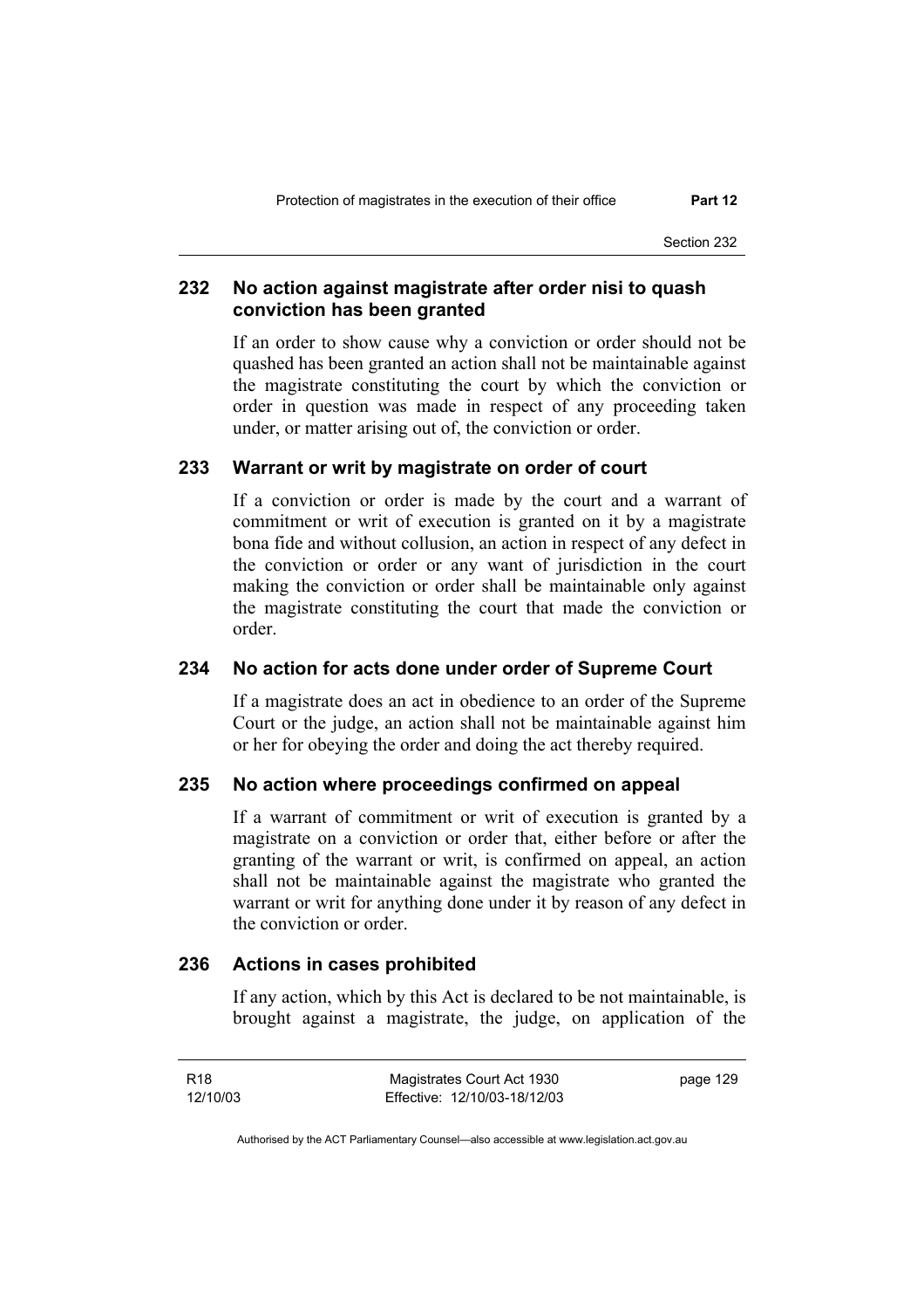### 232 No action against magistrate after order nisi to quash conviction has been granted

If an order to show cause why a conviction or order should not be quashed has been granted an action shall not be maintainable against the magistrate constituting the court by which the conviction or order in question was made in respect of any proceeding taken under, or matter arising out of, the conviction or order.

### 233 Warrant or writ by magistrate on order of court

If a conviction or order is made by the court and a warrant of commitment or writ of execution is granted on it by a magistrate bona fide and without collusion, an action in respect of any defect in the conviction or order or any want of jurisdiction in the court making the conviction or order shall be maintainable only against the magistrate constituting the court that made the conviction or order.

### 234 No action for acts done under order of Supreme Court

If a magistrate does an act in obedience to an order of the Supreme Court or the judge, an action shall not be maintainable against him or her for obeying the order and doing the act thereby required.

### 235 No action where proceedings confirmed on appeal

If a warrant of commitment or writ of execution is granted by a magistrate on a conviction or order that, either before or after the granting of the warrant or writ, is confirmed on appeal, an action shall not be maintainable against the magistrate who granted the warrant or writ for anything done under it by reason of any defect in the conviction or order.

### 236 Actions in cases prohibited

If any action, which by this Act is declared to be not maintainable, is brought against a magistrate, the judge, on application of the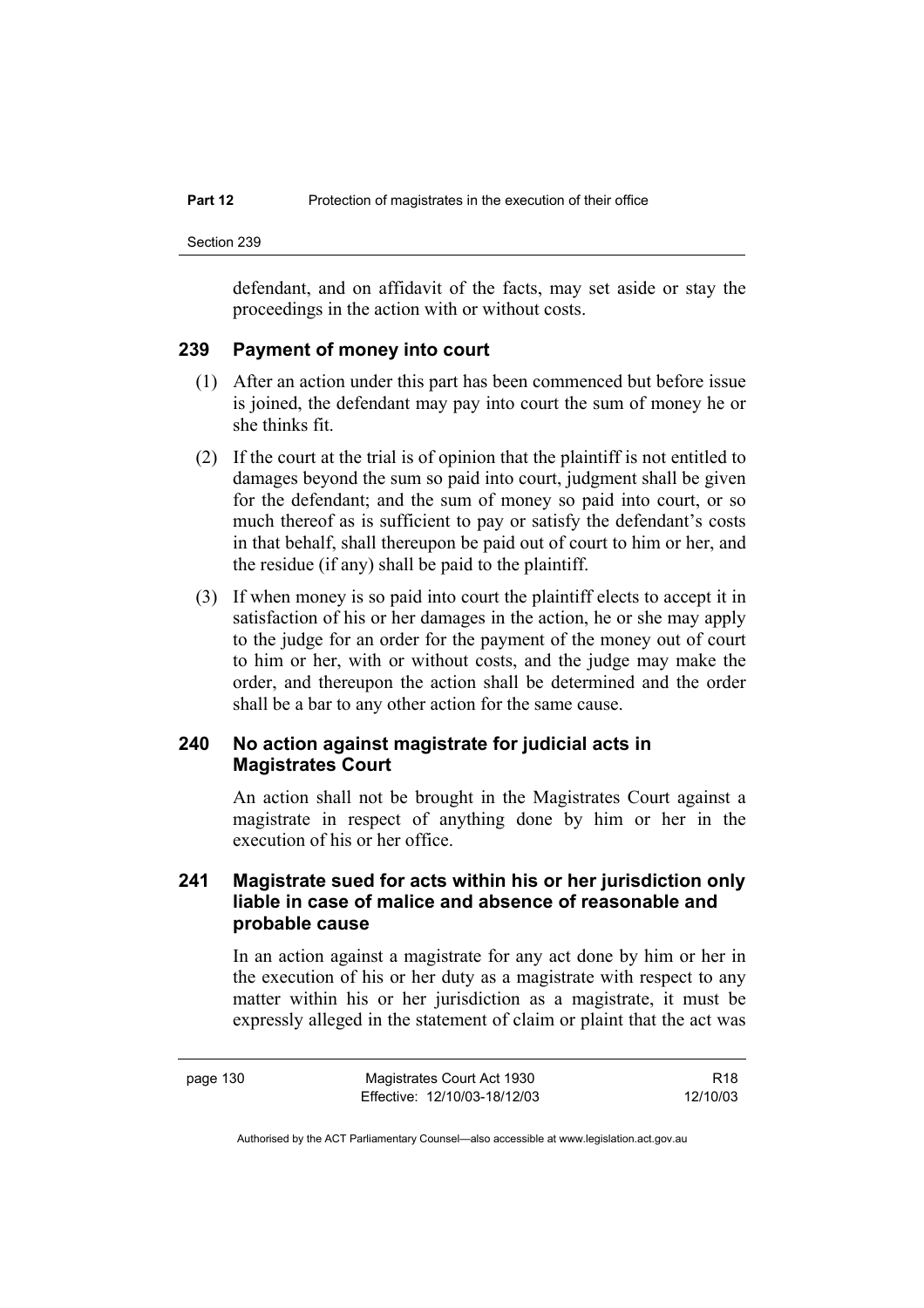defendant, and on affidavit of the facts, may set aside or stay the proceedings in the action with or without costs.

## 239 Payment of money into court

(1) After an action under this part has been commenced but before issue is joined, the defendant may pay into court the sum of money he or she thinks fit.

(2) If the court at the trial is of opinion that the plaintiff is not entitled to damages beyond the sum so paid into court, judgment shall be given for the defendant; and the sum of money so paid into court, or so much thereof as is sufficient to pay or satisfy the defendant's costs in that behalf, shall thereupon be paid out of court to him or her, and the residue (if any) shall be paid to the plaintiff.

(3) If when money is so paid into court the plaintiff elects to accept it in satisfaction of his or her damages in the action, he or she may apply to the judge for an order for the payment of the money out of court to him or her, with or without costs, and the judge may make the order, and thereupon the action shall be determined and the order shall be a bar to any other action for the same cause.

## 240 No action against magistrate for judicial acts in Magistrates Court

An action shall not be brought in the Magistrates Court against a magistrate in respect of anything done by him or her in the execution of his or her office.

## 241 Magistrate sued for acts within his or her jurisdiction only liable in case of malice and absence of reasonable and probable cause

In an action against a magistrate for any act done by him or her in the execution of his or her duty as a magistrate with respect to any matter within his or her jurisdiction as a magistrate, it must be expressly alleged in the statement of claim or plaint that the act was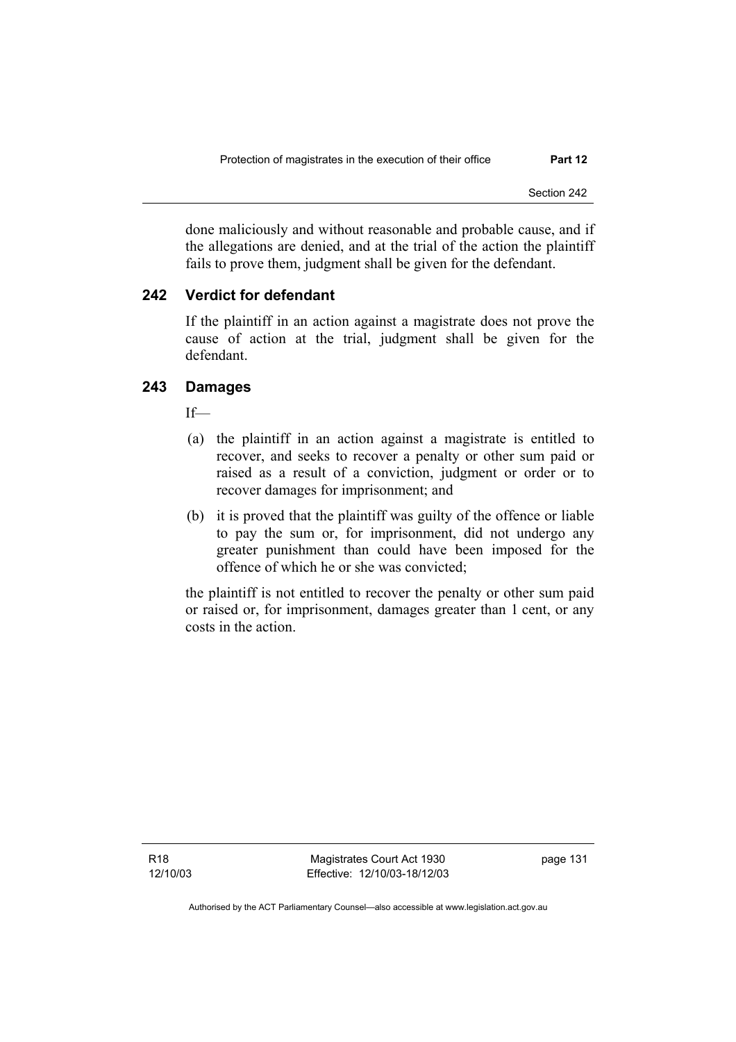done maliciously and without reasonable and probable cause, and if the allegations are denied, and at the trial of the action the plaintiff fails to prove them, judgment shall be given for the defendant.

### 242 Verdict for defendant

If the plaintiff in an action against a magistrate does not prove the cause of action at the trial, judgment shall be given for the defendant.

### 243 Damages

If—

(a) the plaintiff in an action against a magistrate is entitled to recover, and seeks to recover a penalty or other sum paid or raised as a result of a conviction, judgment or order or to recover damages for imprisonment; and

(b) it is proved that the plaintiff was guilty of the offence or liable to pay the sum or, for imprisonment, did not undergo any greater punishment than could have been imposed for the offence of which he or she was convicted;

the plaintiff is not entitled to recover the penalty or other sum paid or raised or, for imprisonment, damages greater than 1 cent, or any costs in the action.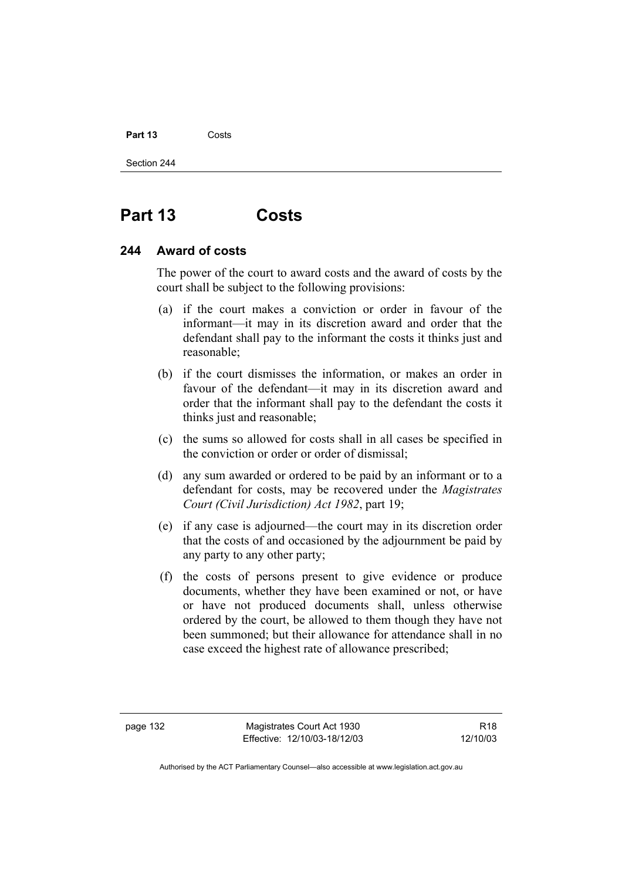# Part 13 Costs

## 244 Award of costs

The power of the court to award costs and the award of costs by the court shall be subject to the following provisions:

(a) if the court makes a conviction or order in favour of the informant—it may in its discretion award and order that the defendant shall pay to the informant the costs it thinks just and reasonable;

(b) if the court dismisses the information, or makes an order in favour of the defendant—it may in its discretion award and order that the informant shall pay to the defendant the costs it thinks just and reasonable;

(c) the sums so allowed for costs shall in all cases be specified in the conviction or order or order of dismissal;

(d) any sum awarded or ordered to be paid by an informant or to a defendant for costs, may be recovered under the *Magistrates Court (Civil Jurisdiction) Act 1982*, part 19;

(e) if any case is adjourned—the court may in its discretion order that the costs of and occasioned by the adjournment be paid by any party to any other party;

(f) the costs of persons present to give evidence or produce documents, whether they have been examined or not, or have or have not produced documents shall, unless otherwise ordered by the court, be allowed to them though they have not been summoned; but their allowance for attendance shall in no case exceed the highest rate of allowance prescribed;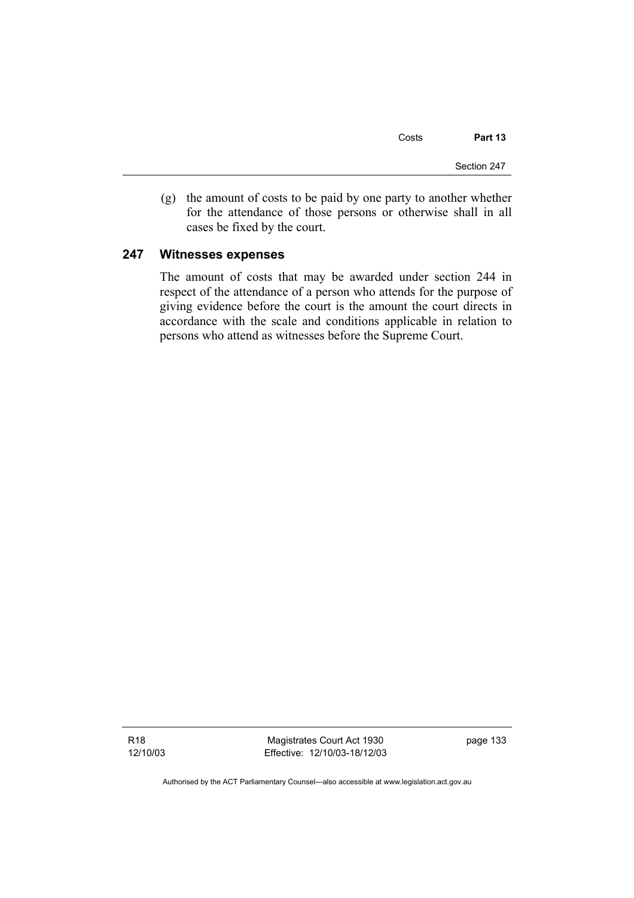(g) the amount of costs to be paid by one party to another whether for the attendance of those persons or otherwise shall in all cases be fixed by the court.

## 247 Witnesses expenses

The amount of costs that may be awarded under section 244 in respect of the attendance of a person who attends for the purpose of giving evidence before the court is the amount the court directs in accordance with the scale and conditions applicable in relation to persons who attend as witnesses before the Supreme Court.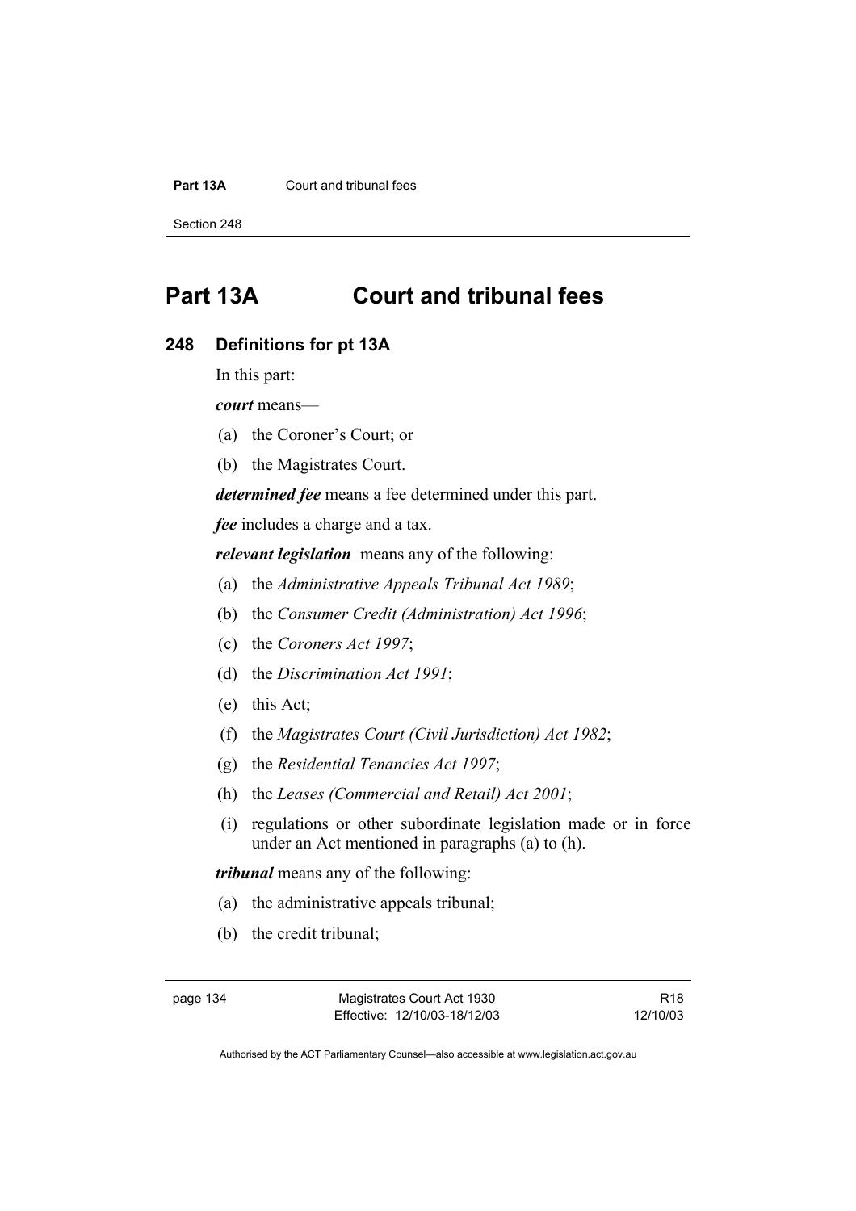# Part 13A Court and tribunal fees

## 248 Definitions for pt 13A

In this part:

***court*** means—

(a) the Coroner's Court; or

(b) the Magistrates Court.

***determined fee*** means a fee determined under this part.

***fee*** includes a charge and a tax.

***relevant legislation*** means any of the following:

(a) the *Administrative Appeals Tribunal Act 1989*;

(b) the *Consumer Credit (Administration) Act 1996*;

(c) the *Coroners Act 1997*;

(d) the *Discrimination Act 1991*;

(e) this Act;

(f) the *Magistrates Court (Civil Jurisdiction) Act 1982*;

(g) the *Residential Tenancies Act 1997*;

(h) the *Leases (Commercial and Retail) Act 2001*;

(i) regulations or other subordinate legislation made or in force under an Act mentioned in paragraphs (a) to (h).

***tribunal*** means any of the following:

(a) the administrative appeals tribunal;

(b) the credit tribunal;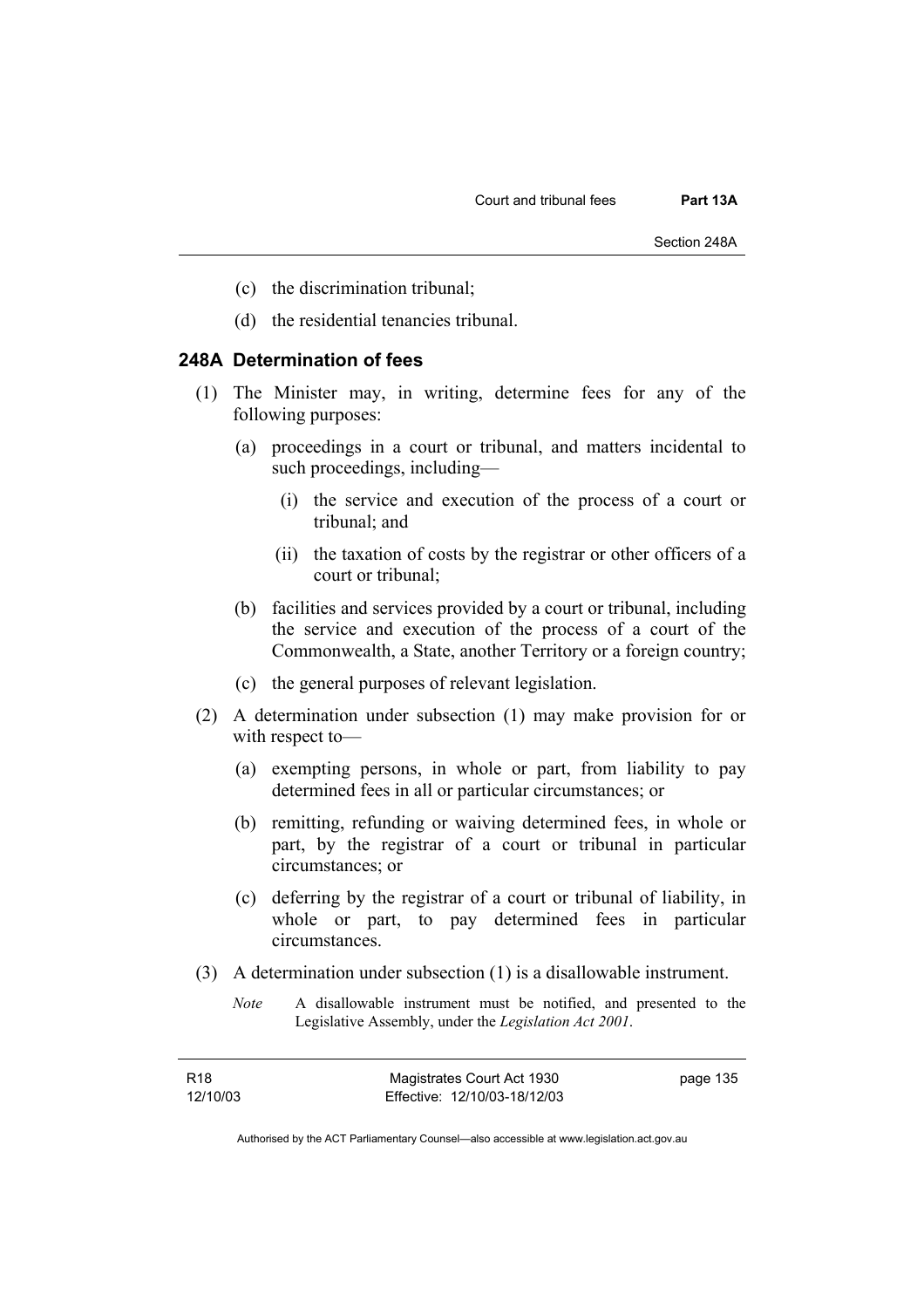(c) the discrimination tribunal;

(d) the residential tenancies tribunal.

### 248A Determination of fees

(1) The Minister may, in writing, determine fees for any of the following purposes:

(a) proceedings in a court or tribunal, and matters incidental to such proceedings, including—

(i) the service and execution of the process of a court or tribunal; and

(ii) the taxation of costs by the registrar or other officers of a court or tribunal;

(b) facilities and services provided by a court or tribunal, including the service and execution of the process of a court of the Commonwealth, a State, another Territory or a foreign country;

(c) the general purposes of relevant legislation.

(2) A determination under subsection (1) may make provision for or with respect to—

(a) exempting persons, in whole or part, from liability to pay determined fees in all or particular circumstances; or

(b) remitting, refunding or waiving determined fees, in whole or part, by the registrar of a court or tribunal in particular circumstances; or

(c) deferring by the registrar of a court or tribunal of liability, in whole or part, to pay determined fees in particular circumstances.

(3) A determination under subsection (1) is a disallowable instrument.

*Note* A disallowable instrument must be notified, and presented to the Legislative Assembly, under the *Legislation Act 2001*.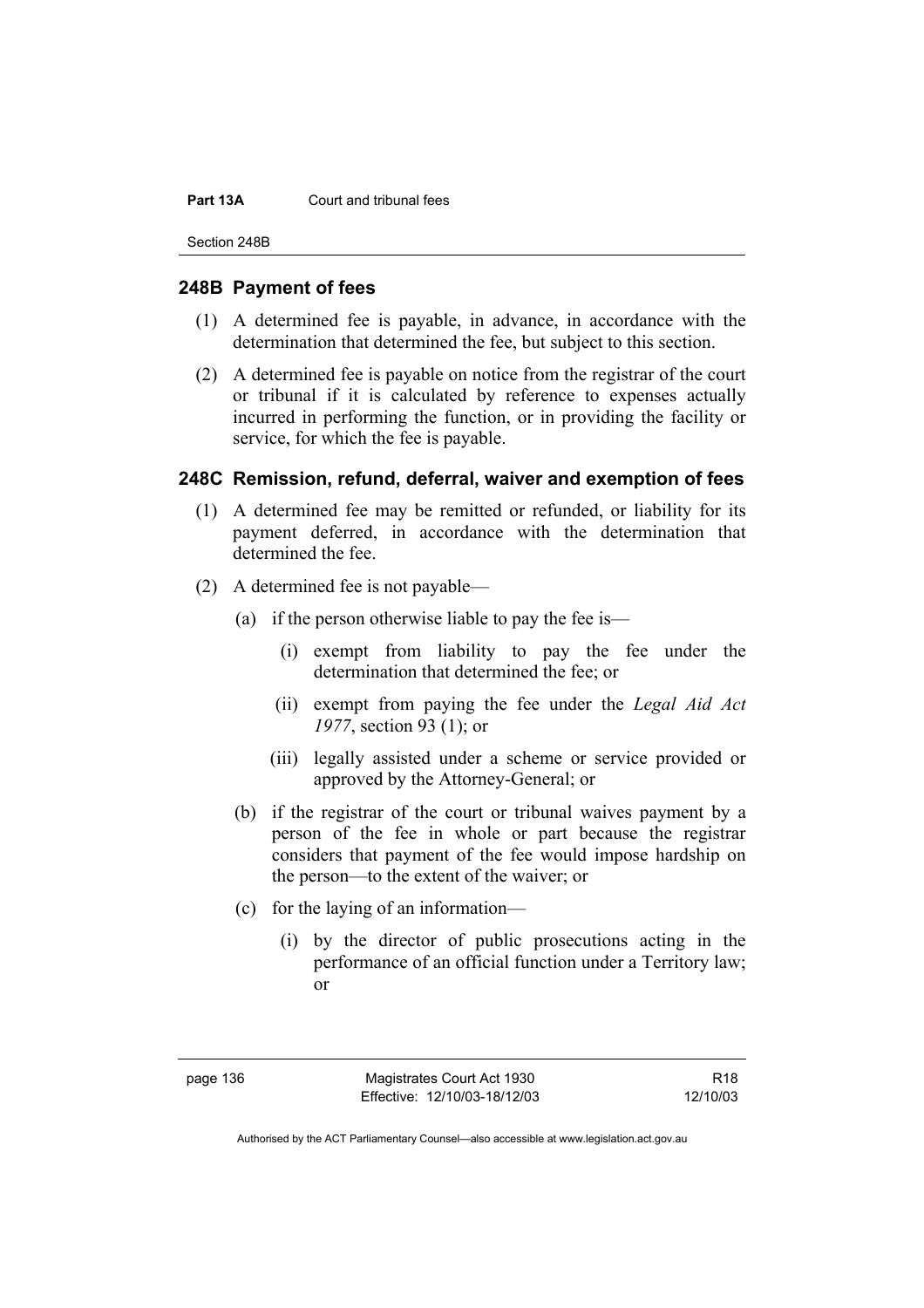## 248B Payment of fees

(1) A determined fee is payable, in advance, in accordance with the determination that determined the fee, but subject to this section.

(2) A determined fee is payable on notice from the registrar of the court or tribunal if it is calculated by reference to expenses actually incurred in performing the function, or in providing the facility or service, for which the fee is payable.

## 248C Remission, refund, deferral, waiver and exemption of fees

(1) A determined fee may be remitted or refunded, or liability for its payment deferred, in accordance with the determination that determined the fee.

(2) A determined fee is not payable—

(a) if the person otherwise liable to pay the fee is—

(i) exempt from liability to pay the fee under the determination that determined the fee; or

(ii) exempt from paying the fee under the *Legal Aid Act 1977*, section 93 (1); or

(iii) legally assisted under a scheme or service provided or approved by the Attorney-General; or

(b) if the registrar of the court or tribunal waives payment by a person of the fee in whole or part because the registrar considers that payment of the fee would impose hardship on the person—to the extent of the waiver; or

(c) for the laying of an information—

(i) by the director of public prosecutions acting in the performance of an official function under a Territory law; or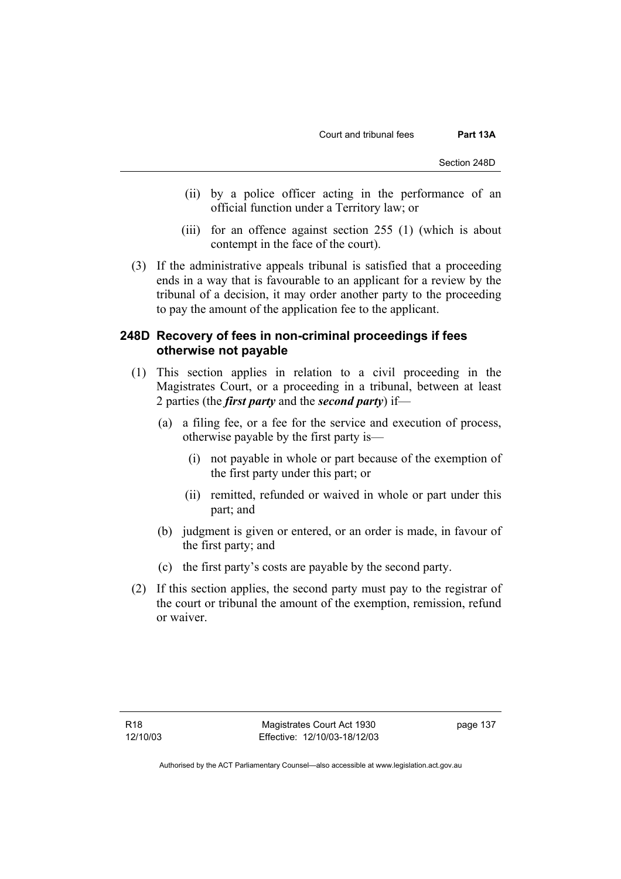(ii) by a police officer acting in the performance of an official function under a Territory law; or

(iii) for an offence against section 255 (1) (which is about contempt in the face of the court).

(3) If the administrative appeals tribunal is satisfied that a proceeding ends in a way that is favourable to an applicant for a review by the tribunal of a decision, it may order another party to the proceeding to pay the amount of the application fee to the applicant.

### 248D Recovery of fees in non-criminal proceedings if fees otherwise not payable

(1) This section applies in relation to a civil proceeding in the Magistrates Court, or a proceeding in a tribunal, between at least 2 parties (the ***first party*** and the ***second party***) if—

(a) a filing fee, or a fee for the service and execution of process, otherwise payable by the first party is—

(i) not payable in whole or part because of the exemption of the first party under this part; or

(ii) remitted, refunded or waived in whole or part under this part; and

(b) judgment is given or entered, or an order is made, in favour of the first party; and

(c) the first party's costs are payable by the second party.

(2) If this section applies, the second party must pay to the registrar of the court or tribunal the amount of the exemption, remission, refund or waiver.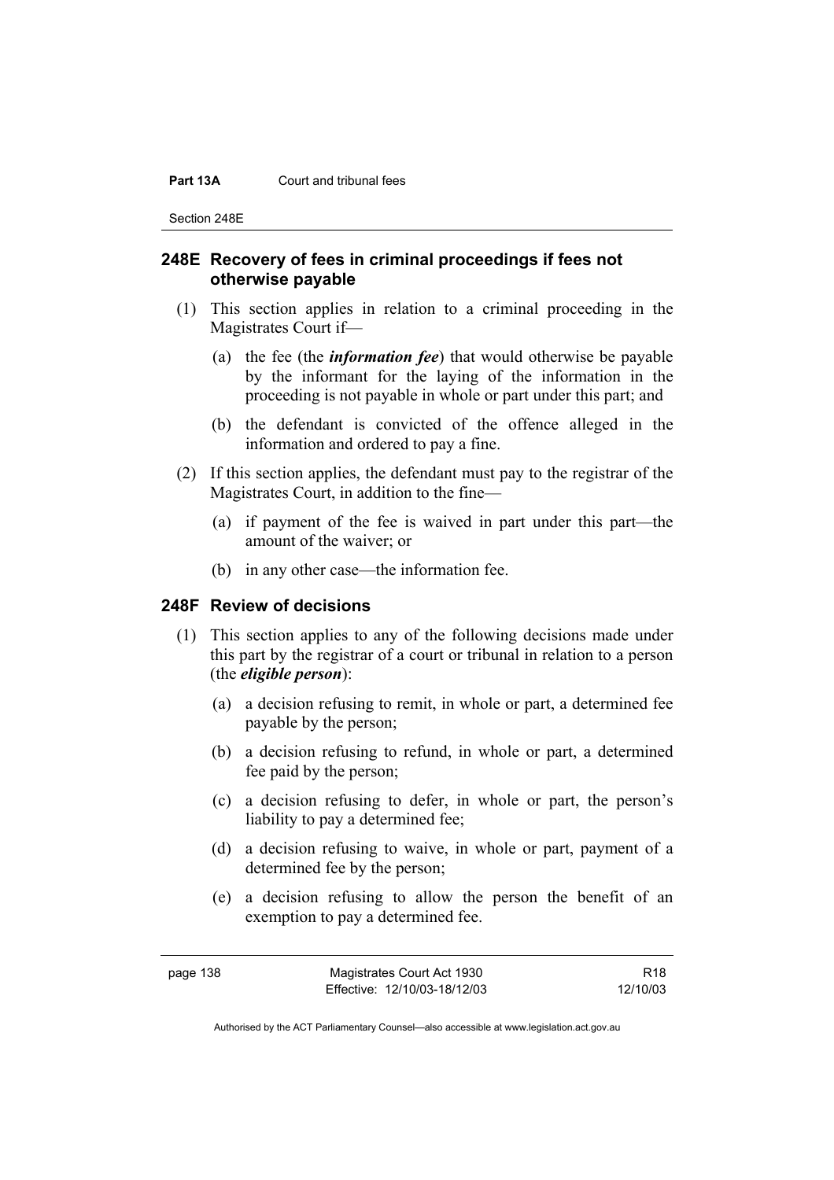## 248E Recovery of fees in criminal proceedings if fees not otherwise payable

(1) This section applies in relation to a criminal proceeding in the Magistrates Court if—

(a) the fee (the ***information fee***) that would otherwise be payable by the informant for the laying of the information in the proceeding is not payable in whole or part under this part; and

(b) the defendant is convicted of the offence alleged in the information and ordered to pay a fine.

(2) If this section applies, the defendant must pay to the registrar of the Magistrates Court, in addition to the fine—

(a) if payment of the fee is waived in part under this part—the amount of the waiver; or

(b) in any other case—the information fee.

## 248F Review of decisions

(1) This section applies to any of the following decisions made under this part by the registrar of a court or tribunal in relation to a person (the ***eligible person***):

(a) a decision refusing to remit, in whole or part, a determined fee payable by the person;

(b) a decision refusing to refund, in whole or part, a determined fee paid by the person;

(c) a decision refusing to defer, in whole or part, the person's liability to pay a determined fee;

(d) a decision refusing to waive, in whole or part, payment of a determined fee by the person;

(e) a decision refusing to allow the person the benefit of an exemption to pay a determined fee.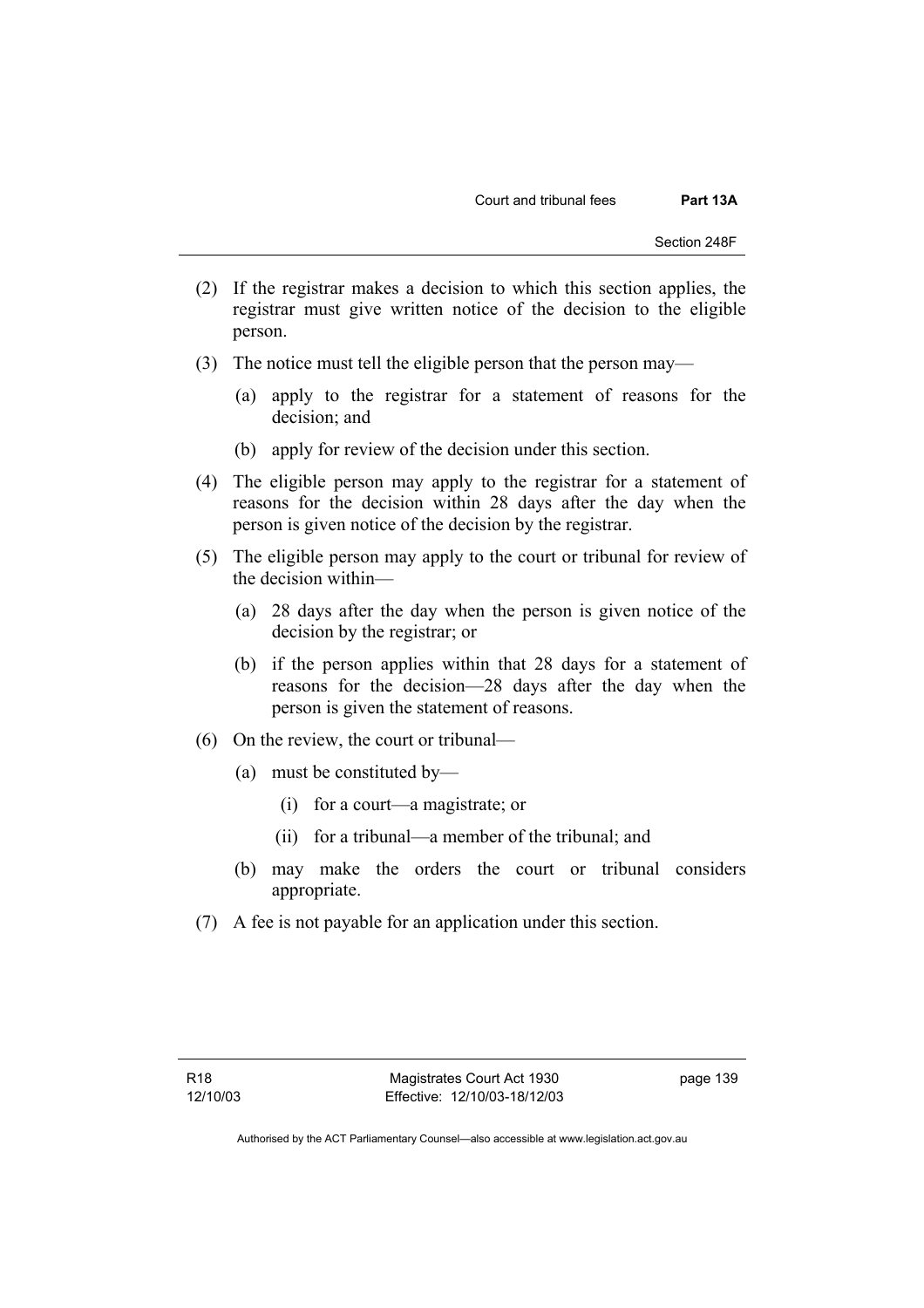(2) If the registrar makes a decision to which this section applies, the registrar must give written notice of the decision to the eligible person.

(3) The notice must tell the eligible person that the person may—

   (a) apply to the registrar for a statement of reasons for the decision; and

   (b) apply for review of the decision under this section.

(4) The eligible person may apply to the registrar for a statement of reasons for the decision within 28 days after the day when the person is given notice of the decision by the registrar.

(5) The eligible person may apply to the court or tribunal for review of the decision within—

   (a) 28 days after the day when the person is given notice of the decision by the registrar; or

   (b) if the person applies within that 28 days for a statement of reasons for the decision—28 days after the day when the person is given the statement of reasons.

(6) On the review, the court or tribunal—

   (a) must be constituted by—

      (i) for a court—a magistrate; or

      (ii) for a tribunal—a member of the tribunal; and

   (b) may make the orders the court or tribunal considers appropriate.

(7) A fee is not payable for an application under this section.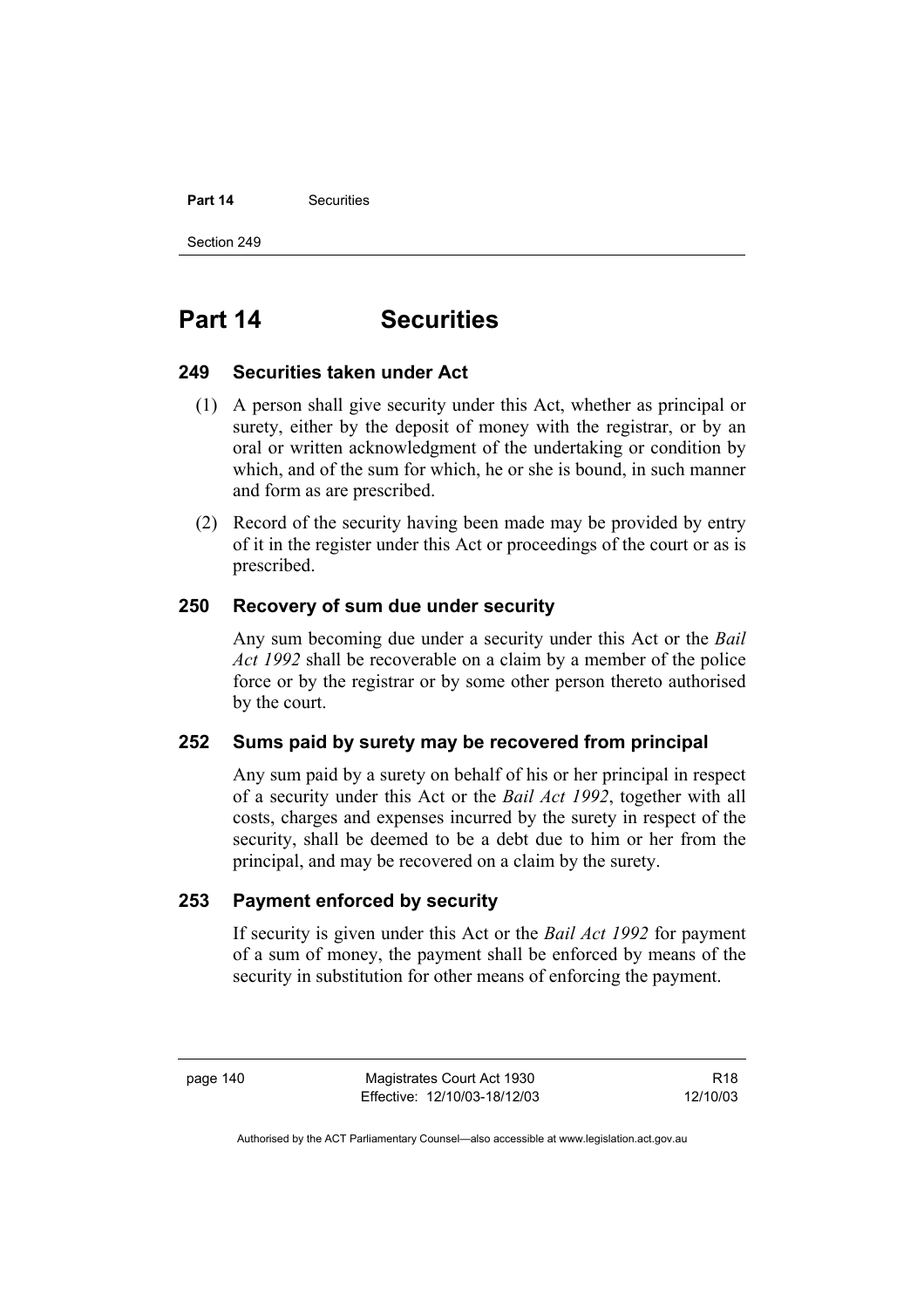# Part 14 Securities

## 249 Securities taken under Act

(1) A person shall give security under this Act, whether as principal or surety, either by the deposit of money with the registrar, or by an oral or written acknowledgment of the undertaking or condition by which, and of the sum for which, he or she is bound, in such manner and form as are prescribed.

(2) Record of the security having been made may be provided by entry of it in the register under this Act or proceedings of the court or as is prescribed.

## 250 Recovery of sum due under security

Any sum becoming due under a security under this Act or the *Bail Act 1992* shall be recoverable on a claim by a member of the police force or by the registrar or by some other person thereto authorised by the court.

## 252 Sums paid by surety may be recovered from principal

Any sum paid by a surety on behalf of his or her principal in respect of a security under this Act or the *Bail Act 1992*, together with all costs, charges and expenses incurred by the surety in respect of the security, shall be deemed to be a debt due to him or her from the principal, and may be recovered on a claim by the surety.

## 253 Payment enforced by security

If security is given under this Act or the *Bail Act 1992* for payment of a sum of money, the payment shall be enforced by means of the security in substitution for other means of enforcing the payment.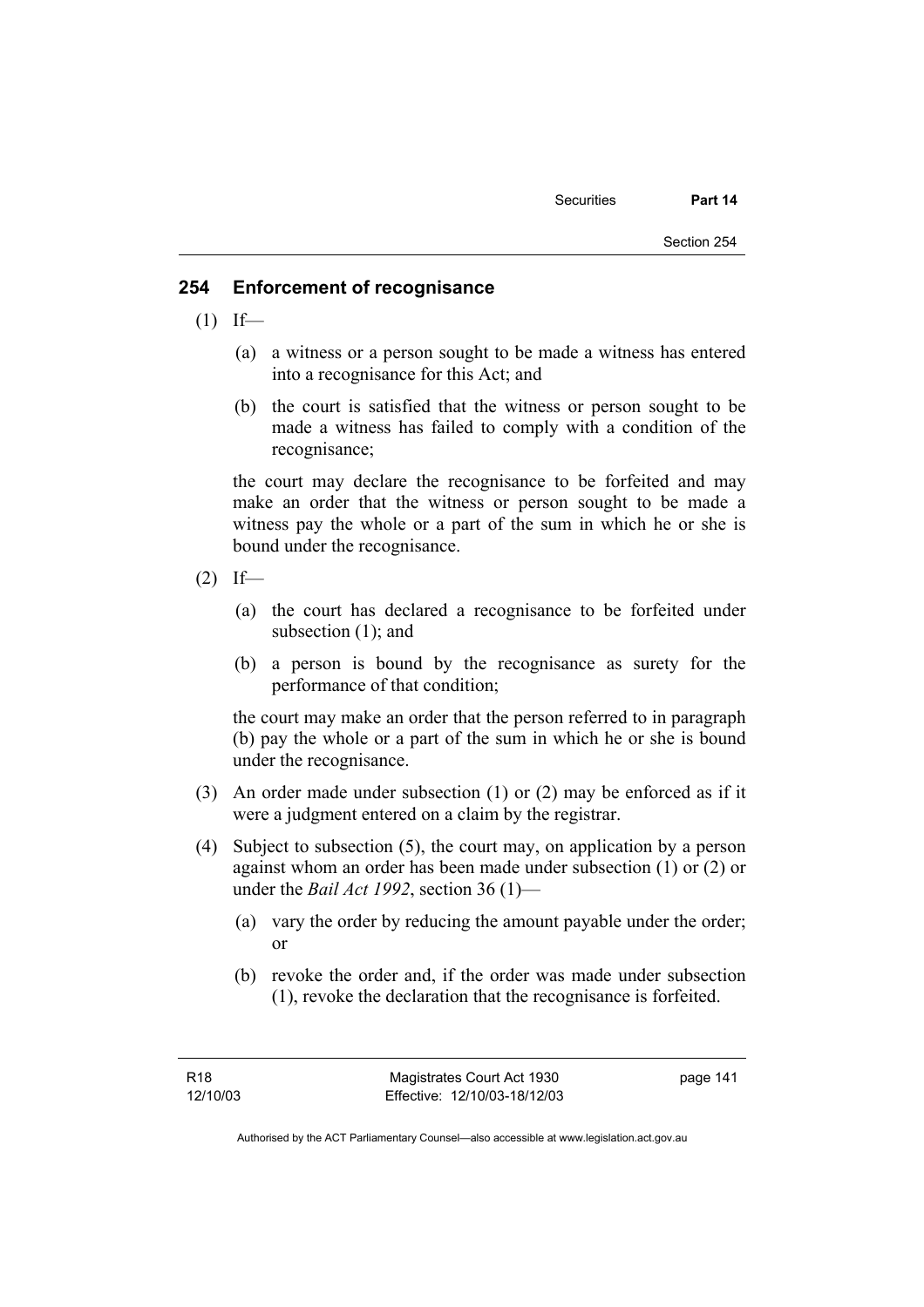## 254 Enforcement of recognisance

(1) If—

(a) a witness or a person sought to be made a witness has entered into a recognisance for this Act; and

(b) the court is satisfied that the witness or person sought to be made a witness has failed to comply with a condition of the recognisance;

the court may declare the recognisance to be forfeited and may make an order that the witness or person sought to be made a witness pay the whole or a part of the sum in which he or she is bound under the recognisance.

(2) If—

(a) the court has declared a recognisance to be forfeited under subsection (1); and

(b) a person is bound by the recognisance as surety for the performance of that condition;

the court may make an order that the person referred to in paragraph (b) pay the whole or a part of the sum in which he or she is bound under the recognisance.

(3) An order made under subsection (1) or (2) may be enforced as if it were a judgment entered on a claim by the registrar.

(4) Subject to subsection (5), the court may, on application by a person against whom an order has been made under subsection (1) or (2) or under the *Bail Act 1992*, section 36 (1)—

(a) vary the order by reducing the amount payable under the order; or

(b) revoke the order and, if the order was made under subsection (1), revoke the declaration that the recognisance is forfeited.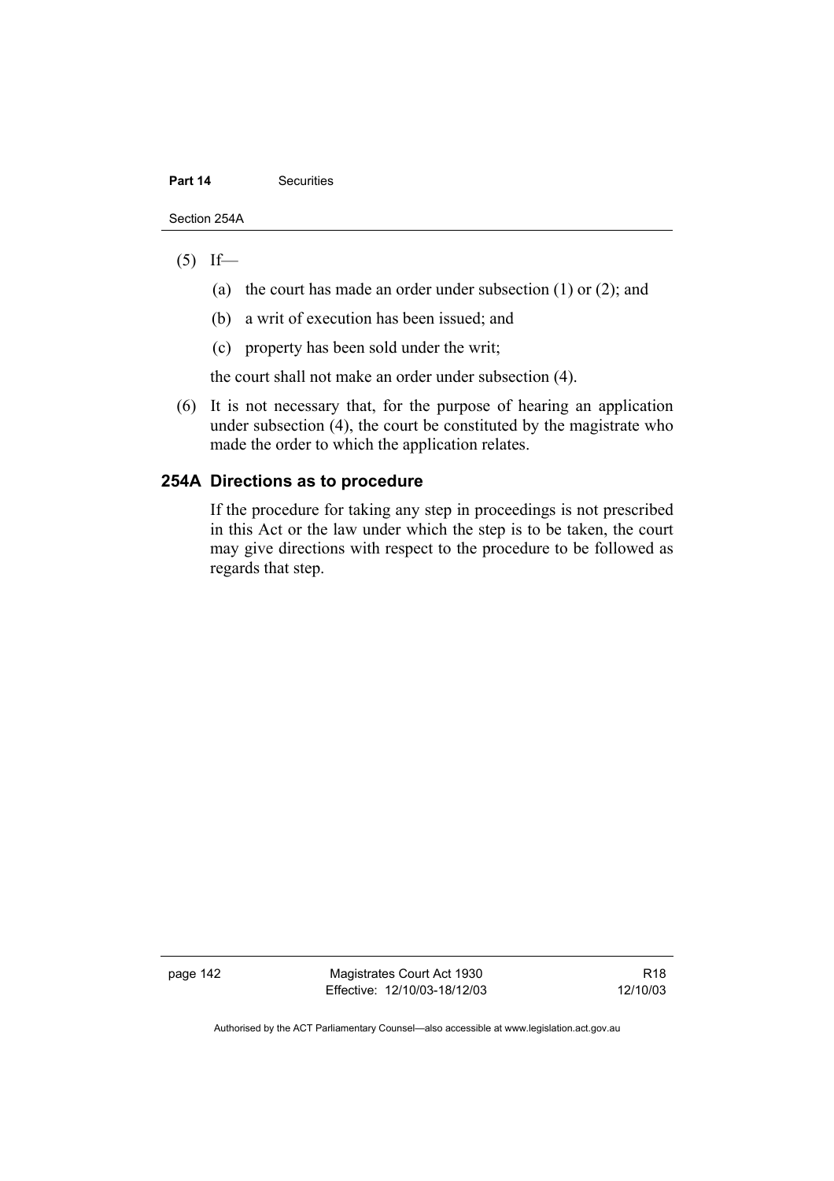(5) If—

  (a) the court has made an order under subsection (1) or (2); and

  (b) a writ of execution has been issued; and

  (c) property has been sold under the writ;

  the court shall not make an order under subsection (4).

(6) It is not necessary that, for the purpose of hearing an application under subsection (4), the court be constituted by the magistrate who made the order to which the application relates.

### 254A Directions as to procedure

If the procedure for taking any step in proceedings is not prescribed in this Act or the law under which the step is to be taken, the court may give directions with respect to the procedure to be followed as regards that step.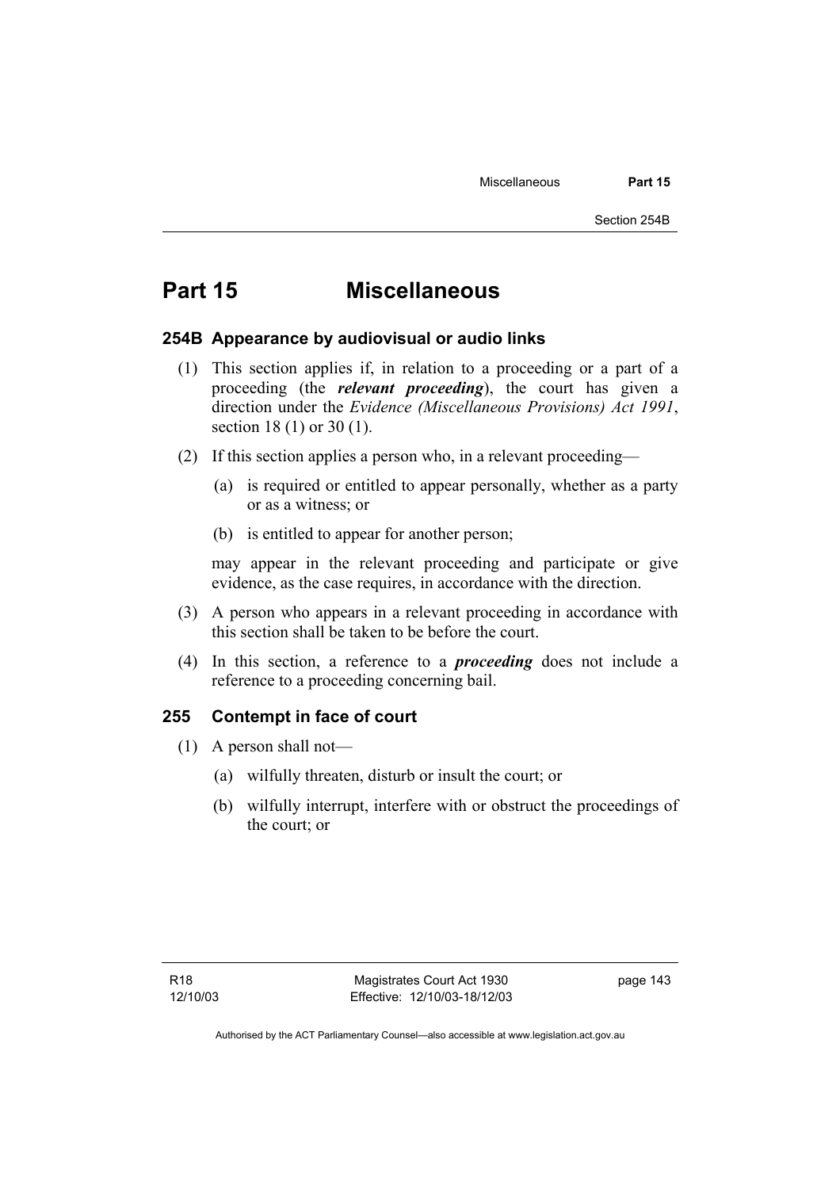# Part 15 Miscellaneous

## 254B Appearance by audiovisual or audio links

(1) This section applies if, in relation to a proceeding or a part of a proceeding (the ***relevant proceeding***), the court has given a direction under the *Evidence (Miscellaneous Provisions) Act 1991*, section 18 (1) or 30 (1).

(2) If this section applies a person who, in a relevant proceeding—

(a) is required or entitled to appear personally, whether as a party or as a witness; or

(b) is entitled to appear for another person;

may appear in the relevant proceeding and participate or give evidence, as the case requires, in accordance with the direction.

(3) A person who appears in a relevant proceeding in accordance with this section shall be taken to be before the court.

(4) In this section, a reference to a ***proceeding*** does not include a reference to a proceeding concerning bail.

## 255 Contempt in face of court

(1) A person shall not—

(a) wilfully threaten, disturb or insult the court; or

(b) wilfully interrupt, interfere with or obstruct the proceedings of the court; or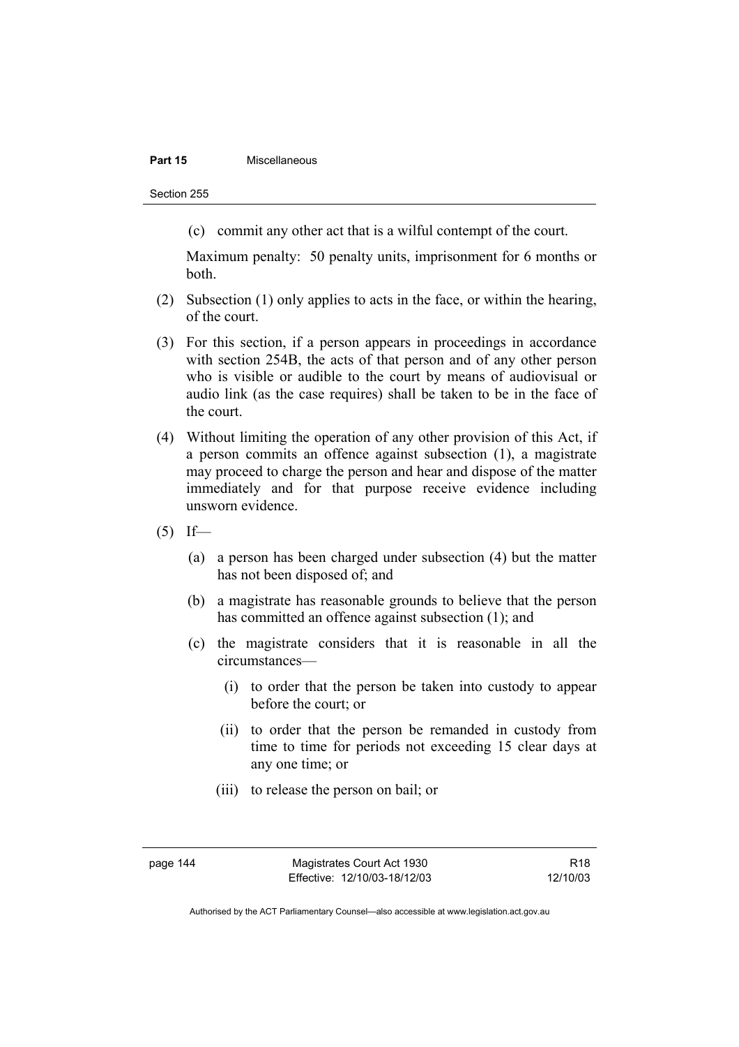(c) commit any other act that is a wilful contempt of the court.

Maximum penalty: 50 penalty units, imprisonment for 6 months or both.

(2) Subsection (1) only applies to acts in the face, or within the hearing, of the court.

(3) For this section, if a person appears in proceedings in accordance with section 254B, the acts of that person and of any other person who is visible or audible to the court by means of audiovisual or audio link (as the case requires) shall be taken to be in the face of the court.

(4) Without limiting the operation of any other provision of this Act, if a person commits an offence against subsection (1), a magistrate may proceed to charge the person and hear and dispose of the matter immediately and for that purpose receive evidence including unsworn evidence.

(5) If—

(a) a person has been charged under subsection (4) but the matter has not been disposed of; and

(b) a magistrate has reasonable grounds to believe that the person has committed an offence against subsection (1); and

(c) the magistrate considers that it is reasonable in all the circumstances—

(i) to order that the person be taken into custody to appear before the court; or

(ii) to order that the person be remanded in custody from time to time for periods not exceeding 15 clear days at any one time; or

(iii) to release the person on bail; or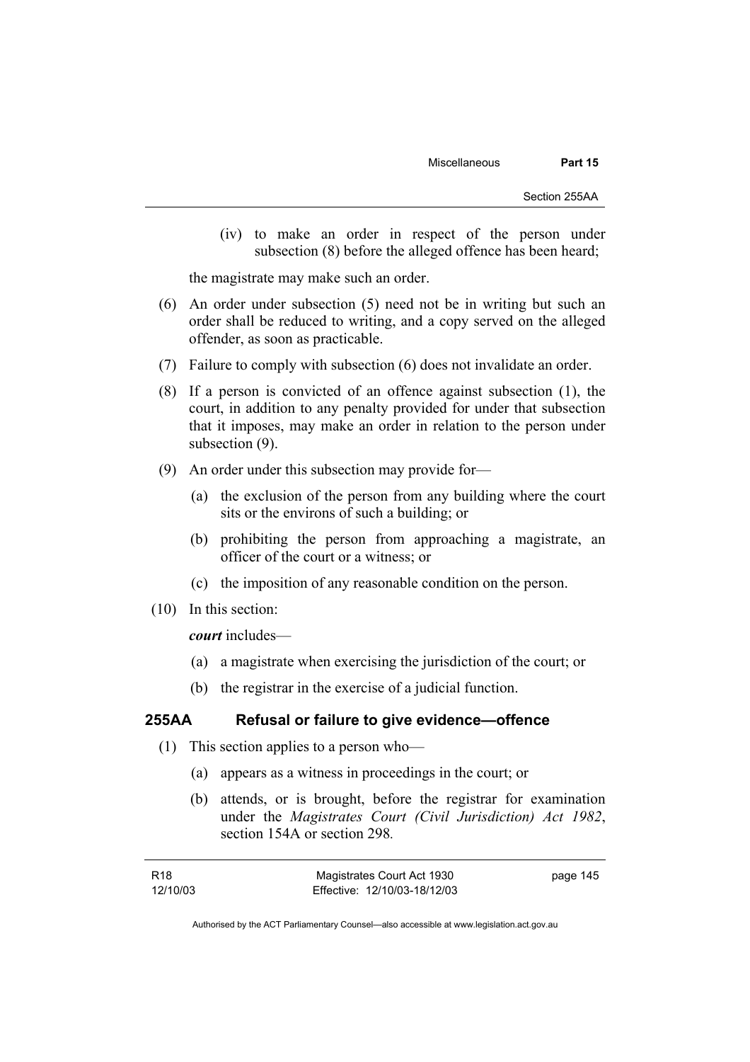(iv) to make an order in respect of the person under subsection (8) before the alleged offence has been heard;

the magistrate may make such an order.

(6) An order under subsection (5) need not be in writing but such an order shall be reduced to writing, and a copy served on the alleged offender, as soon as practicable.

(7) Failure to comply with subsection (6) does not invalidate an order.

(8) If a person is convicted of an offence against subsection (1), the court, in addition to any penalty provided for under that subsection that it imposes, may make an order in relation to the person under subsection (9).

(9) An order under this subsection may provide for—

(a) the exclusion of the person from any building where the court sits or the environs of such a building; or

(b) prohibiting the person from approaching a magistrate, an officer of the court or a witness; or

(c) the imposition of any reasonable condition on the person.

(10) In this section:

***court*** includes—

(a) a magistrate when exercising the jurisdiction of the court; or

(b) the registrar in the exercise of a judicial function.

## 255AA Refusal or failure to give evidence—offence

(1) This section applies to a person who—

(a) appears as a witness in proceedings in the court; or

(b) attends, or is brought, before the registrar for examination under the *Magistrates Court (Civil Jurisdiction) Act 1982*, section 154A or section 298.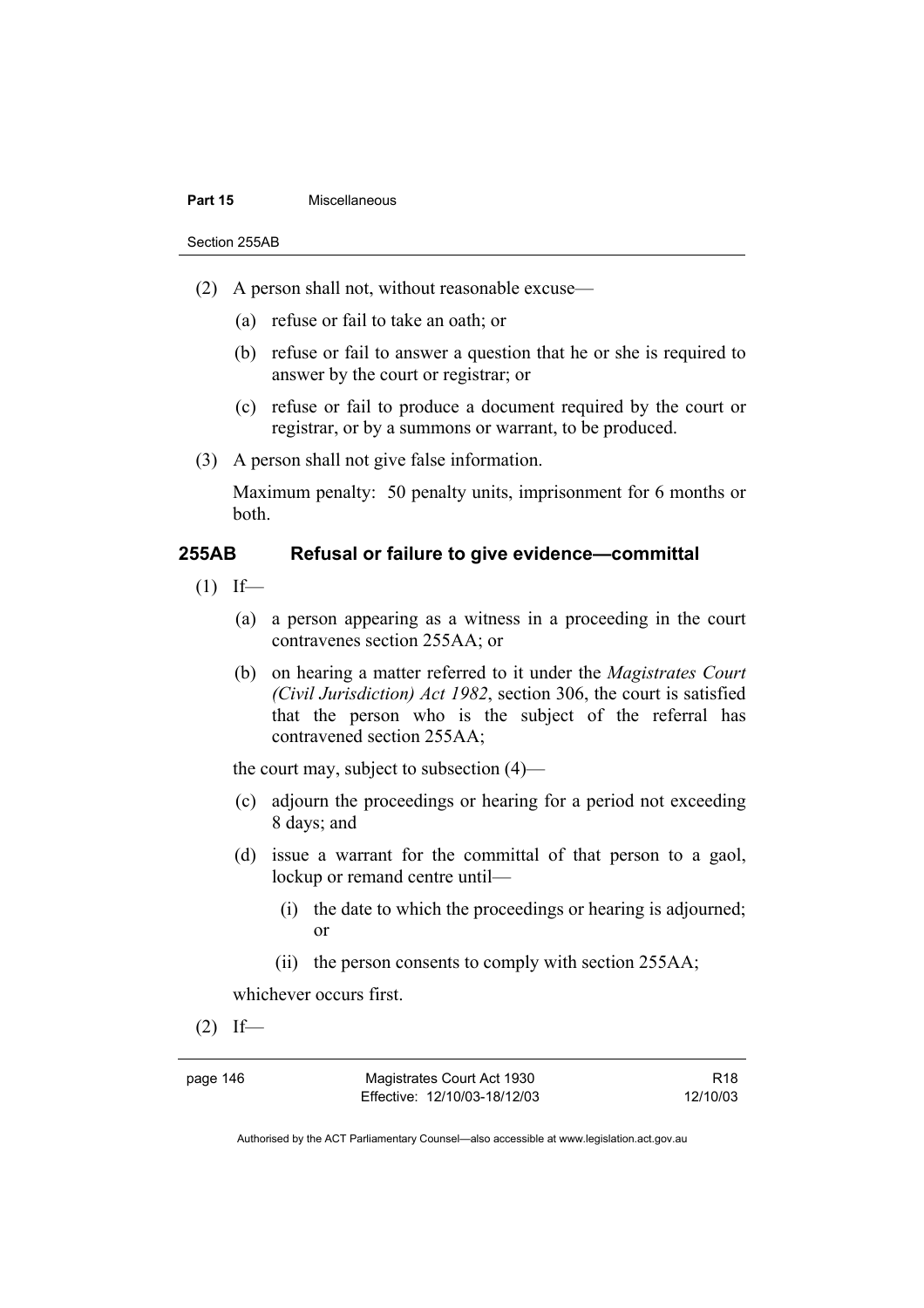(2) A person shall not, without reasonable excuse—

(a) refuse or fail to take an oath; or

(b) refuse or fail to answer a question that he or she is required to answer by the court or registrar; or

(c) refuse or fail to produce a document required by the court or registrar, or by a summons or warrant, to be produced.

(3) A person shall not give false information.

Maximum penalty: 50 penalty units, imprisonment for 6 months or both.

### 255AB Refusal or failure to give evidence—committal

(1) If—

(a) a person appearing as a witness in a proceeding in the court contravenes section 255AA; or

(b) on hearing a matter referred to it under the *Magistrates Court (Civil Jurisdiction) Act 1982*, section 306, the court is satisfied that the person who is the subject of the referral has contravened section 255AA;

the court may, subject to subsection (4)—

(c) adjourn the proceedings or hearing for a period not exceeding 8 days; and

(d) issue a warrant for the committal of that person to a gaol, lockup or remand centre until—

(i) the date to which the proceedings or hearing is adjourned; or

(ii) the person consents to comply with section 255AA;

whichever occurs first.

(2) If—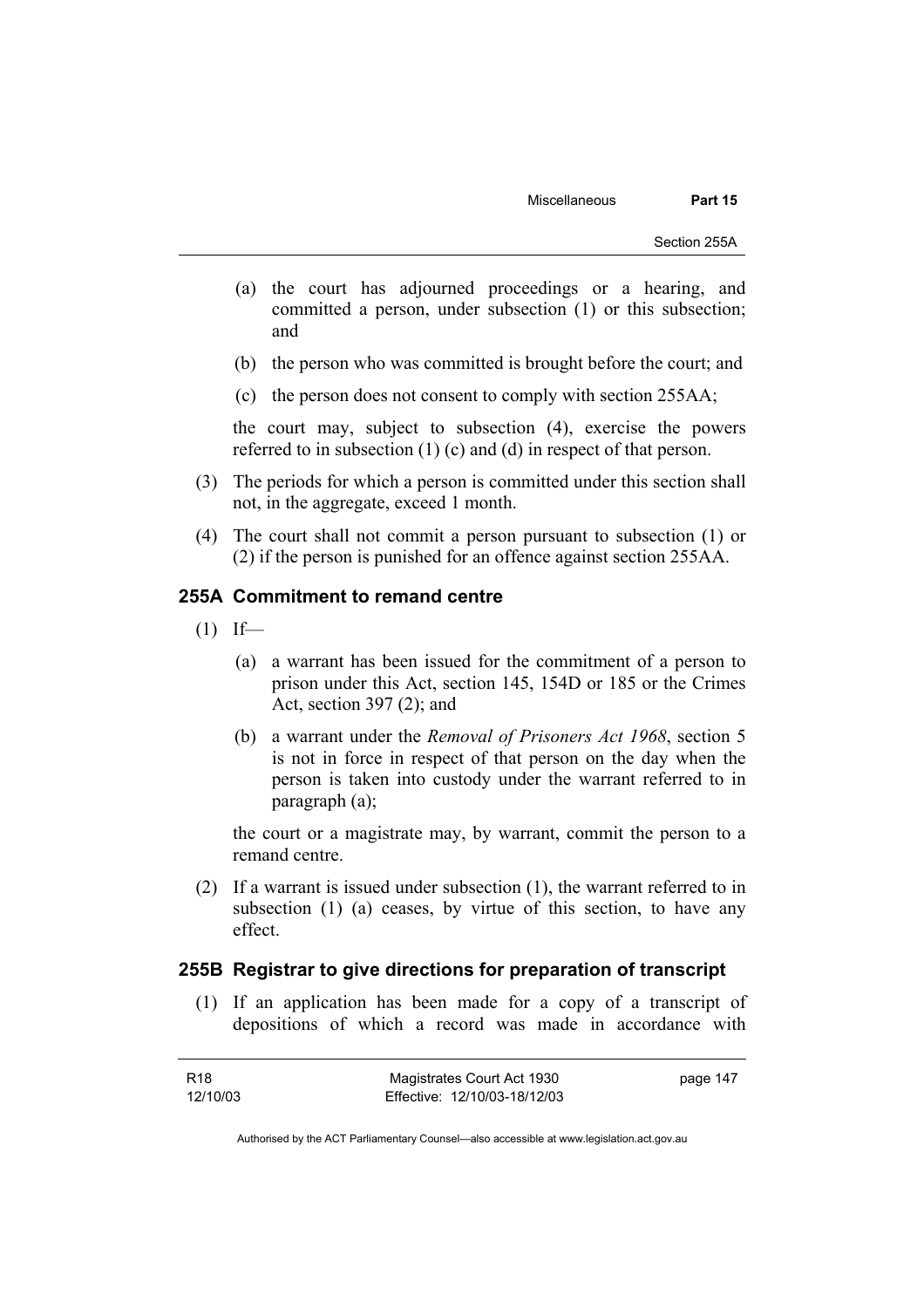(a) the court has adjourned proceedings or a hearing, and committed a person, under subsection (1) or this subsection; and

(b) the person who was committed is brought before the court; and

(c) the person does not consent to comply with section 255AA;

the court may, subject to subsection (4), exercise the powers referred to in subsection (1) (c) and (d) in respect of that person.

(3) The periods for which a person is committed under this section shall not, in the aggregate, exceed 1 month.

(4) The court shall not commit a person pursuant to subsection (1) or (2) if the person is punished for an offence against section 255AA.

### 255A Commitment to remand centre

(1) If—

(a) a warrant has been issued for the commitment of a person to prison under this Act, section 145, 154D or 185 or the Crimes Act, section 397 (2); and

(b) a warrant under the *Removal of Prisoners Act 1968*, section 5 is not in force in respect of that person on the day when the person is taken into custody under the warrant referred to in paragraph (a);

the court or a magistrate may, by warrant, commit the person to a remand centre.

(2) If a warrant is issued under subsection (1), the warrant referred to in subsection (1) (a) ceases, by virtue of this section, to have any effect.

### 255B Registrar to give directions for preparation of transcript

(1) If an application has been made for a copy of a transcript of depositions of which a record was made in accordance with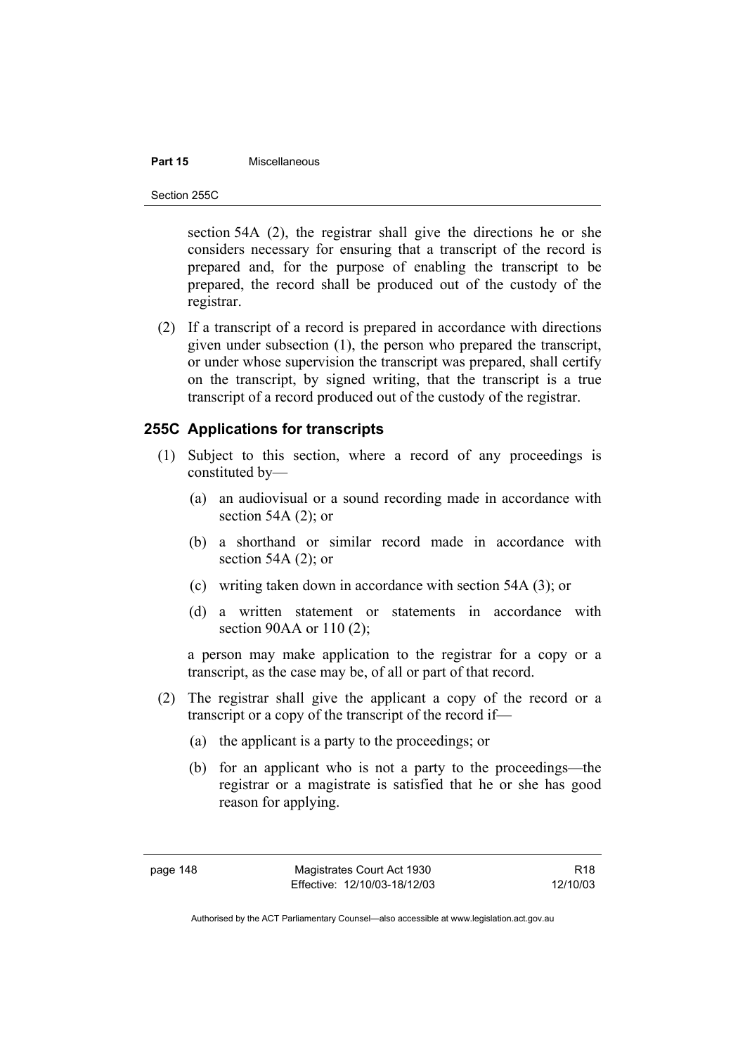section 54A (2), the registrar shall give the directions he or she considers necessary for ensuring that a transcript of the record is prepared and, for the purpose of enabling the transcript to be prepared, the record shall be produced out of the custody of the registrar.

(2) If a transcript of a record is prepared in accordance with directions given under subsection (1), the person who prepared the transcript, or under whose supervision the transcript was prepared, shall certify on the transcript, by signed writing, that the transcript is a true transcript of a record produced out of the custody of the registrar.

### 255C Applications for transcripts

(1) Subject to this section, where a record of any proceedings is constituted by—

(a) an audiovisual or a sound recording made in accordance with section 54A (2); or

(b) a shorthand or similar record made in accordance with section 54A (2); or

(c) writing taken down in accordance with section 54A (3); or

(d) a written statement or statements in accordance with section 90AA or 110 (2);

a person may make application to the registrar for a copy or a transcript, as the case may be, of all or part of that record.

(2) The registrar shall give the applicant a copy of the record or a transcript or a copy of the transcript of the record if—

(a) the applicant is a party to the proceedings; or

(b) for an applicant who is not a party to the proceedings—the registrar or a magistrate is satisfied that he or she has good reason for applying.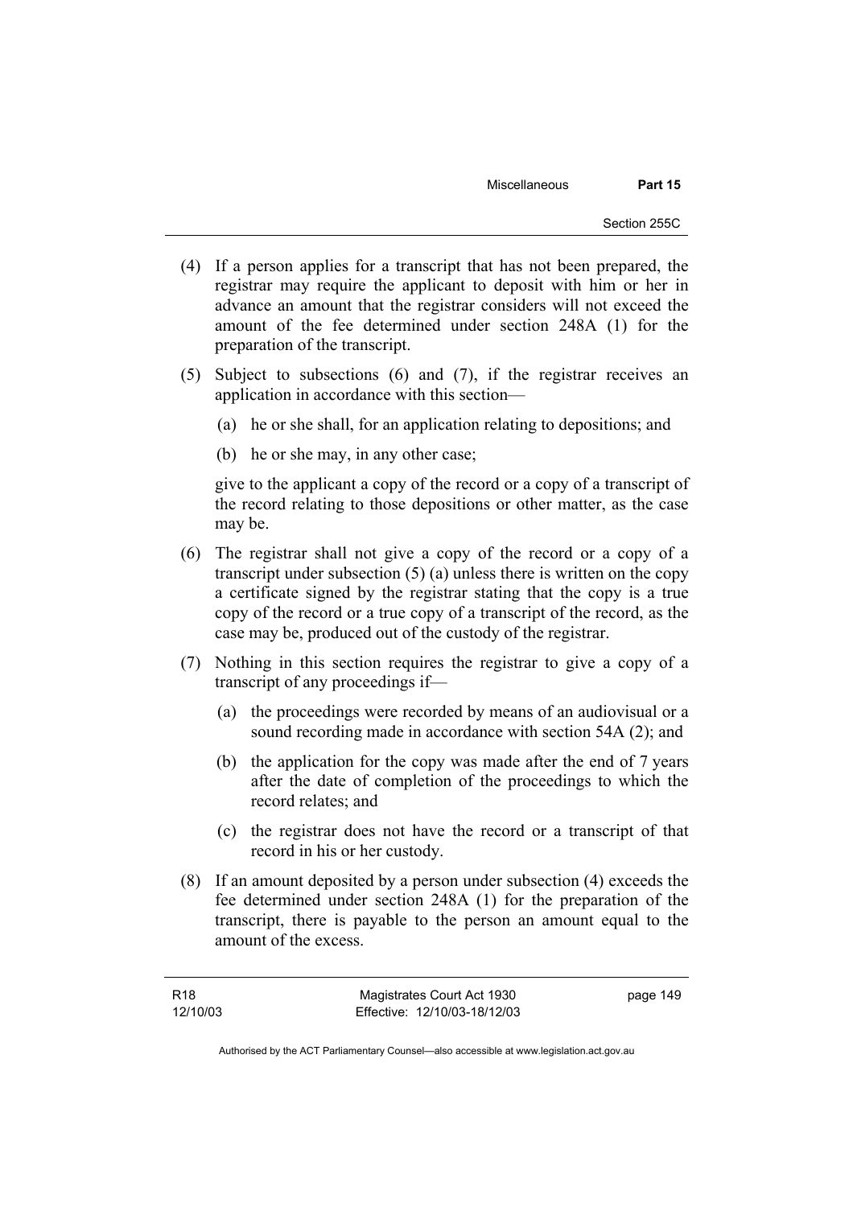(4) If a person applies for a transcript that has not been prepared, the registrar may require the applicant to deposit with him or her in advance an amount that the registrar considers will not exceed the amount of the fee determined under section 248A (1) for the preparation of the transcript.

(5) Subject to subsections (6) and (7), if the registrar receives an application in accordance with this section—

   (a) he or she shall, for an application relating to depositions; and

   (b) he or she may, in any other case;

   give to the applicant a copy of the record or a copy of a transcript of the record relating to those depositions or other matter, as the case may be.

(6) The registrar shall not give a copy of the record or a copy of a transcript under subsection (5) (a) unless there is written on the copy a certificate signed by the registrar stating that the copy is a true copy of the record or a true copy of a transcript of the record, as the case may be, produced out of the custody of the registrar.

(7) Nothing in this section requires the registrar to give a copy of a transcript of any proceedings if—

   (a) the proceedings were recorded by means of an audiovisual or a sound recording made in accordance with section 54A (2); and

   (b) the application for the copy was made after the end of 7 years after the date of completion of the proceedings to which the record relates; and

   (c) the registrar does not have the record or a transcript of that record in his or her custody.

(8) If an amount deposited by a person under subsection (4) exceeds the fee determined under section 248A (1) for the preparation of the transcript, there is payable to the person an amount equal to the amount of the excess.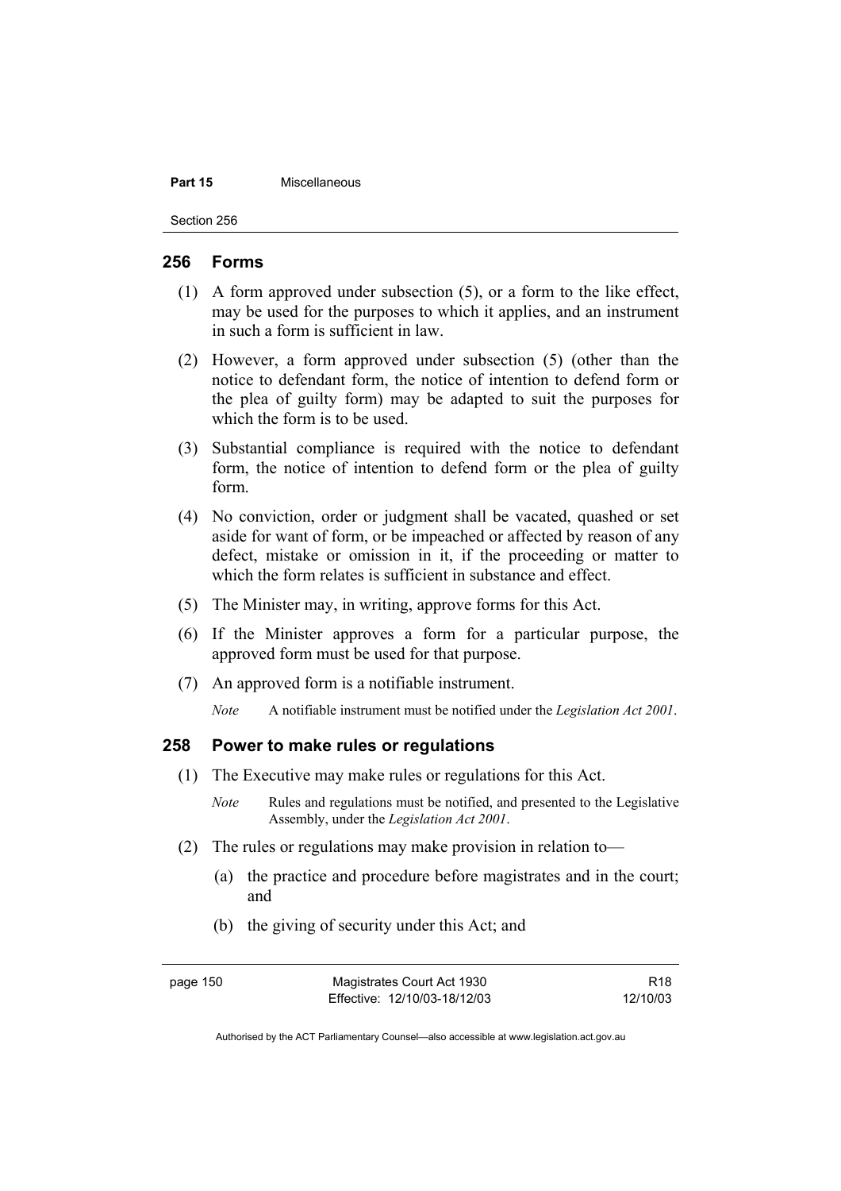## 256 Forms

(1) A form approved under subsection (5), or a form to the like effect, may be used for the purposes to which it applies, and an instrument in such a form is sufficient in law.

(2) However, a form approved under subsection (5) (other than the notice to defendant form, the notice of intention to defend form or the plea of guilty form) may be adapted to suit the purposes for which the form is to be used.

(3) Substantial compliance is required with the notice to defendant form, the notice of intention to defend form or the plea of guilty form.

(4) No conviction, order or judgment shall be vacated, quashed or set aside for want of form, or be impeached or affected by reason of any defect, mistake or omission in it, if the proceeding or matter to which the form relates is sufficient in substance and effect.

(5) The Minister may, in writing, approve forms for this Act.

(6) If the Minister approves a form for a particular purpose, the approved form must be used for that purpose.

(7) An approved form is a notifiable instrument.

*Note* A notifiable instrument must be notified under the *Legislation Act 2001*.

## 258 Power to make rules or regulations

(1) The Executive may make rules or regulations for this Act.

*Note* Rules and regulations must be notified, and presented to the Legislative Assembly, under the *Legislation Act 2001*.

(2) The rules or regulations may make provision in relation to—

(a) the practice and procedure before magistrates and in the court; and

(b) the giving of security under this Act; and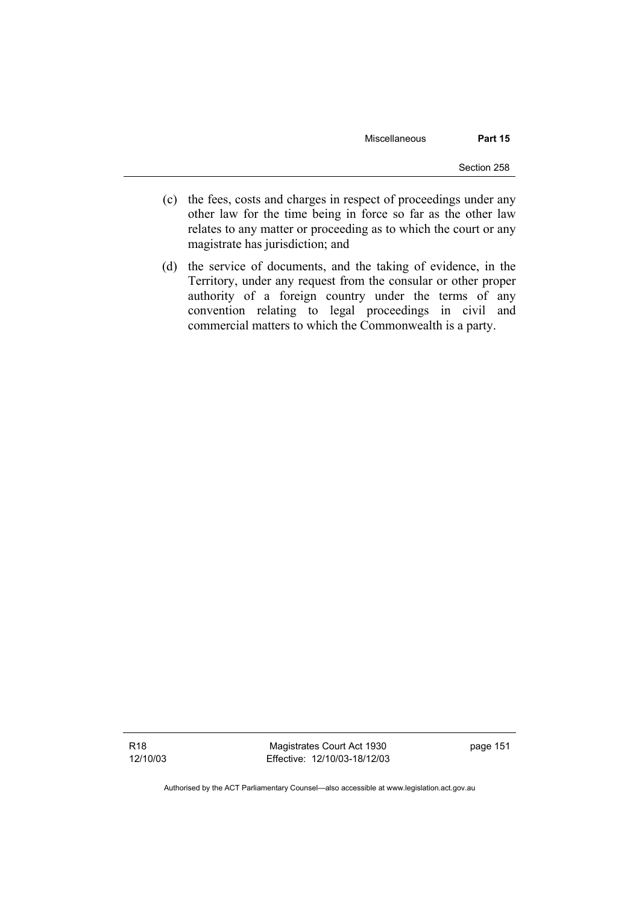(c) the fees, costs and charges in respect of proceedings under any other law for the time being in force so far as the other law relates to any matter or proceeding as to which the court or any magistrate has jurisdiction; and

(d) the service of documents, and the taking of evidence, in the Territory, under any request from the consular or other proper authority of a foreign country under the terms of any convention relating to legal proceedings in civil and commercial matters to which the Commonwealth is a party.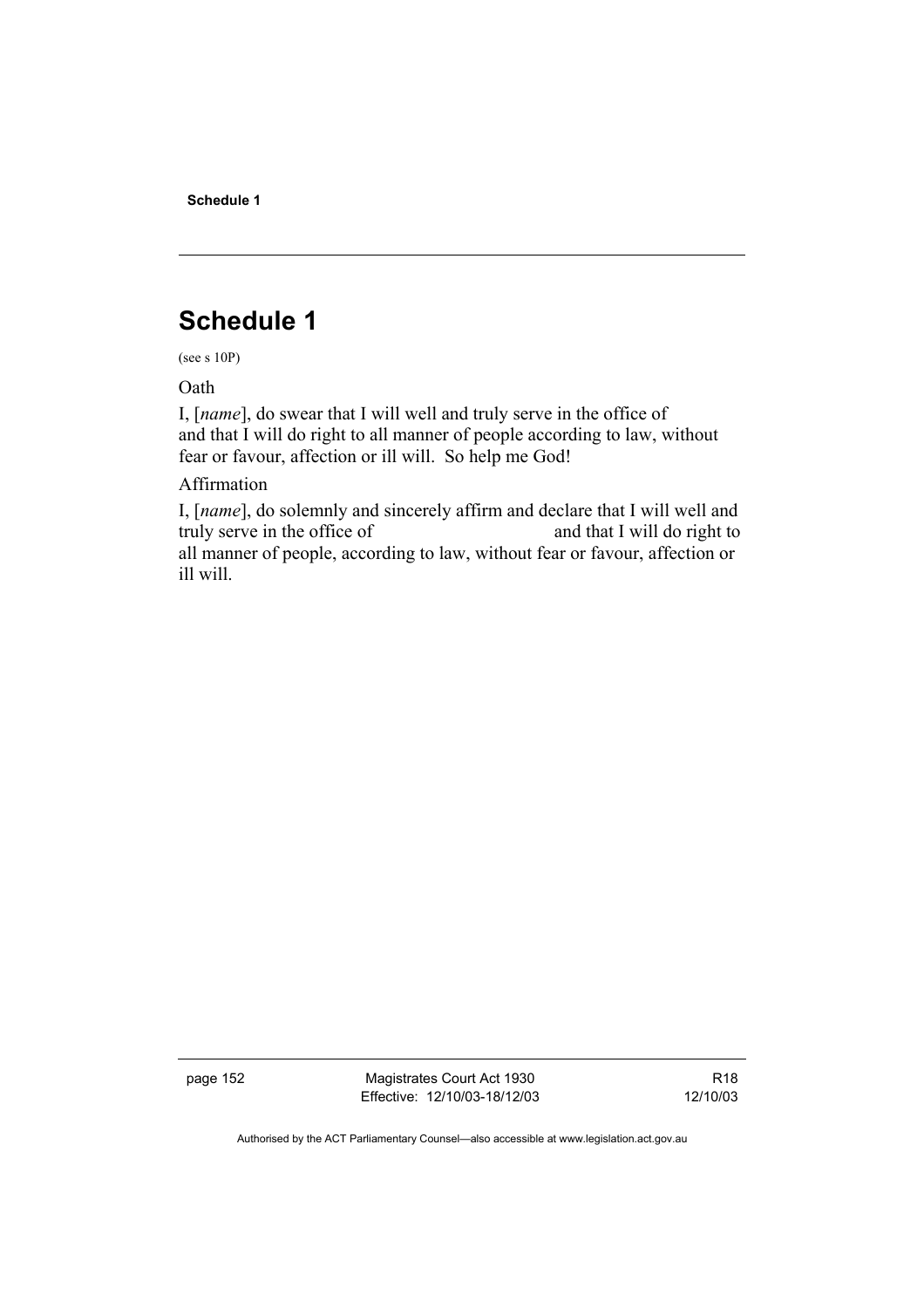# Schedule 1

(see s 10P)

Oath

I, [*name*], do swear that I will well and truly serve in the office of and that I will do right to all manner of people according to law, without fear or favour, affection or ill will. So help me God!

Affirmation

I, [*name*], do solemnly and sincerely affirm and declare that I will well and truly serve in the office of                                   and that I will do right to all manner of people, according to law, without fear or favour, affection or ill will.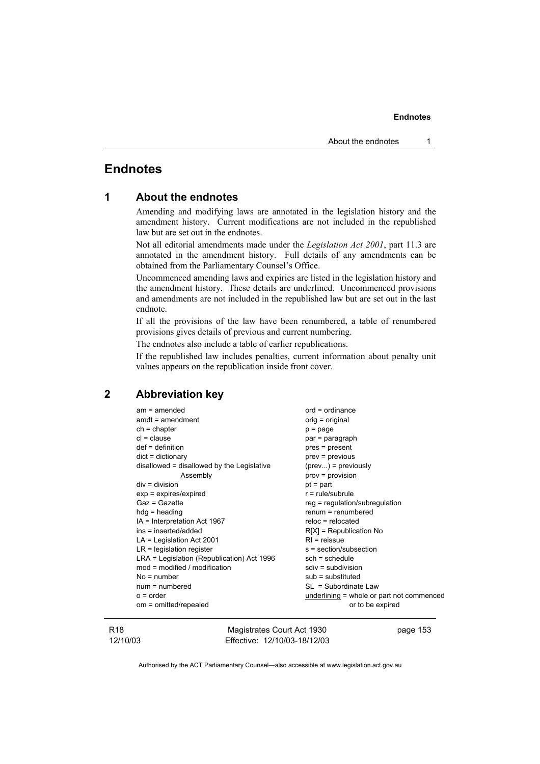# Endnotes

## 1 About the endnotes

Amending and modifying laws are annotated in the legislation history and the amendment history. Current modifications are not included in the republished law but are set out in the endnotes.

Not all editorial amendments made under the *Legislation Act 2001*, part 11.3 are annotated in the amendment history. Full details of any amendments can be obtained from the Parliamentary Counsel's Office.

Uncommenced amending laws and expiries are listed in the legislation history and the amendment history. These details are underlined. Uncommenced provisions and amendments are not included in the republished law but are set out in the last endnote.

If all the provisions of the law have been renumbered, a table of renumbered provisions gives details of previous and current numbering.

The endnotes also include a table of earlier republications.

If the republished law includes penalties, current information about penalty unit values appears on the republication inside front cover.

## 2 Abbreviation key

am = amended
amdt = amendment
ch = chapter
cl = clause
def = definition
dict = dictionary
disallowed = disallowed by the Legislative Assembly
div = division
exp = expires/expired
Gaz = Gazette
hdg = heading
IA = Interpretation Act 1967
ins = inserted/added
LA = Legislation Act 2001
LR = legislation register
LRA = Legislation (Republication) Act 1996
mod = modified / modification
No = number
num = numbered
o = order
om = omitted/repealed
ord = ordinance
orig = original
p = page
par = paragraph
pres = present
prev = previous
(prev...) = previously
prov = provision
pt = part
r = rule/subrule
reg = regulation/subregulation
renum = renumbered
reloc = relocated
R[X] = Republication No
RI = reissue
s = section/subsection
sch = schedule
sdiv = subdivision
sub = substituted
SL = Subordinate Law
underlining = whole or part not commenced or to be expired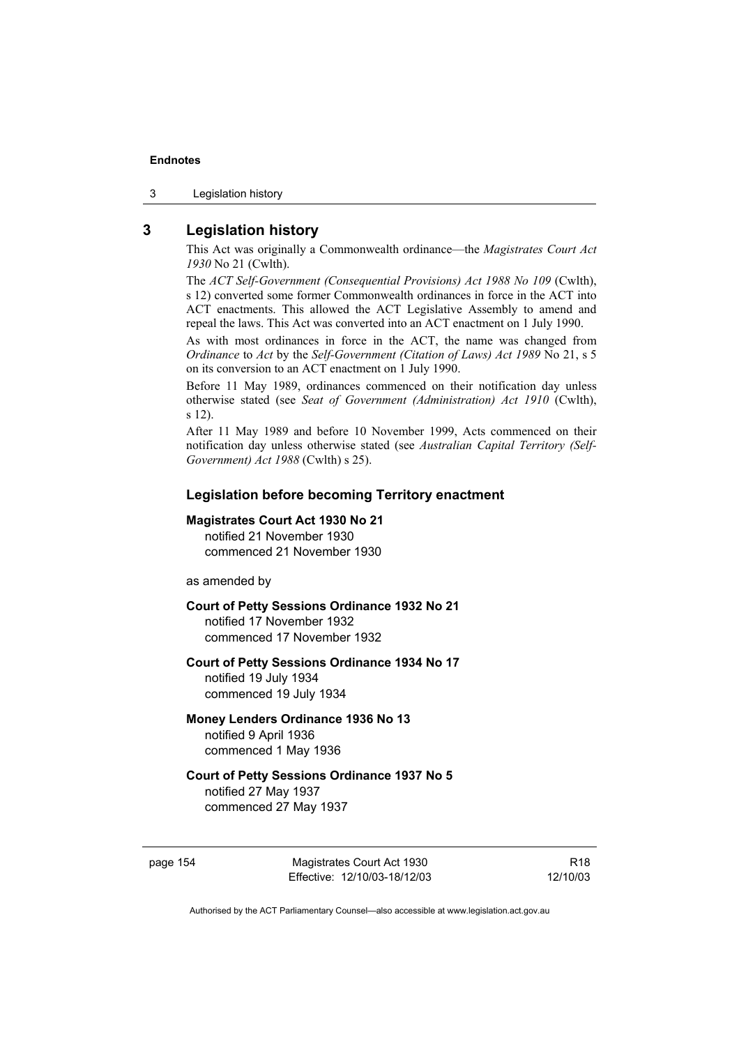## 3 Legislation history

This Act was originally a Commonwealth ordinance—the *Magistrates Court Act 1930* No 21 (Cwlth).

The *ACT Self-Government (Consequential Provisions) Act 1988 No 109* (Cwlth), s 12) converted some former Commonwealth ordinances in force in the ACT into ACT enactments. This allowed the ACT Legislative Assembly to amend and repeal the laws. This Act was converted into an ACT enactment on 1 July 1990.

As with most ordinances in force in the ACT, the name was changed from *Ordinance* to *Act* by the *Self-Government (Citation of Laws) Act 1989* No 21, s 5 on its conversion to an ACT enactment on 1 July 1990.

Before 11 May 1989, ordinances commenced on their notification day unless otherwise stated (see *Seat of Government (Administration) Act 1910* (Cwlth), s 12).

After 11 May 1989 and before 10 November 1999, Acts commenced on their notification day unless otherwise stated (see *Australian Capital Territory (Self-Government) Act 1988* (Cwlth) s 25).

### Legislation before becoming Territory enactment

**Magistrates Court Act 1930 No 21**
notified 21 November 1930
commenced 21 November 1930

as amended by

**Court of Petty Sessions Ordinance 1932 No 21**
notified 17 November 1932
commenced 17 November 1932

**Court of Petty Sessions Ordinance 1934 No 17**
notified 19 July 1934
commenced 19 July 1934

**Money Lenders Ordinance 1936 No 13**
notified 9 April 1936
commenced 1 May 1936

**Court of Petty Sessions Ordinance 1937 No 5**
notified 27 May 1937
commenced 27 May 1937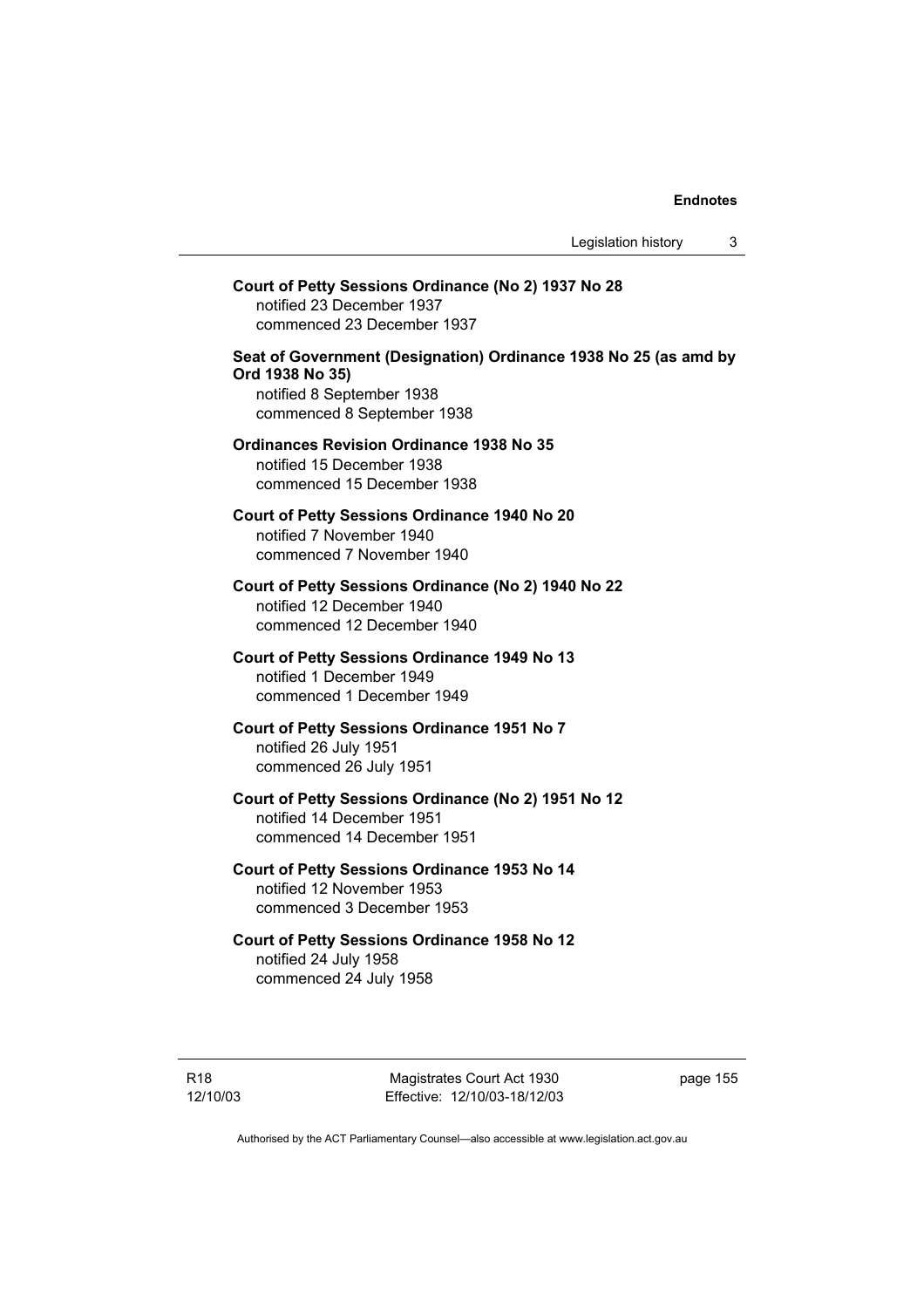**Court of Petty Sessions Ordinance (No 2) 1937 No 28**
notified 23 December 1937
commenced 23 December 1937

**Seat of Government (Designation) Ordinance 1938 No 25 (as amd by Ord 1938 No 35)**
notified 8 September 1938
commenced 8 September 1938

**Ordinances Revision Ordinance 1938 No 35**
notified 15 December 1938
commenced 15 December 1938

**Court of Petty Sessions Ordinance 1940 No 20**
notified 7 November 1940
commenced 7 November 1940

**Court of Petty Sessions Ordinance (No 2) 1940 No 22**
notified 12 December 1940
commenced 12 December 1940

**Court of Petty Sessions Ordinance 1949 No 13**
notified 1 December 1949
commenced 1 December 1949

**Court of Petty Sessions Ordinance 1951 No 7**
notified 26 July 1951
commenced 26 July 1951

**Court of Petty Sessions Ordinance (No 2) 1951 No 12**
notified 14 December 1951
commenced 14 December 1951

**Court of Petty Sessions Ordinance 1953 No 14**
notified 12 November 1953
commenced 3 December 1953

**Court of Petty Sessions Ordinance 1958 No 12**
notified 24 July 1958
commenced 24 July 1958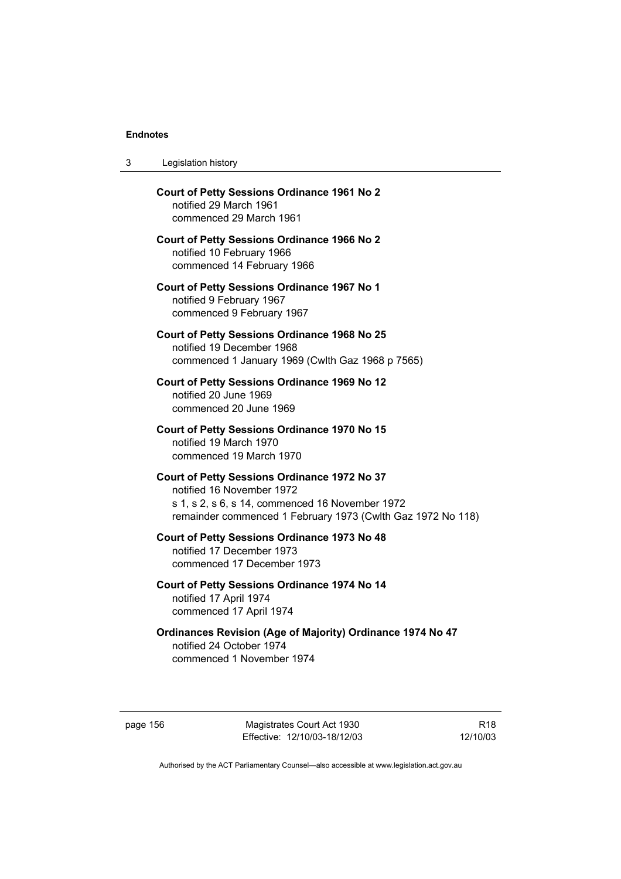**Court of Petty Sessions Ordinance 1961 No 2**
notified 29 March 1961
commenced 29 March 1961

**Court of Petty Sessions Ordinance 1966 No 2**
notified 10 February 1966
commenced 14 February 1966

**Court of Petty Sessions Ordinance 1967 No 1**
notified 9 February 1967
commenced 9 February 1967

**Court of Petty Sessions Ordinance 1968 No 25**
notified 19 December 1968
commenced 1 January 1969 (Cwlth Gaz 1968 p 7565)

**Court of Petty Sessions Ordinance 1969 No 12**
notified 20 June 1969
commenced 20 June 1969

**Court of Petty Sessions Ordinance 1970 No 15**
notified 19 March 1970
commenced 19 March 1970

**Court of Petty Sessions Ordinance 1972 No 37**
notified 16 November 1972
s 1, s 2, s 6, s 14, commenced 16 November 1972
remainder commenced 1 February 1973 (Cwlth Gaz 1972 No 118)

**Court of Petty Sessions Ordinance 1973 No 48**
notified 17 December 1973
commenced 17 December 1973

**Court of Petty Sessions Ordinance 1974 No 14**
notified 17 April 1974
commenced 17 April 1974

**Ordinances Revision (Age of Majority) Ordinance 1974 No 47**
notified 24 October 1974
commenced 1 November 1974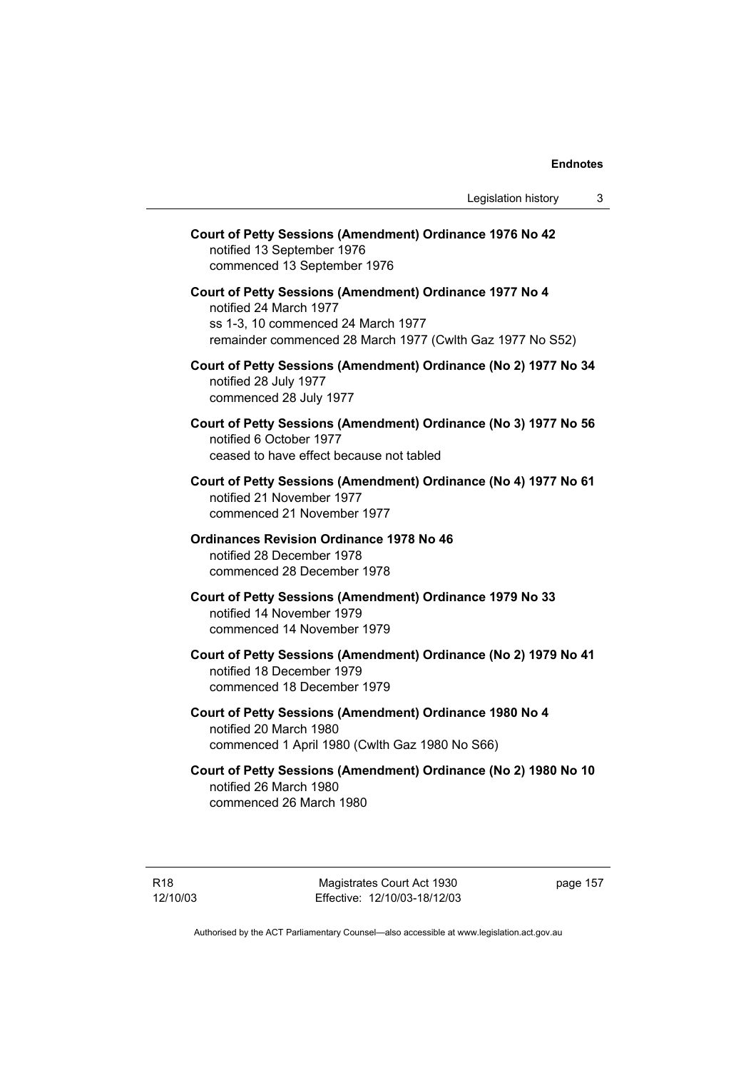**Court of Petty Sessions (Amendment) Ordinance 1976 No 42**
notified 13 September 1976
commenced 13 September 1976

**Court of Petty Sessions (Amendment) Ordinance 1977 No 4**
notified 24 March 1977
ss 1-3, 10 commenced 24 March 1977
remainder commenced 28 March 1977 (Cwlth Gaz 1977 No S52)

**Court of Petty Sessions (Amendment) Ordinance (No 2) 1977 No 34**
notified 28 July 1977
commenced 28 July 1977

**Court of Petty Sessions (Amendment) Ordinance (No 3) 1977 No 56**
notified 6 October 1977
ceased to have effect because not tabled

**Court of Petty Sessions (Amendment) Ordinance (No 4) 1977 No 61**
notified 21 November 1977
commenced 21 November 1977

**Ordinances Revision Ordinance 1978 No 46**
notified 28 December 1978
commenced 28 December 1978

**Court of Petty Sessions (Amendment) Ordinance 1979 No 33**
notified 14 November 1979
commenced 14 November 1979

**Court of Petty Sessions (Amendment) Ordinance (No 2) 1979 No 41**
notified 18 December 1979
commenced 18 December 1979

**Court of Petty Sessions (Amendment) Ordinance 1980 No 4**
notified 20 March 1980
commenced 1 April 1980 (Cwlth Gaz 1980 No S66)

**Court of Petty Sessions (Amendment) Ordinance (No 2) 1980 No 10**
notified 26 March 1980
commenced 26 March 1980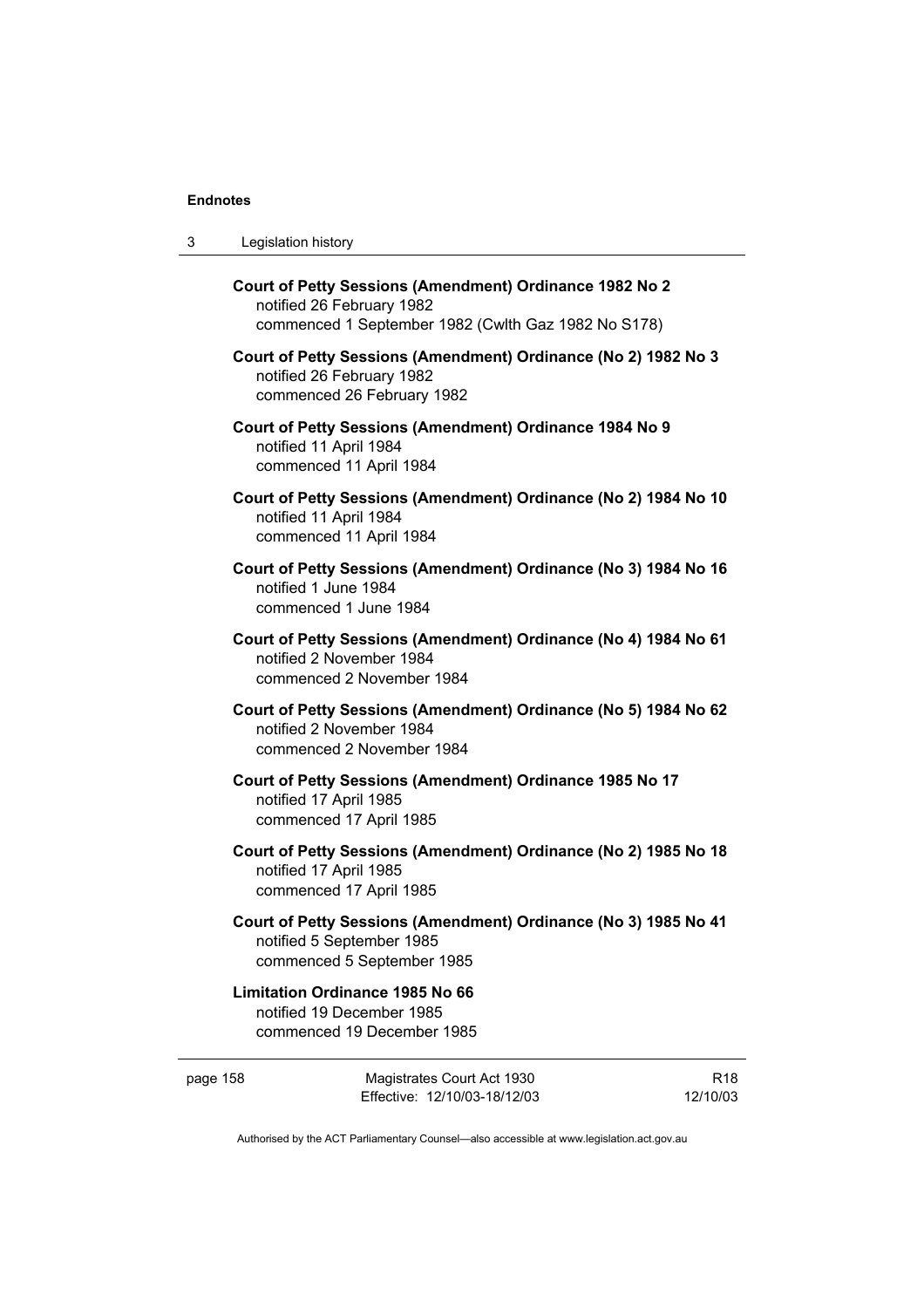**Court of Petty Sessions (Amendment) Ordinance 1982 No 2**
notified 26 February 1982
commenced 1 September 1982 (Cwlth Gaz 1982 No S178)

**Court of Petty Sessions (Amendment) Ordinance (No 2) 1982 No 3**
notified 26 February 1982
commenced 26 February 1982

**Court of Petty Sessions (Amendment) Ordinance 1984 No 9**
notified 11 April 1984
commenced 11 April 1984

**Court of Petty Sessions (Amendment) Ordinance (No 2) 1984 No 10**
notified 11 April 1984
commenced 11 April 1984

**Court of Petty Sessions (Amendment) Ordinance (No 3) 1984 No 16**
notified 1 June 1984
commenced 1 June 1984

**Court of Petty Sessions (Amendment) Ordinance (No 4) 1984 No 61**
notified 2 November 1984
commenced 2 November 1984

**Court of Petty Sessions (Amendment) Ordinance (No 5) 1984 No 62**
notified 2 November 1984
commenced 2 November 1984

**Court of Petty Sessions (Amendment) Ordinance 1985 No 17**
notified 17 April 1985
commenced 17 April 1985

**Court of Petty Sessions (Amendment) Ordinance (No 2) 1985 No 18**
notified 17 April 1985
commenced 17 April 1985

**Court of Petty Sessions (Amendment) Ordinance (No 3) 1985 No 41**
notified 5 September 1985
commenced 5 September 1985

**Limitation Ordinance 1985 No 66**
notified 19 December 1985
commenced 19 December 1985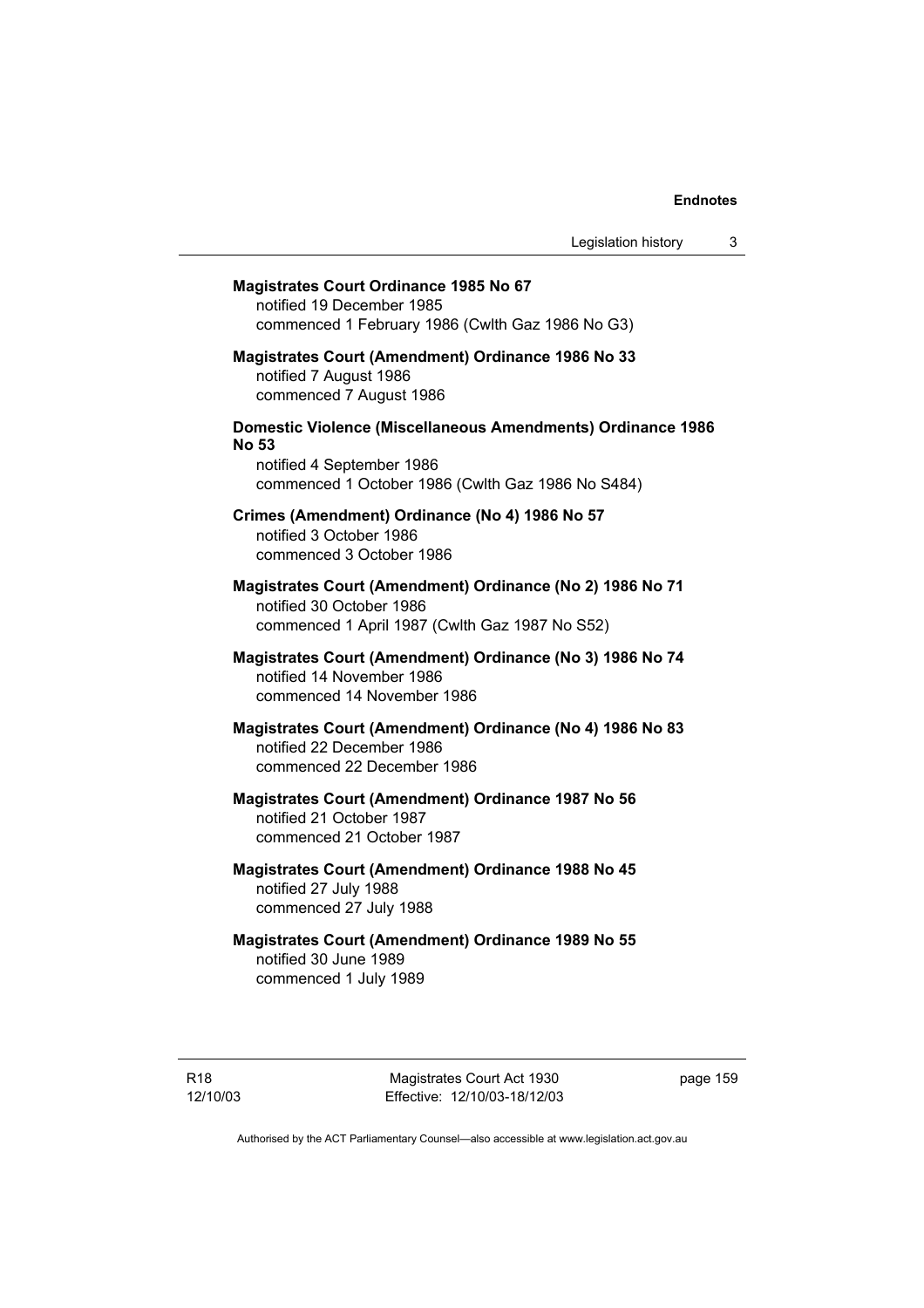**Magistrates Court Ordinance 1985 No 67**
notified 19 December 1985
commenced 1 February 1986 (Cwlth Gaz 1986 No G3)

**Magistrates Court (Amendment) Ordinance 1986 No 33**
notified 7 August 1986
commenced 7 August 1986

**Domestic Violence (Miscellaneous Amendments) Ordinance 1986 No 53**
notified 4 September 1986
commenced 1 October 1986 (Cwlth Gaz 1986 No S484)

**Crimes (Amendment) Ordinance (No 4) 1986 No 57**
notified 3 October 1986
commenced 3 October 1986

**Magistrates Court (Amendment) Ordinance (No 2) 1986 No 71**
notified 30 October 1986
commenced 1 April 1987 (Cwlth Gaz 1987 No S52)

**Magistrates Court (Amendment) Ordinance (No 3) 1986 No 74**
notified 14 November 1986
commenced 14 November 1986

**Magistrates Court (Amendment) Ordinance (No 4) 1986 No 83**
notified 22 December 1986
commenced 22 December 1986

**Magistrates Court (Amendment) Ordinance 1987 No 56**
notified 21 October 1987
commenced 21 October 1987

**Magistrates Court (Amendment) Ordinance 1988 No 45**
notified 27 July 1988
commenced 27 July 1988

**Magistrates Court (Amendment) Ordinance 1989 No 55**
notified 30 June 1989
commenced 1 July 1989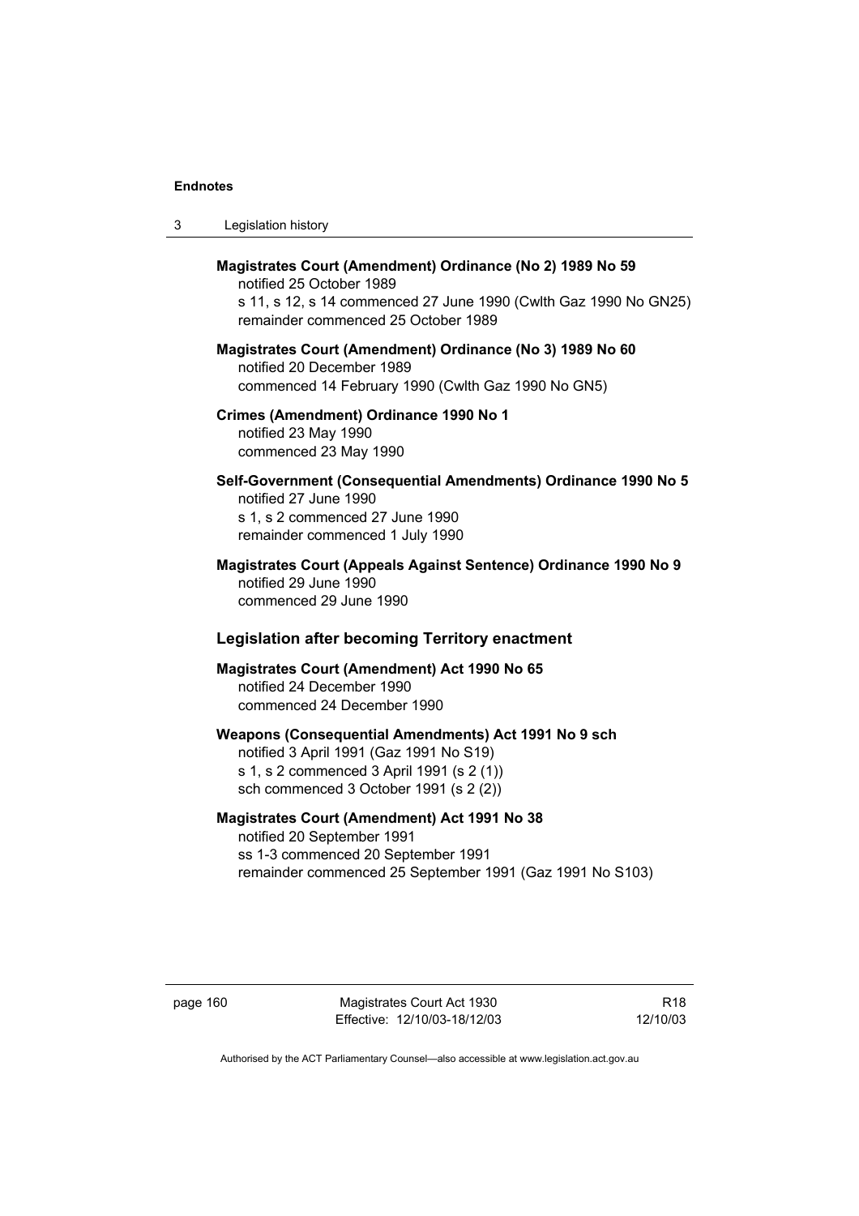**Magistrates Court (Amendment) Ordinance (No 2) 1989 No 59**
notified 25 October 1989
s 11, s 12, s 14 commenced 27 June 1990 (Cwlth Gaz 1990 No GN25)
remainder commenced 25 October 1989

**Magistrates Court (Amendment) Ordinance (No 3) 1989 No 60**
notified 20 December 1989
commenced 14 February 1990 (Cwlth Gaz 1990 No GN5)

**Crimes (Amendment) Ordinance 1990 No 1**
notified 23 May 1990
commenced 23 May 1990

**Self-Government (Consequential Amendments) Ordinance 1990 No 5**
notified 27 June 1990
s 1, s 2 commenced 27 June 1990
remainder commenced 1 July 1990

**Magistrates Court (Appeals Against Sentence) Ordinance 1990 No 9**
notified 29 June 1990
commenced 29 June 1990

### Legislation after becoming Territory enactment

**Magistrates Court (Amendment) Act 1990 No 65**
notified 24 December 1990
commenced 24 December 1990

**Weapons (Consequential Amendments) Act 1991 No 9 sch**
notified 3 April 1991 (Gaz 1991 No S19)
s 1, s 2 commenced 3 April 1991 (s 2 (1))
sch commenced 3 October 1991 (s 2 (2))

**Magistrates Court (Amendment) Act 1991 No 38**
notified 20 September 1991
ss 1-3 commenced 20 September 1991
remainder commenced 25 September 1991 (Gaz 1991 No S103)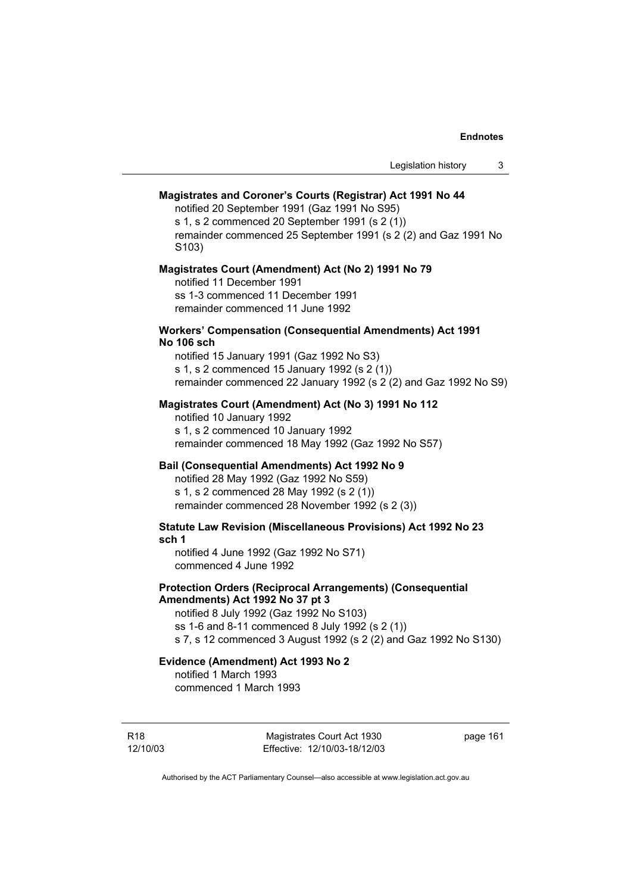**Magistrates and Coroner's Courts (Registrar) Act 1991 No 44**

notified 20 September 1991 (Gaz 1991 No S95)
s 1, s 2 commenced 20 September 1991 (s 2 (1))
remainder commenced 25 September 1991 (s 2 (2) and Gaz 1991 No S103)

**Magistrates Court (Amendment) Act (No 2) 1991 No 79**

notified 11 December 1991
ss 1-3 commenced 11 December 1991
remainder commenced 11 June 1992

**Workers' Compensation (Consequential Amendments) Act 1991 No 106 sch**

notified 15 January 1991 (Gaz 1992 No S3)
s 1, s 2 commenced 15 January 1992 (s 2 (1))
remainder commenced 22 January 1992 (s 2 (2) and Gaz 1992 No S9)

**Magistrates Court (Amendment) Act (No 3) 1991 No 112**

notified 10 January 1992
s 1, s 2 commenced 10 January 1992
remainder commenced 18 May 1992 (Gaz 1992 No S57)

**Bail (Consequential Amendments) Act 1992 No 9**

notified 28 May 1992 (Gaz 1992 No S59)
s 1, s 2 commenced 28 May 1992 (s 2 (1))
remainder commenced 28 November 1992 (s 2 (3))

**Statute Law Revision (Miscellaneous Provisions) Act 1992 No 23 sch 1**

notified 4 June 1992 (Gaz 1992 No S71)
commenced 4 June 1992

**Protection Orders (Reciprocal Arrangements) (Consequential Amendments) Act 1992 No 37 pt 3**

notified 8 July 1992 (Gaz 1992 No S103)
ss 1-6 and 8-11 commenced 8 July 1992 (s 2 (1))
s 7, s 12 commenced 3 August 1992 (s 2 (2) and Gaz 1992 No S130)

**Evidence (Amendment) Act 1993 No 2**

notified 1 March 1993
commenced 1 March 1993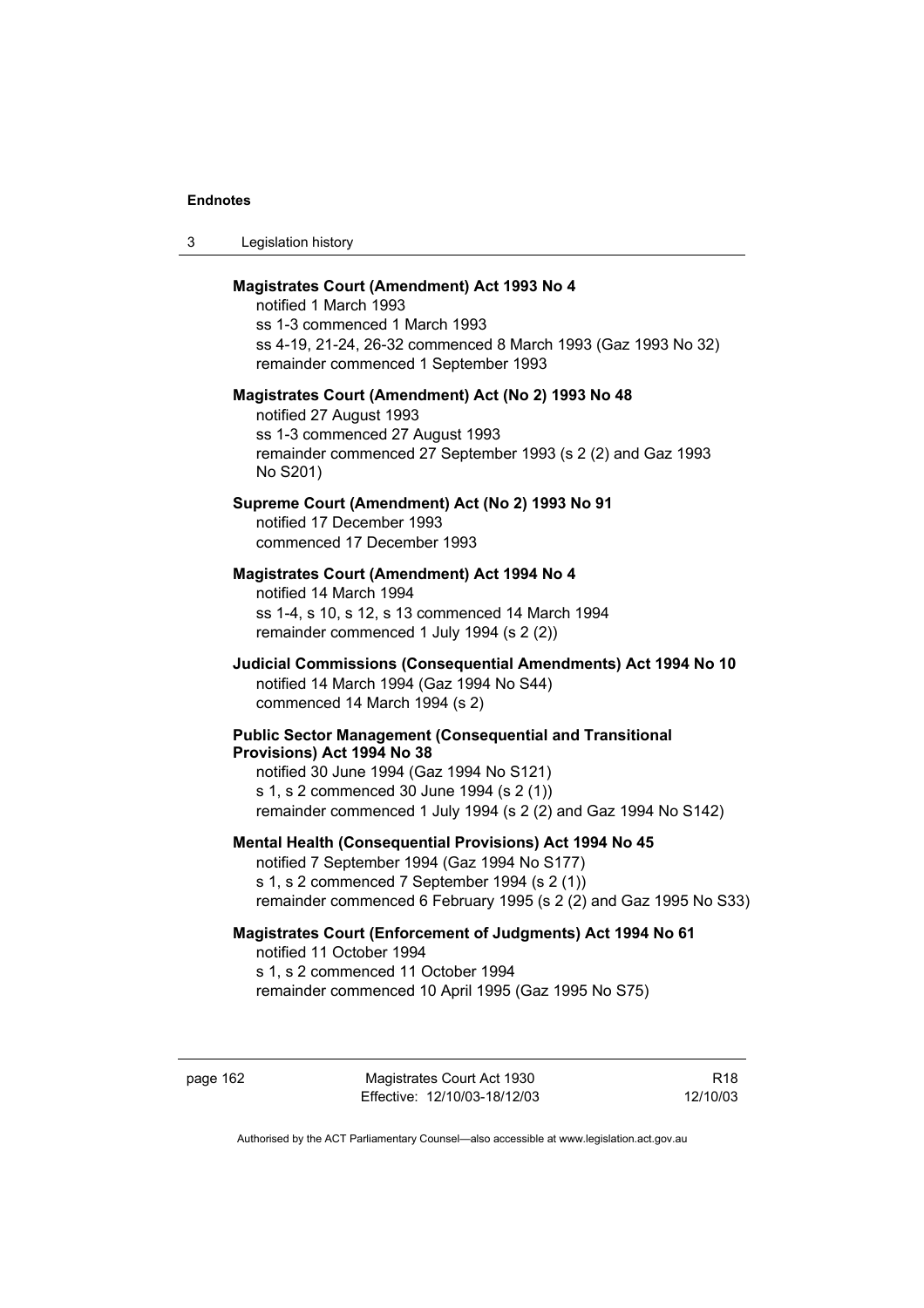**Magistrates Court (Amendment) Act 1993 No 4**

notified 1 March 1993
ss 1-3 commenced 1 March 1993
ss 4-19, 21-24, 26-32 commenced 8 March 1993 (Gaz 1993 No 32)
remainder commenced 1 September 1993

**Magistrates Court (Amendment) Act (No 2) 1993 No 48**

notified 27 August 1993
ss 1-3 commenced 27 August 1993
remainder commenced 27 September 1993 (s 2 (2) and Gaz 1993 No S201)

**Supreme Court (Amendment) Act (No 2) 1993 No 91**

notified 17 December 1993
commenced 17 December 1993

**Magistrates Court (Amendment) Act 1994 No 4**

notified 14 March 1994
ss 1-4, s 10, s 12, s 13 commenced 14 March 1994
remainder commenced 1 July 1994 (s 2 (2))

**Judicial Commissions (Consequential Amendments) Act 1994 No 10**

notified 14 March 1994 (Gaz 1994 No S44)
commenced 14 March 1994 (s 2)

**Public Sector Management (Consequential and Transitional Provisions) Act 1994 No 38**

notified 30 June 1994 (Gaz 1994 No S121)
s 1, s 2 commenced 30 June 1994 (s 2 (1))
remainder commenced 1 July 1994 (s 2 (2) and Gaz 1994 No S142)

**Mental Health (Consequential Provisions) Act 1994 No 45**

notified 7 September 1994 (Gaz 1994 No S177)
s 1, s 2 commenced 7 September 1994 (s 2 (1))
remainder commenced 6 February 1995 (s 2 (2) and Gaz 1995 No S33)

**Magistrates Court (Enforcement of Judgments) Act 1994 No 61**

notified 11 October 1994
s 1, s 2 commenced 11 October 1994
remainder commenced 10 April 1995 (Gaz 1995 No S75)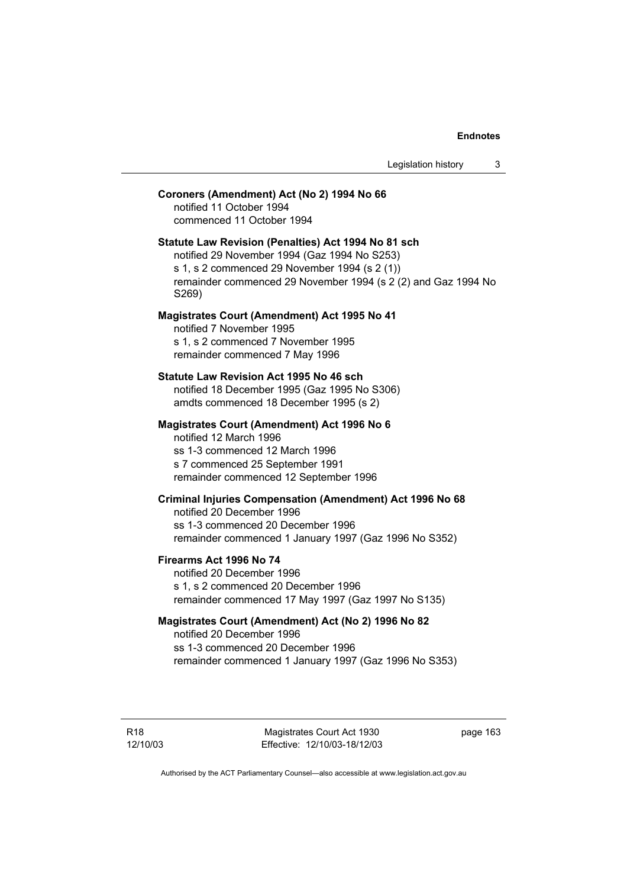**Coroners (Amendment) Act (No 2) 1994 No 66**
notified 11 October 1994
commenced 11 October 1994

**Statute Law Revision (Penalties) Act 1994 No 81 sch**
notified 29 November 1994 (Gaz 1994 No S253)
s 1, s 2 commenced 29 November 1994 (s 2 (1))
remainder commenced 29 November 1994 (s 2 (2) and Gaz 1994 No S269)

**Magistrates Court (Amendment) Act 1995 No 41**
notified 7 November 1995
s 1, s 2 commenced 7 November 1995
remainder commenced 7 May 1996

**Statute Law Revision Act 1995 No 46 sch**
notified 18 December 1995 (Gaz 1995 No S306)
amdts commenced 18 December 1995 (s 2)

**Magistrates Court (Amendment) Act 1996 No 6**
notified 12 March 1996
ss 1-3 commenced 12 March 1996
s 7 commenced 25 September 1991
remainder commenced 12 September 1996

**Criminal Injuries Compensation (Amendment) Act 1996 No 68**
notified 20 December 1996
ss 1-3 commenced 20 December 1996
remainder commenced 1 January 1997 (Gaz 1996 No S352)

**Firearms Act 1996 No 74**
notified 20 December 1996
s 1, s 2 commenced 20 December 1996
remainder commenced 17 May 1997 (Gaz 1997 No S135)

**Magistrates Court (Amendment) Act (No 2) 1996 No 82**
notified 20 December 1996
ss 1-3 commenced 20 December 1996
remainder commenced 1 January 1997 (Gaz 1996 No S353)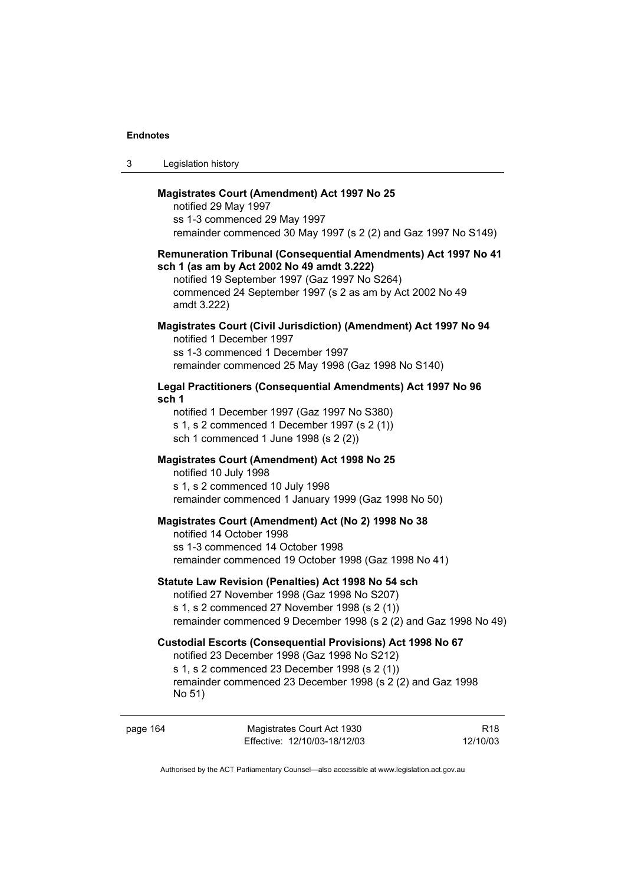**Magistrates Court (Amendment) Act 1997 No 25**

notified 29 May 1997
ss 1-3 commenced 29 May 1997
remainder commenced 30 May 1997 (s 2 (2) and Gaz 1997 No S149)

**Remuneration Tribunal (Consequential Amendments) Act 1997 No 41 sch 1 (as am by Act 2002 No 49 amdt 3.222)**

notified 19 September 1997 (Gaz 1997 No S264)
commenced 24 September 1997 (s 2 as am by Act 2002 No 49 amdt 3.222)

**Magistrates Court (Civil Jurisdiction) (Amendment) Act 1997 No 94**

notified 1 December 1997
ss 1-3 commenced 1 December 1997
remainder commenced 25 May 1998 (Gaz 1998 No S140)

**Legal Practitioners (Consequential Amendments) Act 1997 No 96 sch 1**

notified 1 December 1997 (Gaz 1997 No S380)
s 1, s 2 commenced 1 December 1997 (s 2 (1))
sch 1 commenced 1 June 1998 (s 2 (2))

**Magistrates Court (Amendment) Act 1998 No 25**

notified 10 July 1998
s 1, s 2 commenced 10 July 1998
remainder commenced 1 January 1999 (Gaz 1998 No 50)

**Magistrates Court (Amendment) Act (No 2) 1998 No 38**

notified 14 October 1998
ss 1-3 commenced 14 October 1998
remainder commenced 19 October 1998 (Gaz 1998 No 41)

**Statute Law Revision (Penalties) Act 1998 No 54 sch**

notified 27 November 1998 (Gaz 1998 No S207)
s 1, s 2 commenced 27 November 1998 (s 2 (1))
remainder commenced 9 December 1998 (s 2 (2) and Gaz 1998 No 49)

**Custodial Escorts (Consequential Provisions) Act 1998 No 67**

notified 23 December 1998 (Gaz 1998 No S212)
s 1, s 2 commenced 23 December 1998 (s 2 (1))
remainder commenced 23 December 1998 (s 2 (2) and Gaz 1998 No 51)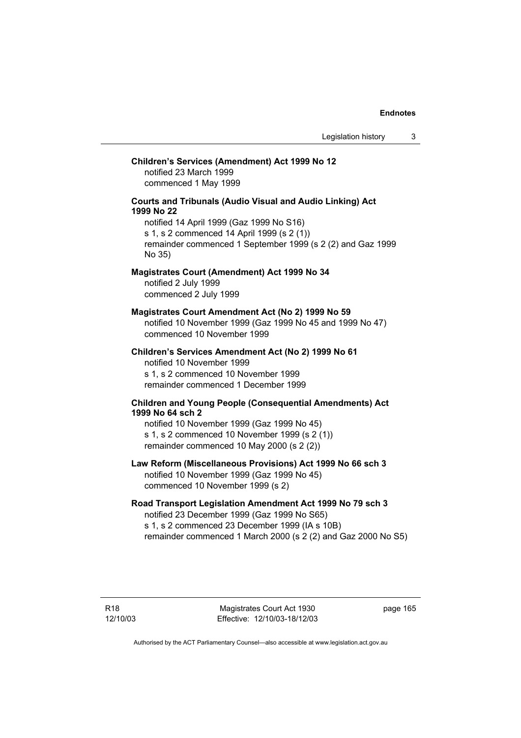**Children's Services (Amendment) Act 1999 No 12**
notified 23 March 1999
commenced 1 May 1999

**Courts and Tribunals (Audio Visual and Audio Linking) Act 1999 No 22**
notified 14 April 1999 (Gaz 1999 No S16)
s 1, s 2 commenced 14 April 1999 (s 2 (1))
remainder commenced 1 September 1999 (s 2 (2) and Gaz 1999 No 35)

**Magistrates Court (Amendment) Act 1999 No 34**
notified 2 July 1999
commenced 2 July 1999

**Magistrates Court Amendment Act (No 2) 1999 No 59**
notified 10 November 1999 (Gaz 1999 No 45 and 1999 No 47)
commenced 10 November 1999

**Children's Services Amendment Act (No 2) 1999 No 61**
notified 10 November 1999
s 1, s 2 commenced 10 November 1999
remainder commenced 1 December 1999

**Children and Young People (Consequential Amendments) Act 1999 No 64 sch 2**
notified 10 November 1999 (Gaz 1999 No 45)
s 1, s 2 commenced 10 November 1999 (s 2 (1))
remainder commenced 10 May 2000 (s 2 (2))

**Law Reform (Miscellaneous Provisions) Act 1999 No 66 sch 3**
notified 10 November 1999 (Gaz 1999 No 45)
commenced 10 November 1999 (s 2)

**Road Transport Legislation Amendment Act 1999 No 79 sch 3**
notified 23 December 1999 (Gaz 1999 No S65)
s 1, s 2 commenced 23 December 1999 (IA s 10B)
remainder commenced 1 March 2000 (s 2 (2) and Gaz 2000 No S5)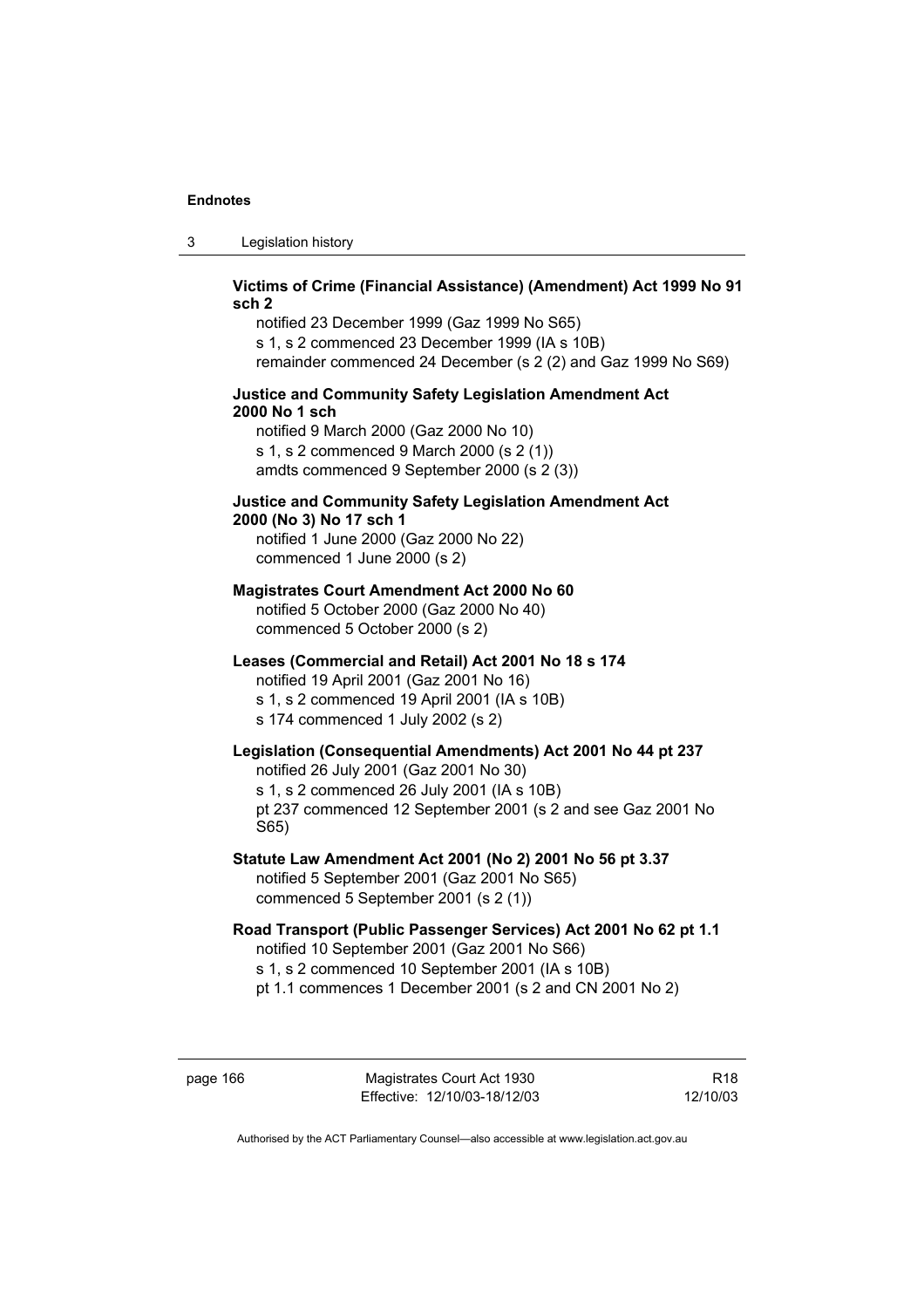**Victims of Crime (Financial Assistance) (Amendment) Act 1999 No 91 sch 2**

notified 23 December 1999 (Gaz 1999 No S65)
s 1, s 2 commenced 23 December 1999 (IA s 10B)
remainder commenced 24 December (s 2 (2) and Gaz 1999 No S69)

**Justice and Community Safety Legislation Amendment Act 2000 No 1 sch**

notified 9 March 2000 (Gaz 2000 No 10)
s 1, s 2 commenced 9 March 2000 (s 2 (1))
amdts commenced 9 September 2000 (s 2 (3))

**Justice and Community Safety Legislation Amendment Act 2000 (No 3) No 17 sch 1**

notified 1 June 2000 (Gaz 2000 No 22)
commenced 1 June 2000 (s 2)

**Magistrates Court Amendment Act 2000 No 60**

notified 5 October 2000 (Gaz 2000 No 40)
commenced 5 October 2000 (s 2)

**Leases (Commercial and Retail) Act 2001 No 18 s 174**

notified 19 April 2001 (Gaz 2001 No 16)
s 1, s 2 commenced 19 April 2001 (IA s 10B)
s 174 commenced 1 July 2002 (s 2)

**Legislation (Consequential Amendments) Act 2001 No 44 pt 237**

notified 26 July 2001 (Gaz 2001 No 30)
s 1, s 2 commenced 26 July 2001 (IA s 10B)
pt 237 commenced 12 September 2001 (s 2 and see Gaz 2001 No S65)

**Statute Law Amendment Act 2001 (No 2) 2001 No 56 pt 3.37**

notified 5 September 2001 (Gaz 2001 No S65)
commenced 5 September 2001 (s 2 (1))

**Road Transport (Public Passenger Services) Act 2001 No 62 pt 1.1**

notified 10 September 2001 (Gaz 2001 No S66)
s 1, s 2 commenced 10 September 2001 (IA s 10B)
pt 1.1 commences 1 December 2001 (s 2 and CN 2001 No 2)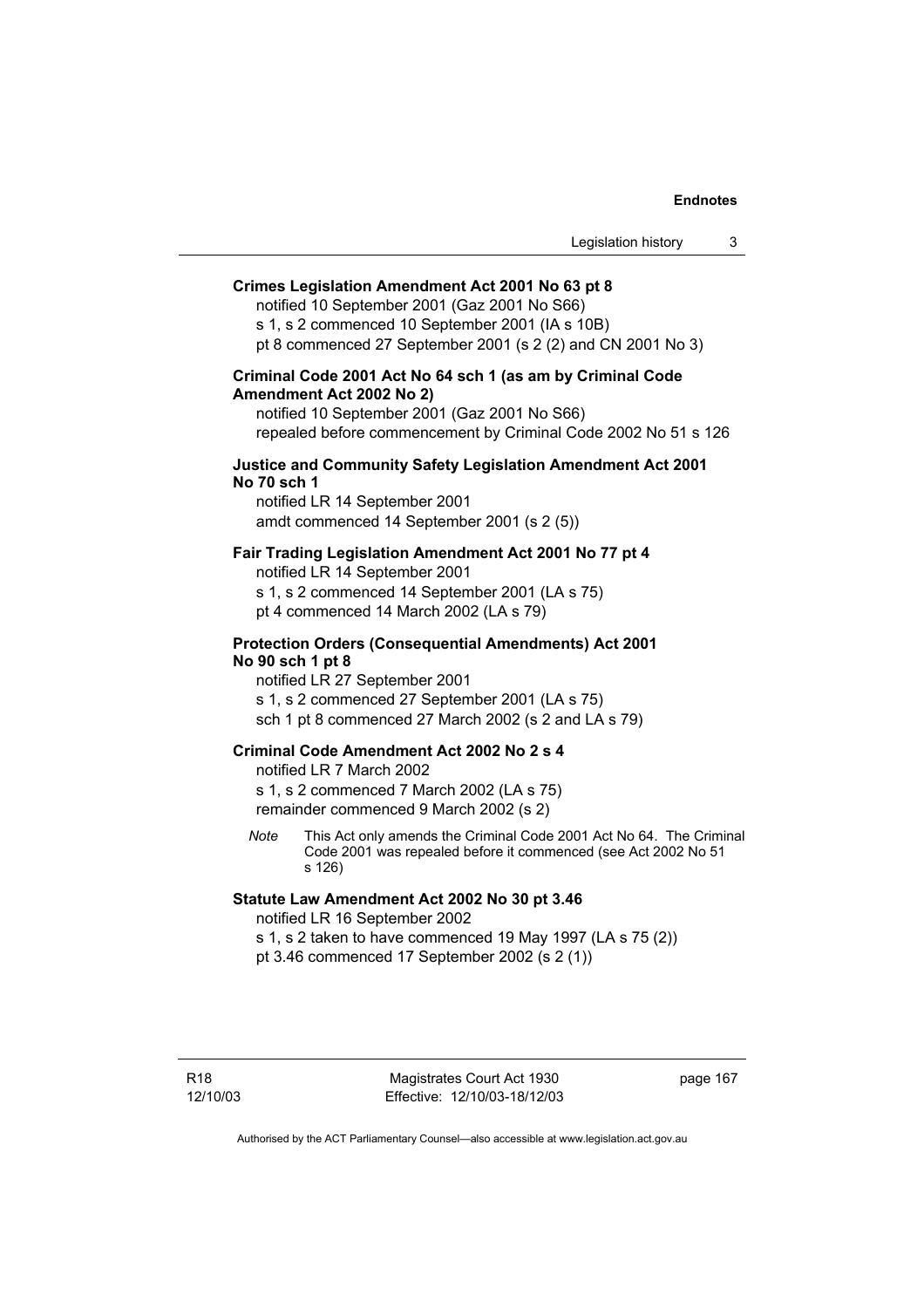**Crimes Legislation Amendment Act 2001 No 63 pt 8**

notified 10 September 2001 (Gaz 2001 No S66)
s 1, s 2 commenced 10 September 2001 (IA s 10B)
pt 8 commenced 27 September 2001 (s 2 (2) and CN 2001 No 3)

**Criminal Code 2001 Act No 64 sch 1 (as am by Criminal Code Amendment Act 2002 No 2)**

notified 10 September 2001 (Gaz 2001 No S66)
repealed before commencement by Criminal Code 2002 No 51 s 126

**Justice and Community Safety Legislation Amendment Act 2001 No 70 sch 1**

notified LR 14 September 2001
amdt commenced 14 September 2001 (s 2 (5))

**Fair Trading Legislation Amendment Act 2001 No 77 pt 4**

notified LR 14 September 2001
s 1, s 2 commenced 14 September 2001 (LA s 75)
pt 4 commenced 14 March 2002 (LA s 79)

**Protection Orders (Consequential Amendments) Act 2001 No 90 sch 1 pt 8**

notified LR 27 September 2001
s 1, s 2 commenced 27 September 2001 (LA s 75)
sch 1 pt 8 commenced 27 March 2002 (s 2 and LA s 79)

**Criminal Code Amendment Act 2002 No 2 s 4**

notified LR 7 March 2002
s 1, s 2 commenced 7 March 2002 (LA s 75)
remainder commenced 9 March 2002 (s 2)

*Note* This Act only amends the Criminal Code 2001 Act No 64. The Criminal Code 2001 was repealed before it commenced (see Act 2002 No 51 s 126)

**Statute Law Amendment Act 2002 No 30 pt 3.46**

notified LR 16 September 2002
s 1, s 2 taken to have commenced 19 May 1997 (LA s 75 (2))
pt 3.46 commenced 17 September 2002 (s 2 (1))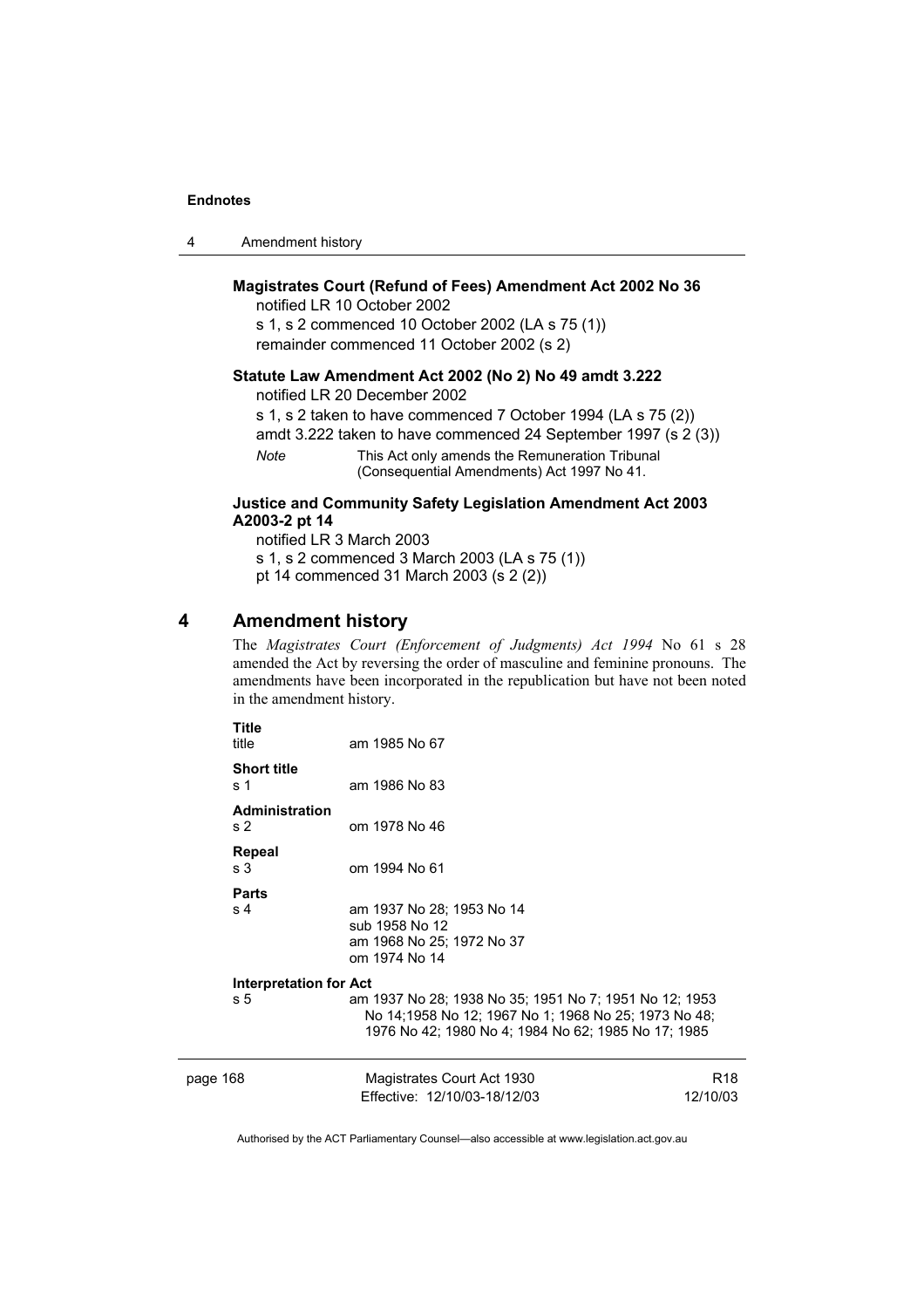**Magistrates Court (Refund of Fees) Amendment Act 2002 No 36**

notified LR 10 October 2002

s 1, s 2 commenced 10 October 2002 (LA s 75 (1))

remainder commenced 11 October 2002 (s 2)

**Statute Law Amendment Act 2002 (No 2) No 49 amdt 3.222**

notified LR 20 December 2002

s 1, s 2 taken to have commenced 7 October 1994 (LA s 75 (2))

amdt 3.222 taken to have commenced 24 September 1997 (s 2 (3))

*Note* This Act only amends the Remuneration Tribunal (Consequential Amendments) Act 1997 No 41.

**Justice and Community Safety Legislation Amendment Act 2003 A2003-2 pt 14**

notified LR 3 March 2003

s 1, s 2 commenced 3 March 2003 (LA s 75 (1))

pt 14 commenced 31 March 2003 (s 2 (2))

## 4 Amendment history

The *Magistrates Court (Enforcement of Judgments) Act 1994* No 61 s 28 amended the Act by reversing the order of masculine and feminine pronouns. The amendments have been incorporated in the republication but have not been noted in the amendment history.

**Title**
title am 1985 No 67

**Short title**
s 1 am 1986 No 83

**Administration**
s 2 om 1978 No 46

**Repeal**
s 3 om 1994 No 61

**Parts**
s 4 am 1937 No 28; 1953 No 14
sub 1958 No 12
am 1968 No 25; 1972 No 37
om 1974 No 14

**Interpretation for Act**
s 5 am 1937 No 28; 1938 No 35; 1951 No 7; 1951 No 12; 1953 No 14;1958 No 12; 1967 No 1; 1968 No 25; 1973 No 48; 1976 No 42; 1980 No 4; 1984 No 62; 1985 No 17; 1985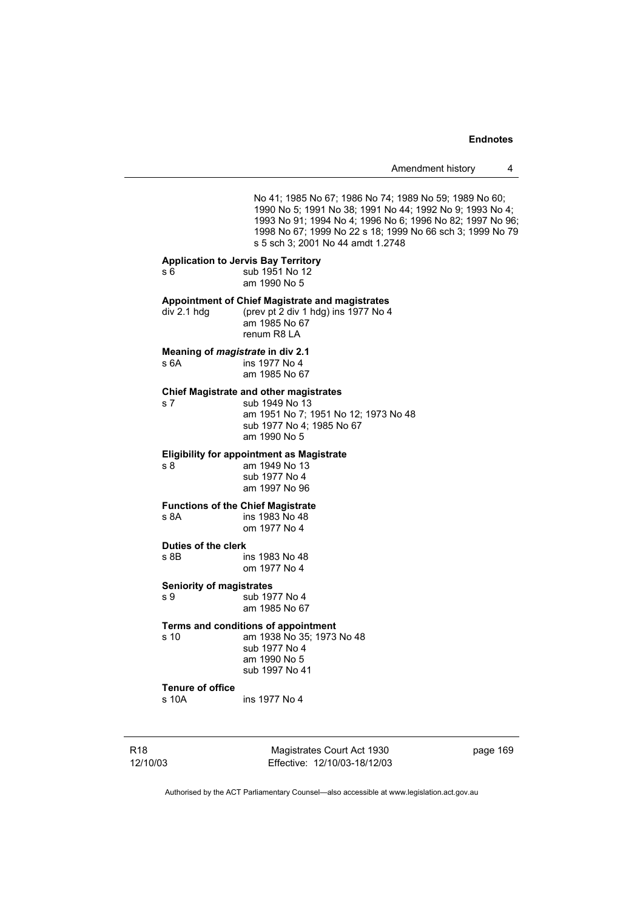No 41; 1985 No 67; 1986 No 74; 1989 No 59; 1989 No 60; 1990 No 5; 1991 No 38; 1991 No 44; 1992 No 9; 1993 No 4; 1993 No 91; 1994 No 4; 1996 No 6; 1996 No 82; 1997 No 96; 1998 No 67; 1999 No 22 s 18; 1999 No 66 sch 3; 1999 No 79 s 5 sch 3; 2001 No 44 amdt 1.2748

**Application to Jervis Bay Territory**

s 6 sub 1951 No 12
am 1990 No 5

**Appointment of Chief Magistrate and magistrates**

div 2.1 hdg (prev pt 2 div 1 hdg) ins 1977 No 4
am 1985 No 67
renum R8 LA

**Meaning of *magistrate* in div 2.1**

s 6A ins 1977 No 4
am 1985 No 67

**Chief Magistrate and other magistrates**

s 7 sub 1949 No 13
am 1951 No 7; 1951 No 12; 1973 No 48
sub 1977 No 4; 1985 No 67
am 1990 No 5

**Eligibility for appointment as Magistrate**

s 8 am 1949 No 13
sub 1977 No 4
am 1997 No 96

**Functions of the Chief Magistrate**

s 8A ins 1983 No 48
om 1977 No 4

**Duties of the clerk**

s 8B ins 1983 No 48
om 1977 No 4

**Seniority of magistrates**

s 9 sub 1977 No 4
am 1985 No 67

**Terms and conditions of appointment**

s 10 am 1938 No 35; 1973 No 48
sub 1977 No 4
am 1990 No 5
sub 1997 No 41

**Tenure of office**

s 10A ins 1977 No 4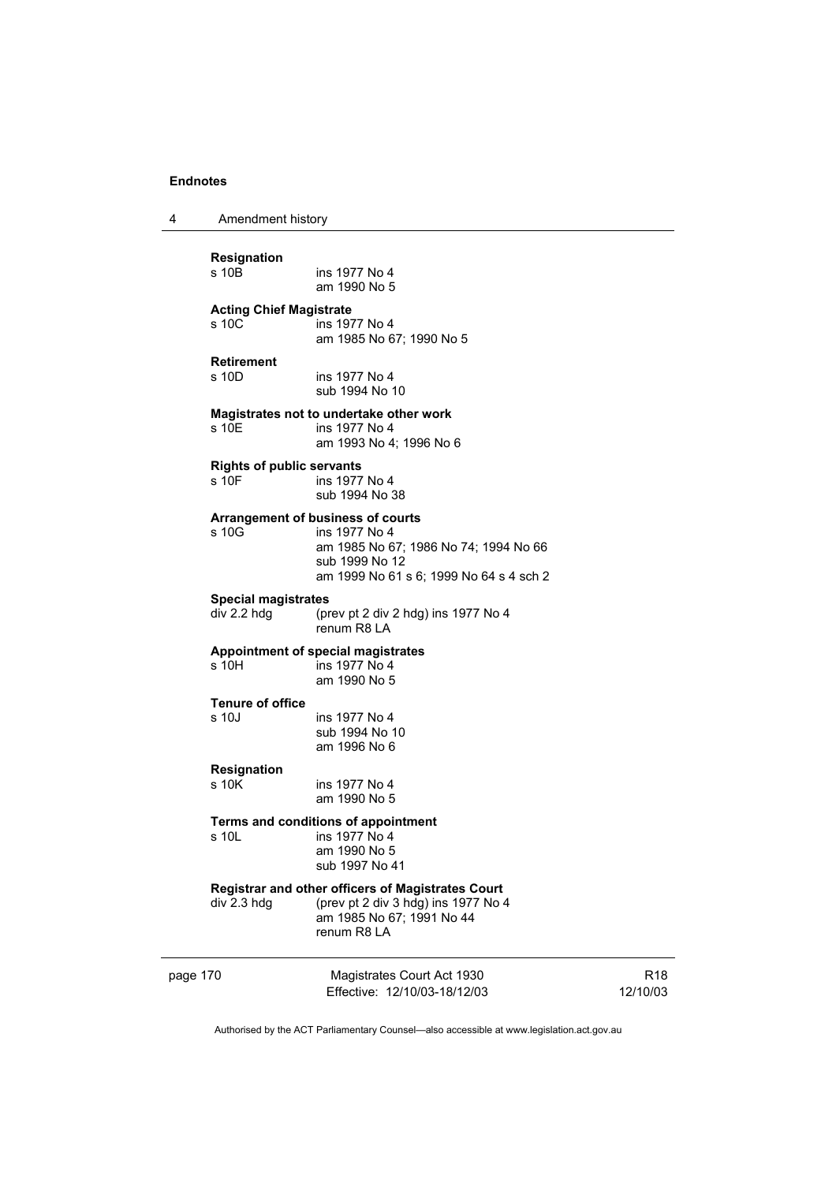**Resignation**

s 10B ins 1977 No 4
am 1990 No 5

**Acting Chief Magistrate**

s 10C ins 1977 No 4
am 1985 No 67; 1990 No 5

**Retirement**

s 10D ins 1977 No 4
sub 1994 No 10

**Magistrates not to undertake other work**

s 10E ins 1977 No 4
am 1993 No 4; 1996 No 6

**Rights of public servants**

s 10F ins 1977 No 4
sub 1994 No 38

**Arrangement of business of courts**

s 10G ins 1977 No 4
am 1985 No 67; 1986 No 74; 1994 No 66
sub 1999 No 12
am 1999 No 61 s 6; 1999 No 64 s 4 sch 2

**Special magistrates**

div 2.2 hdg (prev pt 2 div 2 hdg) ins 1977 No 4
renum R8 LA

**Appointment of special magistrates**

s 10H ins 1977 No 4
am 1990 No 5

**Tenure of office**

s 10J ins 1977 No 4
sub 1994 No 10
am 1996 No 6

**Resignation**

s 10K ins 1977 No 4
am 1990 No 5

**Terms and conditions of appointment**

s 10L ins 1977 No 4
am 1990 No 5
sub 1997 No 41

**Registrar and other officers of Magistrates Court**

div 2.3 hdg (prev pt 2 div 3 hdg) ins 1977 No 4
am 1985 No 67; 1991 No 44
renum R8 LA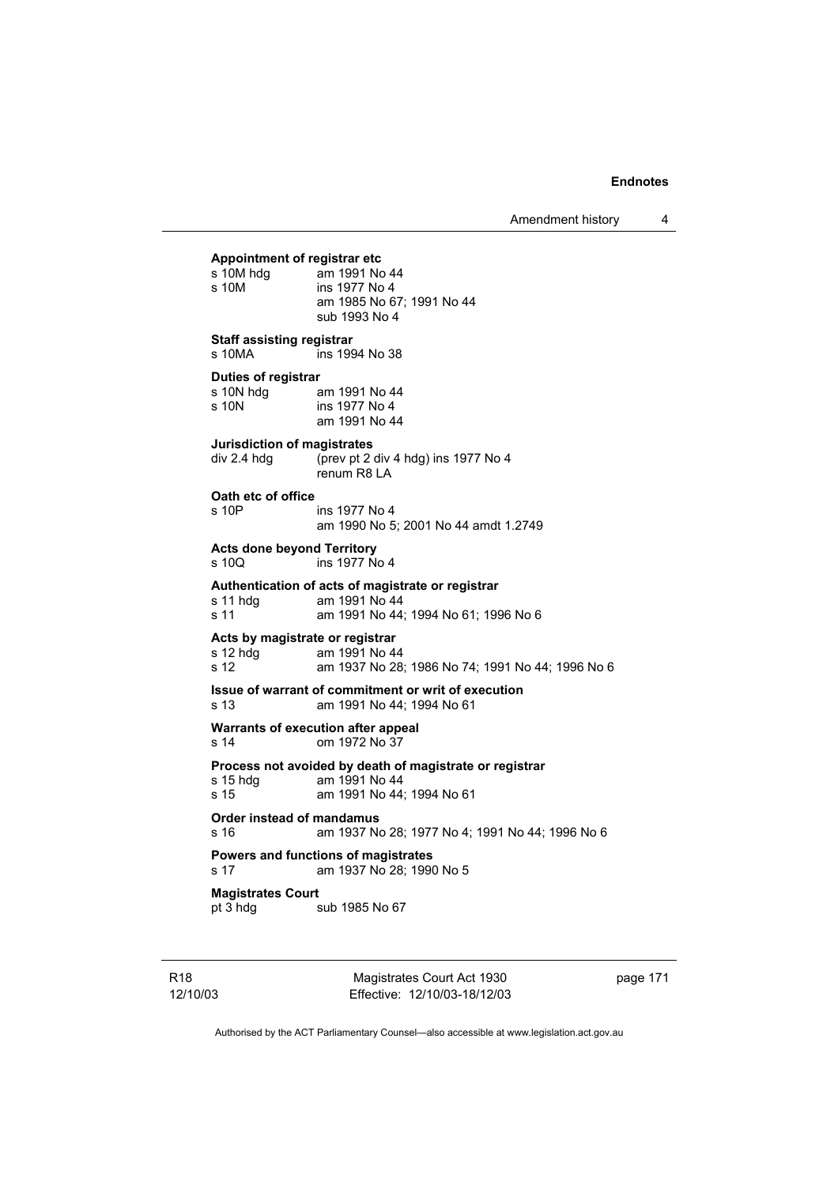**Appointment of registrar etc**

| | |
|---|---|
| s 10M hdg | am 1991 No 44 |
| s 10M | ins 1977 No 4<br>am 1985 No 67; 1991 No 44<br>sub 1993 No 4 |

**Staff assisting registrar**

| | |
|---|---|
| s 10MA | ins 1994 No 38 |

**Duties of registrar**

| | |
|---|---|
| s 10N hdg | am 1991 No 44 |
| s 10N | ins 1977 No 4<br>am 1991 No 44 |

**Jurisdiction of magistrates**

| | |
|---|---|
| div 2.4 hdg | (prev pt 2 div 4 hdg) ins 1977 No 4<br>renum R8 LA |

**Oath etc of office**

| | |
|---|---|
| s 10P | ins 1977 No 4<br>am 1990 No 5; 2001 No 44 amdt 1.2749 |

**Acts done beyond Territory**

| | |
|---|---|
| s 10Q | ins 1977 No 4 |

**Authentication of acts of magistrate or registrar**

| | |
|---|---|
| s 11 hdg | am 1991 No 44 |
| s 11 | am 1991 No 44; 1994 No 61; 1996 No 6 |

**Acts by magistrate or registrar**

| | |
|---|---|
| s 12 hdg | am 1991 No 44 |
| s 12 | am 1937 No 28; 1986 No 74; 1991 No 44; 1996 No 6 |

**Issue of warrant of commitment or writ of execution**

| | |
|---|---|
| s 13 | am 1991 No 44; 1994 No 61 |

**Warrants of execution after appeal**

| | |
|---|---|
| s 14 | om 1972 No 37 |

**Process not avoided by death of magistrate or registrar**

| | |
|---|---|
| s 15 hdg | am 1991 No 44 |
| s 15 | am 1991 No 44; 1994 No 61 |

**Order instead of mandamus**

| | |
|---|---|
| s 16 | am 1937 No 28; 1977 No 4; 1991 No 44; 1996 No 6 |

**Powers and functions of magistrates**

| | |
|---|---|
| s 17 | am 1937 No 28; 1990 No 5 |

**Magistrates Court**

| | |
|---|---|
| pt 3 hdg | sub 1985 No 67 |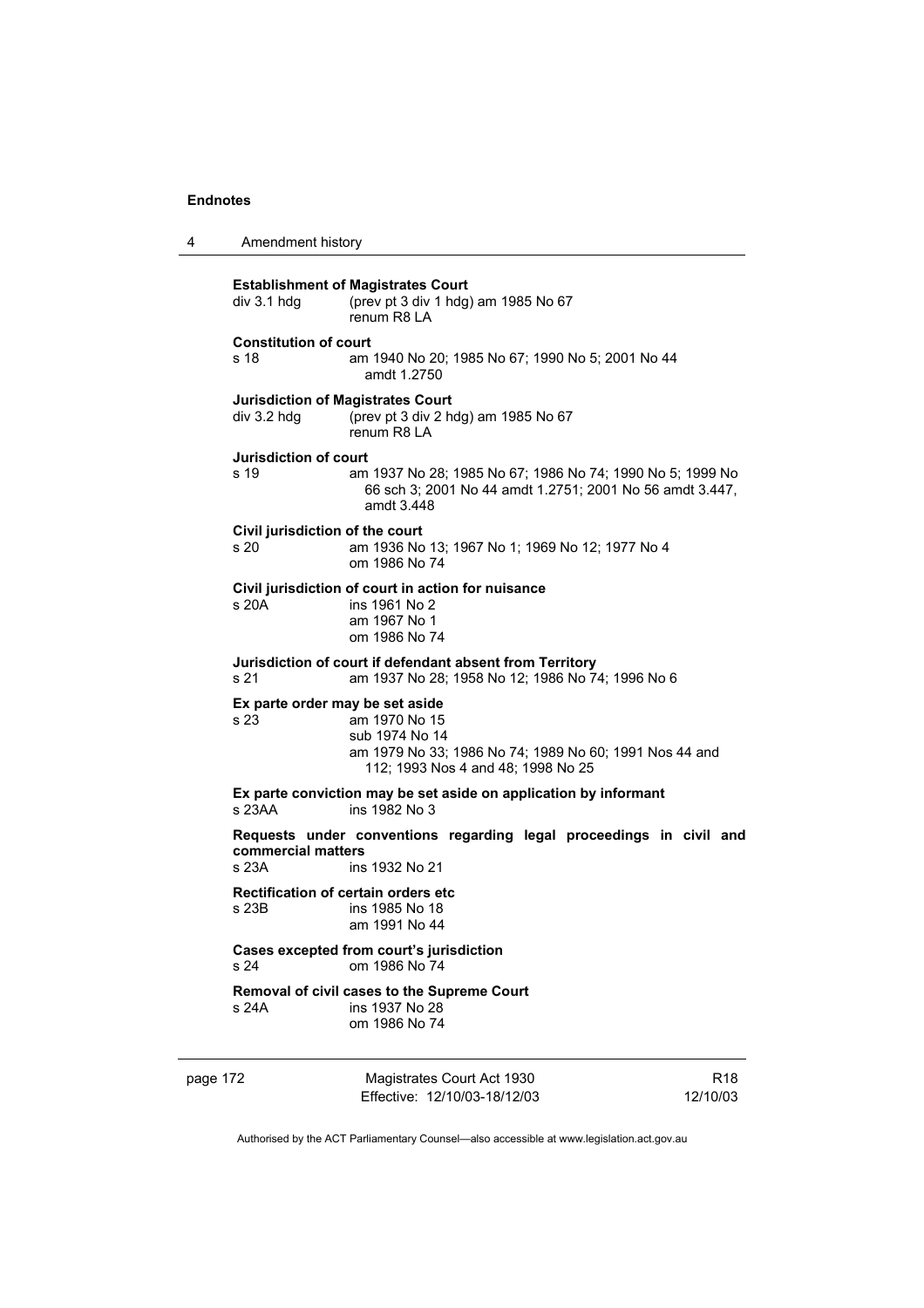**Establishment of Magistrates Court**

div 3.1 hdg (prev pt 3 div 1 hdg) am 1985 No 67
renum R8 LA

**Constitution of court**

s 18 am 1940 No 20; 1985 No 67; 1990 No 5; 2001 No 44
amdt 1.2750

**Jurisdiction of Magistrates Court**

div 3.2 hdg (prev pt 3 div 2 hdg) am 1985 No 67
renum R8 LA

**Jurisdiction of court**

s 19 am 1937 No 28; 1985 No 67; 1986 No 74; 1990 No 5; 1999 No 66 sch 3; 2001 No 44 amdt 1.2751; 2001 No 56 amdt 3.447, amdt 3.448

**Civil jurisdiction of the court**

s 20 am 1936 No 13; 1967 No 1; 1969 No 12; 1977 No 4
om 1986 No 74

**Civil jurisdiction of court in action for nuisance**

s 20A ins 1961 No 2
am 1967 No 1
om 1986 No 74

**Jurisdiction of court if defendant absent from Territory**

s 21 am 1937 No 28; 1958 No 12; 1986 No 74; 1996 No 6

**Ex parte order may be set aside**

s 23 am 1970 No 15
sub 1974 No 14
am 1979 No 33; 1986 No 74; 1989 No 60; 1991 Nos 44 and 112; 1993 Nos 4 and 48; 1998 No 25

**Ex parte conviction may be set aside on application by informant**

s 23AA ins 1982 No 3

**Requests under conventions regarding legal proceedings in civil and commercial matters**

s 23A ins 1932 No 21

**Rectification of certain orders etc**

s 23B ins 1985 No 18
am 1991 No 44

**Cases excepted from court's jurisdiction**

s 24 om 1986 No 74

**Removal of civil cases to the Supreme Court**

s 24A ins 1937 No 28
om 1986 No 74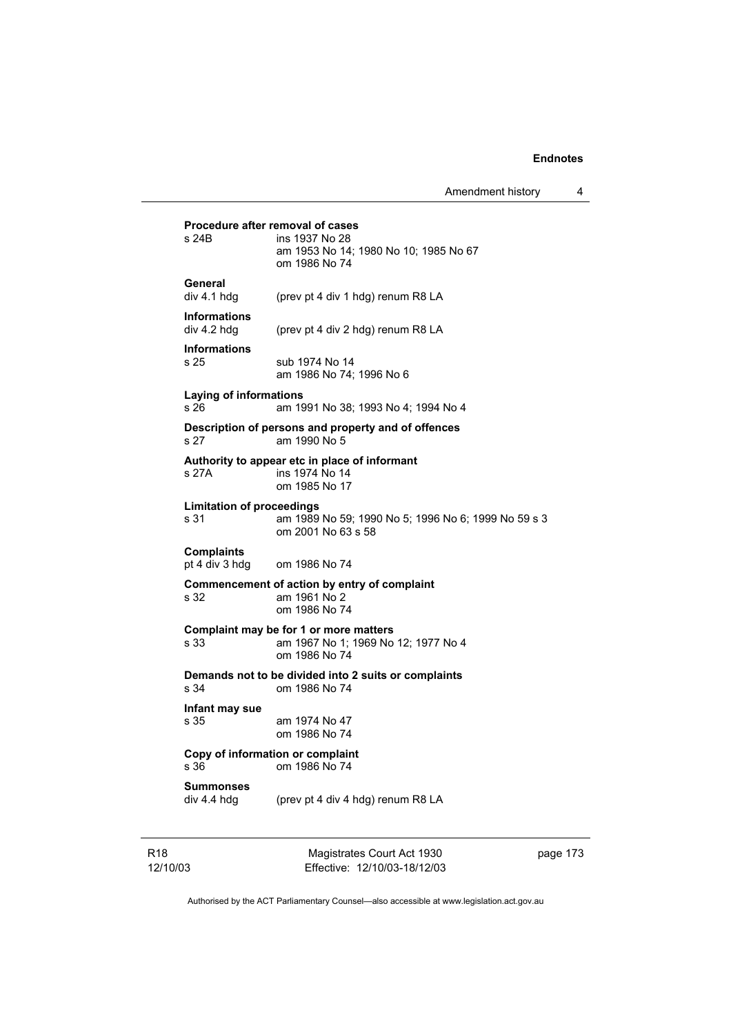**Procedure after removal of cases**
s 24B ins 1937 No 28
am 1953 No 14; 1980 No 10; 1985 No 67
om 1986 No 74

**General**
div 4.1 hdg (prev pt 4 div 1 hdg) renum R8 LA

**Informations**
div 4.2 hdg (prev pt 4 div 2 hdg) renum R8 LA

**Informations**
s 25 sub 1974 No 14
am 1986 No 74; 1996 No 6

**Laying of informations**
s 26 am 1991 No 38; 1993 No 4; 1994 No 4

**Description of persons and property and of offences**
s 27 am 1990 No 5

**Authority to appear etc in place of informant**
s 27A ins 1974 No 14
om 1985 No 17

**Limitation of proceedings**
s 31 am 1989 No 59; 1990 No 5; 1996 No 6; 1999 No 59 s 3
om 2001 No 63 s 58

**Complaints**
pt 4 div 3 hdg om 1986 No 74

**Commencement of action by entry of complaint**
s 32 am 1961 No 2
om 1986 No 74

**Complaint may be for 1 or more matters**
s 33 am 1967 No 1; 1969 No 12; 1977 No 4
om 1986 No 74

**Demands not to be divided into 2 suits or complaints**
s 34 om 1986 No 74

**Infant may sue**
s 35 am 1974 No 47
om 1986 No 74

**Copy of information or complaint**
s 36 om 1986 No 74

**Summonses**
div 4.4 hdg (prev pt 4 div 4 hdg) renum R8 LA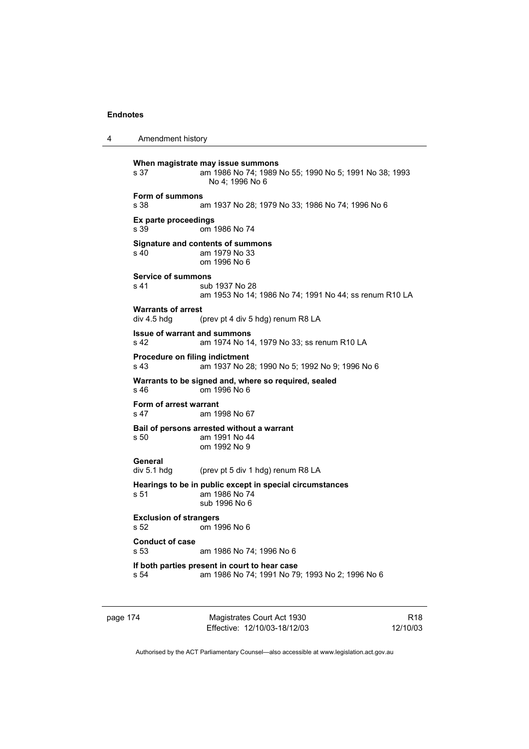**When magistrate may issue summons**

s 37 — am 1986 No 74; 1989 No 55; 1990 No 5; 1991 No 38; 1993 No 4; 1996 No 6

**Form of summons**

s 38 — am 1937 No 28; 1979 No 33; 1986 No 74; 1996 No 6

**Ex parte proceedings**

s 39 — om 1986 No 74

**Signature and contents of summons**

s 40 — am 1979 No 33
om 1996 No 6

**Service of summons**

s 41 — sub 1937 No 28
am 1953 No 14; 1986 No 74; 1991 No 44; ss renum R10 LA

**Warrants of arrest**

div 4.5 hdg — (prev pt 4 div 5 hdg) renum R8 LA

**Issue of warrant and summons**

s 42 — am 1974 No 14, 1979 No 33; ss renum R10 LA

**Procedure on filing indictment**

s 43 — am 1937 No 28; 1990 No 5; 1992 No 9; 1996 No 6

**Warrants to be signed and, where so required, sealed**

s 46 — om 1996 No 6

**Form of arrest warrant**

s 47 — am 1998 No 67

**Bail of persons arrested without a warrant**

s 50 — am 1991 No 44
om 1992 No 9

**General**

div 5.1 hdg — (prev pt 5 div 1 hdg) renum R8 LA

**Hearings to be in public except in special circumstances**

s 51 — am 1986 No 74
sub 1996 No 6

**Exclusion of strangers**

s 52 — om 1996 No 6

**Conduct of case**

s 53 — am 1986 No 74; 1996 No 6

**If both parties present in court to hear case**

s 54 — am 1986 No 74; 1991 No 79; 1993 No 2; 1996 No 6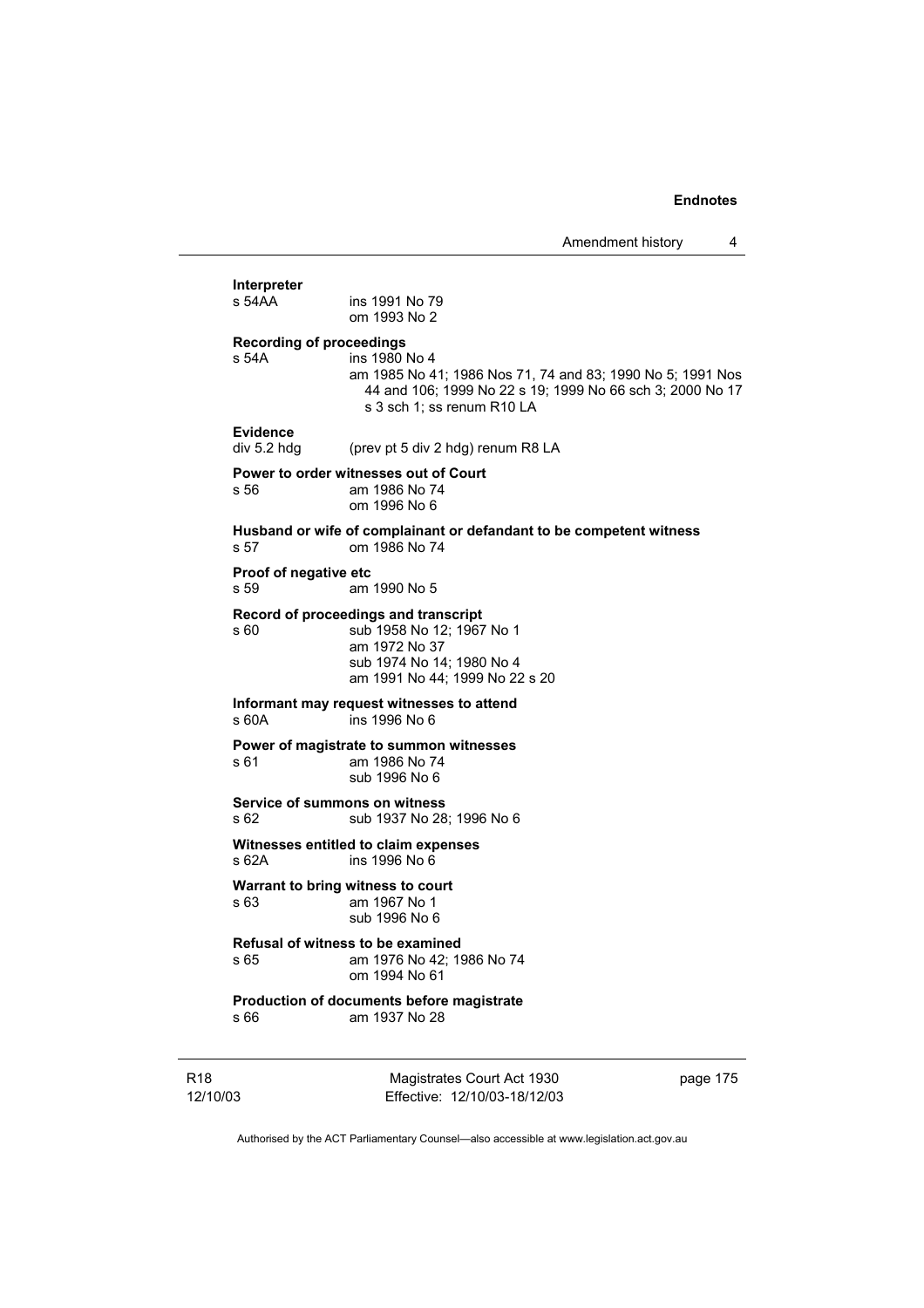**Interpreter**

s 54AA ins 1991 No 79
om 1993 No 2

**Recording of proceedings**

s 54A ins 1980 No 4
am 1985 No 41; 1986 Nos 71, 74 and 83; 1990 No 5; 1991 Nos 44 and 106; 1999 No 22 s 19; 1999 No 66 sch 3; 2000 No 17 s 3 sch 1; ss renum R10 LA

**Evidence**

div 5.2 hdg (prev pt 5 div 2 hdg) renum R8 LA

**Power to order witnesses out of Court**

s 56 am 1986 No 74
om 1996 No 6

**Husband or wife of complainant or defandant to be competent witness**

s 57 om 1986 No 74

**Proof of negative etc**

s 59 am 1990 No 5

**Record of proceedings and transcript**

s 60 sub 1958 No 12; 1967 No 1
am 1972 No 37
sub 1974 No 14; 1980 No 4
am 1991 No 44; 1999 No 22 s 20

**Informant may request witnesses to attend**

s 60A ins 1996 No 6

**Power of magistrate to summon witnesses**

s 61 am 1986 No 74
sub 1996 No 6

**Service of summons on witness**

s 62 sub 1937 No 28; 1996 No 6

**Witnesses entitled to claim expenses**

s 62A ins 1996 No 6

**Warrant to bring witness to court**

s 63 am 1967 No 1
sub 1996 No 6

**Refusal of witness to be examined**

s 65 am 1976 No 42; 1986 No 74
om 1994 No 61

**Production of documents before magistrate**

s 66 am 1937 No 28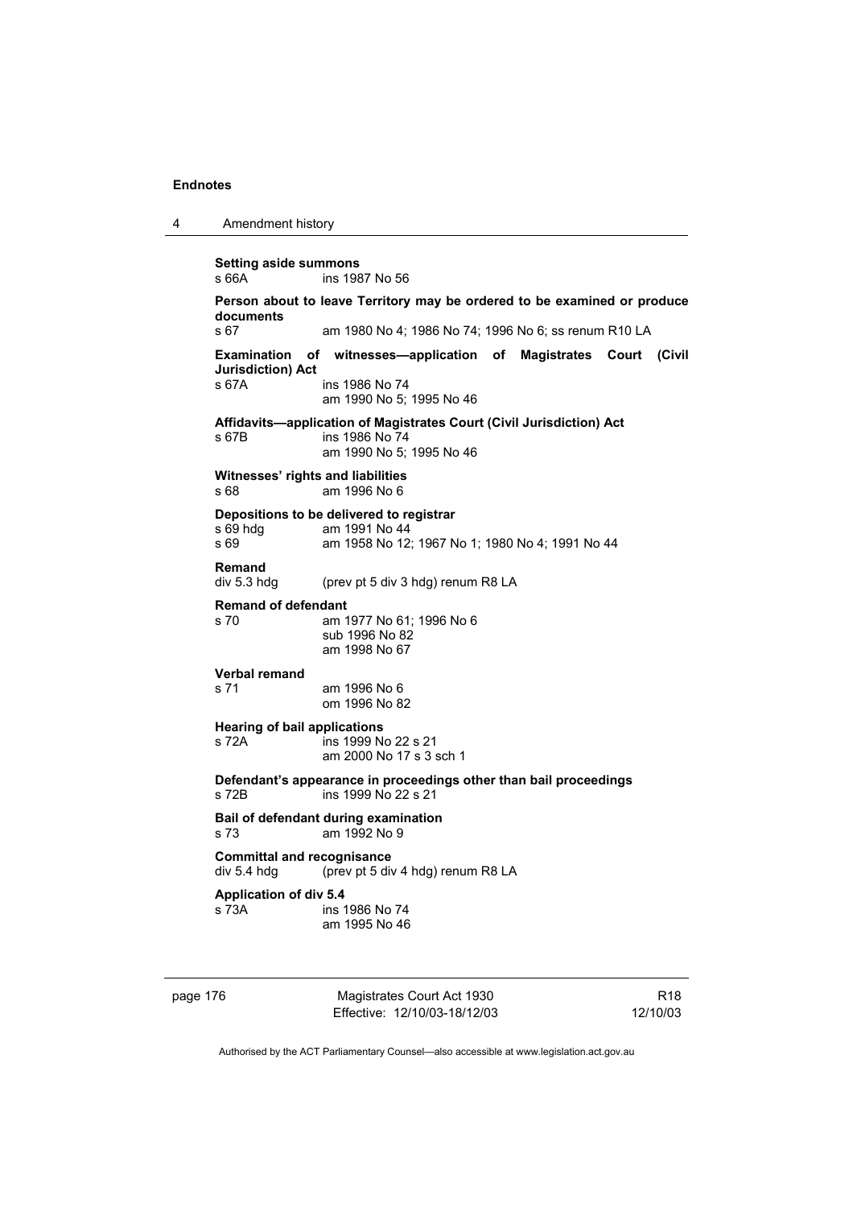**Setting aside summons**
s 66A ins 1987 No 56

**Person about to leave Territory may be ordered to be examined or produce documents**
s 67 am 1980 No 4; 1986 No 74; 1996 No 6; ss renum R10 LA

**Examination of witnesses—application of Magistrates Court (Civil Jurisdiction) Act**
s 67A ins 1986 No 74
am 1990 No 5; 1995 No 46

**Affidavits—application of Magistrates Court (Civil Jurisdiction) Act**
s 67B ins 1986 No 74
am 1990 No 5; 1995 No 46

**Witnesses' rights and liabilities**
s 68 am 1996 No 6

**Depositions to be delivered to registrar**
s 69 hdg am 1991 No 44
s 69 am 1958 No 12; 1967 No 1; 1980 No 4; 1991 No 44

**Remand**
div 5.3 hdg (prev pt 5 div 3 hdg) renum R8 LA

**Remand of defendant**
s 70 am 1977 No 61; 1996 No 6
sub 1996 No 82
am 1998 No 67

**Verbal remand**
s 71 am 1996 No 6
om 1996 No 82

**Hearing of bail applications**
s 72A ins 1999 No 22 s 21
am 2000 No 17 s 3 sch 1

**Defendant's appearance in proceedings other than bail proceedings**
s 72B ins 1999 No 22 s 21

**Bail of defendant during examination**
s 73 am 1992 No 9

**Committal and recognisance**
div 5.4 hdg (prev pt 5 div 4 hdg) renum R8 LA

**Application of div 5.4**
s 73A ins 1986 No 74
am 1995 No 46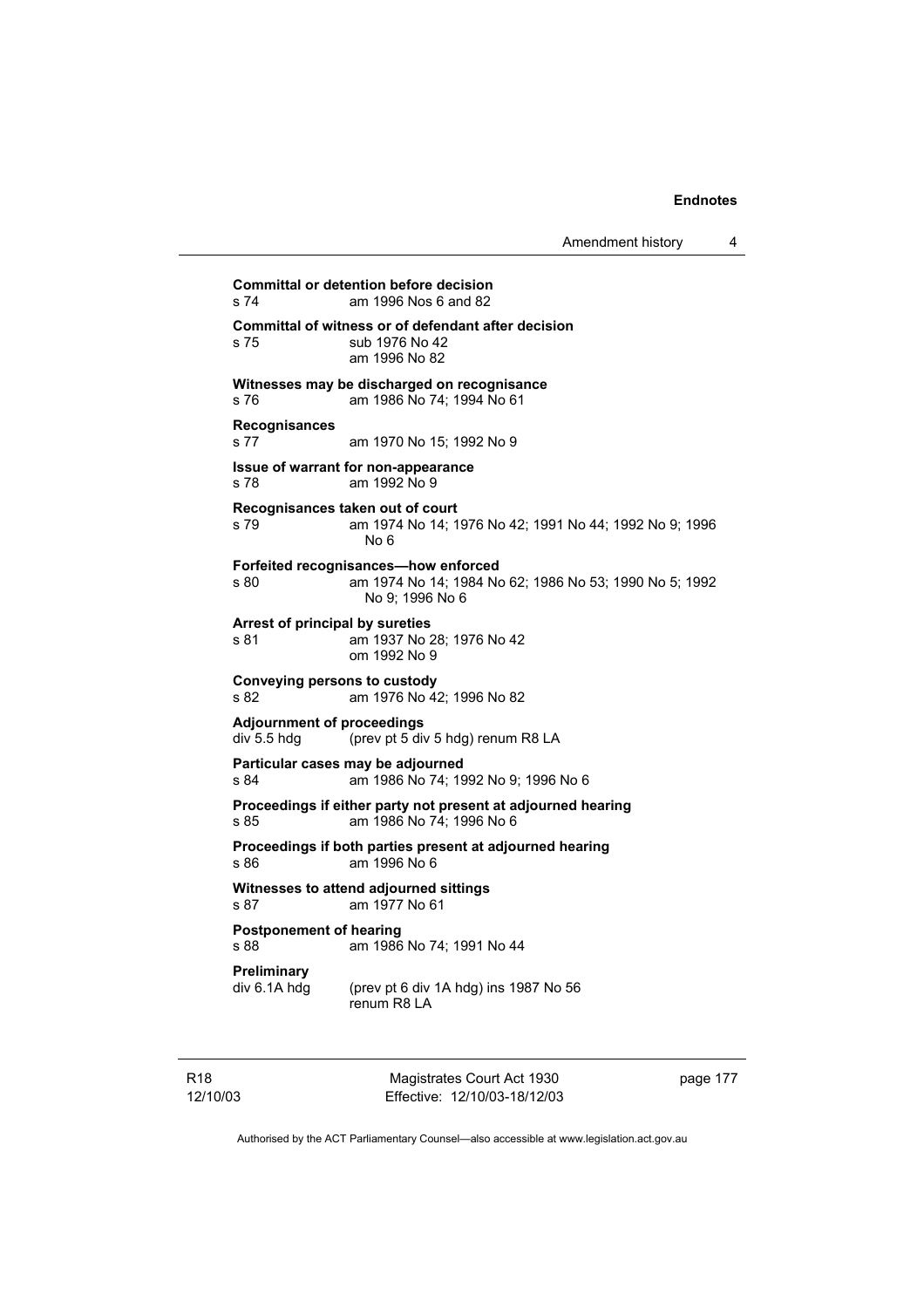**Committal or detention before decision**
s 74 am 1996 Nos 6 and 82

**Committal of witness or of defendant after decision**
s 75 sub 1976 No 42
am 1996 No 82

**Witnesses may be discharged on recognisance**
s 76 am 1986 No 74; 1994 No 61

**Recognisances**
s 77 am 1970 No 15; 1992 No 9

**Issue of warrant for non-appearance**
s 78 am 1992 No 9

**Recognisances taken out of court**
s 79 am 1974 No 14; 1976 No 42; 1991 No 44; 1992 No 9; 1996 No 6

**Forfeited recognisances—how enforced**
s 80 am 1974 No 14; 1984 No 62; 1986 No 53; 1990 No 5; 1992 No 9; 1996 No 6

**Arrest of principal by sureties**
s 81 am 1937 No 28; 1976 No 42
om 1992 No 9

**Conveying persons to custody**
s 82 am 1976 No 42; 1996 No 82

**Adjournment of proceedings**
div 5.5 hdg (prev pt 5 div 5 hdg) renum R8 LA

**Particular cases may be adjourned**
s 84 am 1986 No 74; 1992 No 9; 1996 No 6

**Proceedings if either party not present at adjourned hearing**
s 85 am 1986 No 74; 1996 No 6

**Proceedings if both parties present at adjourned hearing**
s 86 am 1996 No 6

**Witnesses to attend adjourned sittings**
s 87 am 1977 No 61

**Postponement of hearing**
s 88 am 1986 No 74; 1991 No 44

**Preliminary**
div 6.1A hdg (prev pt 6 div 1A hdg) ins 1987 No 56
renum R8 LA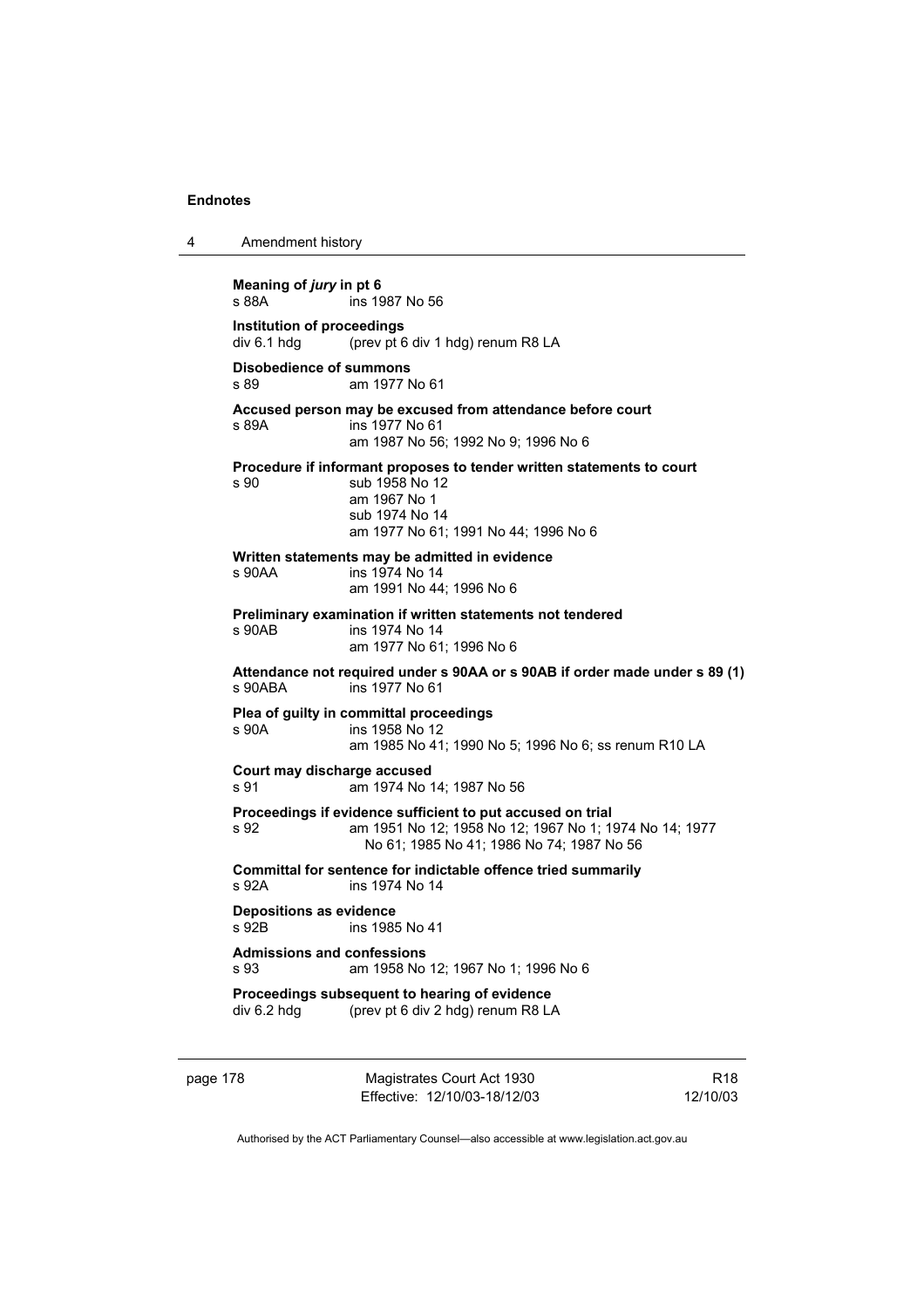**Meaning of *jury* in pt 6**
s 88A ins 1987 No 56

**Institution of proceedings**
div 6.1 hdg (prev pt 6 div 1 hdg) renum R8 LA

**Disobedience of summons**
s 89 am 1977 No 61

**Accused person may be excused from attendance before court**
s 89A ins 1977 No 61
am 1987 No 56; 1992 No 9; 1996 No 6

**Procedure if informant proposes to tender written statements to court**
s 90 sub 1958 No 12
am 1967 No 1
sub 1974 No 14
am 1977 No 61; 1991 No 44; 1996 No 6

**Written statements may be admitted in evidence**
s 90AA ins 1974 No 14
am 1991 No 44; 1996 No 6

**Preliminary examination if written statements not tendered**
s 90AB ins 1974 No 14
am 1977 No 61; 1996 No 6

**Attendance not required under s 90AA or s 90AB if order made under s 89 (1)**
s 90ABA ins 1977 No 61

**Plea of guilty in committal proceedings**
s 90A ins 1958 No 12
am 1985 No 41; 1990 No 5; 1996 No 6; ss renum R10 LA

**Court may discharge accused**
s 91 am 1974 No 14; 1987 No 56

**Proceedings if evidence sufficient to put accused on trial**
s 92 am 1951 No 12; 1958 No 12; 1967 No 1; 1974 No 14; 1977 No 61; 1985 No 41; 1986 No 74; 1987 No 56

**Committal for sentence for indictable offence tried summarily**
s 92A ins 1974 No 14

**Depositions as evidence**
s 92B ins 1985 No 41

**Admissions and confessions**
s 93 am 1958 No 12; 1967 No 1; 1996 No 6

**Proceedings subsequent to hearing of evidence**
div 6.2 hdg (prev pt 6 div 2 hdg) renum R8 LA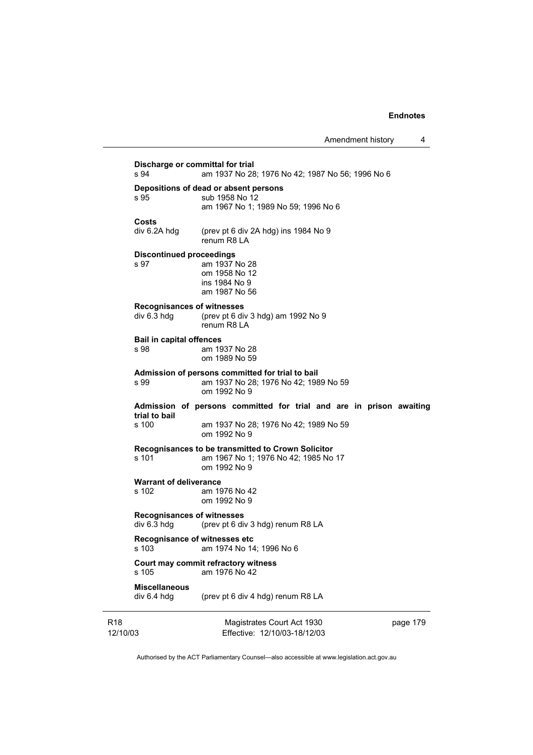**Discharge or committal for trial**
s 94 am 1937 No 28; 1976 No 42; 1987 No 56; 1996 No 6

**Depositions of dead or absent persons**
s 95 sub 1958 No 12
am 1967 No 1; 1989 No 59; 1996 No 6

**Costs**
div 6.2A hdg (prev pt 6 div 2A hdg) ins 1984 No 9
renum R8 LA

**Discontinued proceedings**
s 97 am 1937 No 28
om 1958 No 12
ins 1984 No 9
am 1987 No 56

**Recognisances of witnesses**
div 6.3 hdg (prev pt 6 div 3 hdg) am 1992 No 9
renum R8 LA

**Bail in capital offences**
s 98 am 1937 No 28
om 1989 No 59

**Admission of persons committed for trial to bail**
s 99 am 1937 No 28; 1976 No 42; 1989 No 59
om 1992 No 9

**Admission of persons committed for trial and are in prison awaiting trial to bail**
s 100 am 1937 No 28; 1976 No 42; 1989 No 59
om 1992 No 9

**Recognisances to be transmitted to Crown Solicitor**
s 101 am 1967 No 1; 1976 No 42; 1985 No 17
om 1992 No 9

**Warrant of deliverance**
s 102 am 1976 No 42
om 1992 No 9

**Recognisances of witnesses**
div 6.3 hdg (prev pt 6 div 3 hdg) renum R8 LA

**Recognisance of witnesses etc**
s 103 am 1974 No 14; 1996 No 6

**Court may commit refractory witness**
s 105 am 1976 No 42

**Miscellaneous**
div 6.4 hdg (prev pt 6 div 4 hdg) renum R8 LA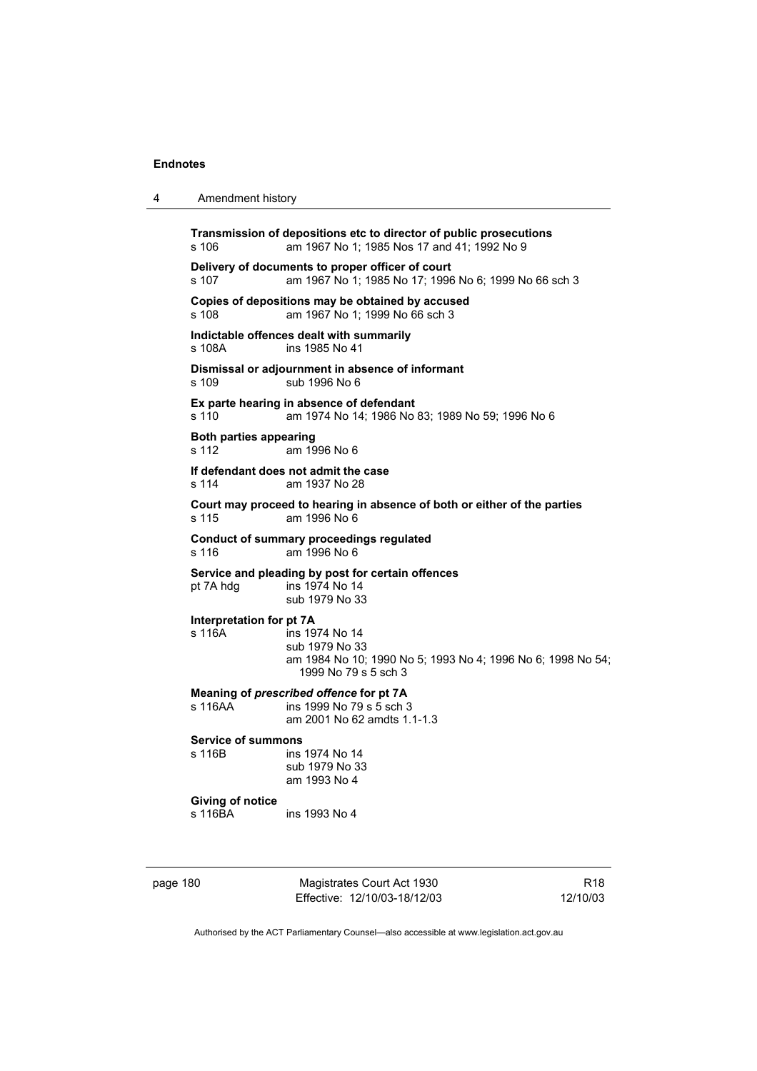**Transmission of depositions etc to director of public prosecutions**
s 106 am 1967 No 1; 1985 Nos 17 and 41; 1992 No 9

**Delivery of documents to proper officer of court**
s 107 am 1967 No 1; 1985 No 17; 1996 No 6; 1999 No 66 sch 3

**Copies of depositions may be obtained by accused**
s 108 am 1967 No 1; 1999 No 66 sch 3

**Indictable offences dealt with summarily**
s 108A ins 1985 No 41

**Dismissal or adjournment in absence of informant**
s 109 sub 1996 No 6

**Ex parte hearing in absence of defendant**
s 110 am 1974 No 14; 1986 No 83; 1989 No 59; 1996 No 6

**Both parties appearing**
s 112 am 1996 No 6

**If defendant does not admit the case**
s 114 am 1937 No 28

**Court may proceed to hearing in absence of both or either of the parties**
s 115 am 1996 No 6

**Conduct of summary proceedings regulated**
s 116 am 1996 No 6

**Service and pleading by post for certain offences**
pt 7A hdg ins 1974 No 14
sub 1979 No 33

**Interpretation for pt 7A**
s 116A ins 1974 No 14
sub 1979 No 33
am 1984 No 10; 1990 No 5; 1993 No 4; 1996 No 6; 1998 No 54; 1999 No 79 s 5 sch 3

**Meaning of *prescribed offence* for pt 7A**
s 116AA ins 1999 No 79 s 5 sch 3
am 2001 No 62 amdts 1.1-1.3

**Service of summons**
s 116B ins 1974 No 14
sub 1979 No 33
am 1993 No 4

**Giving of notice**
s 116BA ins 1993 No 4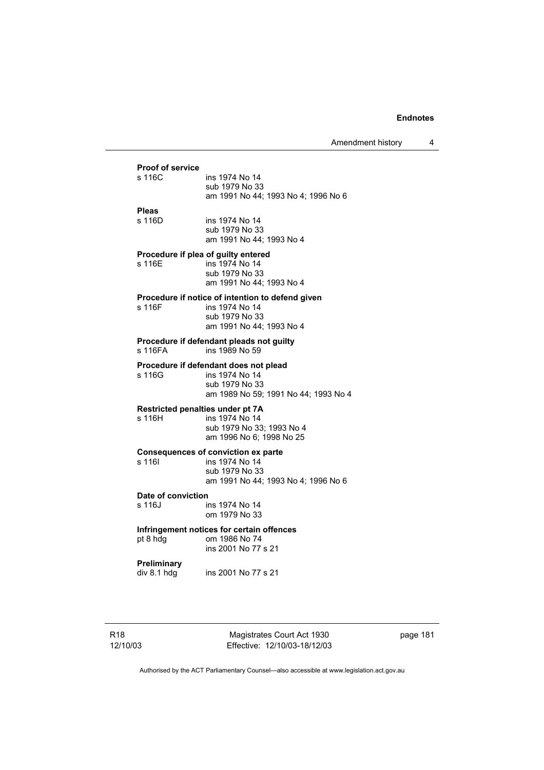**Proof of service**

s 116C ins 1974 No 14
sub 1979 No 33
am 1991 No 44; 1993 No 4; 1996 No 6

**Pleas**

s 116D ins 1974 No 14
sub 1979 No 33
am 1991 No 44; 1993 No 4

**Procedure if plea of guilty entered**

s 116E ins 1974 No 14
sub 1979 No 33
am 1991 No 44; 1993 No 4

**Procedure if notice of intention to defend given**

s 116F ins 1974 No 14
sub 1979 No 33
am 1991 No 44; 1993 No 4

**Procedure if defendant pleads not guilty**

s 116FA ins 1989 No 59

**Procedure if defendant does not plead**

s 116G ins 1974 No 14
sub 1979 No 33
am 1989 No 59; 1991 No 44; 1993 No 4

**Restricted penalties under pt 7A**

s 116H ins 1974 No 14
sub 1979 No 33; 1993 No 4
am 1996 No 6; 1998 No 25

**Consequences of conviction ex parte**

s 116I ins 1974 No 14
sub 1979 No 33
am 1991 No 44; 1993 No 4; 1996 No 6

**Date of conviction**

s 116J ins 1974 No 14
om 1979 No 33

**Infringement notices for certain offences**

pt 8 hdg om 1986 No 74
ins 2001 No 77 s 21

**Preliminary**

div 8.1 hdg ins 2001 No 77 s 21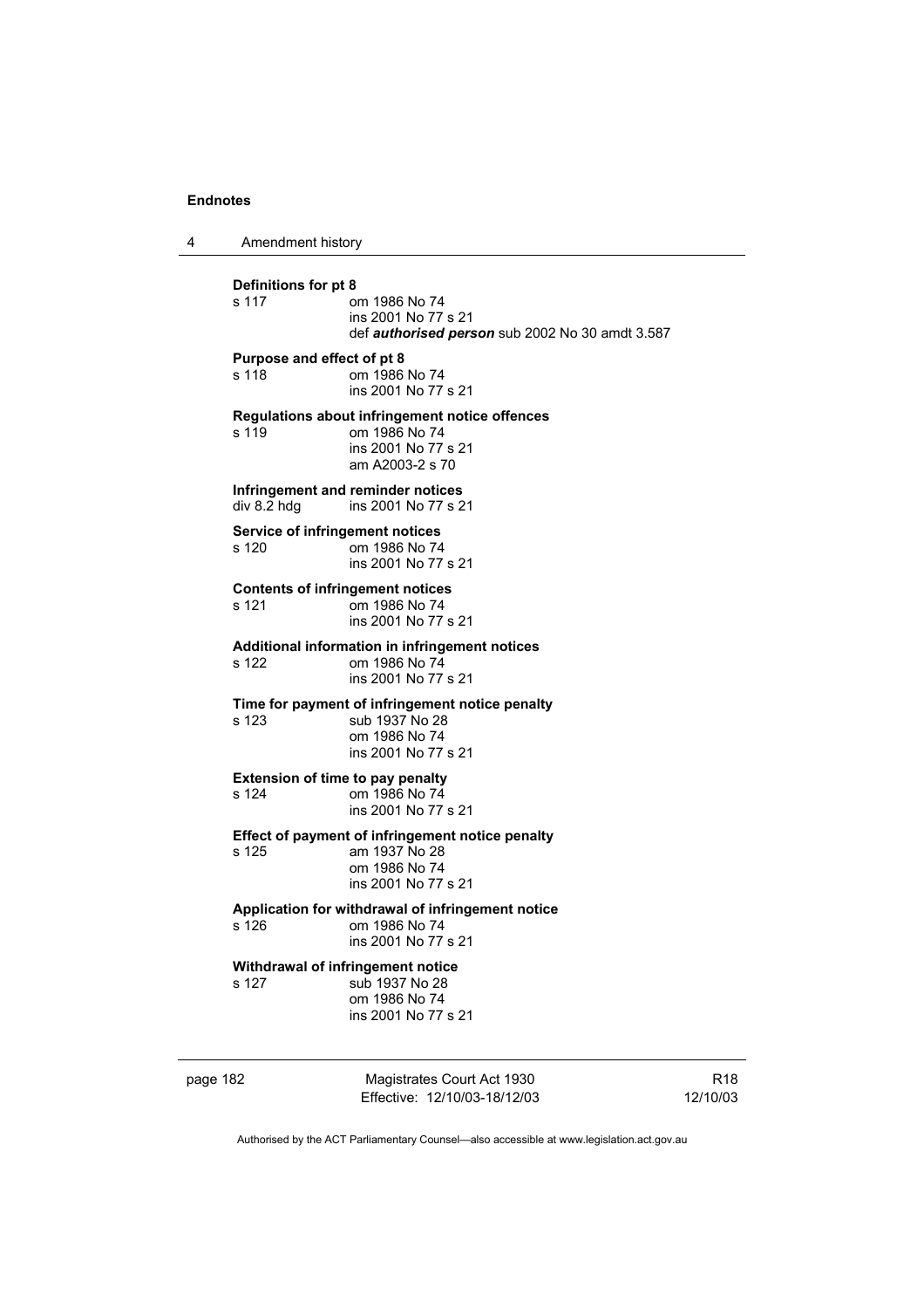**Definitions for pt 8**
s 117 om 1986 No 74
ins 2001 No 77 s 21
def ***authorised person*** sub 2002 No 30 amdt 3.587

**Purpose and effect of pt 8**
s 118 om 1986 No 74
ins 2001 No 77 s 21

**Regulations about infringement notice offences**
s 119 om 1986 No 74
ins 2001 No 77 s 21
am A2003-2 s 70

**Infringement and reminder notices**
div 8.2 hdg ins 2001 No 77 s 21

**Service of infringement notices**
s 120 om 1986 No 74
ins 2001 No 77 s 21

**Contents of infringement notices**
s 121 om 1986 No 74
ins 2001 No 77 s 21

**Additional information in infringement notices**
s 122 om 1986 No 74
ins 2001 No 77 s 21

**Time for payment of infringement notice penalty**
s 123 sub 1937 No 28
om 1986 No 74
ins 2001 No 77 s 21

**Extension of time to pay penalty**
s 124 om 1986 No 74
ins 2001 No 77 s 21

**Effect of payment of infringement notice penalty**
s 125 am 1937 No 28
om 1986 No 74
ins 2001 No 77 s 21

**Application for withdrawal of infringement notice**
s 126 om 1986 No 74
ins 2001 No 77 s 21

**Withdrawal of infringement notice**
s 127 sub 1937 No 28
om 1986 No 74
ins 2001 No 77 s 21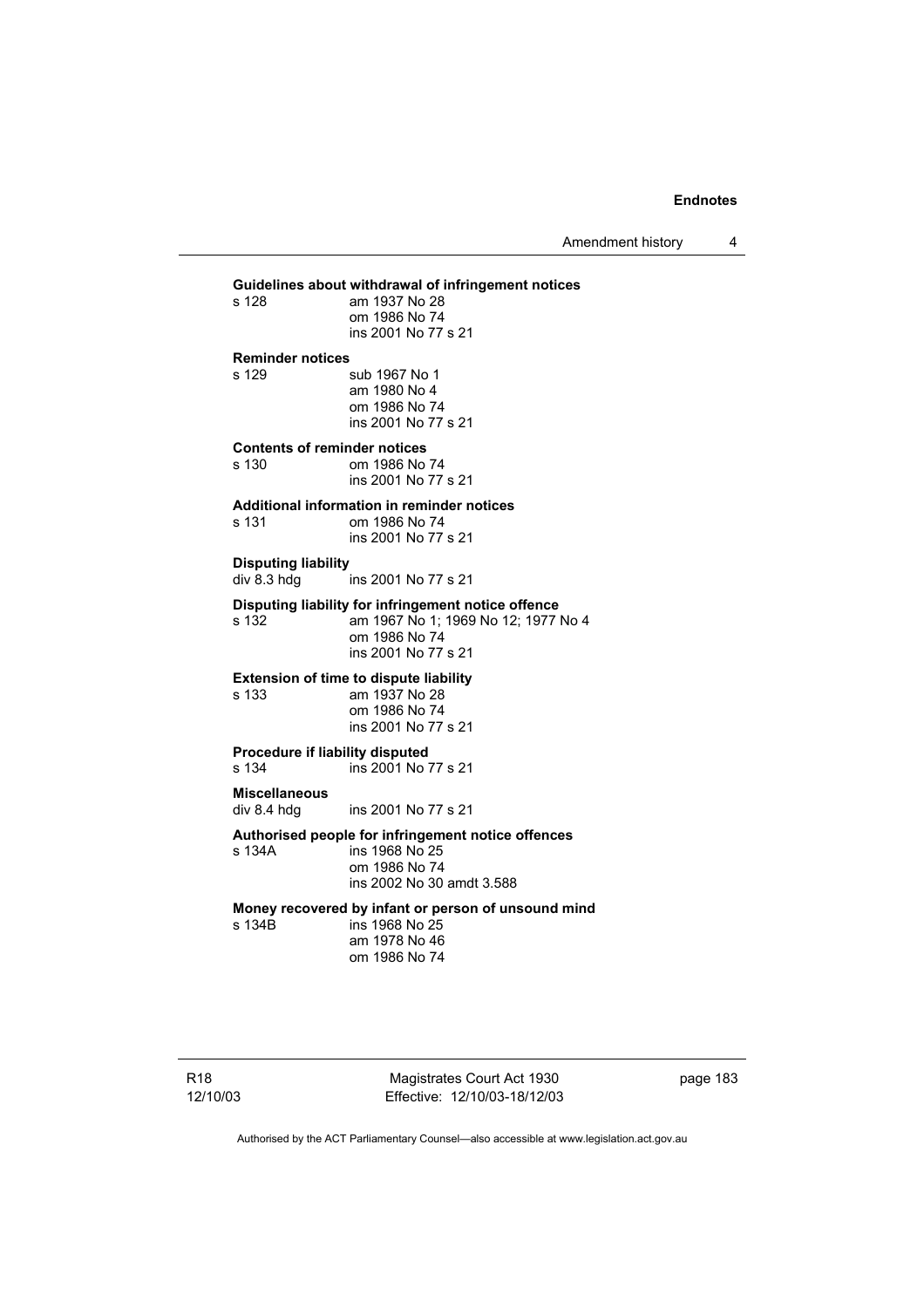**Guidelines about withdrawal of infringement notices**

s 128 am 1937 No 28
om 1986 No 74
ins 2001 No 77 s 21

**Reminder notices**

s 129 sub 1967 No 1
am 1980 No 4
om 1986 No 74
ins 2001 No 77 s 21

**Contents of reminder notices**

s 130 om 1986 No 74
ins 2001 No 77 s 21

**Additional information in reminder notices**

s 131 om 1986 No 74
ins 2001 No 77 s 21

**Disputing liability**

div 8.3 hdg ins 2001 No 77 s 21

**Disputing liability for infringement notice offence**

s 132 am 1967 No 1; 1969 No 12; 1977 No 4
om 1986 No 74
ins 2001 No 77 s 21

**Extension of time to dispute liability**

s 133 am 1937 No 28
om 1986 No 74
ins 2001 No 77 s 21

**Procedure if liability disputed**

s 134 ins 2001 No 77 s 21

**Miscellaneous**

div 8.4 hdg ins 2001 No 77 s 21

**Authorised people for infringement notice offences**

s 134A ins 1968 No 25
om 1986 No 74
ins 2002 No 30 amdt 3.588

**Money recovered by infant or person of unsound mind**

s 134B ins 1968 No 25
am 1978 No 46
om 1986 No 74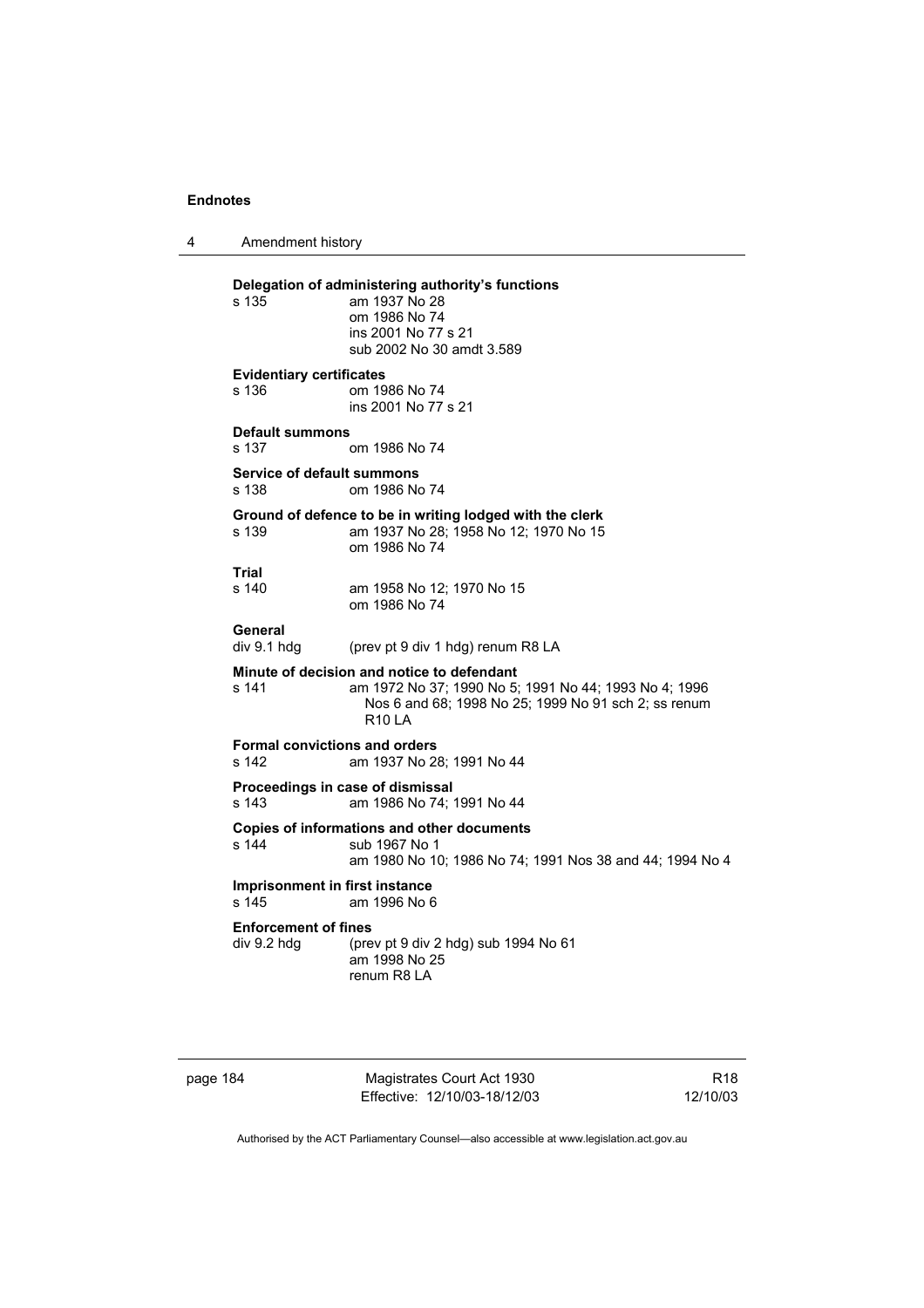**Delegation of administering authority's functions**

s 135 am 1937 No 28
om 1986 No 74
ins 2001 No 77 s 21
sub 2002 No 30 amdt 3.589

**Evidentiary certificates**

s 136 om 1986 No 74
ins 2001 No 77 s 21

**Default summons**

s 137 om 1986 No 74

**Service of default summons**

s 138 om 1986 No 74

**Ground of defence to be in writing lodged with the clerk**

s 139 am 1937 No 28; 1958 No 12; 1970 No 15
om 1986 No 74

**Trial**

s 140 am 1958 No 12; 1970 No 15
om 1986 No 74

**General**

div 9.1 hdg (prev pt 9 div 1 hdg) renum R8 LA

**Minute of decision and notice to defendant**

s 141 am 1972 No 37; 1990 No 5; 1991 No 44; 1993 No 4; 1996 Nos 6 and 68; 1998 No 25; 1999 No 91 sch 2; ss renum R10 LA

**Formal convictions and orders**

s 142 am 1937 No 28; 1991 No 44

**Proceedings in case of dismissal**

s 143 am 1986 No 74; 1991 No 44

**Copies of informations and other documents**

s 144 sub 1967 No 1
am 1980 No 10; 1986 No 74; 1991 Nos 38 and 44; 1994 No 4

**Imprisonment in first instance**

s 145 am 1996 No 6

**Enforcement of fines**

div 9.2 hdg (prev pt 9 div 2 hdg) sub 1994 No 61
am 1998 No 25
renum R8 LA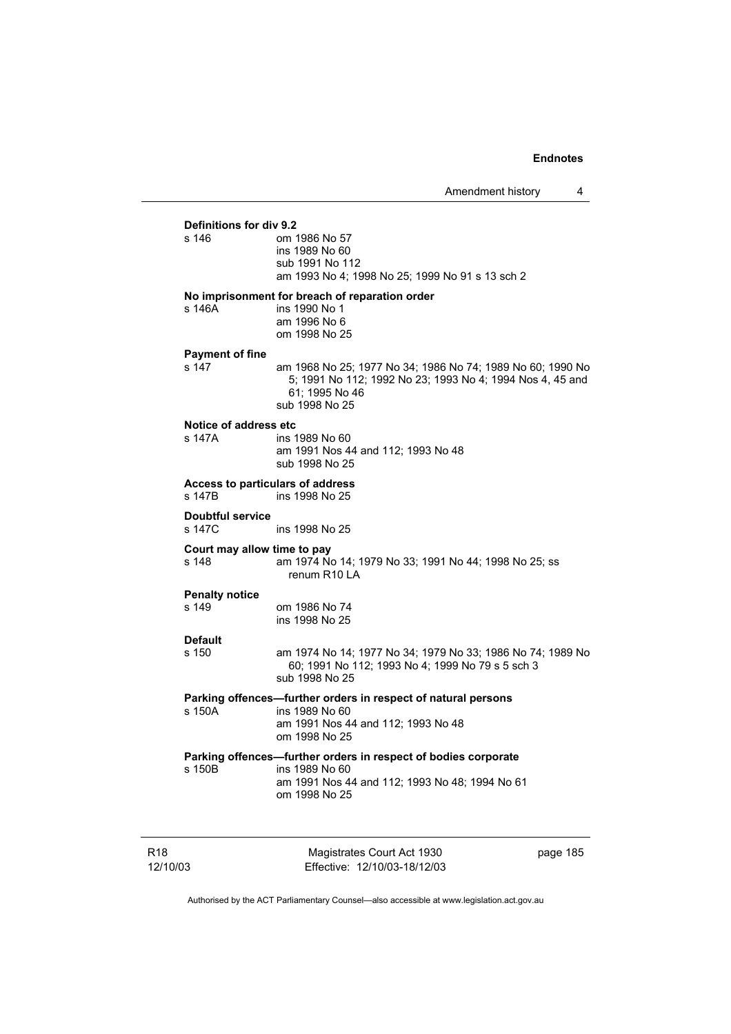**Definitions for div 9.2**

s 146 om 1986 No 57
ins 1989 No 60
sub 1991 No 112
am 1993 No 4; 1998 No 25; 1999 No 91 s 13 sch 2

**No imprisonment for breach of reparation order**

s 146A ins 1990 No 1
am 1996 No 6
om 1998 No 25

**Payment of fine**

s 147 am 1968 No 25; 1977 No 34; 1986 No 74; 1989 No 60; 1990 No 5; 1991 No 112; 1992 No 23; 1993 No 4; 1994 Nos 4, 45 and 61; 1995 No 46
sub 1998 No 25

**Notice of address etc**

s 147A ins 1989 No 60
am 1991 Nos 44 and 112; 1993 No 48
sub 1998 No 25

**Access to particulars of address**

s 147B ins 1998 No 25

**Doubtful service**

s 147C ins 1998 No 25

**Court may allow time to pay**

s 148 am 1974 No 14; 1979 No 33; 1991 No 44; 1998 No 25; ss renum R10 LA

**Penalty notice**

s 149 om 1986 No 74
ins 1998 No 25

**Default**

s 150 am 1974 No 14; 1977 No 34; 1979 No 33; 1986 No 74; 1989 No 60; 1991 No 112; 1993 No 4; 1999 No 79 s 5 sch 3
sub 1998 No 25

**Parking offences—further orders in respect of natural persons**

s 150A ins 1989 No 60
am 1991 Nos 44 and 112; 1993 No 48
om 1998 No 25

**Parking offences—further orders in respect of bodies corporate**

s 150B ins 1989 No 60
am 1991 Nos 44 and 112; 1993 No 48; 1994 No 61
om 1998 No 25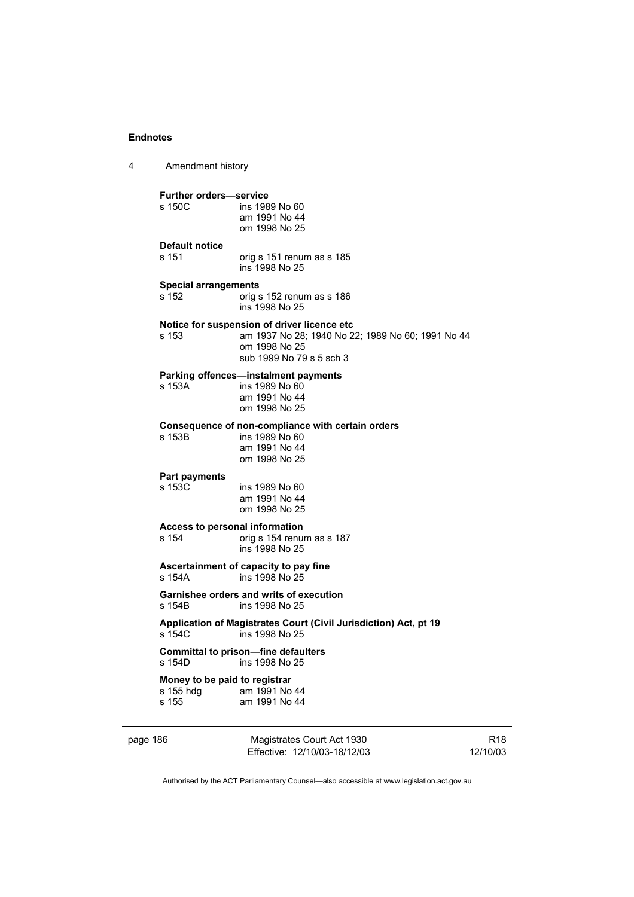**Further orders—service**

s 150C ins 1989 No 60
am 1991 No 44
om 1998 No 25

**Default notice**

s 151 orig s 151 renum as s 185
ins 1998 No 25

**Special arrangements**

s 152 orig s 152 renum as s 186
ins 1998 No 25

**Notice for suspension of driver licence etc**

s 153 am 1937 No 28; 1940 No 22; 1989 No 60; 1991 No 44
om 1998 No 25
sub 1999 No 79 s 5 sch 3

**Parking offences—instalment payments**

s 153A ins 1989 No 60
am 1991 No 44
om 1998 No 25

**Consequence of non-compliance with certain orders**

s 153B ins 1989 No 60
am 1991 No 44
om 1998 No 25

**Part payments**

s 153C ins 1989 No 60
am 1991 No 44
om 1998 No 25

**Access to personal information**

s 154 orig s 154 renum as s 187
ins 1998 No 25

**Ascertainment of capacity to pay fine**

s 154A ins 1998 No 25

**Garnishee orders and writs of execution**

s 154B ins 1998 No 25

**Application of Magistrates Court (Civil Jurisdiction) Act, pt 19**

s 154C ins 1998 No 25

**Committal to prison—fine defaulters**

s 154D ins 1998 No 25

**Money to be paid to registrar**

s 155 hdg am 1991 No 44
s 155 am 1991 No 44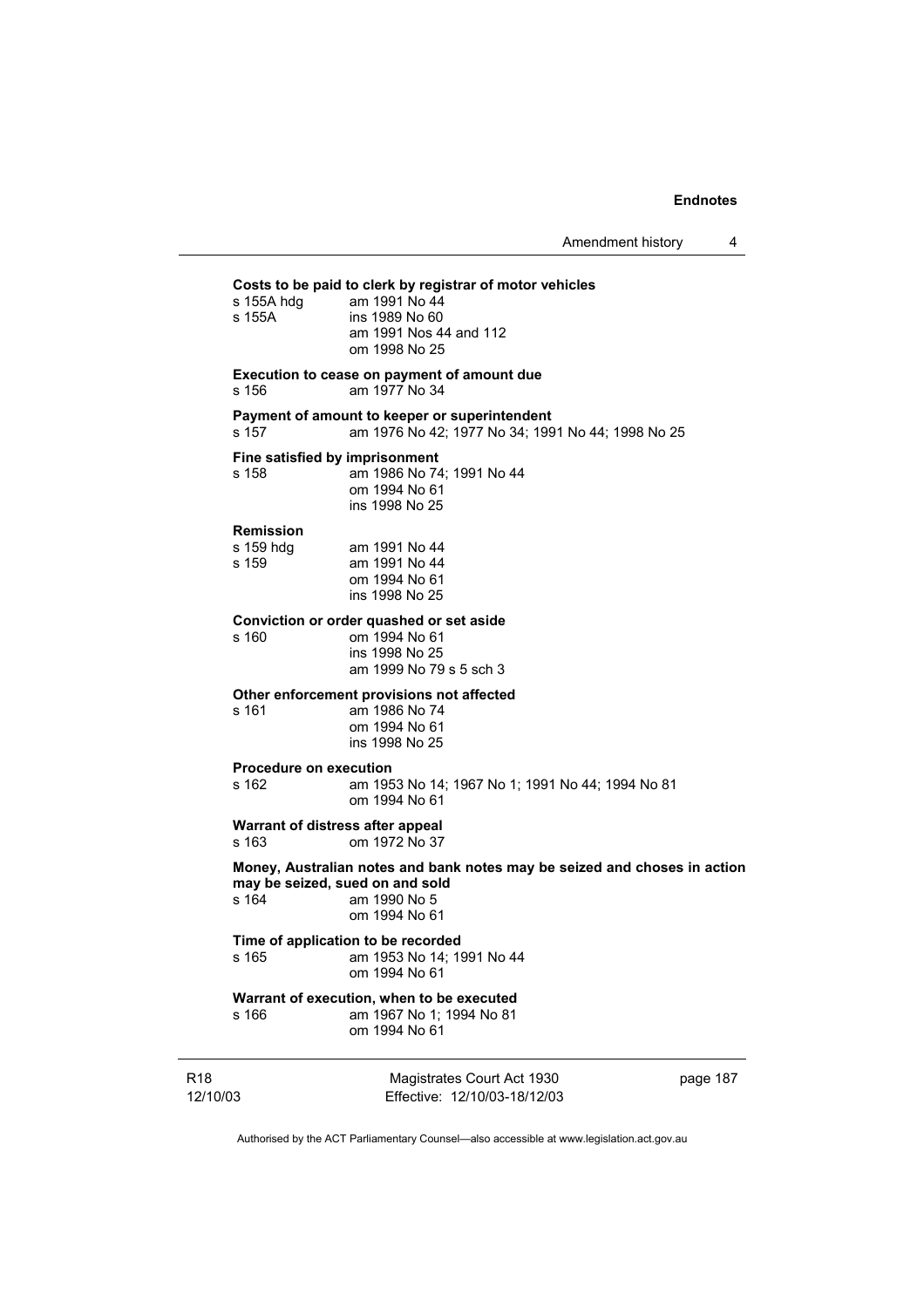**Costs to be paid to clerk by registrar of motor vehicles**

s 155A hdg am 1991 No 44

s 155A ins 1989 No 60
am 1991 Nos 44 and 112
om 1998 No 25

**Execution to cease on payment of amount due**

s 156 am 1977 No 34

**Payment of amount to keeper or superintendent**

s 157 am 1976 No 42; 1977 No 34; 1991 No 44; 1998 No 25

**Fine satisfied by imprisonment**

s 158 am 1986 No 74; 1991 No 44
om 1994 No 61
ins 1998 No 25

**Remission**

s 159 hdg am 1991 No 44

s 159 am 1991 No 44
om 1994 No 61
ins 1998 No 25

**Conviction or order quashed or set aside**

s 160 om 1994 No 61
ins 1998 No 25
am 1999 No 79 s 5 sch 3

**Other enforcement provisions not affected**

s 161 am 1986 No 74
om 1994 No 61
ins 1998 No 25

**Procedure on execution**

s 162 am 1953 No 14; 1967 No 1; 1991 No 44; 1994 No 81
om 1994 No 61

**Warrant of distress after appeal**

s 163 om 1972 No 37

**Money, Australian notes and bank notes may be seized and choses in action may be seized, sued on and sold**

s 164 am 1990 No 5
om 1994 No 61

**Time of application to be recorded**

s 165 am 1953 No 14; 1991 No 44
om 1994 No 61

**Warrant of execution, when to be executed**

s 166 am 1967 No 1; 1994 No 81
om 1994 No 61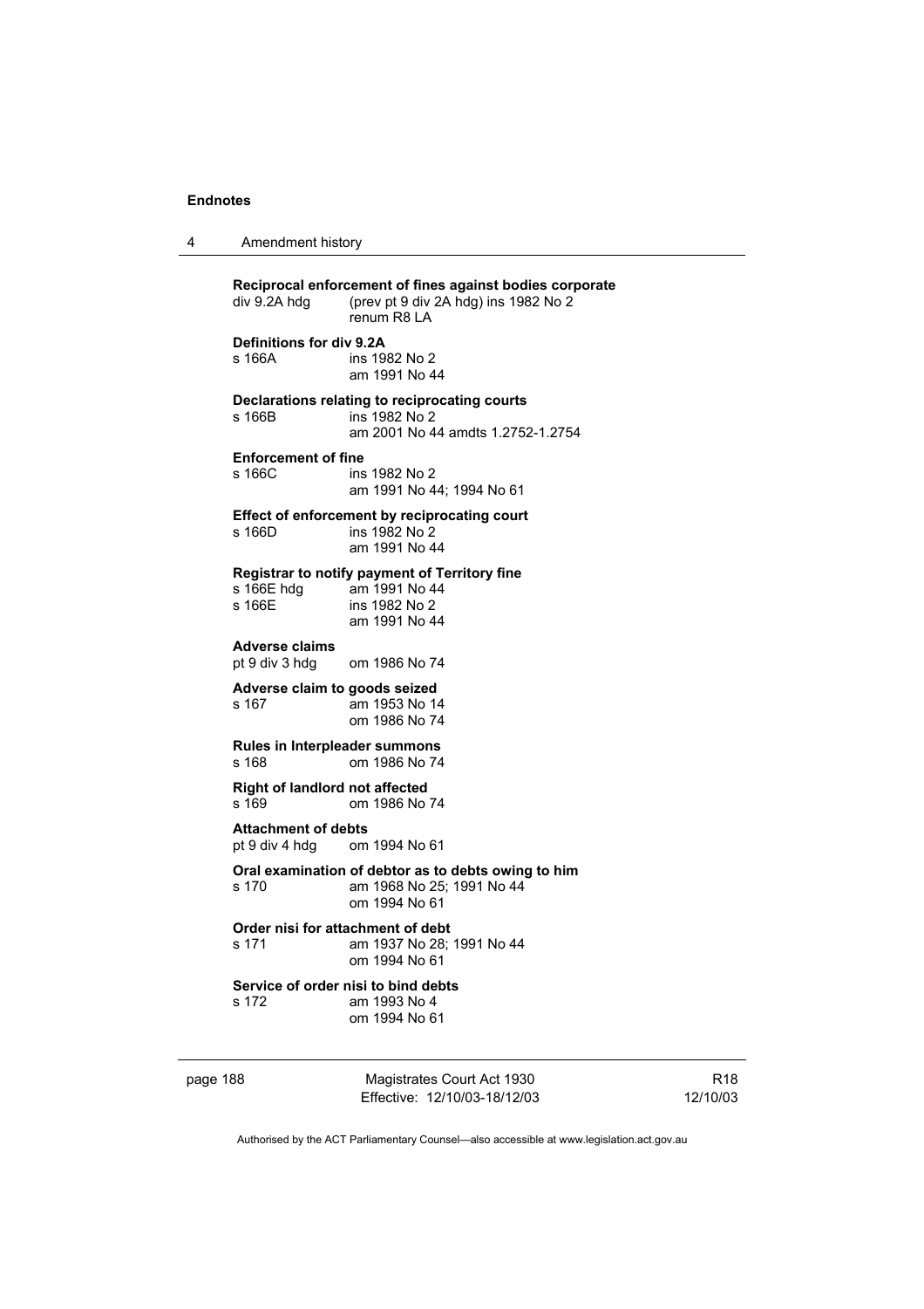**Reciprocal enforcement of fines against bodies corporate**

div 9.2A hdg (prev pt 9 div 2A hdg) ins 1982 No 2
renum R8 LA

**Definitions for div 9.2A**

s 166A ins 1982 No 2
am 1991 No 44

**Declarations relating to reciprocating courts**

s 166B ins 1982 No 2
am 2001 No 44 amdts 1.2752-1.2754

**Enforcement of fine**

s 166C ins 1982 No 2
am 1991 No 44; 1994 No 61

**Effect of enforcement by reciprocating court**

s 166D ins 1982 No 2
am 1991 No 44

**Registrar to notify payment of Territory fine**

s 166E hdg am 1991 No 44
s 166E ins 1982 No 2
am 1991 No 44

**Adverse claims**

pt 9 div 3 hdg om 1986 No 74

**Adverse claim to goods seized**

s 167 am 1953 No 14
om 1986 No 74

**Rules in Interpleader summons**

s 168 om 1986 No 74

**Right of landlord not affected**

s 169 om 1986 No 74

**Attachment of debts**

pt 9 div 4 hdg om 1994 No 61

**Oral examination of debtor as to debts owing to him**

s 170 am 1968 No 25; 1991 No 44
om 1994 No 61

**Order nisi for attachment of debt**

s 171 am 1937 No 28; 1991 No 44
om 1994 No 61

**Service of order nisi to bind debts**

s 172 am 1993 No 4
om 1994 No 61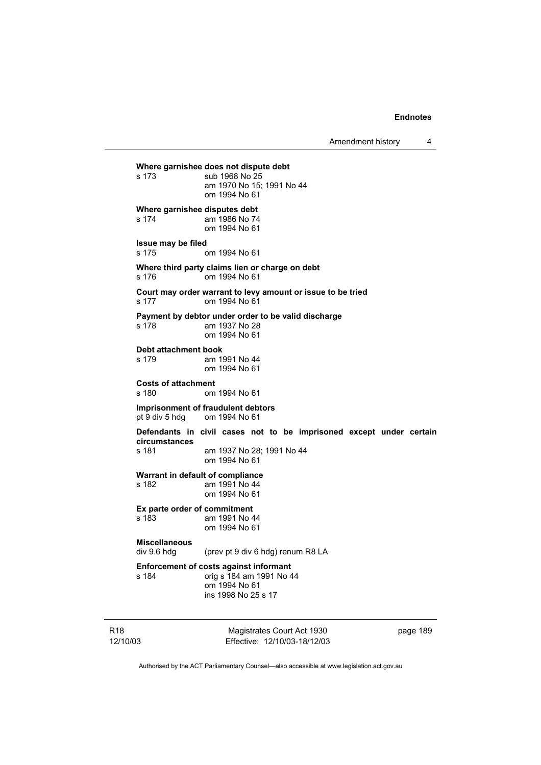**Where garnishee does not dispute debt**

s 173 sub 1968 No 25
am 1970 No 15; 1991 No 44
om 1994 No 61

**Where garnishee disputes debt**

s 174 am 1986 No 74
om 1994 No 61

**Issue may be filed**

s 175 om 1994 No 61

**Where third party claims lien or charge on debt**

s 176 om 1994 No 61

**Court may order warrant to levy amount or issue to be tried**

s 177 om 1994 No 61

**Payment by debtor under order to be valid discharge**

s 178 am 1937 No 28
om 1994 No 61

**Debt attachment book**

s 179 am 1991 No 44
om 1994 No 61

**Costs of attachment**

s 180 om 1994 No 61

**Imprisonment of fraudulent debtors**

pt 9 div 5 hdg om 1994 No 61

**Defendants in civil cases not to be imprisoned except under certain circumstances**

s 181 am 1937 No 28; 1991 No 44
om 1994 No 61

**Warrant in default of compliance**

s 182 am 1991 No 44
om 1994 No 61

**Ex parte order of commitment**

s 183 am 1991 No 44
om 1994 No 61

**Miscellaneous**

div 9.6 hdg (prev pt 9 div 6 hdg) renum R8 LA

**Enforcement of costs against informant**

s 184 orig s 184 am 1991 No 44
om 1994 No 61
ins 1998 No 25 s 17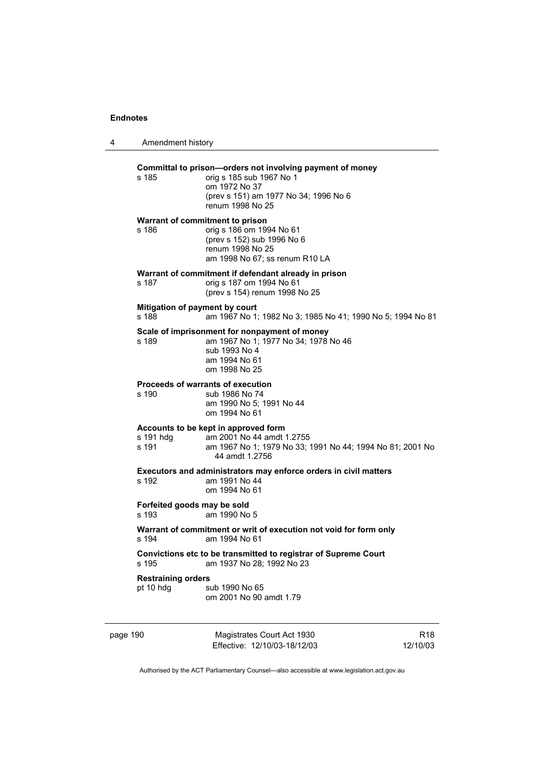**Committal to prison—orders not involving payment of money**

| | |
|---|---|
| s 185 | orig s 185 sub 1967 No 1<br>om 1972 No 37<br>(prev s 151) am 1977 No 34; 1996 No 6<br>renum 1998 No 25 |

**Warrant of commitment to prison**

| | |
|---|---|
| s 186 | orig s 186 om 1994 No 61<br>(prev s 152) sub 1996 No 6<br>renum 1998 No 25<br>am 1998 No 67; ss renum R10 LA |

**Warrant of commitment if defendant already in prison**

| | |
|---|---|
| s 187 | orig s 187 om 1994 No 61<br>(prev s 154) renum 1998 No 25 |

**Mitigation of payment by court**

| | |
|---|---|
| s 188 | am 1967 No 1; 1982 No 3; 1985 No 41; 1990 No 5; 1994 No 81 |

**Scale of imprisonment for nonpayment of money**

| | |
|---|---|
| s 189 | am 1967 No 1; 1977 No 34; 1978 No 46<br>sub 1993 No 4<br>am 1994 No 61<br>om 1998 No 25 |

**Proceeds of warrants of execution**

| | |
|---|---|
| s 190 | sub 1986 No 74<br>am 1990 No 5; 1991 No 44<br>om 1994 No 61 |

**Accounts to be kept in approved form**

| | |
|---|---|
| s 191 hdg | am 2001 No 44 amdt 1.2755 |
| s 191 | am 1967 No 1; 1979 No 33; 1991 No 44; 1994 No 81; 2001 No 44 amdt 1.2756 |

**Executors and administrators may enforce orders in civil matters**

| | |
|---|---|
| s 192 | am 1991 No 44<br>om 1994 No 61 |

**Forfeited goods may be sold**

| | |
|---|---|
| s 193 | am 1990 No 5 |

**Warrant of commitment or writ of execution not void for form only**

| | |
|---|---|
| s 194 | am 1994 No 61 |

**Convictions etc to be transmitted to registrar of Supreme Court**

| | |
|---|---|
| s 195 | am 1937 No 28; 1992 No 23 |

**Restraining orders**

| | |
|---|---|
| pt 10 hdg | sub 1990 No 65<br>om 2001 No 90 amdt 1.79 |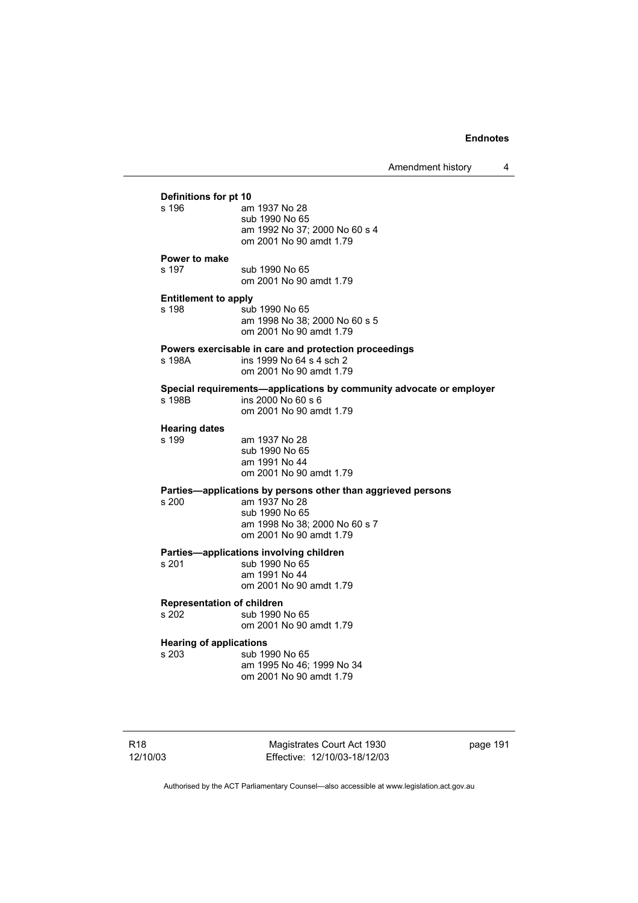**Definitions for pt 10**

| | |
|---|---|
| s 196 | am 1937 No 28 |
| | sub 1990 No 65 |
| | am 1992 No 37; 2000 No 60 s 4 |
| | om 2001 No 90 amdt 1.79 |

**Power to make**

| | |
|---|---|
| s 197 | sub 1990 No 65 |
| | om 2001 No 90 amdt 1.79 |

**Entitlement to apply**

| | |
|---|---|
| s 198 | sub 1990 No 65 |
| | am 1998 No 38; 2000 No 60 s 5 |
| | om 2001 No 90 amdt 1.79 |

**Powers exercisable in care and protection proceedings**

| | |
|---|---|
| s 198A | ins 1999 No 64 s 4 sch 2 |
| | om 2001 No 90 amdt 1.79 |

**Special requirements—applications by community advocate or employer**

| | |
|---|---|
| s 198B | ins 2000 No 60 s 6 |
| | om 2001 No 90 amdt 1.79 |

**Hearing dates**

| | |
|---|---|
| s 199 | am 1937 No 28 |
| | sub 1990 No 65 |
| | am 1991 No 44 |
| | om 2001 No 90 amdt 1.79 |

**Parties—applications by persons other than aggrieved persons**

| | |
|---|---|
| s 200 | am 1937 No 28 |
| | sub 1990 No 65 |
| | am 1998 No 38; 2000 No 60 s 7 |
| | om 2001 No 90 amdt 1.79 |

**Parties—applications involving children**

| | |
|---|---|
| s 201 | sub 1990 No 65 |
| | am 1991 No 44 |
| | om 2001 No 90 amdt 1.79 |

**Representation of children**

| | |
|---|---|
| s 202 | sub 1990 No 65 |
| | om 2001 No 90 amdt 1.79 |

**Hearing of applications**

| | |
|---|---|
| s 203 | sub 1990 No 65 |
| | am 1995 No 46; 1999 No 34 |
| | om 2001 No 90 amdt 1.79 |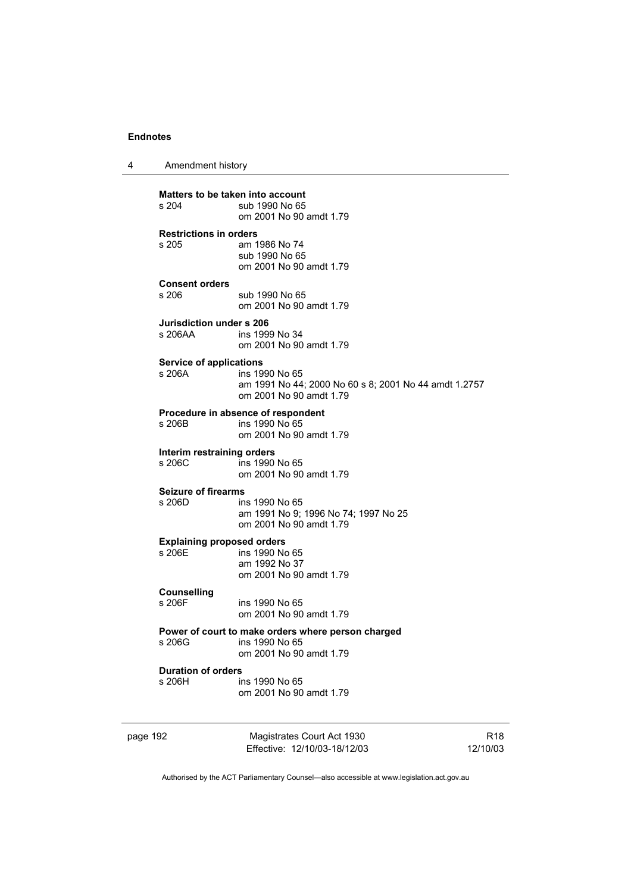**Matters to be taken into account**
s 204 sub 1990 No 65
om 2001 No 90 amdt 1.79

**Restrictions in orders**
s 205 am 1986 No 74
sub 1990 No 65
om 2001 No 90 amdt 1.79

**Consent orders**
s 206 sub 1990 No 65
om 2001 No 90 amdt 1.79

**Jurisdiction under s 206**
s 206AA ins 1999 No 34
om 2001 No 90 amdt 1.79

**Service of applications**
s 206A ins 1990 No 65
am 1991 No 44; 2000 No 60 s 8; 2001 No 44 amdt 1.2757
om 2001 No 90 amdt 1.79

**Procedure in absence of respondent**
s 206B ins 1990 No 65
om 2001 No 90 amdt 1.79

**Interim restraining orders**
s 206C ins 1990 No 65
om 2001 No 90 amdt 1.79

**Seizure of firearms**
s 206D ins 1990 No 65
am 1991 No 9; 1996 No 74; 1997 No 25
om 2001 No 90 amdt 1.79

**Explaining proposed orders**
s 206E ins 1990 No 65
am 1992 No 37
om 2001 No 90 amdt 1.79

**Counselling**
s 206F ins 1990 No 65
om 2001 No 90 amdt 1.79

**Power of court to make orders where person charged**
s 206G ins 1990 No 65
om 2001 No 90 amdt 1.79

**Duration of orders**
s 206H ins 1990 No 65
om 2001 No 90 amdt 1.79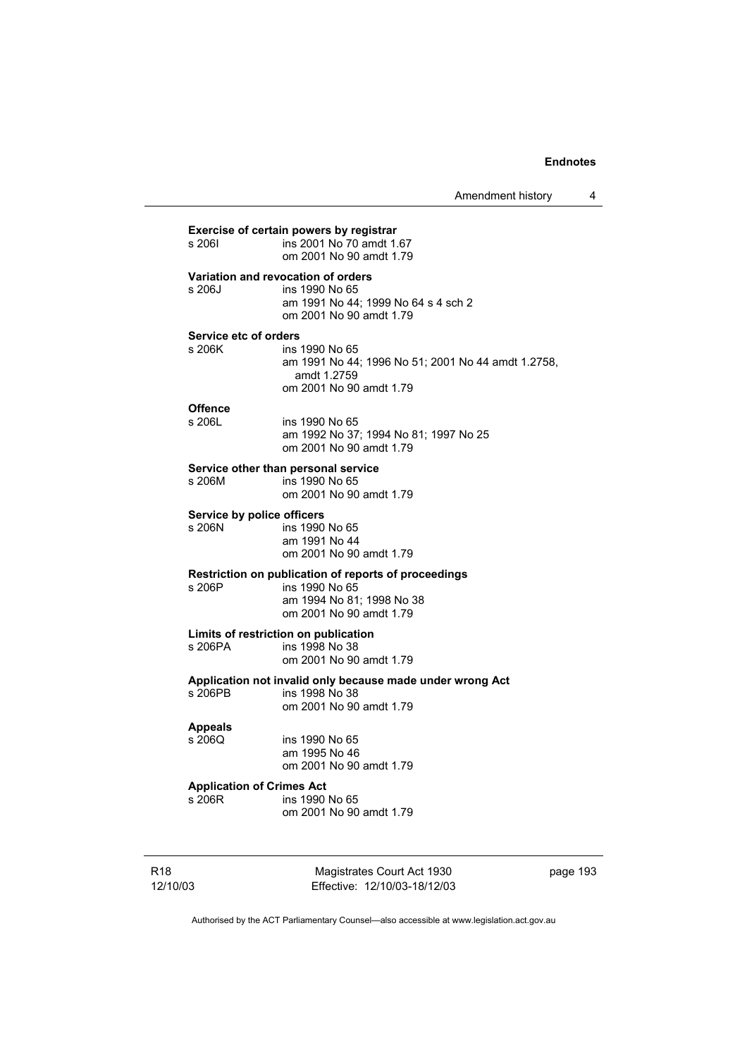**Exercise of certain powers by registrar**

s 206I ins 2001 No 70 amdt 1.67
om 2001 No 90 amdt 1.79

**Variation and revocation of orders**

s 206J ins 1990 No 65
am 1991 No 44; 1999 No 64 s 4 sch 2
om 2001 No 90 amdt 1.79

**Service etc of orders**

s 206K ins 1990 No 65
am 1991 No 44; 1996 No 51; 2001 No 44 amdt 1.2758, amdt 1.2759
om 2001 No 90 amdt 1.79

**Offence**

s 206L ins 1990 No 65
am 1992 No 37; 1994 No 81; 1997 No 25
om 2001 No 90 amdt 1.79

**Service other than personal service**

s 206M ins 1990 No 65
om 2001 No 90 amdt 1.79

**Service by police officers**

s 206N ins 1990 No 65
am 1991 No 44
om 2001 No 90 amdt 1.79

**Restriction on publication of reports of proceedings**

s 206P ins 1990 No 65
am 1994 No 81; 1998 No 38
om 2001 No 90 amdt 1.79

**Limits of restriction on publication**

s 206PA ins 1998 No 38
om 2001 No 90 amdt 1.79

**Application not invalid only because made under wrong Act**

s 206PB ins 1998 No 38
om 2001 No 90 amdt 1.79

**Appeals**

s 206Q ins 1990 No 65
am 1995 No 46
om 2001 No 90 amdt 1.79

**Application of Crimes Act**

s 206R ins 1990 No 65
om 2001 No 90 amdt 1.79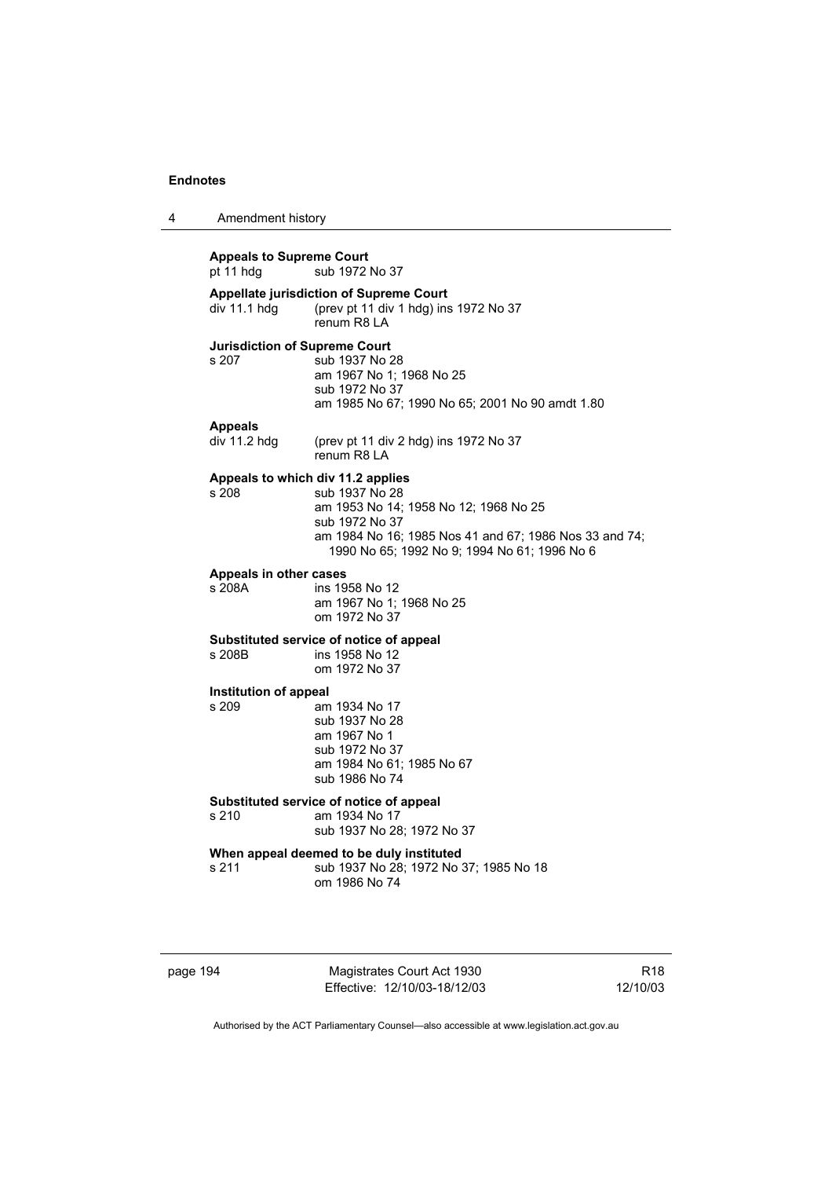**Appeals to Supreme Court**

pt 11 hdg sub 1972 No 37

**Appellate jurisdiction of Supreme Court**

div 11.1 hdg (prev pt 11 div 1 hdg) ins 1972 No 37
renum R8 LA

**Jurisdiction of Supreme Court**

s 207 sub 1937 No 28
am 1967 No 1; 1968 No 25
sub 1972 No 37
am 1985 No 67; 1990 No 65; 2001 No 90 amdt 1.80

**Appeals**

div 11.2 hdg (prev pt 11 div 2 hdg) ins 1972 No 37
renum R8 LA

**Appeals to which div 11.2 applies**

s 208 sub 1937 No 28
am 1953 No 14; 1958 No 12; 1968 No 25
sub 1972 No 37
am 1984 No 16; 1985 Nos 41 and 67; 1986 Nos 33 and 74; 1990 No 65; 1992 No 9; 1994 No 61; 1996 No 6

**Appeals in other cases**

s 208A ins 1958 No 12
am 1967 No 1; 1968 No 25
om 1972 No 37

**Substituted service of notice of appeal**

s 208B ins 1958 No 12
om 1972 No 37

**Institution of appeal**

s 209 am 1934 No 17
sub 1937 No 28
am 1967 No 1
sub 1972 No 37
am 1984 No 61; 1985 No 67
sub 1986 No 74

**Substituted service of notice of appeal**

s 210 am 1934 No 17
sub 1937 No 28; 1972 No 37

**When appeal deemed to be duly instituted**

s 211 sub 1937 No 28; 1972 No 37; 1985 No 18
om 1986 No 74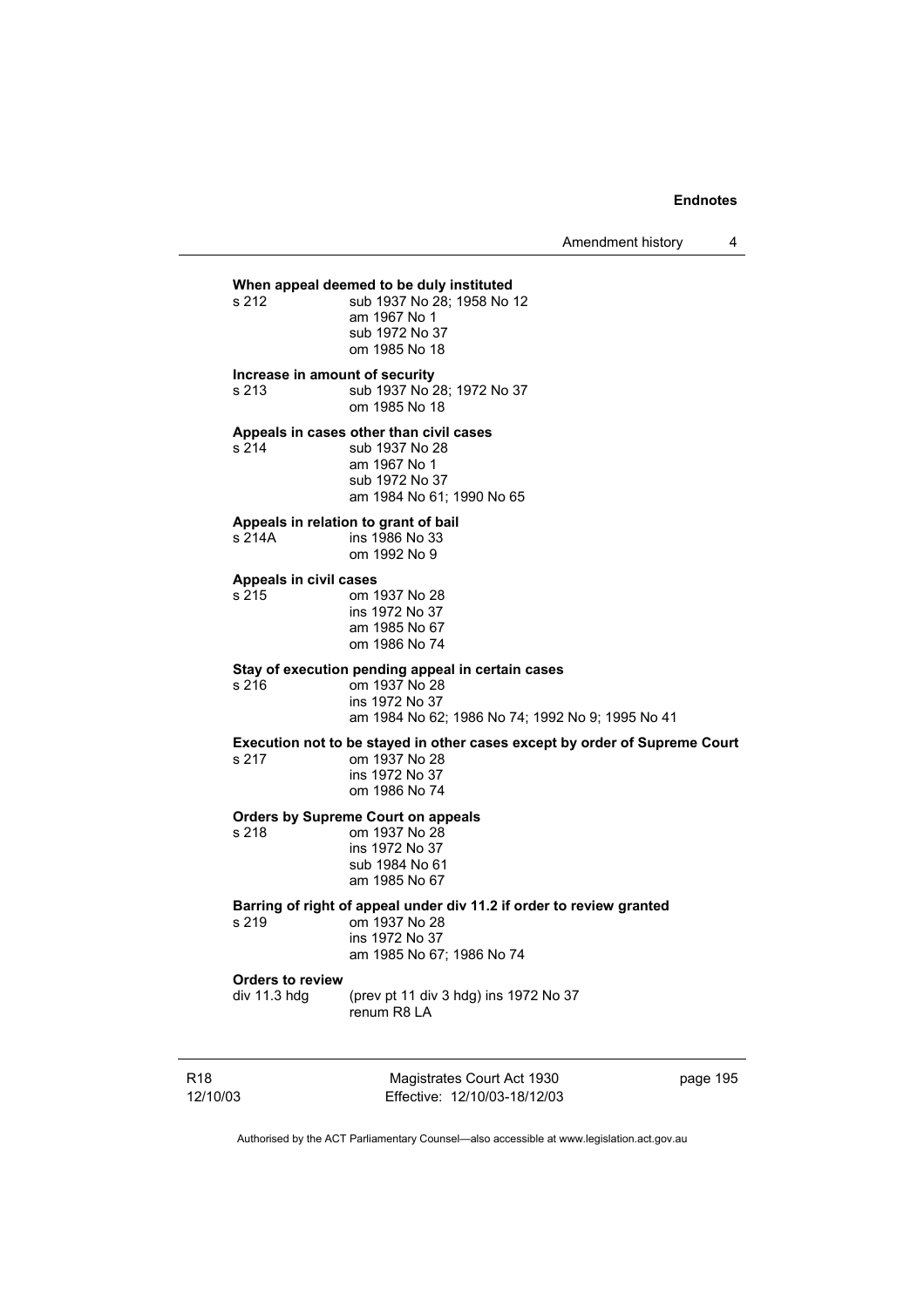**When appeal deemed to be duly instituted**

s 212 sub 1937 No 28; 1958 No 12
am 1967 No 1
sub 1972 No 37
om 1985 No 18

**Increase in amount of security**

s 213 sub 1937 No 28; 1972 No 37
om 1985 No 18

**Appeals in cases other than civil cases**

s 214 sub 1937 No 28
am 1967 No 1
sub 1972 No 37
am 1984 No 61; 1990 No 65

**Appeals in relation to grant of bail**

s 214A ins 1986 No 33
om 1992 No 9

**Appeals in civil cases**

s 215 om 1937 No 28
ins 1972 No 37
am 1985 No 67
om 1986 No 74

**Stay of execution pending appeal in certain cases**

s 216 om 1937 No 28
ins 1972 No 37
am 1984 No 62; 1986 No 74; 1992 No 9; 1995 No 41

**Execution not to be stayed in other cases except by order of Supreme Court**

s 217 om 1937 No 28
ins 1972 No 37
om 1986 No 74

**Orders by Supreme Court on appeals**

s 218 om 1937 No 28
ins 1972 No 37
sub 1984 No 61
am 1985 No 67

**Barring of right of appeal under div 11.2 if order to review granted**

s 219 om 1937 No 28
ins 1972 No 37
am 1985 No 67; 1986 No 74

**Orders to review**

div 11.3 hdg (prev pt 11 div 3 hdg) ins 1972 No 37
renum R8 LA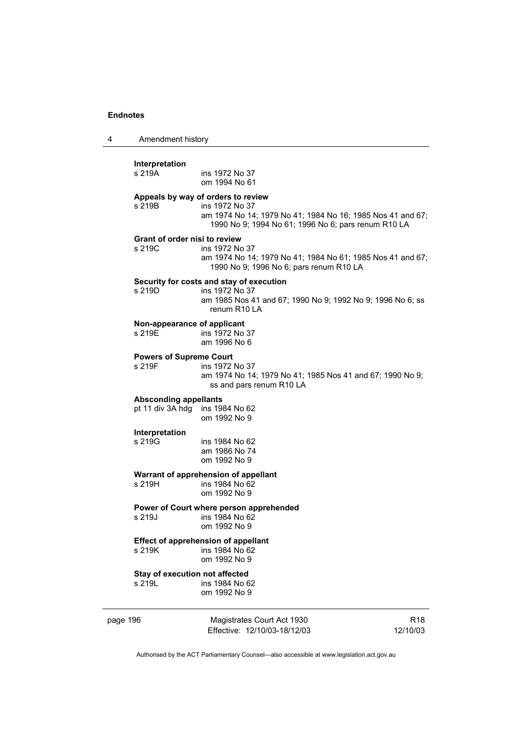**Interpretation**

s 219A ins 1972 No 37
om 1994 No 61

**Appeals by way of orders to review**

s 219B ins 1972 No 37
am 1974 No 14; 1979 No 41; 1984 No 16; 1985 Nos 41 and 67; 1990 No 9; 1994 No 61; 1996 No 6; pars renum R10 LA

**Grant of order nisi to review**

s 219C ins 1972 No 37
am 1974 No 14; 1979 No 41; 1984 No 61; 1985 Nos 41 and 67; 1990 No 9; 1996 No 6; pars renum R10 LA

**Security for costs and stay of execution**

s 219D ins 1972 No 37
am 1985 Nos 41 and 67; 1990 No 9; 1992 No 9; 1996 No 6; ss renum R10 LA

**Non-appearance of applicant**

s 219E ins 1972 No 37
am 1996 No 6

**Powers of Supreme Court**

s 219F ins 1972 No 37
am 1974 No 14; 1979 No 41; 1985 Nos 41 and 67; 1990 No 9; ss and pars renum R10 LA

**Absconding appellants**

pt 11 div 3A hdg ins 1984 No 62
om 1992 No 9

**Interpretation**

s 219G ins 1984 No 62
am 1986 No 74
om 1992 No 9

**Warrant of apprehension of appellant**

s 219H ins 1984 No 62
om 1992 No 9

**Power of Court where person apprehended**

s 219J ins 1984 No 62
om 1992 No 9

**Effect of apprehension of appellant**

s 219K ins 1984 No 62
om 1992 No 9

**Stay of execution not affected**

s 219L ins 1984 No 62
om 1992 No 9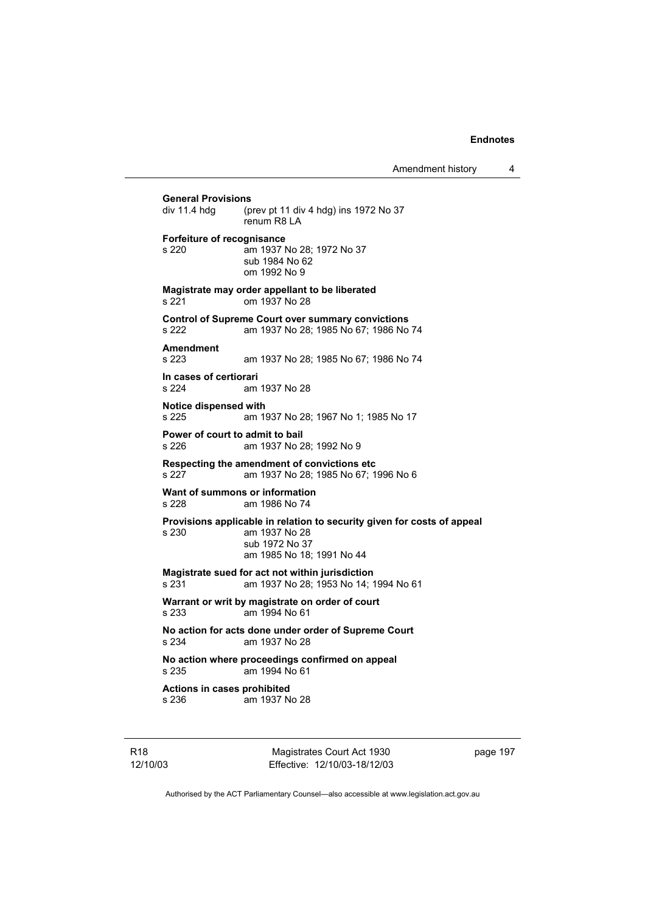**General Provisions**
div 11.4 hdg (prev pt 11 div 4 hdg) ins 1972 No 37
renum R8 LA

**Forfeiture of recognisance**
s 220 am 1937 No 28; 1972 No 37
sub 1984 No 62
om 1992 No 9

**Magistrate may order appellant to be liberated**
s 221 om 1937 No 28

**Control of Supreme Court over summary convictions**
s 222 am 1937 No 28; 1985 No 67; 1986 No 74

**Amendment**
s 223 am 1937 No 28; 1985 No 67; 1986 No 74

**In cases of certiorari**
s 224 am 1937 No 28

**Notice dispensed with**
s 225 am 1937 No 28; 1967 No 1; 1985 No 17

**Power of court to admit to bail**
s 226 am 1937 No 28; 1992 No 9

**Respecting the amendment of convictions etc**
s 227 am 1937 No 28; 1985 No 67; 1996 No 6

**Want of summons or information**
s 228 am 1986 No 74

**Provisions applicable in relation to security given for costs of appeal**
s 230 am 1937 No 28
sub 1972 No 37
am 1985 No 18; 1991 No 44

**Magistrate sued for act not within jurisdiction**
s 231 am 1937 No 28; 1953 No 14; 1994 No 61

**Warrant or writ by magistrate on order of court**
s 233 am 1994 No 61

**No action for acts done under order of Supreme Court**
s 234 am 1937 No 28

**No action where proceedings confirmed on appeal**
s 235 am 1994 No 61

**Actions in cases prohibited**
s 236 am 1937 No 28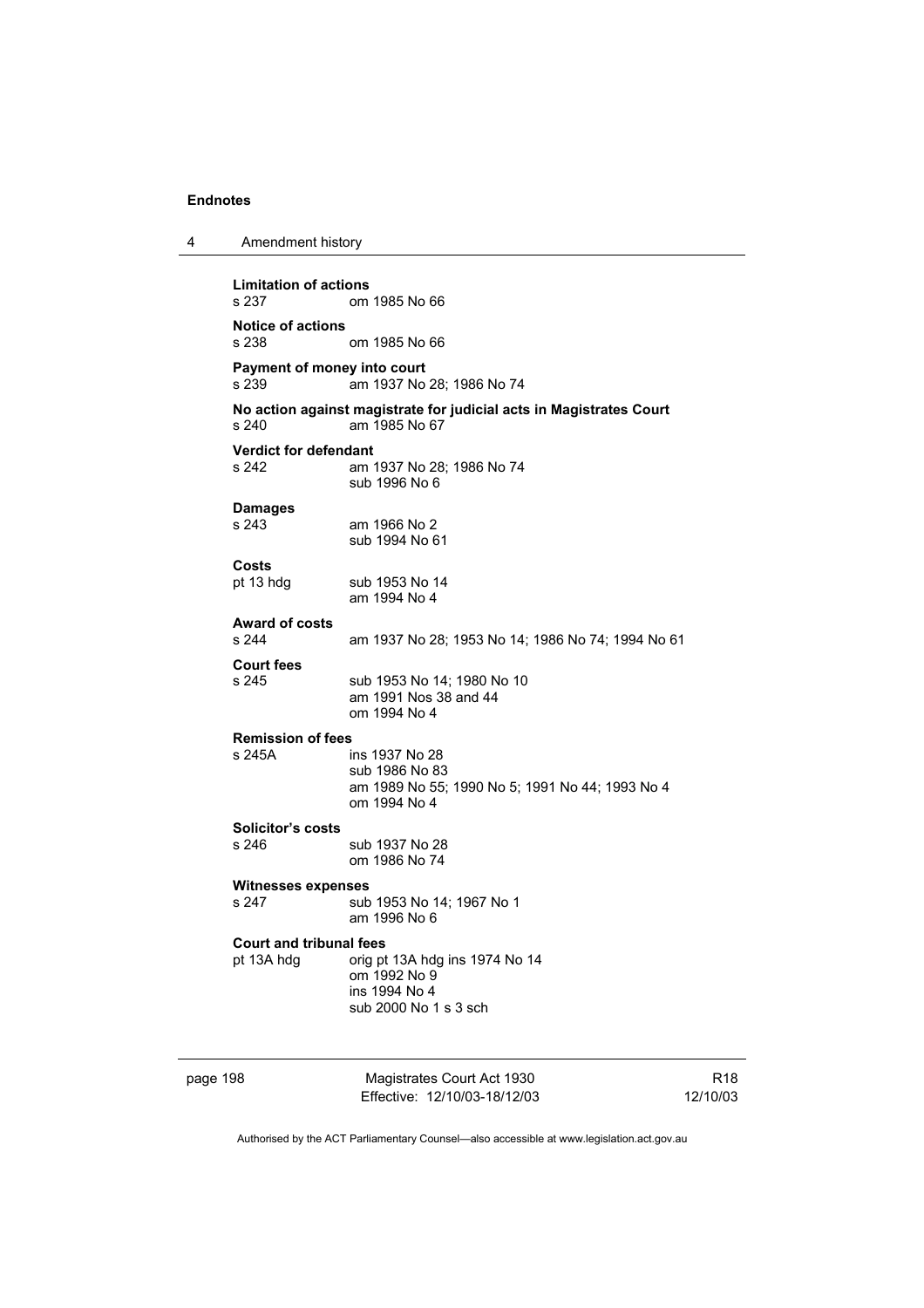**Limitation of actions**
s 237 om 1985 No 66

**Notice of actions**
s 238 om 1985 No 66

**Payment of money into court**
s 239 am 1937 No 28; 1986 No 74

**No action against magistrate for judicial acts in Magistrates Court**
s 240 am 1985 No 67

**Verdict for defendant**
s 242 am 1937 No 28; 1986 No 74
sub 1996 No 6

**Damages**
s 243 am 1966 No 2
sub 1994 No 61

**Costs**
pt 13 hdg sub 1953 No 14
am 1994 No 4

**Award of costs**
s 244 am 1937 No 28; 1953 No 14; 1986 No 74; 1994 No 61

**Court fees**
s 245 sub 1953 No 14; 1980 No 10
am 1991 Nos 38 and 44
om 1994 No 4

**Remission of fees**
s 245A ins 1937 No 28
sub 1986 No 83
am 1989 No 55; 1990 No 5; 1991 No 44; 1993 No 4
om 1994 No 4

**Solicitor's costs**
s 246 sub 1937 No 28
om 1986 No 74

**Witnesses expenses**
s 247 sub 1953 No 14; 1967 No 1
am 1996 No 6

**Court and tribunal fees**
pt 13A hdg orig pt 13A hdg ins 1974 No 14
om 1992 No 9
ins 1994 No 4
sub 2000 No 1 s 3 sch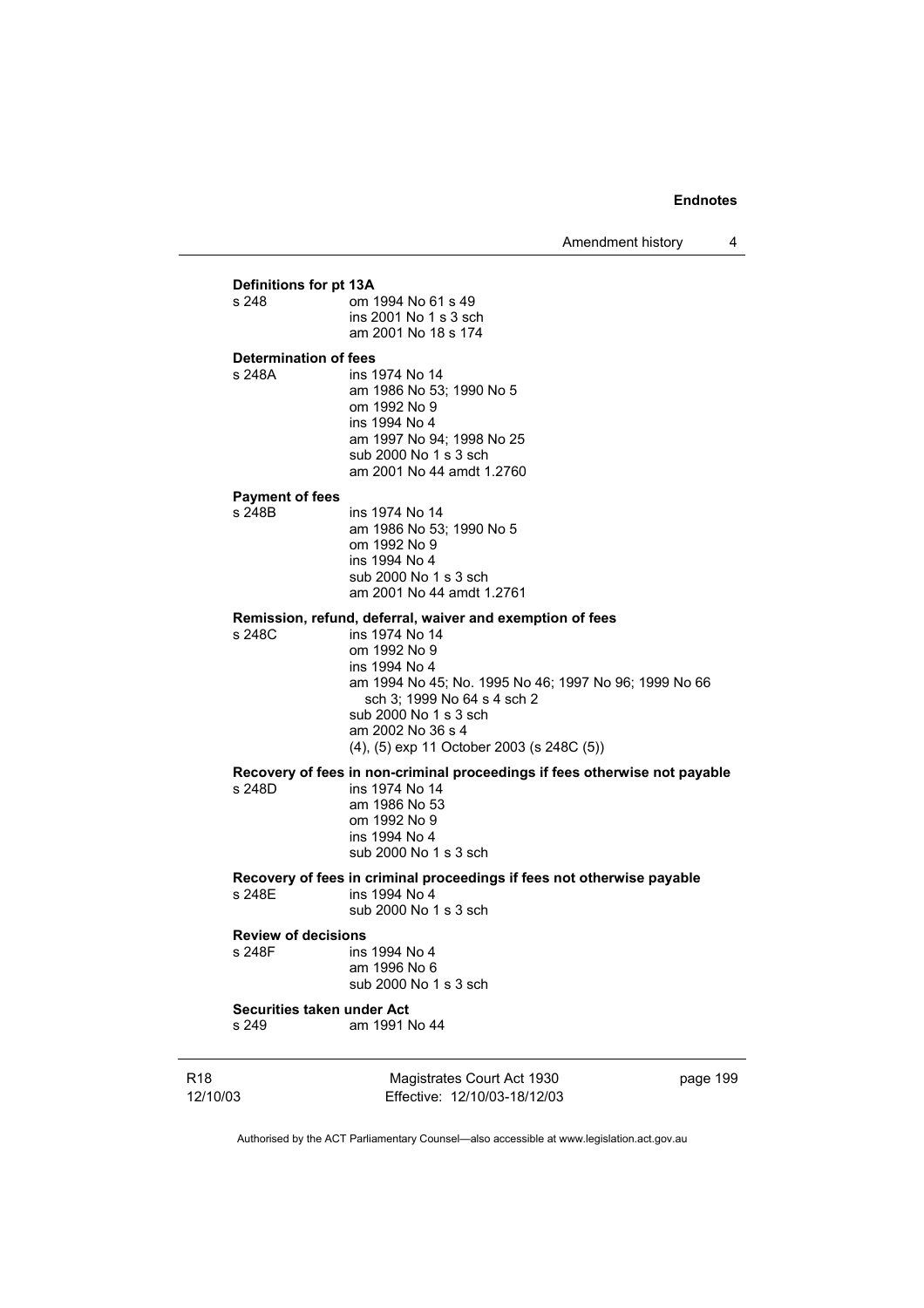**Definitions for pt 13A**
s 248 om 1994 No 61 s 49
ins 2001 No 1 s 3 sch
am 2001 No 18 s 174

**Determination of fees**
s 248A ins 1974 No 14
am 1986 No 53; 1990 No 5
om 1992 No 9
ins 1994 No 4
am 1997 No 94; 1998 No 25
sub 2000 No 1 s 3 sch
am 2001 No 44 amdt 1.2760

**Payment of fees**
s 248B ins 1974 No 14
am 1986 No 53; 1990 No 5
om 1992 No 9
ins 1994 No 4
sub 2000 No 1 s 3 sch
am 2001 No 44 amdt 1.2761

**Remission, refund, deferral, waiver and exemption of fees**
s 248C ins 1974 No 14
om 1992 No 9
ins 1994 No 4
am 1994 No 45; No. 1995 No 46; 1997 No 96; 1999 No 66 sch 3; 1999 No 64 s 4 sch 2
sub 2000 No 1 s 3 sch
am 2002 No 36 s 4
(4), (5) exp 11 October 2003 (s 248C (5))

**Recovery of fees in non-criminal proceedings if fees otherwise not payable**
s 248D ins 1974 No 14
am 1986 No 53
om 1992 No 9
ins 1994 No 4
sub 2000 No 1 s 3 sch

**Recovery of fees in criminal proceedings if fees not otherwise payable**
s 248E ins 1994 No 4
sub 2000 No 1 s 3 sch

**Review of decisions**
s 248F ins 1994 No 4
am 1996 No 6
sub 2000 No 1 s 3 sch

**Securities taken under Act**
s 249 am 1991 No 44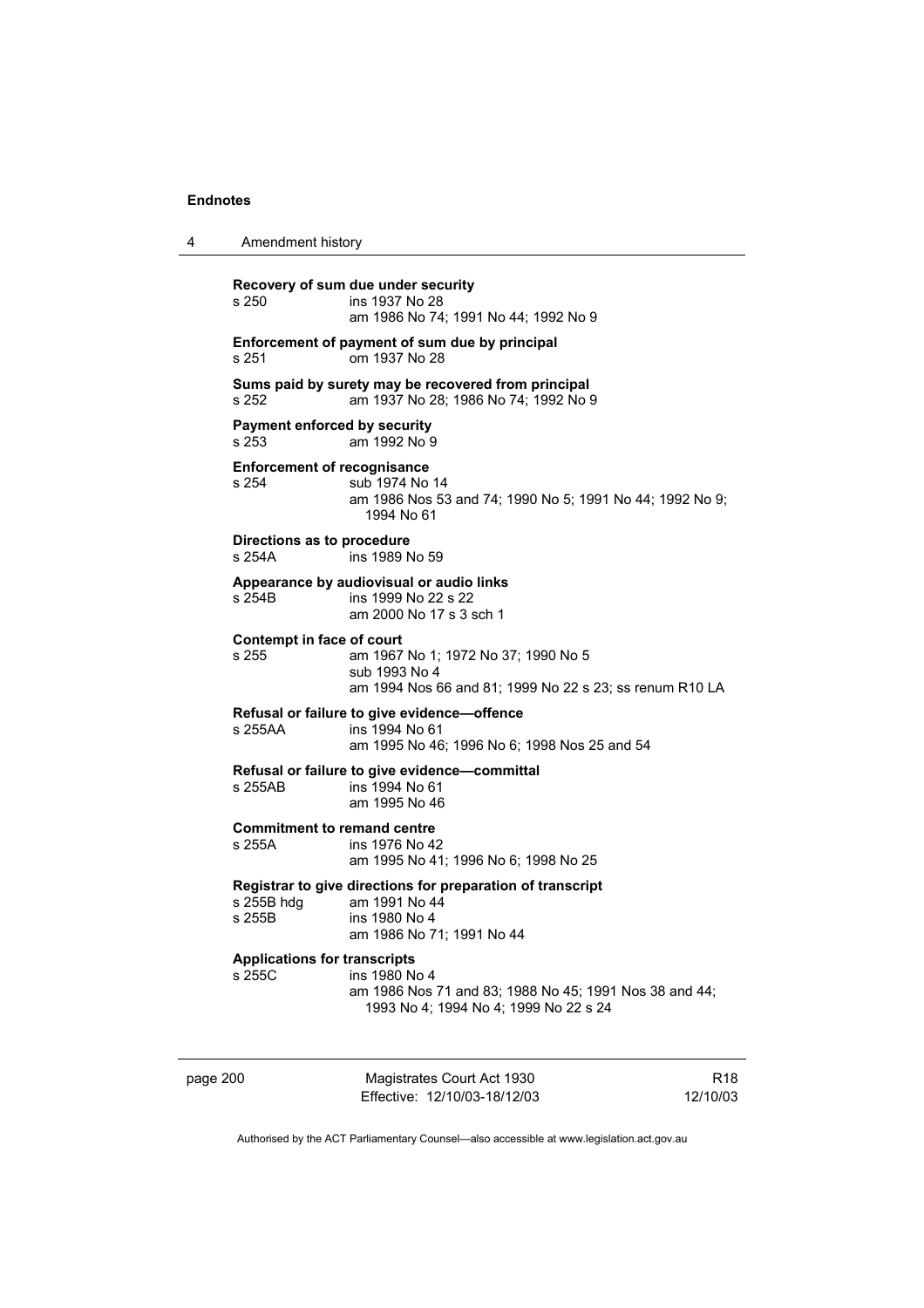**Recovery of sum due under security**
s 250 ins 1937 No 28
am 1986 No 74; 1991 No 44; 1992 No 9

**Enforcement of payment of sum due by principal**
s 251 om 1937 No 28

**Sums paid by surety may be recovered from principal**
s 252 am 1937 No 28; 1986 No 74; 1992 No 9

**Payment enforced by security**
s 253 am 1992 No 9

**Enforcement of recognisance**
s 254 sub 1974 No 14
am 1986 Nos 53 and 74; 1990 No 5; 1991 No 44; 1992 No 9; 1994 No 61

**Directions as to procedure**
s 254A ins 1989 No 59

**Appearance by audiovisual or audio links**
s 254B ins 1999 No 22 s 22
am 2000 No 17 s 3 sch 1

**Contempt in face of court**
s 255 am 1967 No 1; 1972 No 37; 1990 No 5
sub 1993 No 4
am 1994 Nos 66 and 81; 1999 No 22 s 23; ss renum R10 LA

**Refusal or failure to give evidence—offence**
s 255AA ins 1994 No 61
am 1995 No 46; 1996 No 6; 1998 Nos 25 and 54

**Refusal or failure to give evidence—committal**
s 255AB ins 1994 No 61
am 1995 No 46

**Commitment to remand centre**
s 255A ins 1976 No 42
am 1995 No 41; 1996 No 6; 1998 No 25

**Registrar to give directions for preparation of transcript**
s 255B hdg am 1991 No 44
s 255B ins 1980 No 4
am 1986 No 71; 1991 No 44

**Applications for transcripts**
s 255C ins 1980 No 4
am 1986 Nos 71 and 83; 1988 No 45; 1991 Nos 38 and 44; 1993 No 4; 1994 No 4; 1999 No 22 s 24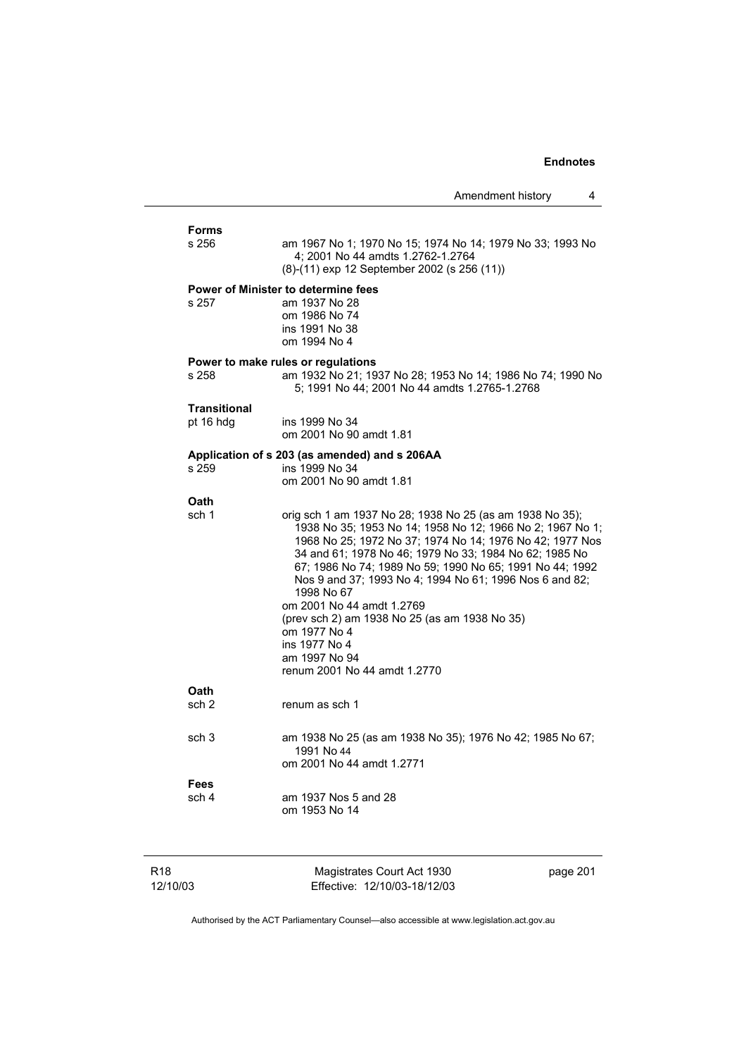**Forms**

s 256 am 1967 No 1; 1970 No 15; 1974 No 14; 1979 No 33; 1993 No 4; 2001 No 44 amdts 1.2762-1.2764
(8)-(11) exp 12 September 2002 (s 256 (11))

**Power of Minister to determine fees**

s 257 am 1937 No 28
om 1986 No 74
ins 1991 No 38
om 1994 No 4

**Power to make rules or regulations**

s 258 am 1932 No 21; 1937 No 28; 1953 No 14; 1986 No 74; 1990 No 5; 1991 No 44; 2001 No 44 amdts 1.2765-1.2768

**Transitional**

pt 16 hdg ins 1999 No 34
om 2001 No 90 amdt 1.81

**Application of s 203 (as amended) and s 206AA**

s 259 ins 1999 No 34
om 2001 No 90 amdt 1.81

**Oath**

sch 1 orig sch 1 am 1937 No 28; 1938 No 25 (as am 1938 No 35); 1938 No 35; 1953 No 14; 1958 No 12; 1966 No 2; 1967 No 1; 1968 No 25; 1972 No 37; 1974 No 14; 1976 No 42; 1977 Nos 34 and 61; 1978 No 46; 1979 No 33; 1984 No 62; 1985 No 67; 1986 No 74; 1989 No 59; 1990 No 65; 1991 No 44; 1992 Nos 9 and 37; 1993 No 4; 1994 No 61; 1996 Nos 6 and 82; 1998 No 67
om 2001 No 44 amdt 1.2769
(prev sch 2) am 1938 No 25 (as am 1938 No 35)
om 1977 No 4
ins 1977 No 4
am 1997 No 94
renum 2001 No 44 amdt 1.2770

**Oath**

sch 2 renum as sch 1

sch 3 am 1938 No 25 (as am 1938 No 35); 1976 No 42; 1985 No 67; 1991 No 44
om 2001 No 44 amdt 1.2771

**Fees**

sch 4 am 1937 Nos 5 and 28
om 1953 No 14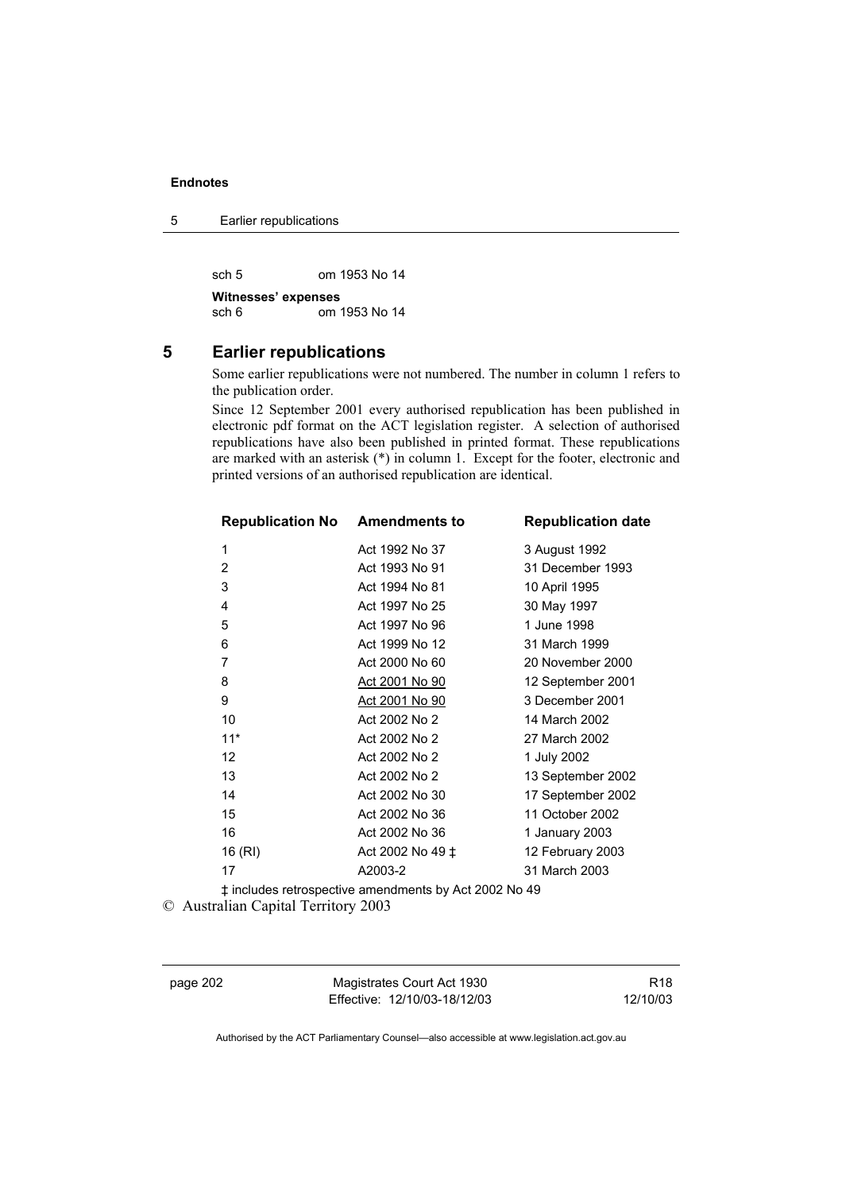sch 5 om 1953 No 14

**Witnesses' expenses**
sch 6 om 1953 No 14

## 5 Earlier republications

Some earlier republications were not numbered. The number in column 1 refers to the publication order.

Since 12 September 2001 every authorised republication has been published in electronic pdf format on the ACT legislation register. A selection of authorised republications have also been published in printed format. These republications are marked with an asterisk (*) in column 1. Except for the footer, electronic and printed versions of an authorised republication are identical.

| Republication No | Amendments to | Republication date |
|---|---|---|
| 1 | Act 1992 No 37 | 3 August 1992 |
| 2 | Act 1993 No 91 | 31 December 1993 |
| 3 | Act 1994 No 81 | 10 April 1995 |
| 4 | Act 1997 No 25 | 30 May 1997 |
| 5 | Act 1997 No 96 | 1 June 1998 |
| 6 | Act 1999 No 12 | 31 March 1999 |
| 7 | Act 2000 No 60 | 20 November 2000 |
| 8 | Act 2001 No 90 | 12 September 2001 |
| 9 | Act 2001 No 90 | 3 December 2001 |
| 10 | Act 2002 No 2 | 14 March 2002 |
| 11* | Act 2002 No 2 | 27 March 2002 |
| 12 | Act 2002 No 2 | 1 July 2002 |
| 13 | Act 2002 No 2 | 13 September 2002 |
| 14 | Act 2002 No 30 | 17 September 2002 |
| 15 | Act 2002 No 36 | 11 October 2002 |
| 16 | Act 2002 No 36 | 1 January 2003 |
| 16 (RI) | Act 2002 No 49 ‡ | 12 February 2003 |
| 17 | A2003-2 | 31 March 2003 |

‡ includes retrospective amendments by Act 2002 No 49

© Australian Capital Territory 2003